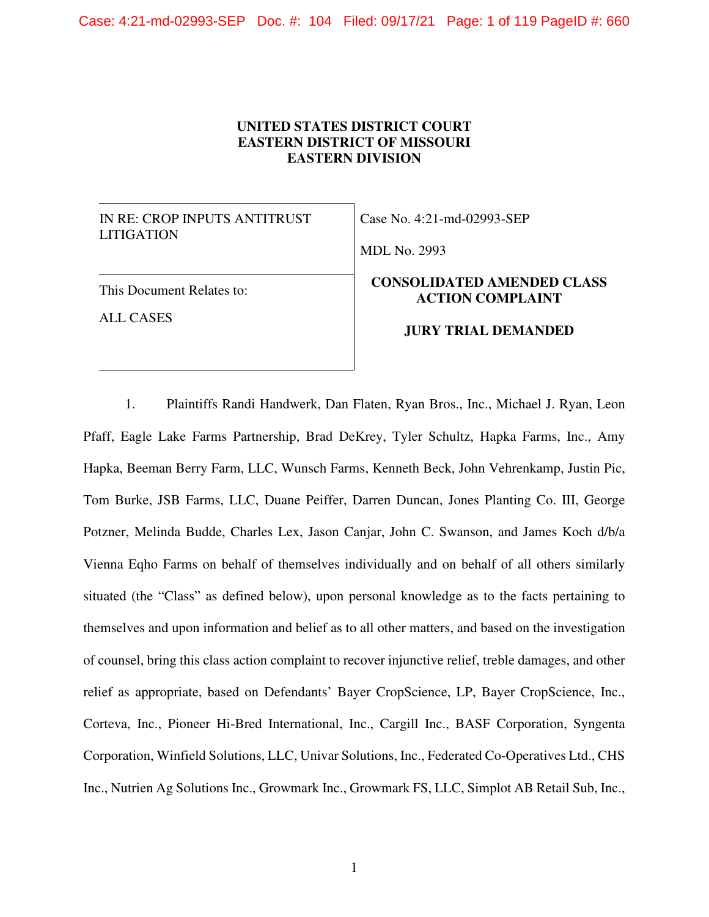**UNITED STATES DISTRICT COURT**
**EASTERN DISTRICT OF MISSOURI**
**EASTERN DIVISION**

| IN RE: CROP INPUTS ANTITRUST LITIGATION | Case No. 4:21-md-02993-SEP<br><br>MDL No. 2993 |
|---|---|
| This Document Relates to:<br><br>ALL CASES | **CONSOLIDATED AMENDED CLASS ACTION COMPLAINT**<br><br>**JURY TRIAL DEMANDED** |

1. Plaintiffs Randi Handwerk, Dan Flaten, Ryan Bros., Inc., Michael J. Ryan, Leon Pfaff, Eagle Lake Farms Partnership, Brad DeKrey, Tyler Schultz, Hapka Farms, Inc., Amy Hapka, Beeman Berry Farm, LLC, Wunsch Farms, Kenneth Beck, John Vehrenkamp, Justin Pic, Tom Burke, JSB Farms, LLC, Duane Peiffer, Darren Duncan, Jones Planting Co. III, George Potzner, Melinda Budde, Charles Lex, Jason Canjar, John C. Swanson, and James Koch d/b/a Vienna Eqho Farms on behalf of themselves individually and on behalf of all others similarly situated (the "Class" as defined below), upon personal knowledge as to the facts pertaining to themselves and upon information and belief as to all other matters, and based on the investigation of counsel, bring this class action complaint to recover injunctive relief, treble damages, and other relief as appropriate, based on Defendants' Bayer CropScience, LP, Bayer CropScience, Inc., Corteva, Inc., Pioneer Hi-Bred International, Inc., Cargill Inc., BASF Corporation, Syngenta Corporation, Winfield Solutions, LLC, Univar Solutions, Inc., Federated Co-Operatives Ltd., CHS Inc., Nutrien Ag Solutions Inc., Growmark Inc., Growmark FS, LLC, Simplot AB Retail Sub, Inc.,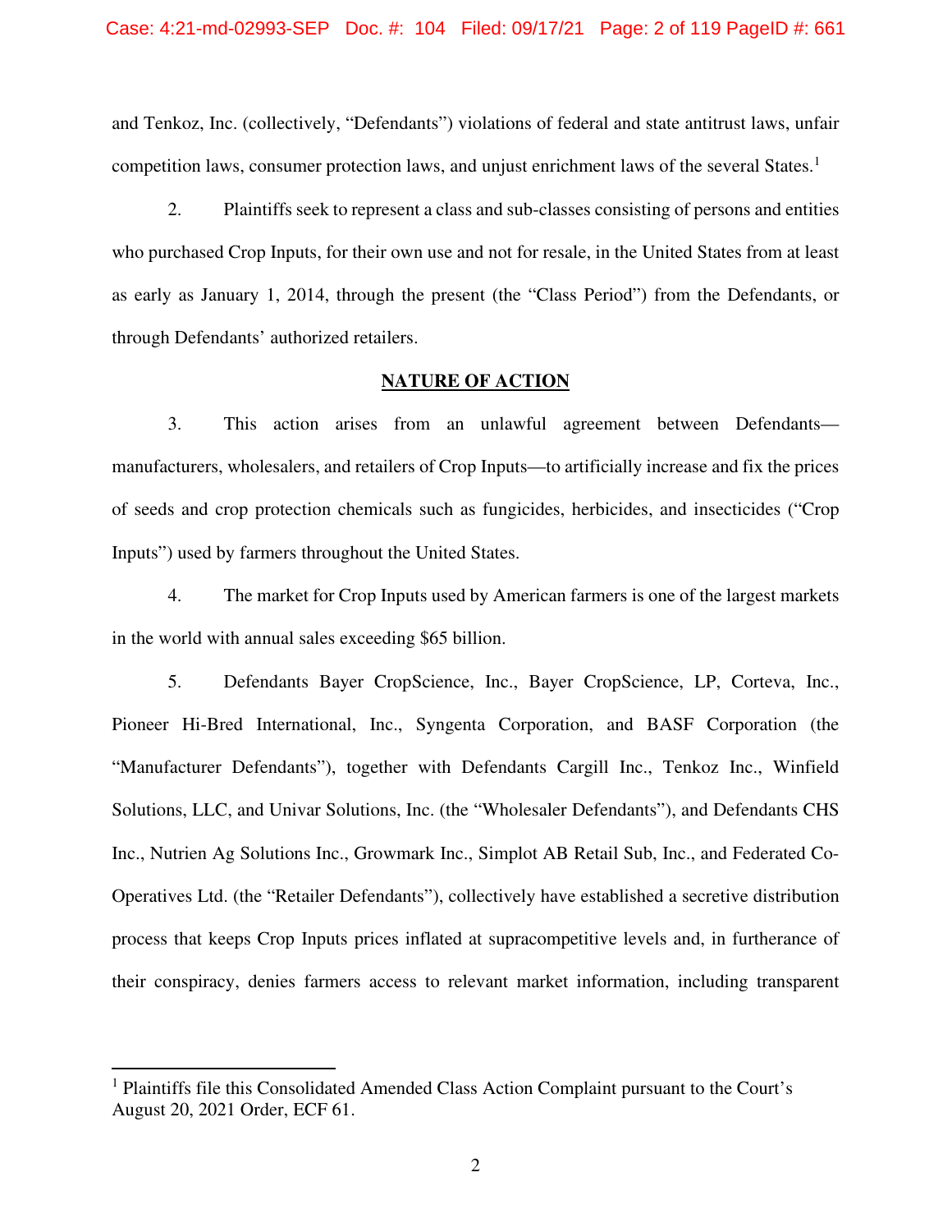and Tenkoz, Inc. (collectively, "Defendants") violations of federal and state antitrust laws, unfair competition laws, consumer protection laws, and unjust enrichment laws of the several States.[1]

2. Plaintiffs seek to represent a class and sub-classes consisting of persons and entities who purchased Crop Inputs, for their own use and not for resale, in the United States from at least as early as January 1, 2014, through the present (the "Class Period") from the Defendants, or through Defendants' authorized retailers.

## NATURE OF ACTION

3. This action arises from an unlawful agreement between Defendants—manufacturers, wholesalers, and retailers of Crop Inputs—to artificially increase and fix the prices of seeds and crop protection chemicals such as fungicides, herbicides, and insecticides ("Crop Inputs") used by farmers throughout the United States.

4. The market for Crop Inputs used by American farmers is one of the largest markets in the world with annual sales exceeding $65 billion.

5. Defendants Bayer CropScience, Inc., Bayer CropScience, LP, Corteva, Inc., Pioneer Hi-Bred International, Inc., Syngenta Corporation, and BASF Corporation (the "Manufacturer Defendants"), together with Defendants Cargill Inc., Tenkoz Inc., Winfield Solutions, LLC, and Univar Solutions, Inc. (the "Wholesaler Defendants"), and Defendants CHS Inc., Nutrien Ag Solutions Inc., Growmark Inc., Simplot AB Retail Sub, Inc., and Federated Co-Operatives Ltd. (the "Retailer Defendants"), collectively have established a secretive distribution process that keeps Crop Inputs prices inflated at supracompetitive levels and, in furtherance of their conspiracy, denies farmers access to relevant market information, including transparent

---

[1] Plaintiffs file this Consolidated Amended Class Action Complaint pursuant to the Court's August 20, 2021 Order, ECF 61.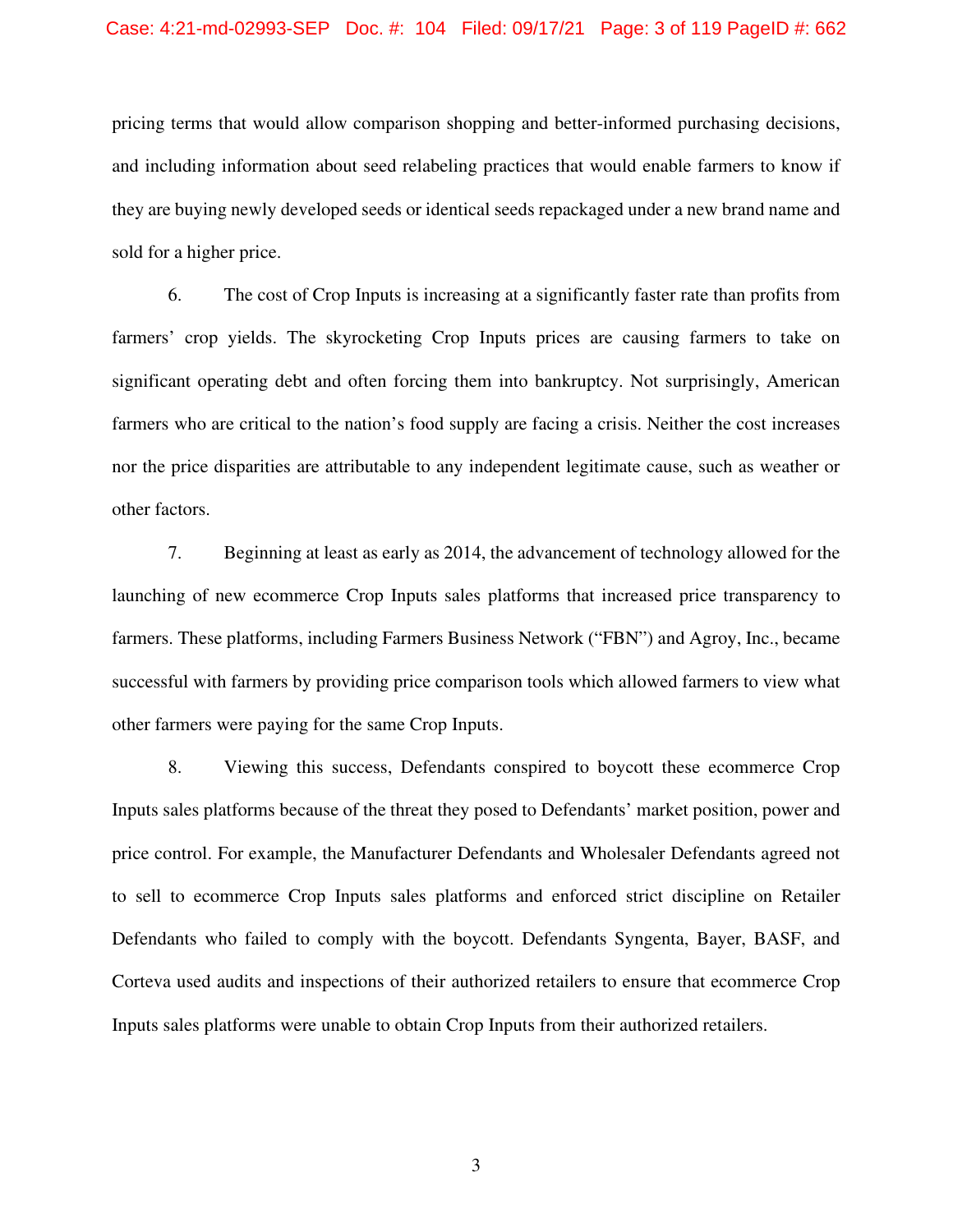pricing terms that would allow comparison shopping and better-informed purchasing decisions, and including information about seed relabeling practices that would enable farmers to know if they are buying newly developed seeds or identical seeds repackaged under a new brand name and sold for a higher price.

6. The cost of Crop Inputs is increasing at a significantly faster rate than profits from farmers' crop yields. The skyrocketing Crop Inputs prices are causing farmers to take on significant operating debt and often forcing them into bankruptcy. Not surprisingly, American farmers who are critical to the nation's food supply are facing a crisis. Neither the cost increases nor the price disparities are attributable to any independent legitimate cause, such as weather or other factors.

7. Beginning at least as early as 2014, the advancement of technology allowed for the launching of new ecommerce Crop Inputs sales platforms that increased price transparency to farmers. These platforms, including Farmers Business Network ("FBN") and Agroy, Inc., became successful with farmers by providing price comparison tools which allowed farmers to view what other farmers were paying for the same Crop Inputs.

8. Viewing this success, Defendants conspired to boycott these ecommerce Crop Inputs sales platforms because of the threat they posed to Defendants' market position, power and price control. For example, the Manufacturer Defendants and Wholesaler Defendants agreed not to sell to ecommerce Crop Inputs sales platforms and enforced strict discipline on Retailer Defendants who failed to comply with the boycott. Defendants Syngenta, Bayer, BASF, and Corteva used audits and inspections of their authorized retailers to ensure that ecommerce Crop Inputs sales platforms were unable to obtain Crop Inputs from their authorized retailers.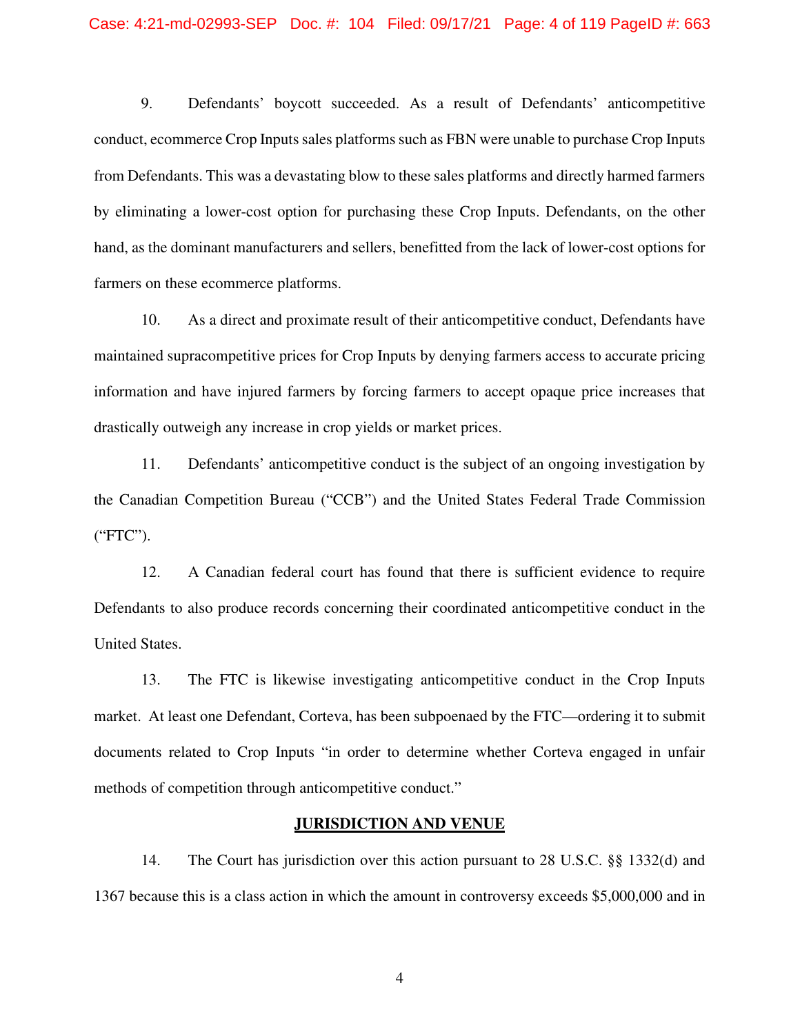9. Defendants' boycott succeeded. As a result of Defendants' anticompetitive conduct, ecommerce Crop Inputs sales platforms such as FBN were unable to purchase Crop Inputs from Defendants. This was a devastating blow to these sales platforms and directly harmed farmers by eliminating a lower-cost option for purchasing these Crop Inputs. Defendants, on the other hand, as the dominant manufacturers and sellers, benefitted from the lack of lower-cost options for farmers on these ecommerce platforms.

10. As a direct and proximate result of their anticompetitive conduct, Defendants have maintained supracompetitive prices for Crop Inputs by denying farmers access to accurate pricing information and have injured farmers by forcing farmers to accept opaque price increases that drastically outweigh any increase in crop yields or market prices.

11. Defendants' anticompetitive conduct is the subject of an ongoing investigation by the Canadian Competition Bureau ("CCB") and the United States Federal Trade Commission ("FTC").

12. A Canadian federal court has found that there is sufficient evidence to require Defendants to also produce records concerning their coordinated anticompetitive conduct in the United States.

13. The FTC is likewise investigating anticompetitive conduct in the Crop Inputs market. At least one Defendant, Corteva, has been subpoenaed by the FTC—ordering it to submit documents related to Crop Inputs "in order to determine whether Corteva engaged in unfair methods of competition through anticompetitive conduct."

## JURISDICTION AND VENUE

14. The Court has jurisdiction over this action pursuant to 28 U.S.C. §§ 1332(d) and 1367 because this is a class action in which the amount in controversy exceeds $5,000,000 and in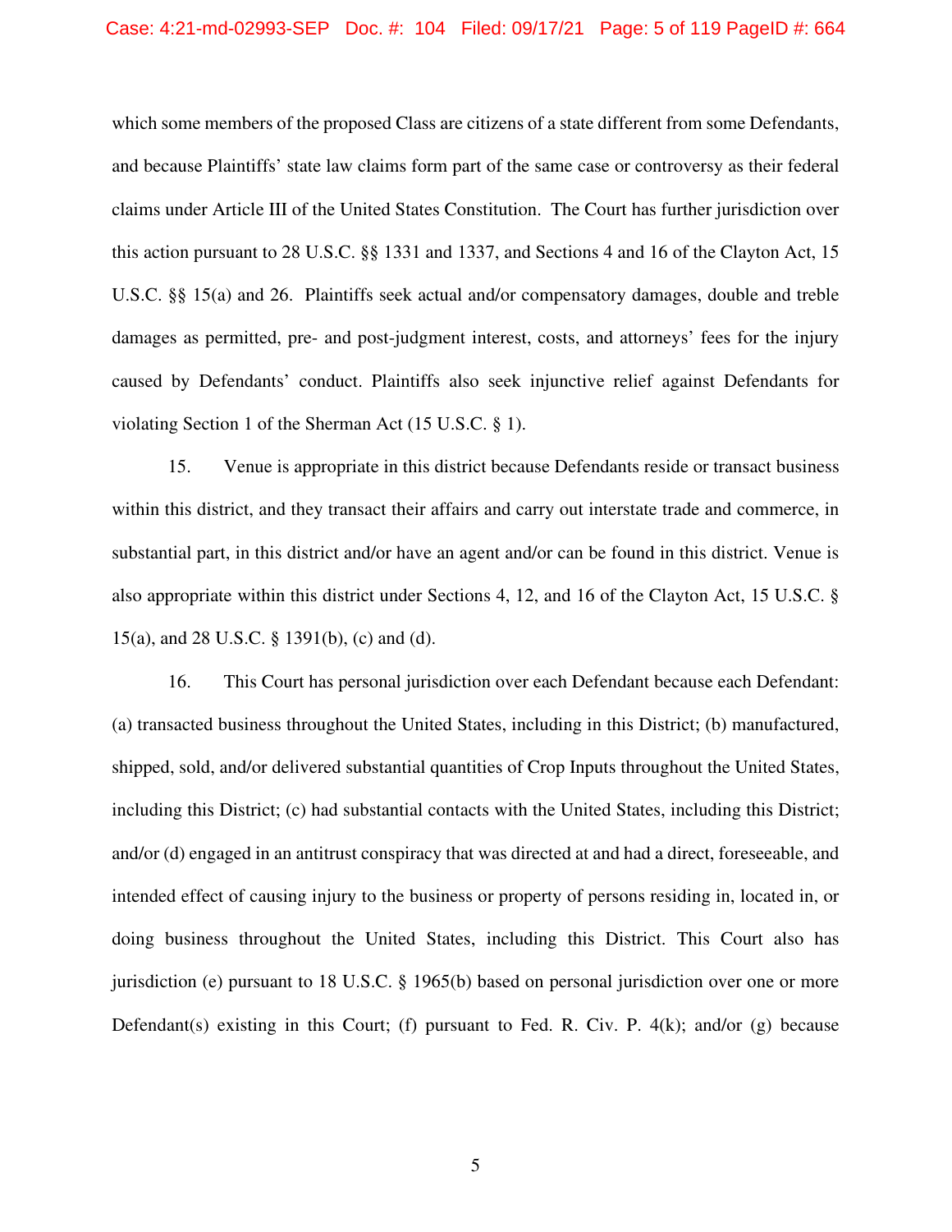which some members of the proposed Class are citizens of a state different from some Defendants, and because Plaintiffs' state law claims form part of the same case or controversy as their federal claims under Article III of the United States Constitution. The Court has further jurisdiction over this action pursuant to 28 U.S.C. §§ 1331 and 1337, and Sections 4 and 16 of the Clayton Act, 15 U.S.C. §§ 15(a) and 26. Plaintiffs seek actual and/or compensatory damages, double and treble damages as permitted, pre- and post-judgment interest, costs, and attorneys' fees for the injury caused by Defendants' conduct. Plaintiffs also seek injunctive relief against Defendants for violating Section 1 of the Sherman Act (15 U.S.C. § 1).

15. Venue is appropriate in this district because Defendants reside or transact business within this district, and they transact their affairs and carry out interstate trade and commerce, in substantial part, in this district and/or have an agent and/or can be found in this district. Venue is also appropriate within this district under Sections 4, 12, and 16 of the Clayton Act, 15 U.S.C. § 15(a), and 28 U.S.C. § 1391(b), (c) and (d).

16. This Court has personal jurisdiction over each Defendant because each Defendant: (a) transacted business throughout the United States, including in this District; (b) manufactured, shipped, sold, and/or delivered substantial quantities of Crop Inputs throughout the United States, including this District; (c) had substantial contacts with the United States, including this District; and/or (d) engaged in an antitrust conspiracy that was directed at and had a direct, foreseeable, and intended effect of causing injury to the business or property of persons residing in, located in, or doing business throughout the United States, including this District. This Court also has jurisdiction (e) pursuant to 18 U.S.C. § 1965(b) based on personal jurisdiction over one or more Defendant(s) existing in this Court; (f) pursuant to Fed. R. Civ. P. 4(k); and/or (g) because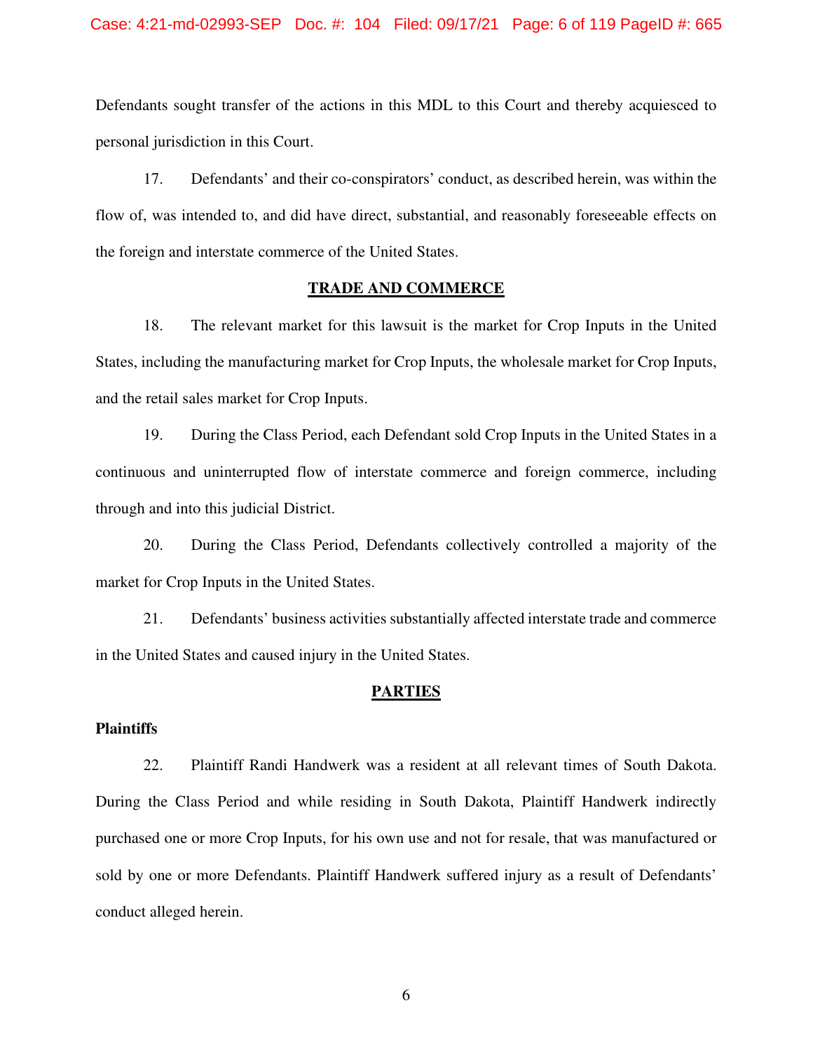Defendants sought transfer of the actions in this MDL to this Court and thereby acquiesced to personal jurisdiction in this Court.

17. Defendants' and their co-conspirators' conduct, as described herein, was within the flow of, was intended to, and did have direct, substantial, and reasonably foreseeable effects on the foreign and interstate commerce of the United States.

## TRADE AND COMMERCE

18. The relevant market for this lawsuit is the market for Crop Inputs in the United States, including the manufacturing market for Crop Inputs, the wholesale market for Crop Inputs, and the retail sales market for Crop Inputs.

19. During the Class Period, each Defendant sold Crop Inputs in the United States in a continuous and uninterrupted flow of interstate commerce and foreign commerce, including through and into this judicial District.

20. During the Class Period, Defendants collectively controlled a majority of the market for Crop Inputs in the United States.

21. Defendants' business activities substantially affected interstate trade and commerce in the United States and caused injury in the United States.

## PARTIES

**Plaintiffs**

22. Plaintiff Randi Handwerk was a resident at all relevant times of South Dakota. During the Class Period and while residing in South Dakota, Plaintiff Handwerk indirectly purchased one or more Crop Inputs, for his own use and not for resale, that was manufactured or sold by one or more Defendants. Plaintiff Handwerk suffered injury as a result of Defendants' conduct alleged herein.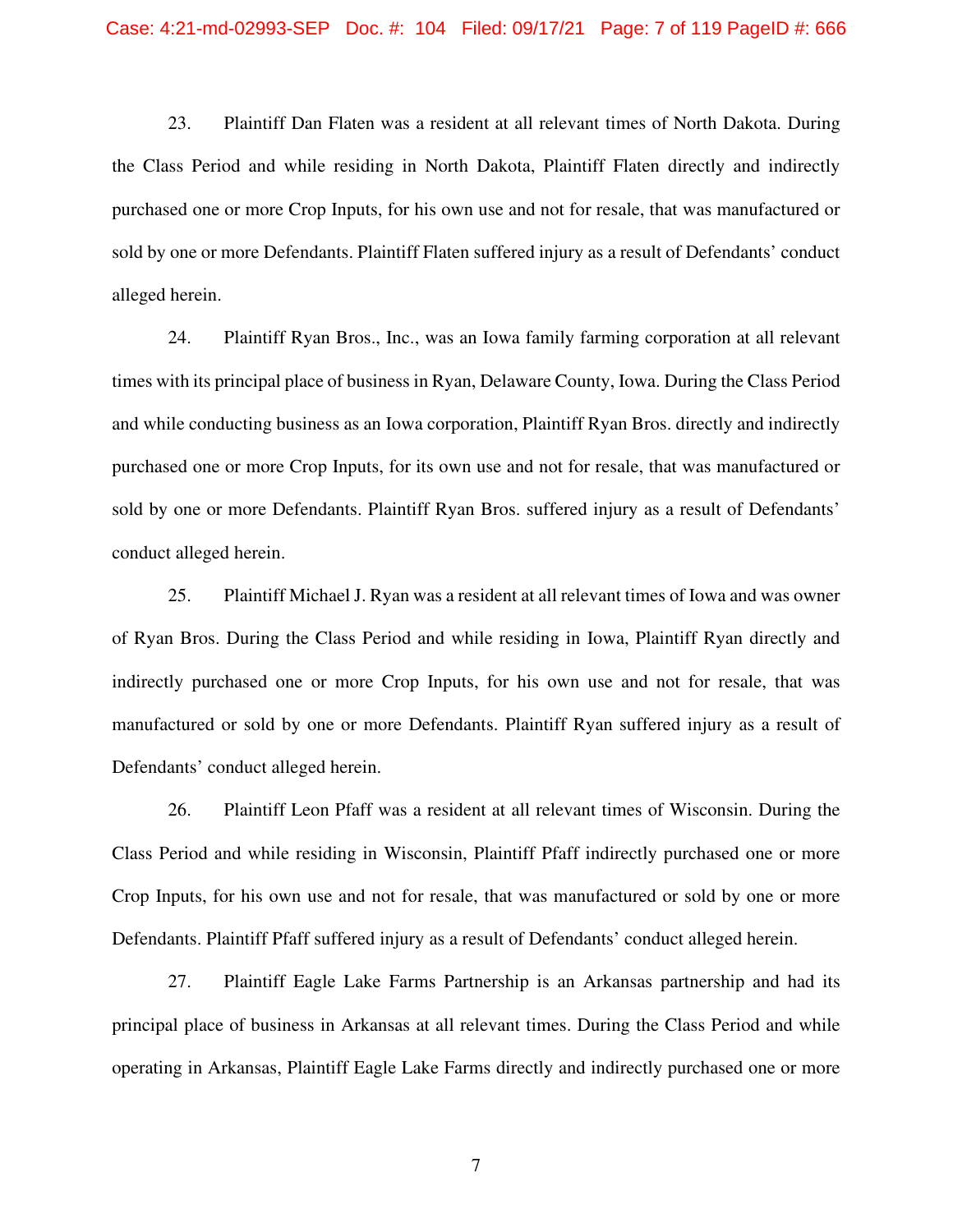23. Plaintiff Dan Flaten was a resident at all relevant times of North Dakota. During the Class Period and while residing in North Dakota, Plaintiff Flaten directly and indirectly purchased one or more Crop Inputs, for his own use and not for resale, that was manufactured or sold by one or more Defendants. Plaintiff Flaten suffered injury as a result of Defendants' conduct alleged herein.

24. Plaintiff Ryan Bros., Inc., was an Iowa family farming corporation at all relevant times with its principal place of business in Ryan, Delaware County, Iowa. During the Class Period and while conducting business as an Iowa corporation, Plaintiff Ryan Bros. directly and indirectly purchased one or more Crop Inputs, for its own use and not for resale, that was manufactured or sold by one or more Defendants. Plaintiff Ryan Bros. suffered injury as a result of Defendants' conduct alleged herein.

25. Plaintiff Michael J. Ryan was a resident at all relevant times of Iowa and was owner of Ryan Bros. During the Class Period and while residing in Iowa, Plaintiff Ryan directly and indirectly purchased one or more Crop Inputs, for his own use and not for resale, that was manufactured or sold by one or more Defendants. Plaintiff Ryan suffered injury as a result of Defendants' conduct alleged herein.

26. Plaintiff Leon Pfaff was a resident at all relevant times of Wisconsin. During the Class Period and while residing in Wisconsin, Plaintiff Pfaff indirectly purchased one or more Crop Inputs, for his own use and not for resale, that was manufactured or sold by one or more Defendants. Plaintiff Pfaff suffered injury as a result of Defendants' conduct alleged herein.

27. Plaintiff Eagle Lake Farms Partnership is an Arkansas partnership and had its principal place of business in Arkansas at all relevant times. During the Class Period and while operating in Arkansas, Plaintiff Eagle Lake Farms directly and indirectly purchased one or more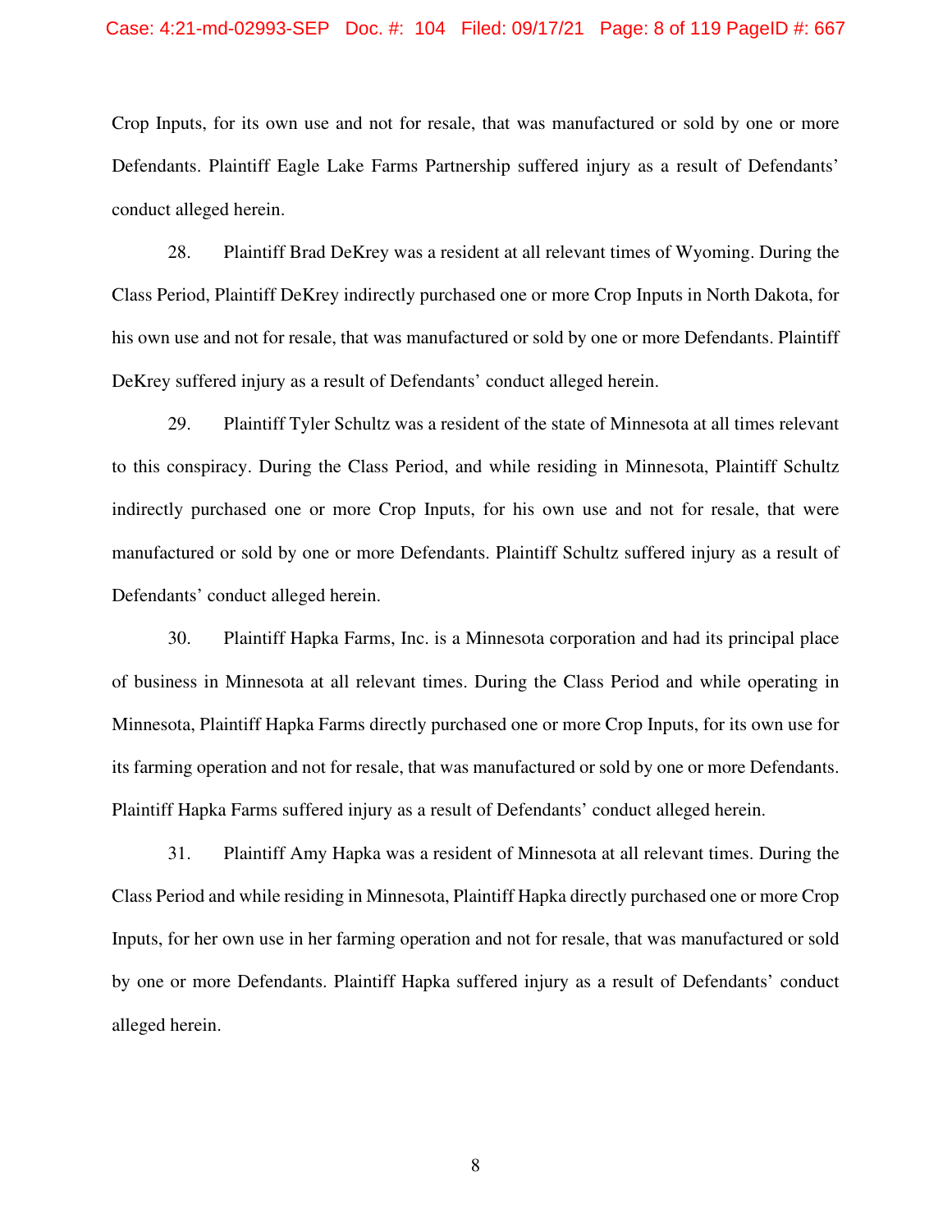Crop Inputs, for its own use and not for resale, that was manufactured or sold by one or more Defendants. Plaintiff Eagle Lake Farms Partnership suffered injury as a result of Defendants' conduct alleged herein.

28. Plaintiff Brad DeKrey was a resident at all relevant times of Wyoming. During the Class Period, Plaintiff DeKrey indirectly purchased one or more Crop Inputs in North Dakota, for his own use and not for resale, that was manufactured or sold by one or more Defendants. Plaintiff DeKrey suffered injury as a result of Defendants' conduct alleged herein.

29. Plaintiff Tyler Schultz was a resident of the state of Minnesota at all times relevant to this conspiracy. During the Class Period, and while residing in Minnesota, Plaintiff Schultz indirectly purchased one or more Crop Inputs, for his own use and not for resale, that were manufactured or sold by one or more Defendants. Plaintiff Schultz suffered injury as a result of Defendants' conduct alleged herein.

30. Plaintiff Hapka Farms, Inc. is a Minnesota corporation and had its principal place of business in Minnesota at all relevant times. During the Class Period and while operating in Minnesota, Plaintiff Hapka Farms directly purchased one or more Crop Inputs, for its own use for its farming operation and not for resale, that was manufactured or sold by one or more Defendants. Plaintiff Hapka Farms suffered injury as a result of Defendants' conduct alleged herein.

31. Plaintiff Amy Hapka was a resident of Minnesota at all relevant times. During the Class Period and while residing in Minnesota, Plaintiff Hapka directly purchased one or more Crop Inputs, for her own use in her farming operation and not for resale, that was manufactured or sold by one or more Defendants. Plaintiff Hapka suffered injury as a result of Defendants' conduct alleged herein.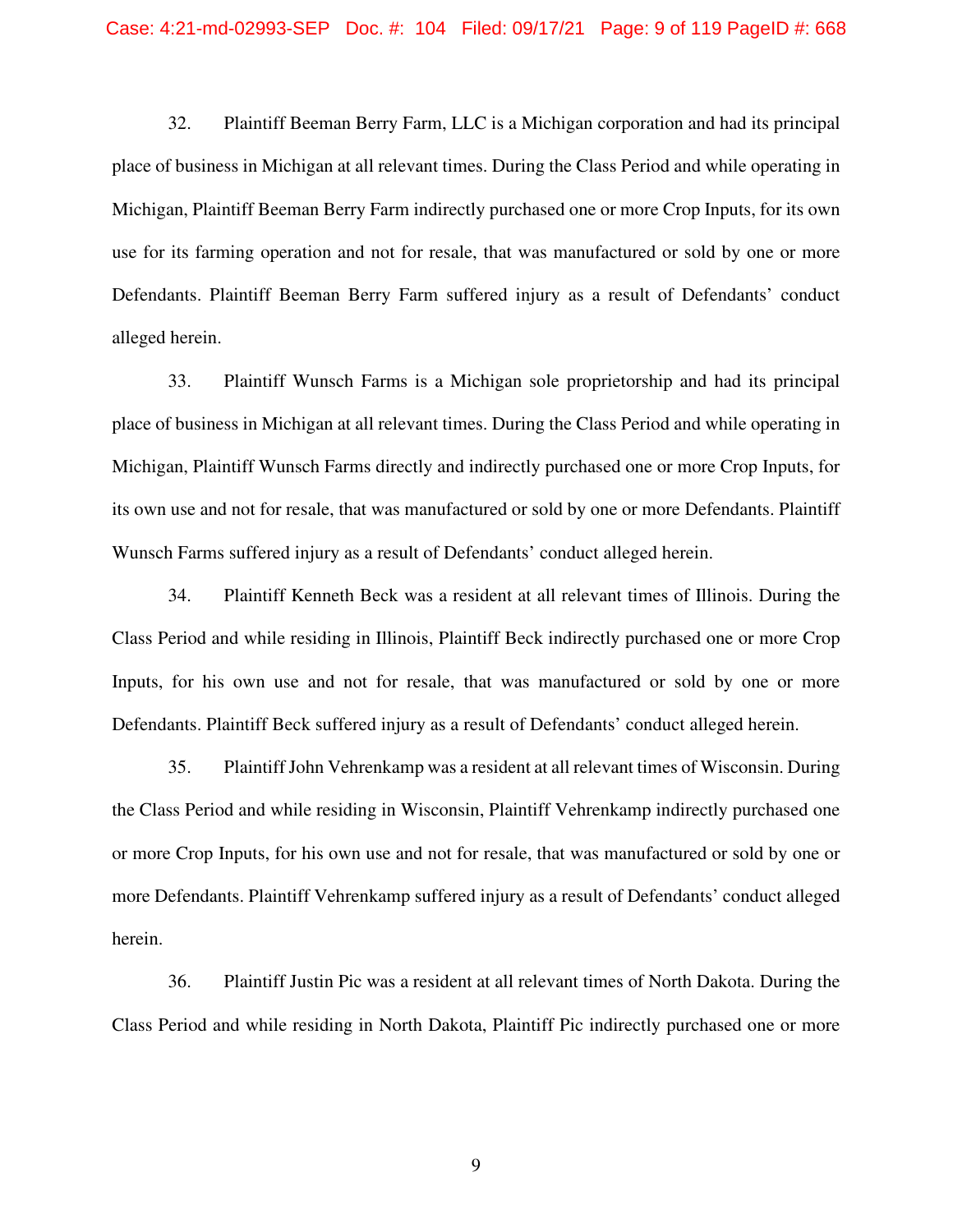32. Plaintiff Beeman Berry Farm, LLC is a Michigan corporation and had its principal place of business in Michigan at all relevant times. During the Class Period and while operating in Michigan, Plaintiff Beeman Berry Farm indirectly purchased one or more Crop Inputs, for its own use for its farming operation and not for resale, that was manufactured or sold by one or more Defendants. Plaintiff Beeman Berry Farm suffered injury as a result of Defendants' conduct alleged herein.

33. Plaintiff Wunsch Farms is a Michigan sole proprietorship and had its principal place of business in Michigan at all relevant times. During the Class Period and while operating in Michigan, Plaintiff Wunsch Farms directly and indirectly purchased one or more Crop Inputs, for its own use and not for resale, that was manufactured or sold by one or more Defendants. Plaintiff Wunsch Farms suffered injury as a result of Defendants' conduct alleged herein.

34. Plaintiff Kenneth Beck was a resident at all relevant times of Illinois. During the Class Period and while residing in Illinois, Plaintiff Beck indirectly purchased one or more Crop Inputs, for his own use and not for resale, that was manufactured or sold by one or more Defendants. Plaintiff Beck suffered injury as a result of Defendants' conduct alleged herein.

35. Plaintiff John Vehrenkamp was a resident at all relevant times of Wisconsin. During the Class Period and while residing in Wisconsin, Plaintiff Vehrenkamp indirectly purchased one or more Crop Inputs, for his own use and not for resale, that was manufactured or sold by one or more Defendants. Plaintiff Vehrenkamp suffered injury as a result of Defendants' conduct alleged herein.

36. Plaintiff Justin Pic was a resident at all relevant times of North Dakota. During the Class Period and while residing in North Dakota, Plaintiff Pic indirectly purchased one or more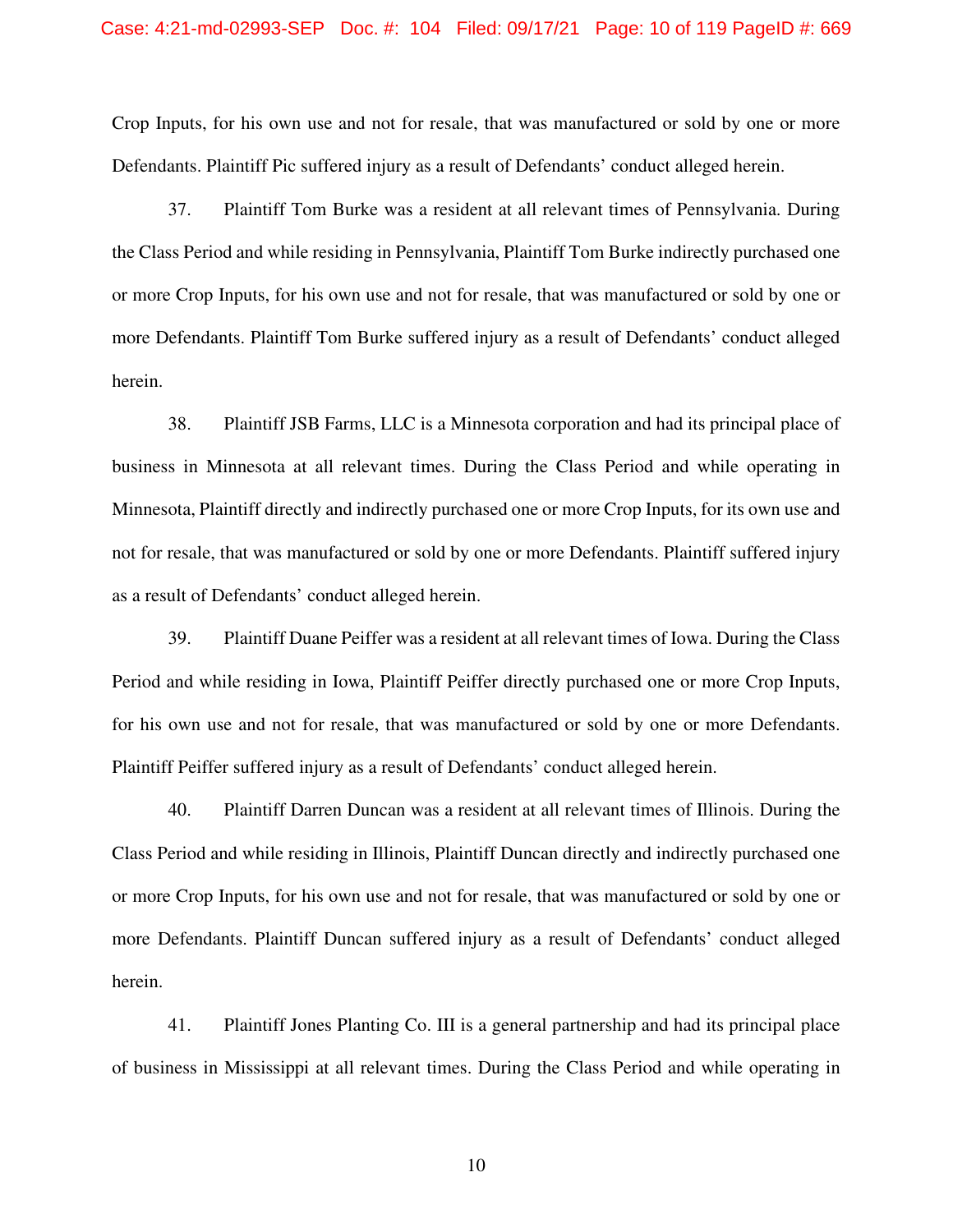Crop Inputs, for his own use and not for resale, that was manufactured or sold by one or more Defendants. Plaintiff Pic suffered injury as a result of Defendants' conduct alleged herein.

37. Plaintiff Tom Burke was a resident at all relevant times of Pennsylvania. During the Class Period and while residing in Pennsylvania, Plaintiff Tom Burke indirectly purchased one or more Crop Inputs, for his own use and not for resale, that was manufactured or sold by one or more Defendants. Plaintiff Tom Burke suffered injury as a result of Defendants' conduct alleged herein.

38. Plaintiff JSB Farms, LLC is a Minnesota corporation and had its principal place of business in Minnesota at all relevant times. During the Class Period and while operating in Minnesota, Plaintiff directly and indirectly purchased one or more Crop Inputs, for its own use and not for resale, that was manufactured or sold by one or more Defendants. Plaintiff suffered injury as a result of Defendants' conduct alleged herein.

39. Plaintiff Duane Peiffer was a resident at all relevant times of Iowa. During the Class Period and while residing in Iowa, Plaintiff Peiffer directly purchased one or more Crop Inputs, for his own use and not for resale, that was manufactured or sold by one or more Defendants. Plaintiff Peiffer suffered injury as a result of Defendants' conduct alleged herein.

40. Plaintiff Darren Duncan was a resident at all relevant times of Illinois. During the Class Period and while residing in Illinois, Plaintiff Duncan directly and indirectly purchased one or more Crop Inputs, for his own use and not for resale, that was manufactured or sold by one or more Defendants. Plaintiff Duncan suffered injury as a result of Defendants' conduct alleged herein.

41. Plaintiff Jones Planting Co. III is a general partnership and had its principal place of business in Mississippi at all relevant times. During the Class Period and while operating in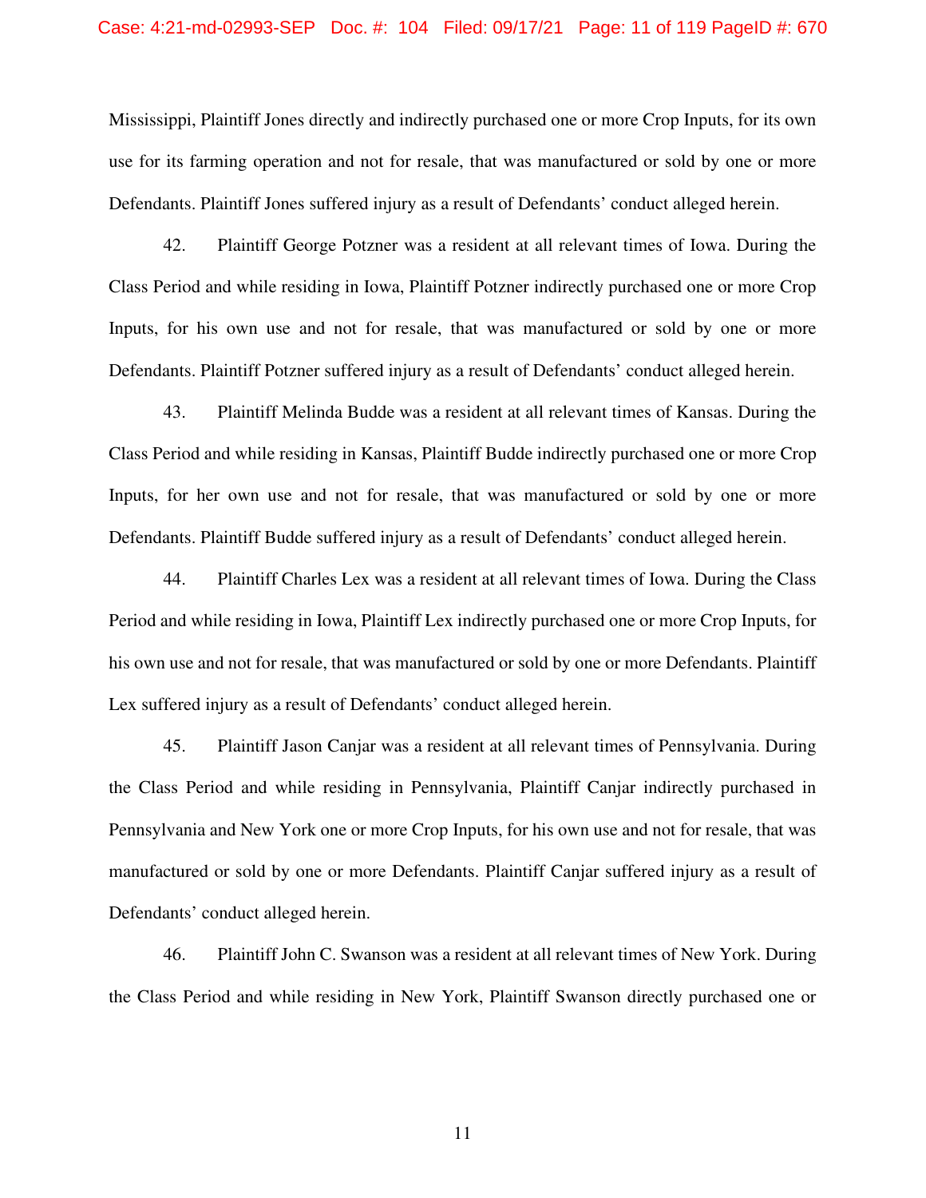Mississippi, Plaintiff Jones directly and indirectly purchased one or more Crop Inputs, for its own use for its farming operation and not for resale, that was manufactured or sold by one or more Defendants. Plaintiff Jones suffered injury as a result of Defendants' conduct alleged herein.

42. Plaintiff George Potzner was a resident at all relevant times of Iowa. During the Class Period and while residing in Iowa, Plaintiff Potzner indirectly purchased one or more Crop Inputs, for his own use and not for resale, that was manufactured or sold by one or more Defendants. Plaintiff Potzner suffered injury as a result of Defendants' conduct alleged herein.

43. Plaintiff Melinda Budde was a resident at all relevant times of Kansas. During the Class Period and while residing in Kansas, Plaintiff Budde indirectly purchased one or more Crop Inputs, for her own use and not for resale, that was manufactured or sold by one or more Defendants. Plaintiff Budde suffered injury as a result of Defendants' conduct alleged herein.

44. Plaintiff Charles Lex was a resident at all relevant times of Iowa. During the Class Period and while residing in Iowa, Plaintiff Lex indirectly purchased one or more Crop Inputs, for his own use and not for resale, that was manufactured or sold by one or more Defendants. Plaintiff Lex suffered injury as a result of Defendants' conduct alleged herein.

45. Plaintiff Jason Canjar was a resident at all relevant times of Pennsylvania. During the Class Period and while residing in Pennsylvania, Plaintiff Canjar indirectly purchased in Pennsylvania and New York one or more Crop Inputs, for his own use and not for resale, that was manufactured or sold by one or more Defendants. Plaintiff Canjar suffered injury as a result of Defendants' conduct alleged herein.

46. Plaintiff John C. Swanson was a resident at all relevant times of New York. During the Class Period and while residing in New York, Plaintiff Swanson directly purchased one or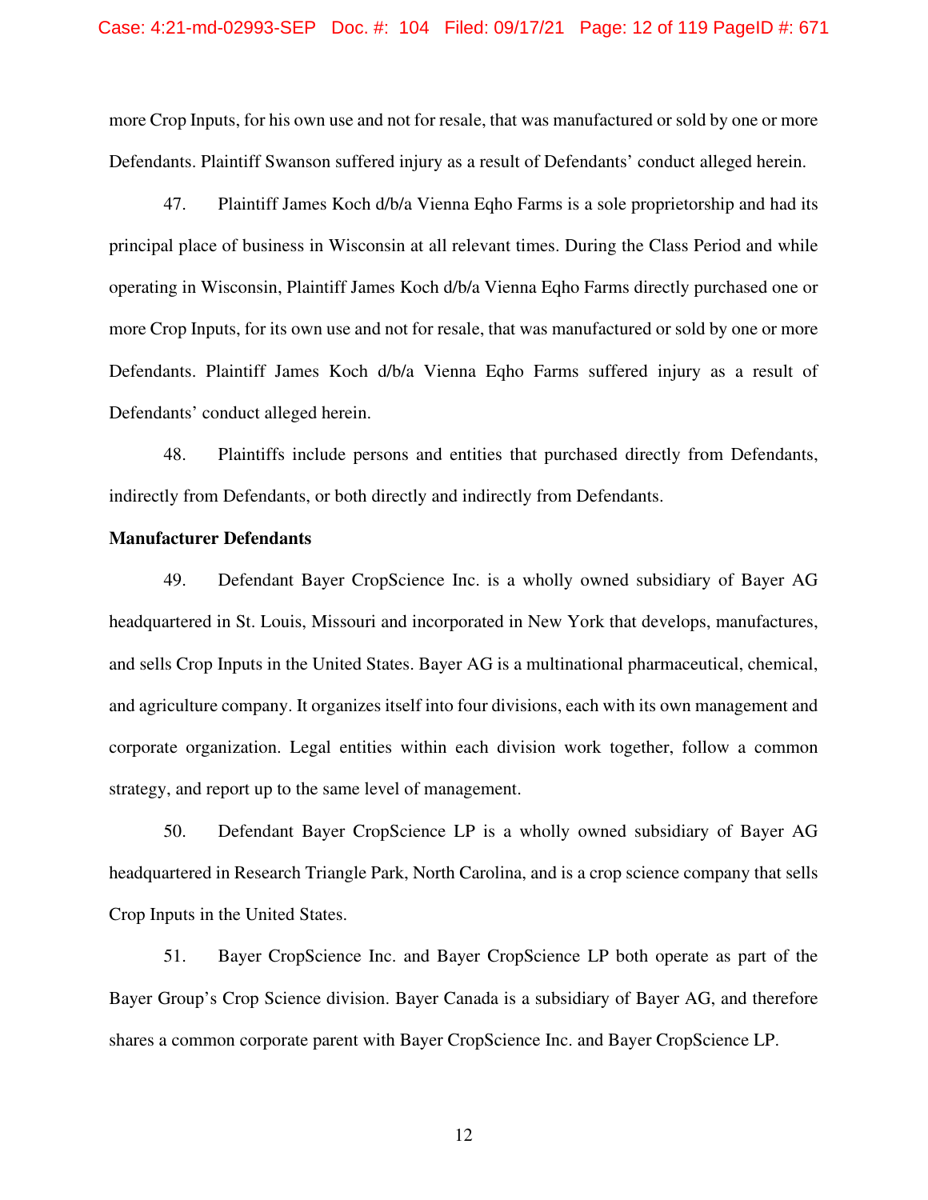more Crop Inputs, for his own use and not for resale, that was manufactured or sold by one or more Defendants. Plaintiff Swanson suffered injury as a result of Defendants' conduct alleged herein.

47. Plaintiff James Koch d/b/a Vienna Eqho Farms is a sole proprietorship and had its principal place of business in Wisconsin at all relevant times. During the Class Period and while operating in Wisconsin, Plaintiff James Koch d/b/a Vienna Eqho Farms directly purchased one or more Crop Inputs, for its own use and not for resale, that was manufactured or sold by one or more Defendants. Plaintiff James Koch d/b/a Vienna Eqho Farms suffered injury as a result of Defendants' conduct alleged herein.

48. Plaintiffs include persons and entities that purchased directly from Defendants, indirectly from Defendants, or both directly and indirectly from Defendants.

**Manufacturer Defendants**

49. Defendant Bayer CropScience Inc. is a wholly owned subsidiary of Bayer AG headquartered in St. Louis, Missouri and incorporated in New York that develops, manufactures, and sells Crop Inputs in the United States. Bayer AG is a multinational pharmaceutical, chemical, and agriculture company. It organizes itself into four divisions, each with its own management and corporate organization. Legal entities within each division work together, follow a common strategy, and report up to the same level of management.

50. Defendant Bayer CropScience LP is a wholly owned subsidiary of Bayer AG headquartered in Research Triangle Park, North Carolina, and is a crop science company that sells Crop Inputs in the United States.

51. Bayer CropScience Inc. and Bayer CropScience LP both operate as part of the Bayer Group's Crop Science division. Bayer Canada is a subsidiary of Bayer AG, and therefore shares a common corporate parent with Bayer CropScience Inc. and Bayer CropScience LP.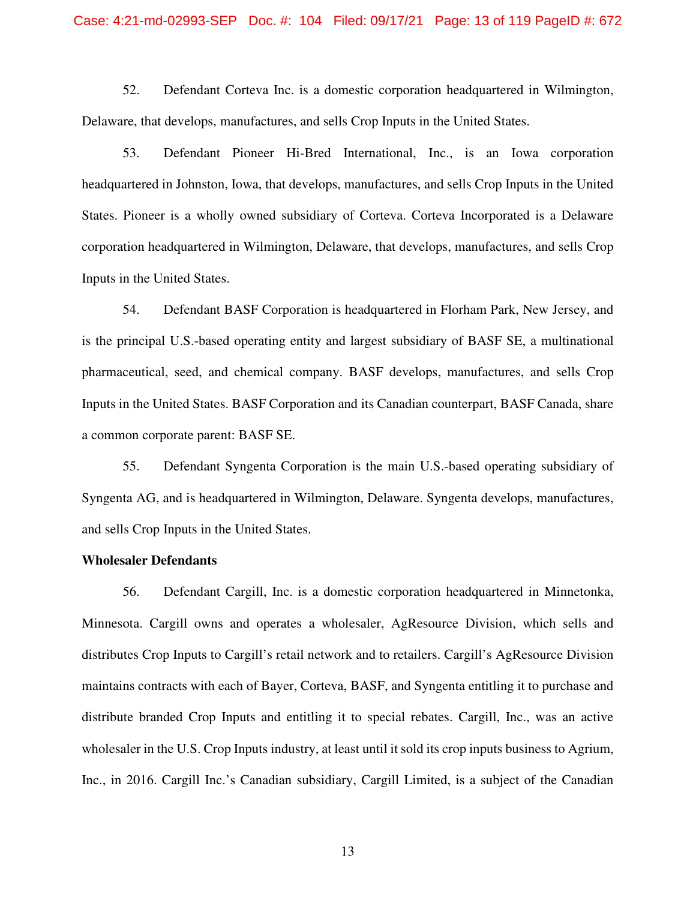52. Defendant Corteva Inc. is a domestic corporation headquartered in Wilmington, Delaware, that develops, manufactures, and sells Crop Inputs in the United States.

53. Defendant Pioneer Hi-Bred International, Inc., is an Iowa corporation headquartered in Johnston, Iowa, that develops, manufactures, and sells Crop Inputs in the United States. Pioneer is a wholly owned subsidiary of Corteva. Corteva Incorporated is a Delaware corporation headquartered in Wilmington, Delaware, that develops, manufactures, and sells Crop Inputs in the United States.

54. Defendant BASF Corporation is headquartered in Florham Park, New Jersey, and is the principal U.S.-based operating entity and largest subsidiary of BASF SE, a multinational pharmaceutical, seed, and chemical company. BASF develops, manufactures, and sells Crop Inputs in the United States. BASF Corporation and its Canadian counterpart, BASF Canada, share a common corporate parent: BASF SE.

55. Defendant Syngenta Corporation is the main U.S.-based operating subsidiary of Syngenta AG, and is headquartered in Wilmington, Delaware. Syngenta develops, manufactures, and sells Crop Inputs in the United States.

**Wholesaler Defendants**

56. Defendant Cargill, Inc. is a domestic corporation headquartered in Minnetonka, Minnesota. Cargill owns and operates a wholesaler, AgResource Division, which sells and distributes Crop Inputs to Cargill's retail network and to retailers. Cargill's AgResource Division maintains contracts with each of Bayer, Corteva, BASF, and Syngenta entitling it to purchase and distribute branded Crop Inputs and entitling it to special rebates. Cargill, Inc., was an active wholesaler in the U.S. Crop Inputs industry, at least until it sold its crop inputs business to Agrium, Inc., in 2016. Cargill Inc.'s Canadian subsidiary, Cargill Limited, is a subject of the Canadian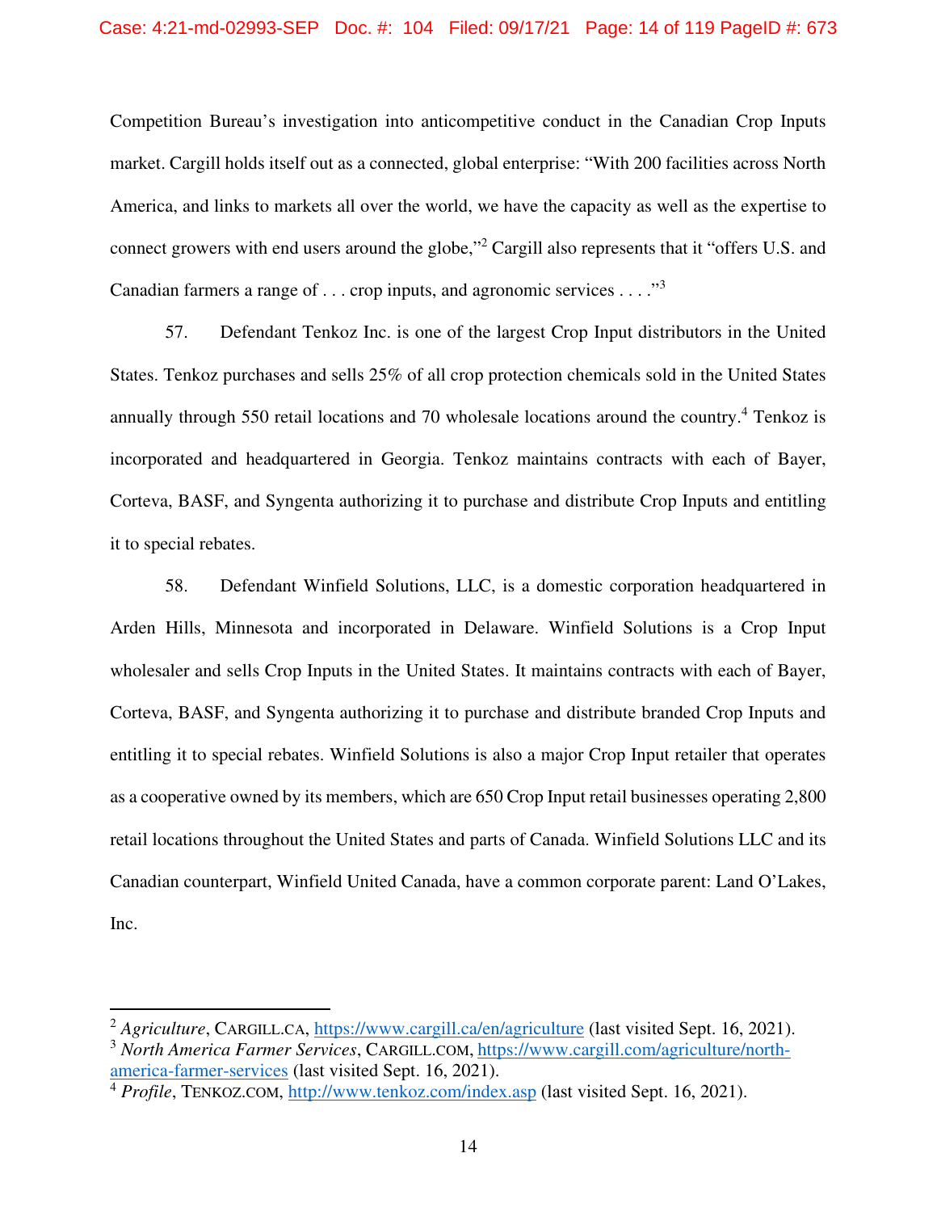Competition Bureau's investigation into anticompetitive conduct in the Canadian Crop Inputs market. Cargill holds itself out as a connected, global enterprise: "With 200 facilities across North America, and links to markets all over the world, we have the capacity as well as the expertise to connect growers with end users around the globe,"[2] Cargill also represents that it "offers U.S. and Canadian farmers a range of . . . crop inputs, and agronomic services . . . ."[3]

57. Defendant Tenkoz Inc. is one of the largest Crop Input distributors in the United States. Tenkoz purchases and sells 25% of all crop protection chemicals sold in the United States annually through 550 retail locations and 70 wholesale locations around the country.[4] Tenkoz is incorporated and headquartered in Georgia. Tenkoz maintains contracts with each of Bayer, Corteva, BASF, and Syngenta authorizing it to purchase and distribute Crop Inputs and entitling it to special rebates.

58. Defendant Winfield Solutions, LLC, is a domestic corporation headquartered in Arden Hills, Minnesota and incorporated in Delaware. Winfield Solutions is a Crop Input wholesaler and sells Crop Inputs in the United States. It maintains contracts with each of Bayer, Corteva, BASF, and Syngenta authorizing it to purchase and distribute branded Crop Inputs and entitling it to special rebates. Winfield Solutions is also a major Crop Input retailer that operates as a cooperative owned by its members, which are 650 Crop Input retail businesses operating 2,800 retail locations throughout the United States and parts of Canada. Winfield Solutions LLC and its Canadian counterpart, Winfield United Canada, have a common corporate parent: Land O'Lakes, Inc.

---

[2] *Agriculture*, CARGILL.CA, https://www.cargill.ca/en/agriculture (last visited Sept. 16, 2021).

[3] *North America Farmer Services*, CARGILL.COM, https://www.cargill.com/agriculture/north-america-farmer-services (last visited Sept. 16, 2021).

[4] *Profile*, TENKOZ.COM, http://www.tenkoz.com/index.asp (last visited Sept. 16, 2021).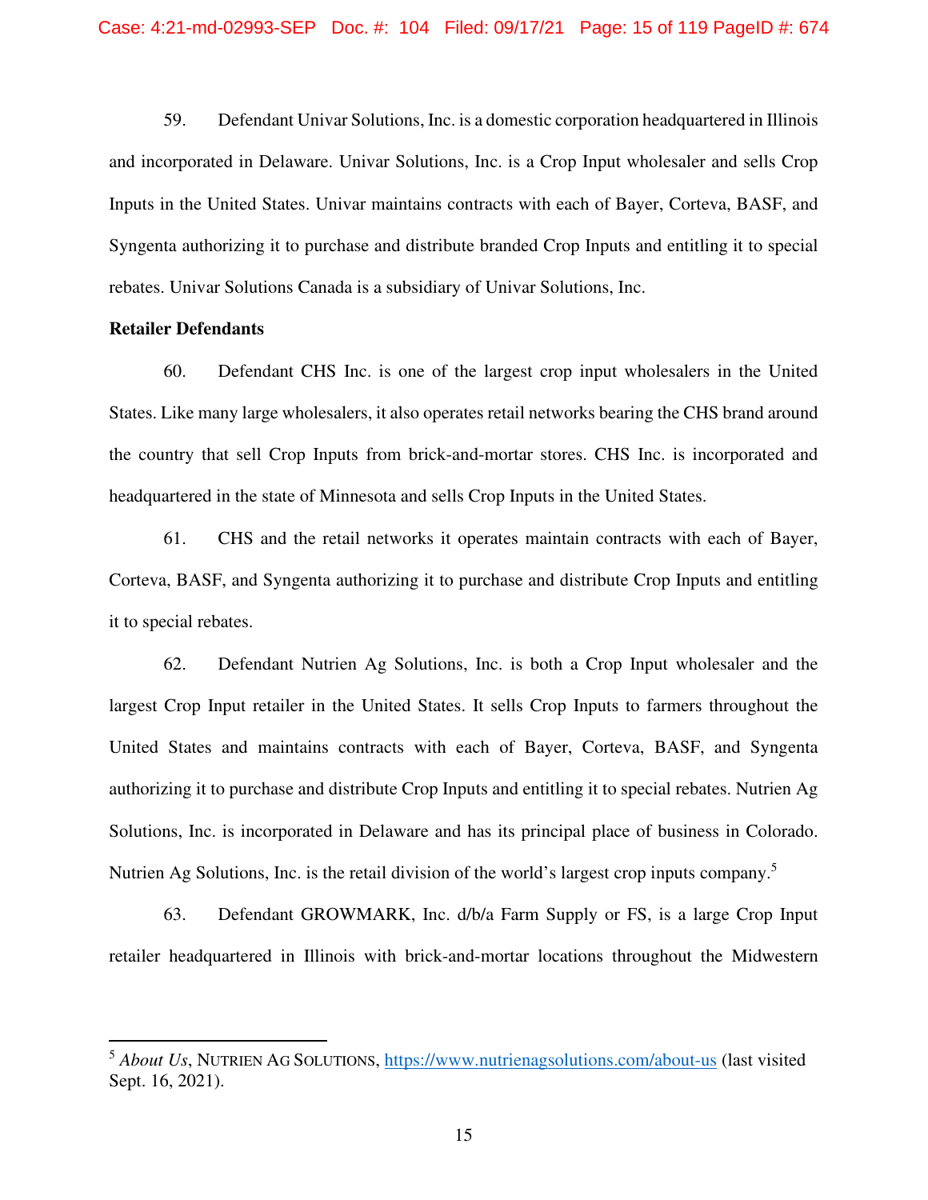59. Defendant Univar Solutions, Inc. is a domestic corporation headquartered in Illinois and incorporated in Delaware. Univar Solutions, Inc. is a Crop Input wholesaler and sells Crop Inputs in the United States. Univar maintains contracts with each of Bayer, Corteva, BASF, and Syngenta authorizing it to purchase and distribute branded Crop Inputs and entitling it to special rebates. Univar Solutions Canada is a subsidiary of Univar Solutions, Inc.

**Retailer Defendants**

60. Defendant CHS Inc. is one of the largest crop input wholesalers in the United States. Like many large wholesalers, it also operates retail networks bearing the CHS brand around the country that sell Crop Inputs from brick-and-mortar stores. CHS Inc. is incorporated and headquartered in the state of Minnesota and sells Crop Inputs in the United States.

61. CHS and the retail networks it operates maintain contracts with each of Bayer, Corteva, BASF, and Syngenta authorizing it to purchase and distribute Crop Inputs and entitling it to special rebates.

62. Defendant Nutrien Ag Solutions, Inc. is both a Crop Input wholesaler and the largest Crop Input retailer in the United States. It sells Crop Inputs to farmers throughout the United States and maintains contracts with each of Bayer, Corteva, BASF, and Syngenta authorizing it to purchase and distribute Crop Inputs and entitling it to special rebates. Nutrien Ag Solutions, Inc. is incorporated in Delaware and has its principal place of business in Colorado. Nutrien Ag Solutions, Inc. is the retail division of the world's largest crop inputs company.[5]

63. Defendant GROWMARK, Inc. d/b/a Farm Supply or FS, is a large Crop Input retailer headquartered in Illinois with brick-and-mortar locations throughout the Midwestern

---

[5] *About Us*, NUTRIEN AG SOLUTIONS, https://www.nutrienagsolutions.com/about-us (last visited Sept. 16, 2021).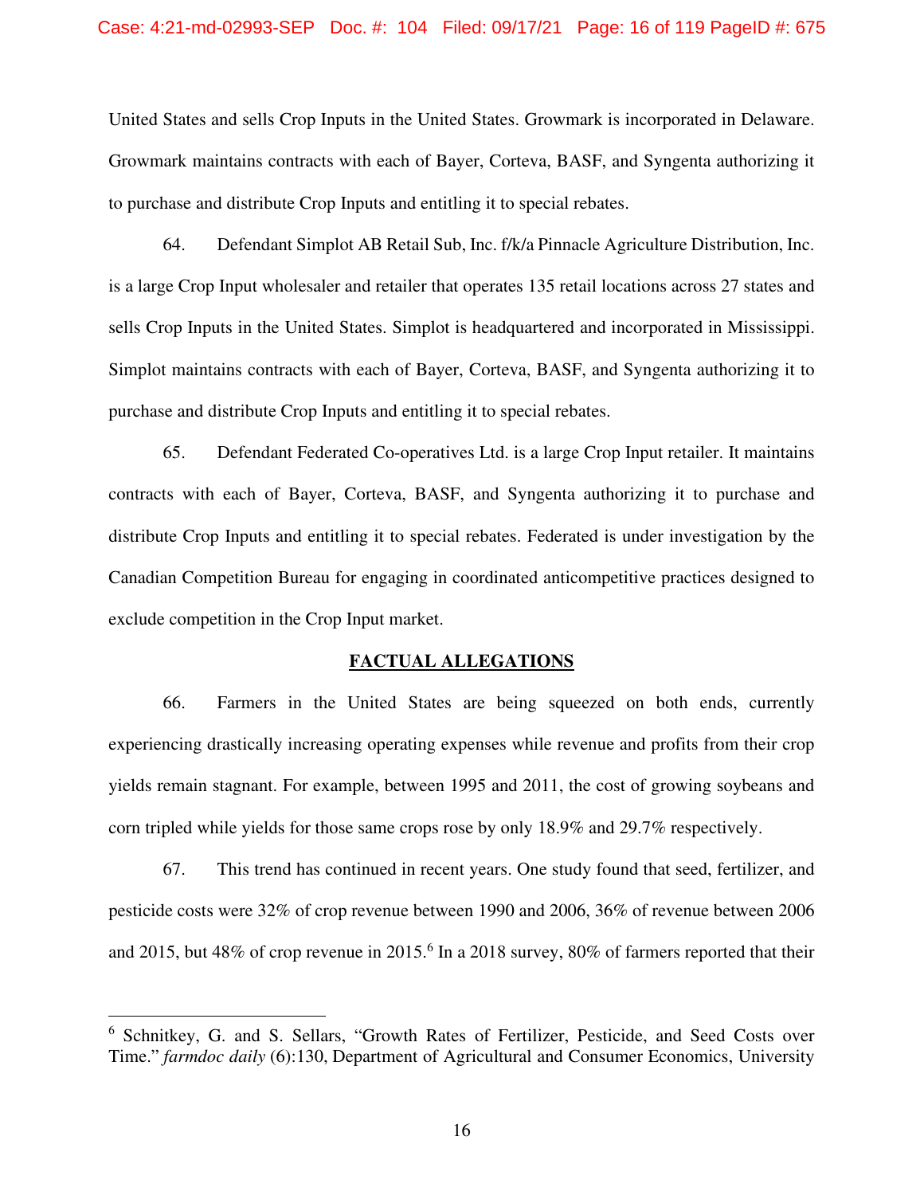United States and sells Crop Inputs in the United States. Growmark is incorporated in Delaware. Growmark maintains contracts with each of Bayer, Corteva, BASF, and Syngenta authorizing it to purchase and distribute Crop Inputs and entitling it to special rebates.

64. Defendant Simplot AB Retail Sub, Inc. f/k/a Pinnacle Agriculture Distribution, Inc. is a large Crop Input wholesaler and retailer that operates 135 retail locations across 27 states and sells Crop Inputs in the United States. Simplot is headquartered and incorporated in Mississippi. Simplot maintains contracts with each of Bayer, Corteva, BASF, and Syngenta authorizing it to purchase and distribute Crop Inputs and entitling it to special rebates.

65. Defendant Federated Co-operatives Ltd. is a large Crop Input retailer. It maintains contracts with each of Bayer, Corteva, BASF, and Syngenta authorizing it to purchase and distribute Crop Inputs and entitling it to special rebates. Federated is under investigation by the Canadian Competition Bureau for engaging in coordinated anticompetitive practices designed to exclude competition in the Crop Input market.

## FACTUAL ALLEGATIONS

66. Farmers in the United States are being squeezed on both ends, currently experiencing drastically increasing operating expenses while revenue and profits from their crop yields remain stagnant. For example, between 1995 and 2011, the cost of growing soybeans and corn tripled while yields for those same crops rose by only 18.9% and 29.7% respectively.

67. This trend has continued in recent years. One study found that seed, fertilizer, and pesticide costs were 32% of crop revenue between 1990 and 2006, 36% of revenue between 2006 and 2015, but 48% of crop revenue in 2015.[6] In a 2018 survey, 80% of farmers reported that their

---

[6] Schnitkey, G. and S. Sellars, "Growth Rates of Fertilizer, Pesticide, and Seed Costs over Time." *farmdoc daily* (6):130, Department of Agricultural and Consumer Economics, University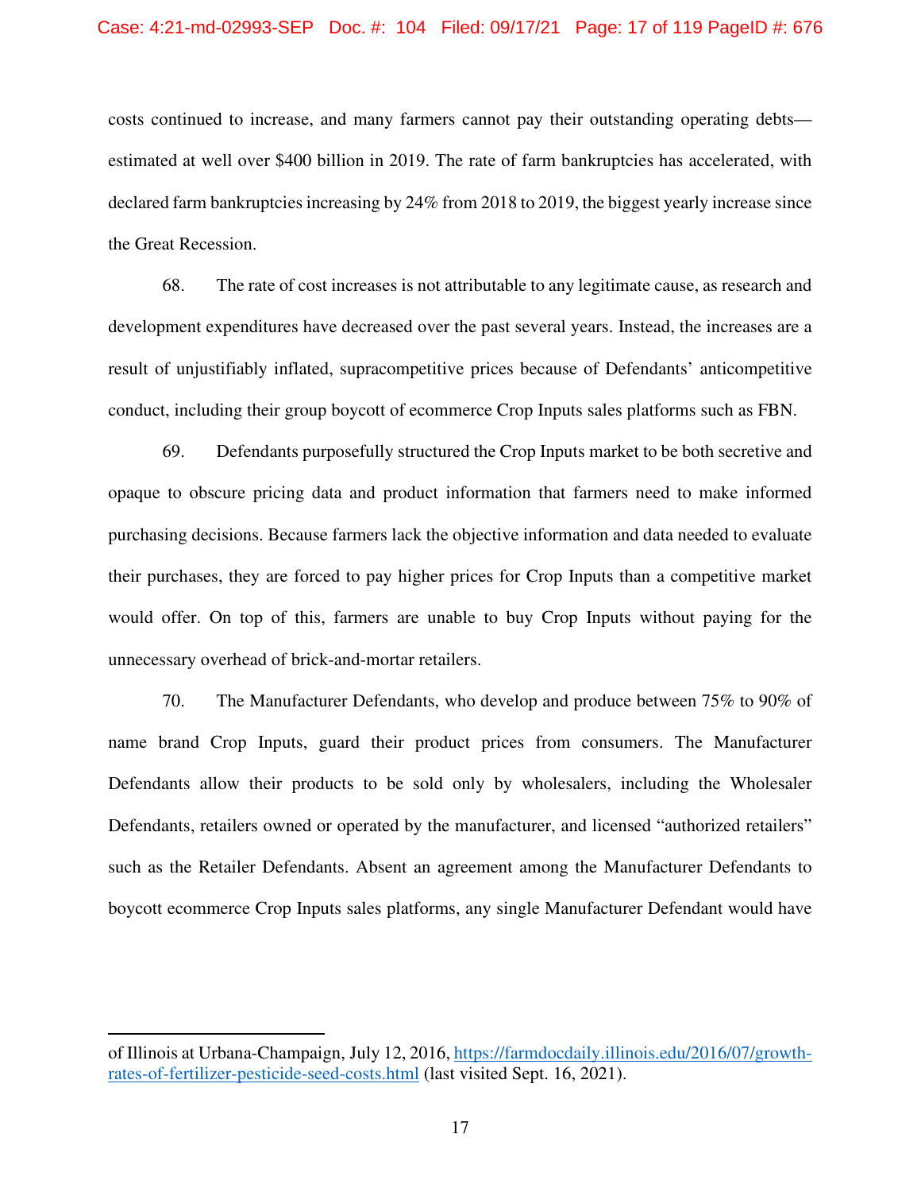costs continued to increase, and many farmers cannot pay their outstanding operating debts—estimated at well over $400 billion in 2019. The rate of farm bankruptcies has accelerated, with declared farm bankruptcies increasing by 24% from 2018 to 2019, the biggest yearly increase since the Great Recession.

68. The rate of cost increases is not attributable to any legitimate cause, as research and development expenditures have decreased over the past several years. Instead, the increases are a result of unjustifiably inflated, supracompetitive prices because of Defendants' anticompetitive conduct, including their group boycott of ecommerce Crop Inputs sales platforms such as FBN.

69. Defendants purposefully structured the Crop Inputs market to be both secretive and opaque to obscure pricing data and product information that farmers need to make informed purchasing decisions. Because farmers lack the objective information and data needed to evaluate their purchases, they are forced to pay higher prices for Crop Inputs than a competitive market would offer. On top of this, farmers are unable to buy Crop Inputs without paying for the unnecessary overhead of brick-and-mortar retailers.

70. The Manufacturer Defendants, who develop and produce between 75% to 90% of name brand Crop Inputs, guard their product prices from consumers. The Manufacturer Defendants allow their products to be sold only by wholesalers, including the Wholesaler Defendants, retailers owned or operated by the manufacturer, and licensed "authorized retailers" such as the Retailer Defendants. Absent an agreement among the Manufacturer Defendants to boycott ecommerce Crop Inputs sales platforms, any single Manufacturer Defendant would have

---

of Illinois at Urbana-Champaign, July 12, 2016, https://farmdocdaily.illinois.edu/2016/07/growth-rates-of-fertilizer-pesticide-seed-costs.html (last visited Sept. 16, 2021).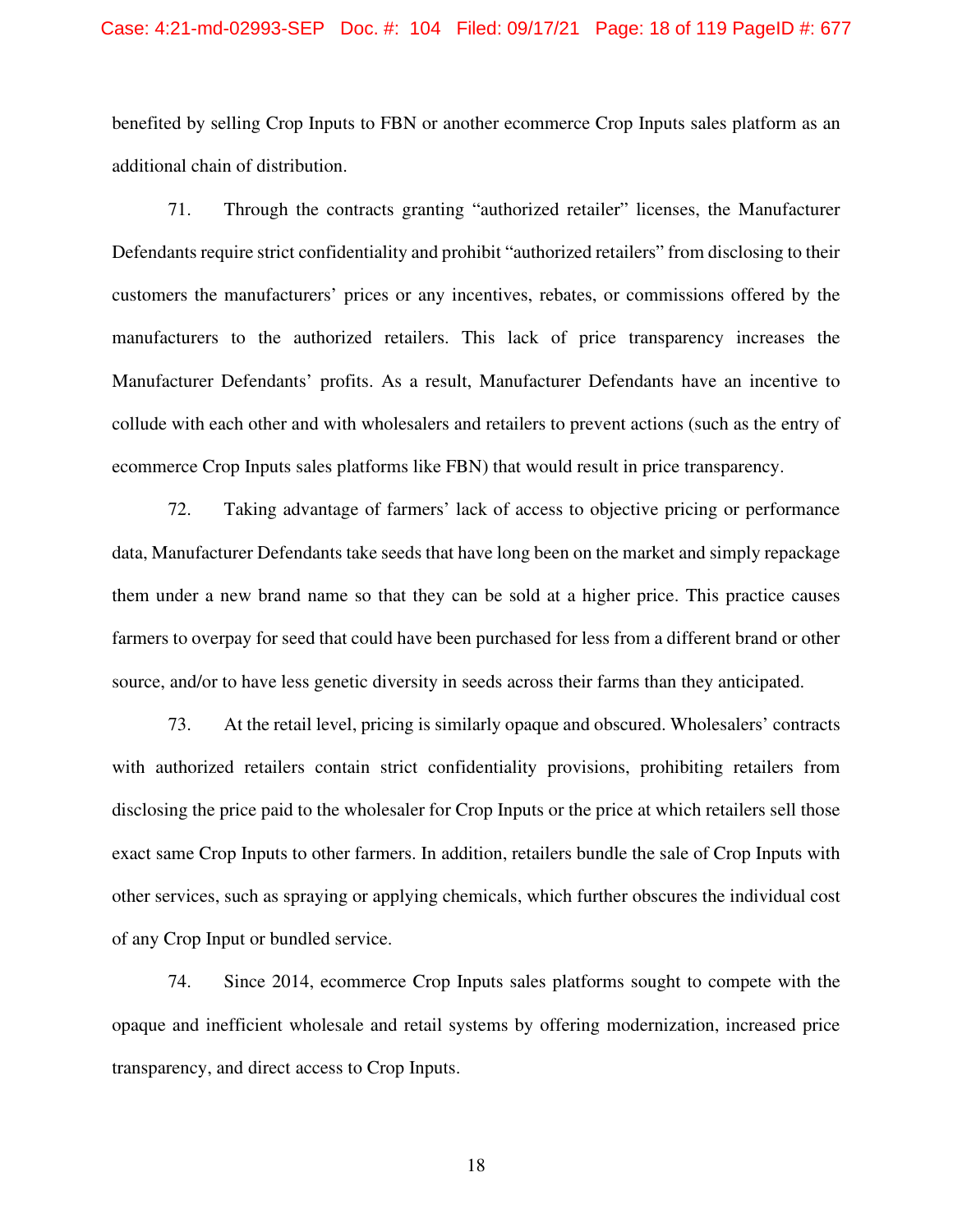benefited by selling Crop Inputs to FBN or another ecommerce Crop Inputs sales platform as an additional chain of distribution.

71. Through the contracts granting "authorized retailer" licenses, the Manufacturer Defendants require strict confidentiality and prohibit "authorized retailers" from disclosing to their customers the manufacturers' prices or any incentives, rebates, or commissions offered by the manufacturers to the authorized retailers. This lack of price transparency increases the Manufacturer Defendants' profits. As a result, Manufacturer Defendants have an incentive to collude with each other and with wholesalers and retailers to prevent actions (such as the entry of ecommerce Crop Inputs sales platforms like FBN) that would result in price transparency.

72. Taking advantage of farmers' lack of access to objective pricing or performance data, Manufacturer Defendants take seeds that have long been on the market and simply repackage them under a new brand name so that they can be sold at a higher price. This practice causes farmers to overpay for seed that could have been purchased for less from a different brand or other source, and/or to have less genetic diversity in seeds across their farms than they anticipated.

73. At the retail level, pricing is similarly opaque and obscured. Wholesalers' contracts with authorized retailers contain strict confidentiality provisions, prohibiting retailers from disclosing the price paid to the wholesaler for Crop Inputs or the price at which retailers sell those exact same Crop Inputs to other farmers. In addition, retailers bundle the sale of Crop Inputs with other services, such as spraying or applying chemicals, which further obscures the individual cost of any Crop Input or bundled service.

74. Since 2014, ecommerce Crop Inputs sales platforms sought to compete with the opaque and inefficient wholesale and retail systems by offering modernization, increased price transparency, and direct access to Crop Inputs.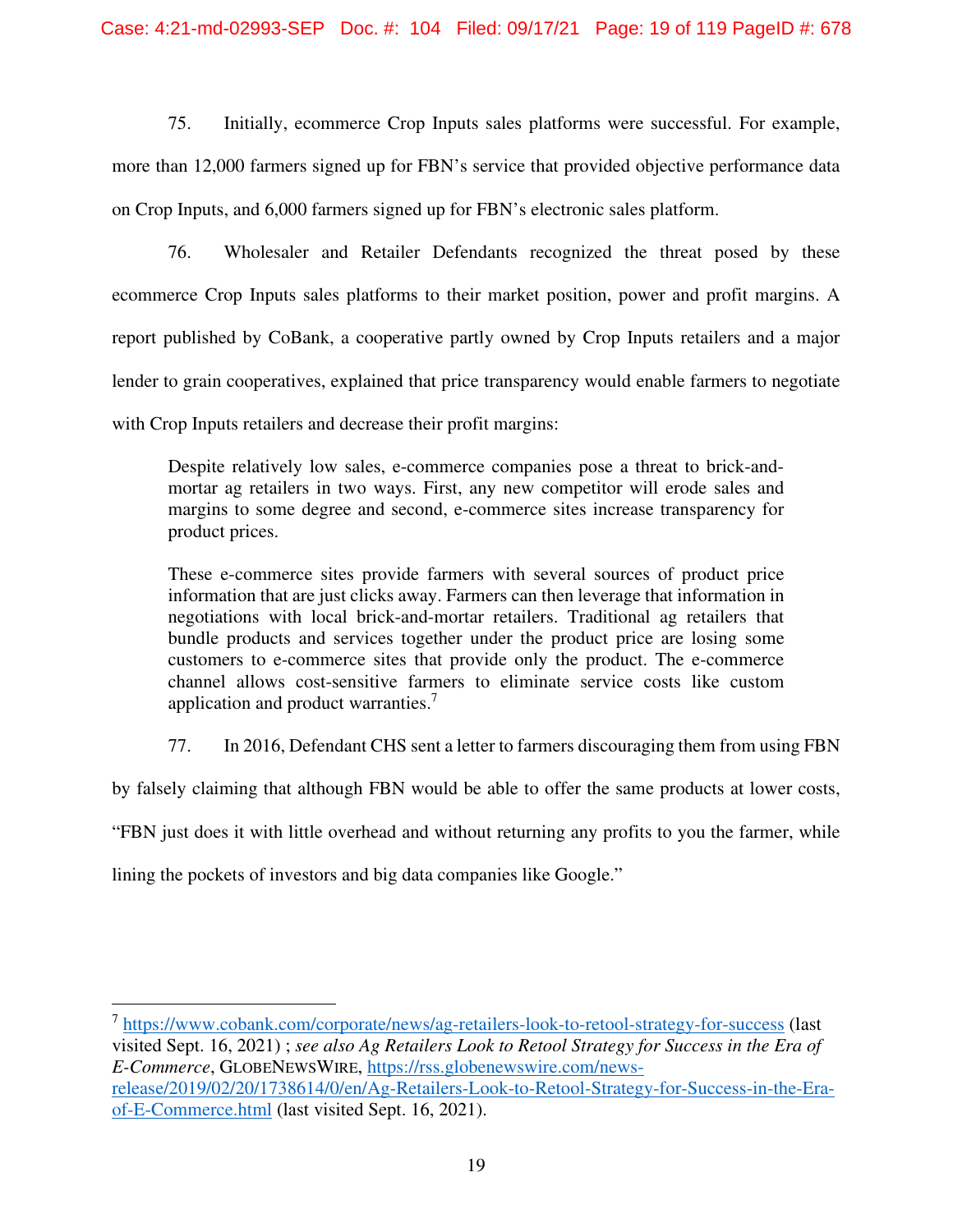75. Initially, ecommerce Crop Inputs sales platforms were successful. For example, more than 12,000 farmers signed up for FBN's service that provided objective performance data on Crop Inputs, and 6,000 farmers signed up for FBN's electronic sales platform.

76. Wholesaler and Retailer Defendants recognized the threat posed by these ecommerce Crop Inputs sales platforms to their market position, power and profit margins. A report published by CoBank, a cooperative partly owned by Crop Inputs retailers and a major lender to grain cooperatives, explained that price transparency would enable farmers to negotiate with Crop Inputs retailers and decrease their profit margins:

> Despite relatively low sales, e-commerce companies pose a threat to brick-and-mortar ag retailers in two ways. First, any new competitor will erode sales and margins to some degree and second, e-commerce sites increase transparency for product prices.
>
> These e-commerce sites provide farmers with several sources of product price information that are just clicks away. Farmers can then leverage that information in negotiations with local brick-and-mortar retailers. Traditional ag retailers that bundle products and services together under the product price are losing some customers to e-commerce sites that provide only the product. The e-commerce channel allows cost-sensitive farmers to eliminate service costs like custom application and product warranties.[7]

77. In 2016, Defendant CHS sent a letter to farmers discouraging them from using FBN by falsely claiming that although FBN would be able to offer the same products at lower costs, "FBN just does it with little overhead and without returning any profits to you the farmer, while lining the pockets of investors and big data companies like Google."

---

[7] https://www.cobank.com/corporate/news/ag-retailers-look-to-retool-strategy-for-success (last visited Sept. 16, 2021) ; *see also Ag Retailers Look to Retool Strategy for Success in the Era of E-Commerce*, GLOBENEWSWIRE, https://rss.globenewswire.com/news-release/2019/02/20/1738614/0/en/Ag-Retailers-Look-to-Retool-Strategy-for-Success-in-the-Era-of-E-Commerce.html (last visited Sept. 16, 2021).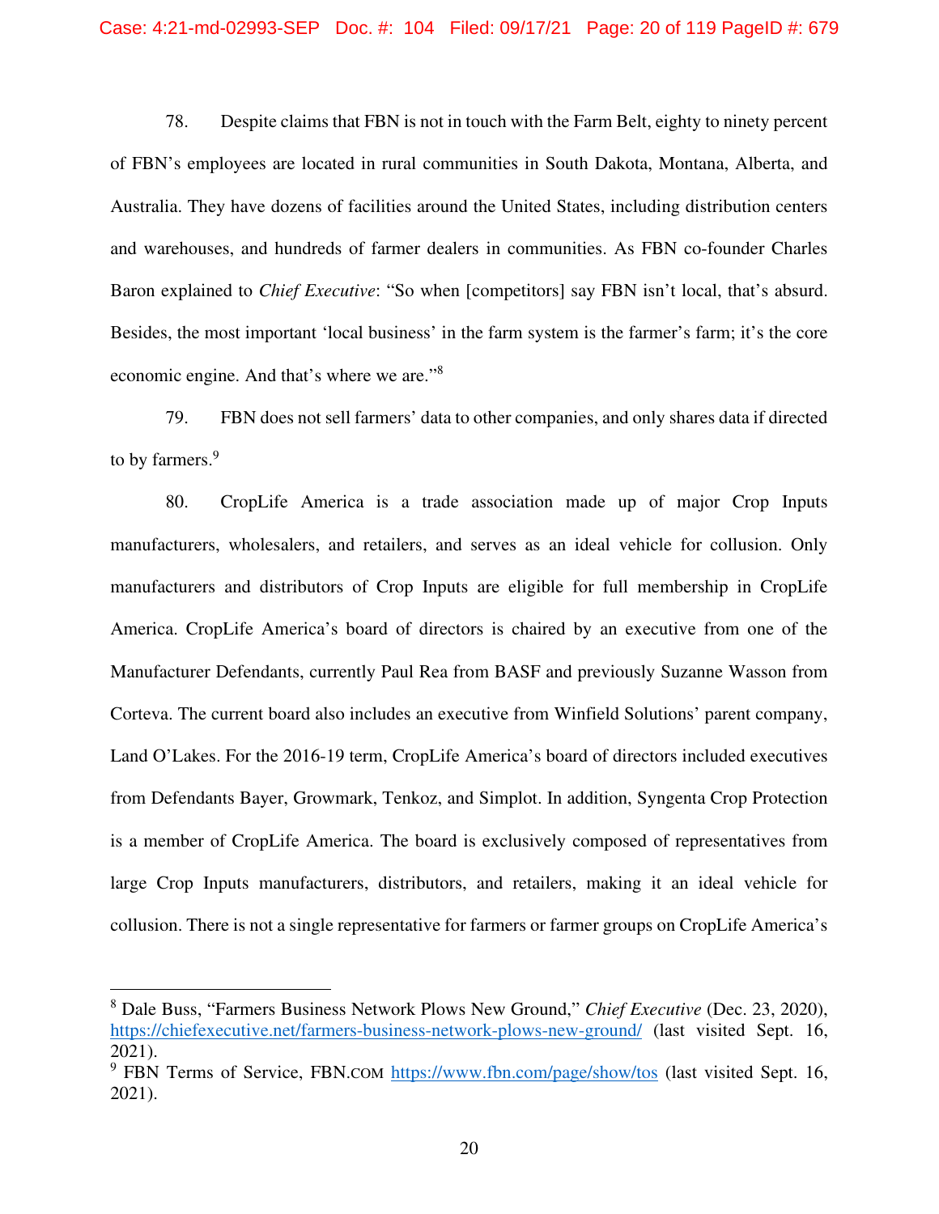78. Despite claims that FBN is not in touch with the Farm Belt, eighty to ninety percent of FBN's employees are located in rural communities in South Dakota, Montana, Alberta, and Australia. They have dozens of facilities around the United States, including distribution centers and warehouses, and hundreds of farmer dealers in communities. As FBN co-founder Charles Baron explained to *Chief Executive*: "So when [competitors] say FBN isn't local, that's absurd. Besides, the most important 'local business' in the farm system is the farmer's farm; it's the core economic engine. And that's where we are."[8]

79. FBN does not sell farmers' data to other companies, and only shares data if directed to by farmers.[9]

80. CropLife America is a trade association made up of major Crop Inputs manufacturers, wholesalers, and retailers, and serves as an ideal vehicle for collusion. Only manufacturers and distributors of Crop Inputs are eligible for full membership in CropLife America. CropLife America's board of directors is chaired by an executive from one of the Manufacturer Defendants, currently Paul Rea from BASF and previously Suzanne Wasson from Corteva. The current board also includes an executive from Winfield Solutions' parent company, Land O'Lakes. For the 2016-19 term, CropLife America's board of directors included executives from Defendants Bayer, Growmark, Tenkoz, and Simplot. In addition, Syngenta Crop Protection is a member of CropLife America. The board is exclusively composed of representatives from large Crop Inputs manufacturers, distributors, and retailers, making it an ideal vehicle for collusion. There is not a single representative for farmers or farmer groups on CropLife America's

---

[8] Dale Buss, "Farmers Business Network Plows New Ground," *Chief Executive* (Dec. 23, 2020), https://chiefexecutive.net/farmers-business-network-plows-new-ground/ (last visited Sept. 16, 2021).

[9] FBN Terms of Service, FBN.COM https://www.fbn.com/page/show/tos (last visited Sept. 16, 2021).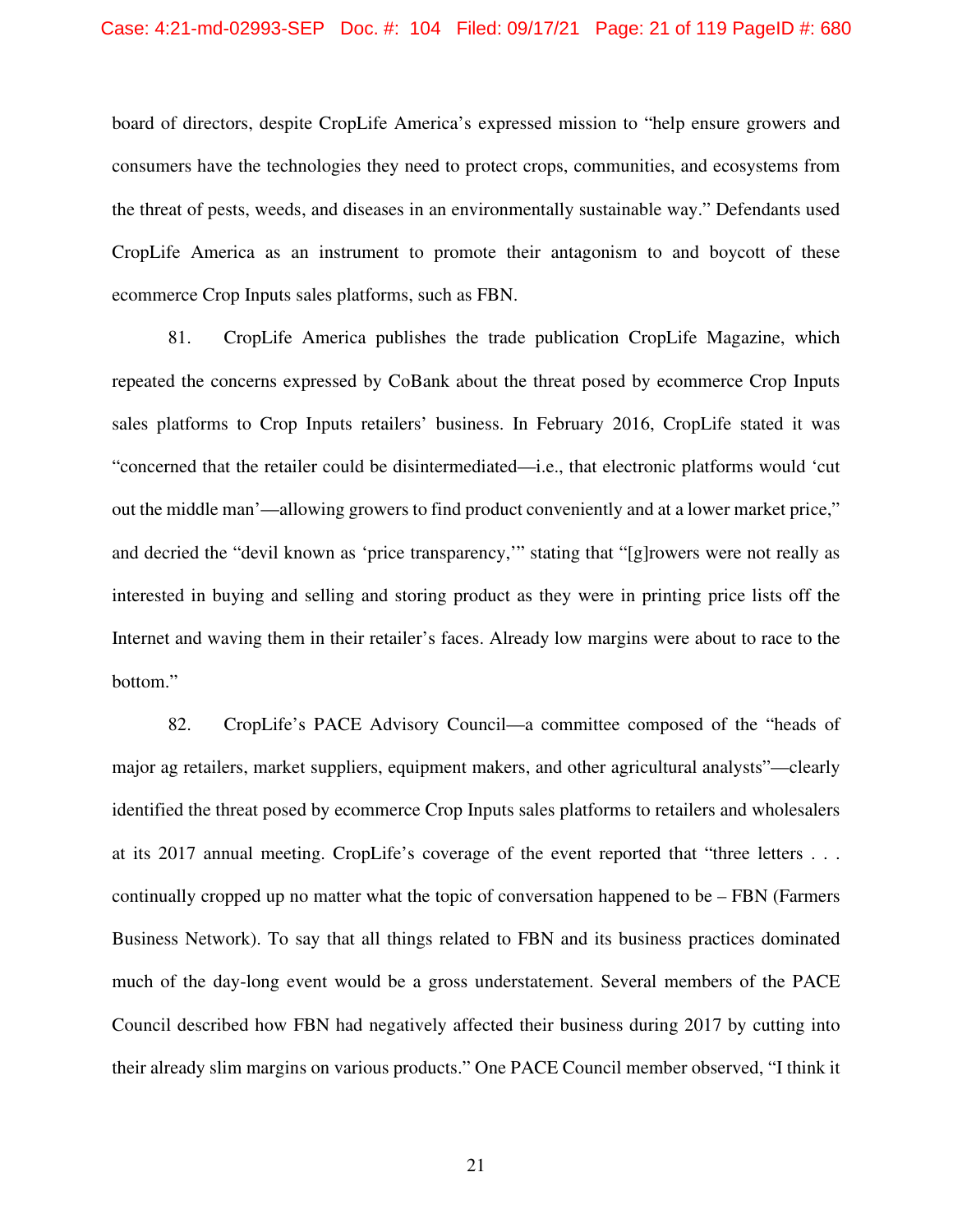board of directors, despite CropLife America's expressed mission to "help ensure growers and consumers have the technologies they need to protect crops, communities, and ecosystems from the threat of pests, weeds, and diseases in an environmentally sustainable way." Defendants used CropLife America as an instrument to promote their antagonism to and boycott of these ecommerce Crop Inputs sales platforms, such as FBN.

81. CropLife America publishes the trade publication CropLife Magazine, which repeated the concerns expressed by CoBank about the threat posed by ecommerce Crop Inputs sales platforms to Crop Inputs retailers' business. In February 2016, CropLife stated it was "concerned that the retailer could be disintermediated—i.e., that electronic platforms would 'cut out the middle man'—allowing growers to find product conveniently and at a lower market price," and decried the "devil known as 'price transparency,'" stating that "[g]rowers were not really as interested in buying and selling and storing product as they were in printing price lists off the Internet and waving them in their retailer's faces. Already low margins were about to race to the bottom."

82. CropLife's PACE Advisory Council—a committee composed of the "heads of major ag retailers, market suppliers, equipment makers, and other agricultural analysts"—clearly identified the threat posed by ecommerce Crop Inputs sales platforms to retailers and wholesalers at its 2017 annual meeting. CropLife's coverage of the event reported that "three letters . . . continually cropped up no matter what the topic of conversation happened to be – FBN (Farmers Business Network). To say that all things related to FBN and its business practices dominated much of the day-long event would be a gross understatement. Several members of the PACE Council described how FBN had negatively affected their business during 2017 by cutting into their already slim margins on various products." One PACE Council member observed, "I think it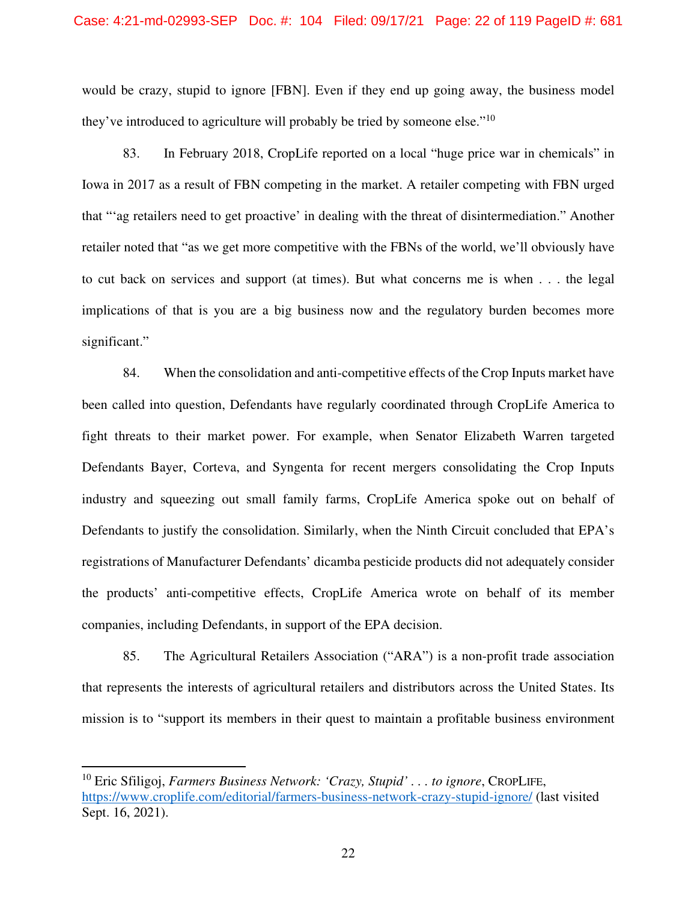would be crazy, stupid to ignore [FBN]. Even if they end up going away, the business model they've introduced to agriculture will probably be tried by someone else."[10]

83. In February 2018, CropLife reported on a local "huge price war in chemicals" in Iowa in 2017 as a result of FBN competing in the market. A retailer competing with FBN urged that "'ag retailers need to get proactive' in dealing with the threat of disintermediation." Another retailer noted that "as we get more competitive with the FBNs of the world, we'll obviously have to cut back on services and support (at times). But what concerns me is when . . . the legal implications of that is you are a big business now and the regulatory burden becomes more significant."

84. When the consolidation and anti-competitive effects of the Crop Inputs market have been called into question, Defendants have regularly coordinated through CropLife America to fight threats to their market power. For example, when Senator Elizabeth Warren targeted Defendants Bayer, Corteva, and Syngenta for recent mergers consolidating the Crop Inputs industry and squeezing out small family farms, CropLife America spoke out on behalf of Defendants to justify the consolidation. Similarly, when the Ninth Circuit concluded that EPA's registrations of Manufacturer Defendants' dicamba pesticide products did not adequately consider the products' anti-competitive effects, CropLife America wrote on behalf of its member companies, including Defendants, in support of the EPA decision.

85. The Agricultural Retailers Association ("ARA") is a non-profit trade association that represents the interests of agricultural retailers and distributors across the United States. Its mission is to "support its members in their quest to maintain a profitable business environment

---

[10] Eric Sfiligoj, *Farmers Business Network: 'Crazy, Stupid' . . . to ignore*, CROPLIFE, https://www.croplife.com/editorial/farmers-business-network-crazy-stupid-ignore/ (last visited Sept. 16, 2021).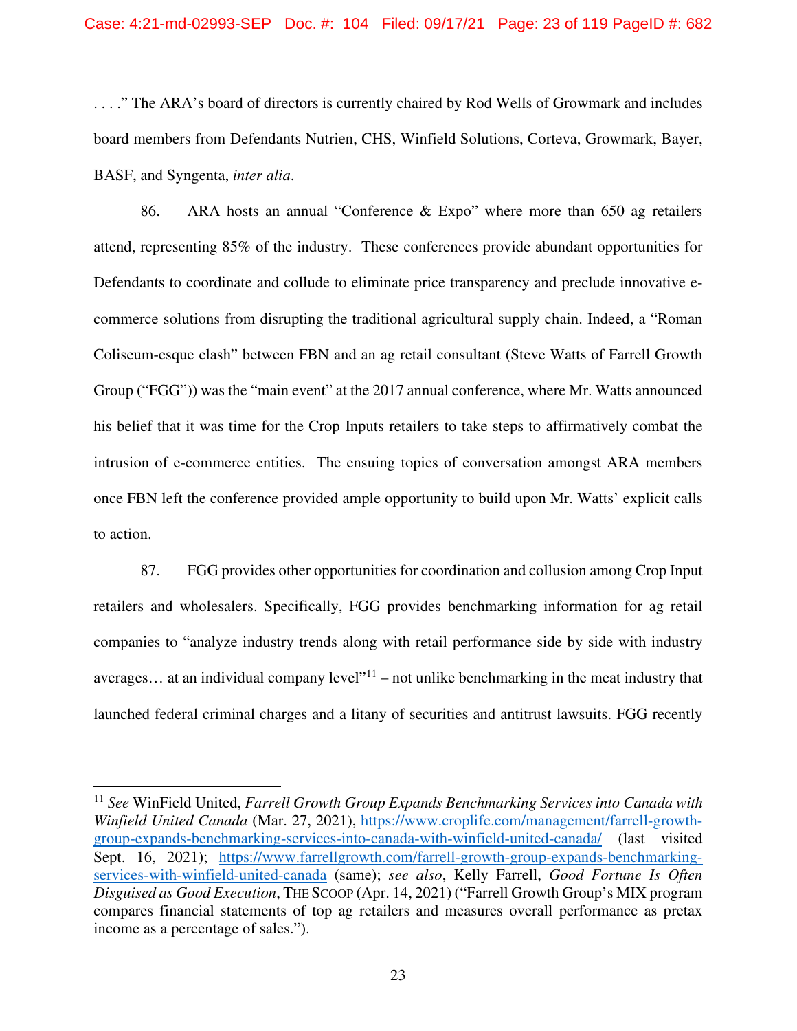. . . ." The ARA's board of directors is currently chaired by Rod Wells of Growmark and includes board members from Defendants Nutrien, CHS, Winfield Solutions, Corteva, Growmark, Bayer, BASF, and Syngenta, *inter alia*.

86. ARA hosts an annual "Conference & Expo" where more than 650 ag retailers attend, representing 85% of the industry. These conferences provide abundant opportunities for Defendants to coordinate and collude to eliminate price transparency and preclude innovative e-commerce solutions from disrupting the traditional agricultural supply chain. Indeed, a "Roman Coliseum-esque clash" between FBN and an ag retail consultant (Steve Watts of Farrell Growth Group ("FGG")) was the "main event" at the 2017 annual conference, where Mr. Watts announced his belief that it was time for the Crop Inputs retailers to take steps to affirmatively combat the intrusion of e-commerce entities. The ensuing topics of conversation amongst ARA members once FBN left the conference provided ample opportunity to build upon Mr. Watts' explicit calls to action.

87. FGG provides other opportunities for coordination and collusion among Crop Input retailers and wholesalers. Specifically, FGG provides benchmarking information for ag retail companies to "analyze industry trends along with retail performance side by side with industry averages… at an individual company level"[11] – not unlike benchmarking in the meat industry that launched federal criminal charges and a litany of securities and antitrust lawsuits. FGG recently

---

[11] *See* WinField United, *Farrell Growth Group Expands Benchmarking Services into Canada with Winfield United Canada* (Mar. 27, 2021), https://www.croplife.com/management/farrell-growth-group-expands-benchmarking-services-into-canada-with-winfield-united-canada/ (last visited Sept. 16, 2021); https://www.farrellgrowth.com/farrell-growth-group-expands-benchmarking-services-with-winfield-united-canada (same); *see also*, Kelly Farrell, *Good Fortune Is Often Disguised as Good Execution*, THE SCOOP (Apr. 14, 2021) ("Farrell Growth Group's MIX program compares financial statements of top ag retailers and measures overall performance as pretax income as a percentage of sales.").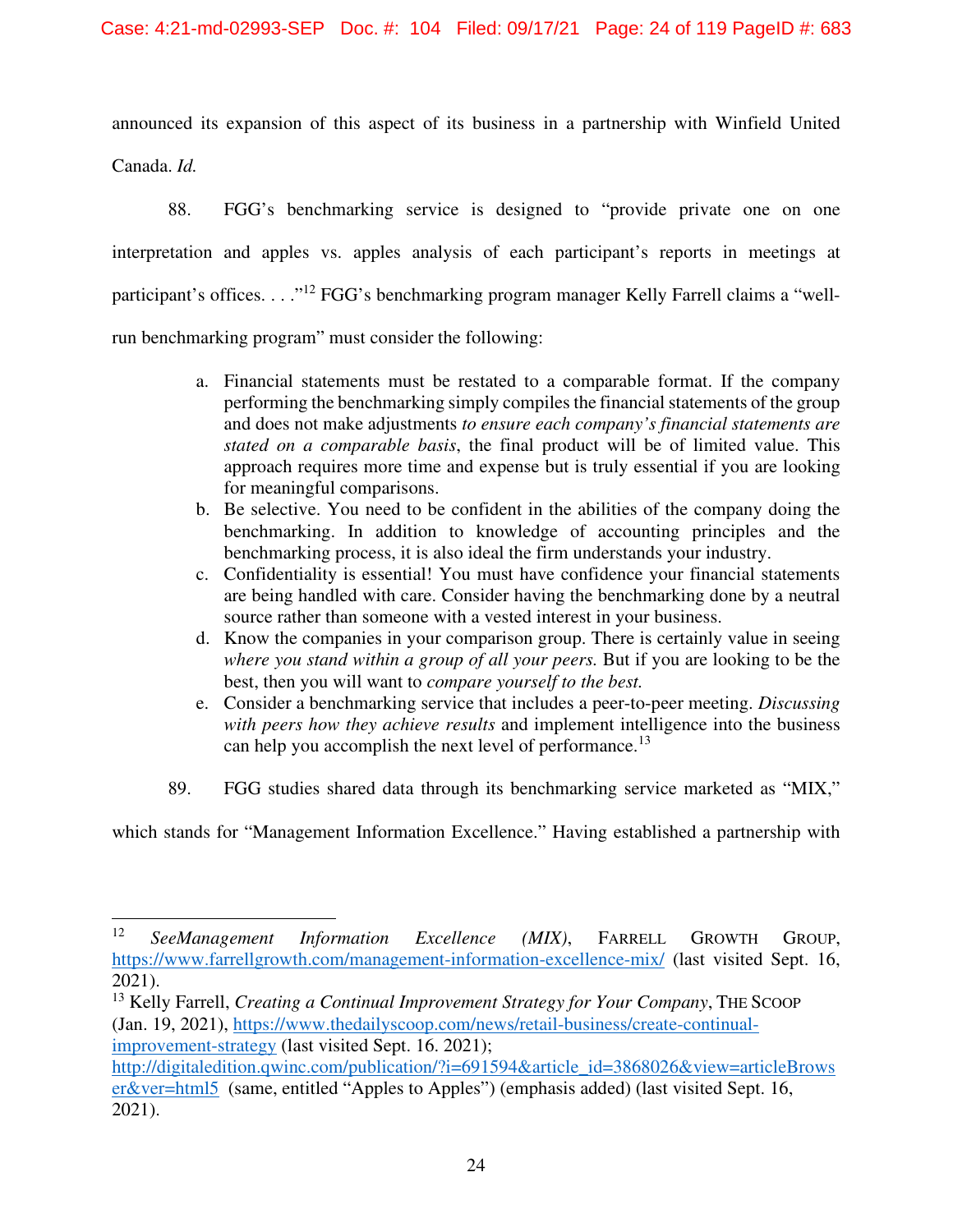announced its expansion of this aspect of its business in a partnership with Winfield United Canada. *Id.*

88. FGG's benchmarking service is designed to "provide private one on one interpretation and apples vs. apples analysis of each participant's reports in meetings at participant's offices. . . ."[12] FGG's benchmarking program manager Kelly Farrell claims a "well-run benchmarking program" must consider the following:

a. Financial statements must be restated to a comparable format. If the company performing the benchmarking simply compiles the financial statements of the group and does not make adjustments *to ensure each company's financial statements are stated on a comparable basis*, the final product will be of limited value. This approach requires more time and expense but is truly essential if you are looking for meaningful comparisons.
b. Be selective. You need to be confident in the abilities of the company doing the benchmarking. In addition to knowledge of accounting principles and the benchmarking process, it is also ideal the firm understands your industry.
c. Confidentiality is essential! You must have confidence your financial statements are being handled with care. Consider having the benchmarking done by a neutral source rather than someone with a vested interest in your business.
d. Know the companies in your comparison group. There is certainly value in seeing *where you stand within a group of all your peers.* But if you are looking to be the best, then you will want to *compare yourself to the best.*
e. Consider a benchmarking service that includes a peer-to-peer meeting. *Discussing with peers how they achieve results* and implement intelligence into the business can help you accomplish the next level of performance.[13]

89. FGG studies shared data through its benchmarking service marketed as "MIX," which stands for "Management Information Excellence." Having established a partnership with

---

[12] *SeeManagement Information Excellence (MIX)*, FARRELL GROWTH GROUP, https://www.farrellgrowth.com/management-information-excellence-mix/ (last visited Sept. 16, 2021).

[13] Kelly Farrell, *Creating a Continual Improvement Strategy for Your Company*, THE SCOOP (Jan. 19, 2021), https://www.thedailyscoop.com/news/retail-business/create-continual-improvement-strategy (last visited Sept. 16. 2021); http://digitaledition.qwinc.com/publication/?i=691594&article_id=3868026&view=articleBrowser&ver=html5 (same, entitled "Apples to Apples") (emphasis added) (last visited Sept. 16, 2021).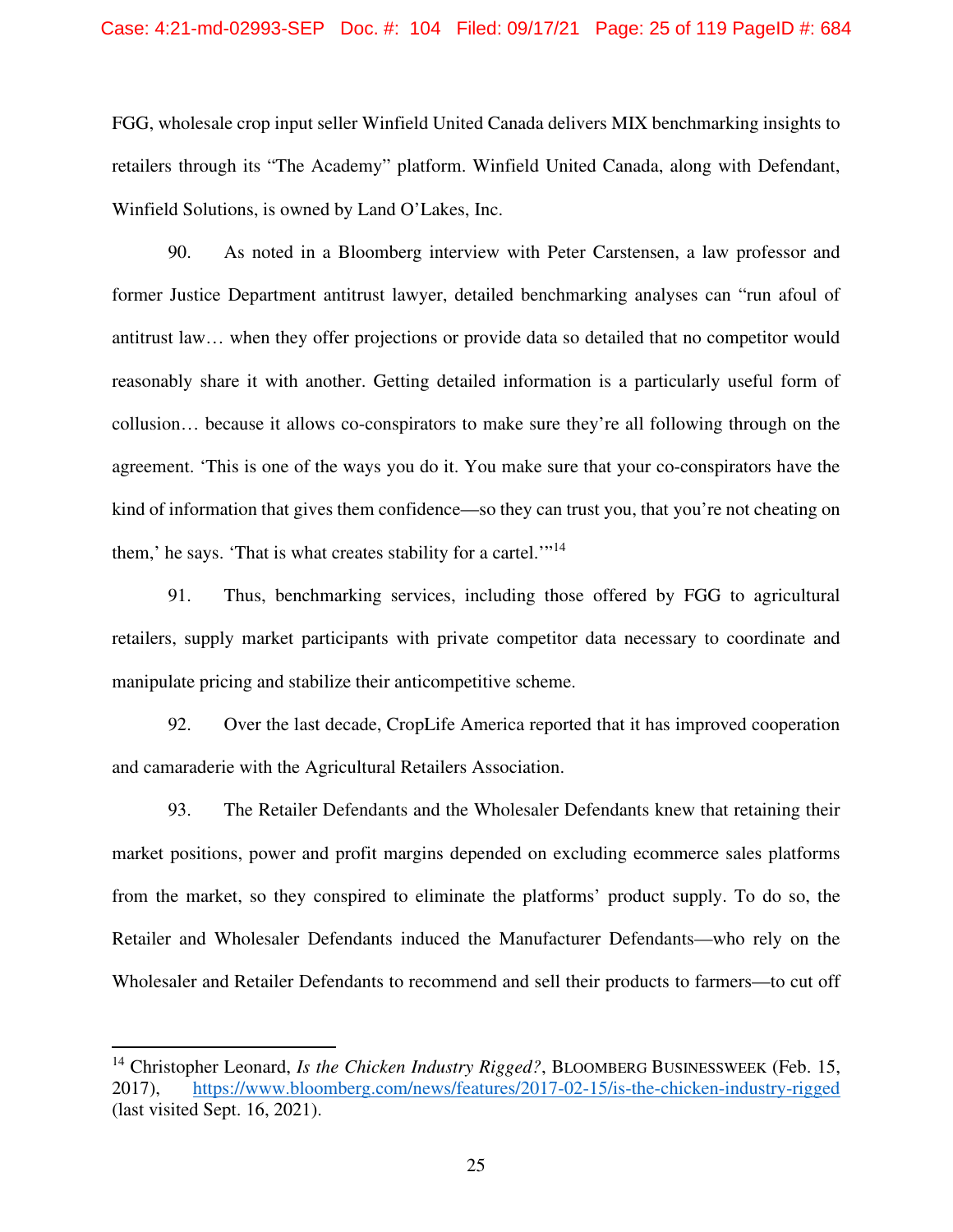FGG, wholesale crop input seller Winfield United Canada delivers MIX benchmarking insights to retailers through its "The Academy" platform. Winfield United Canada, along with Defendant, Winfield Solutions, is owned by Land O'Lakes, Inc.

90. As noted in a Bloomberg interview with Peter Carstensen, a law professor and former Justice Department antitrust lawyer, detailed benchmarking analyses can "run afoul of antitrust law… when they offer projections or provide data so detailed that no competitor would reasonably share it with another. Getting detailed information is a particularly useful form of collusion… because it allows co-conspirators to make sure they're all following through on the agreement. 'This is one of the ways you do it. You make sure that your co-conspirators have the kind of information that gives them confidence—so they can trust you, that you're not cheating on them,' he says. 'That is what creates stability for a cartel.'"[14]

91. Thus, benchmarking services, including those offered by FGG to agricultural retailers, supply market participants with private competitor data necessary to coordinate and manipulate pricing and stabilize their anticompetitive scheme.

92. Over the last decade, CropLife America reported that it has improved cooperation and camaraderie with the Agricultural Retailers Association.

93. The Retailer Defendants and the Wholesaler Defendants knew that retaining their market positions, power and profit margins depended on excluding ecommerce sales platforms from the market, so they conspired to eliminate the platforms' product supply. To do so, the Retailer and Wholesaler Defendants induced the Manufacturer Defendants—who rely on the Wholesaler and Retailer Defendants to recommend and sell their products to farmers—to cut off

---

[14] Christopher Leonard, *Is the Chicken Industry Rigged?*, BLOOMBERG BUSINESSWEEK (Feb. 15, 2017), https://www.bloomberg.com/news/features/2017-02-15/is-the-chicken-industry-rigged (last visited Sept. 16, 2021).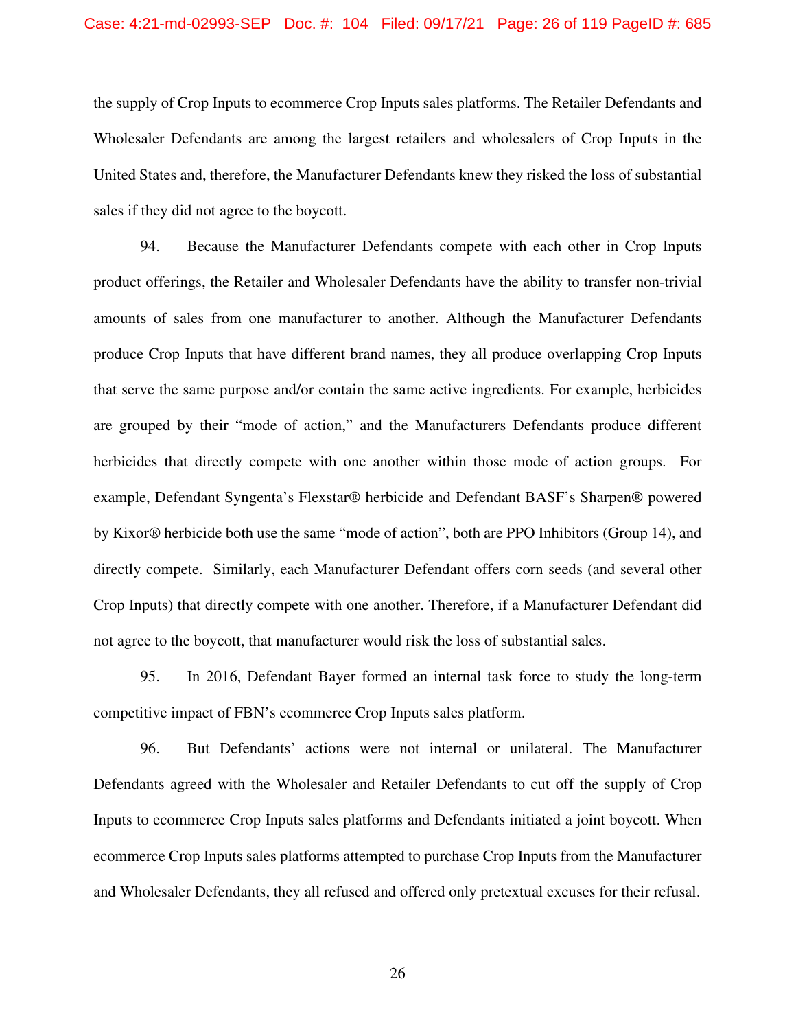the supply of Crop Inputs to ecommerce Crop Inputs sales platforms. The Retailer Defendants and Wholesaler Defendants are among the largest retailers and wholesalers of Crop Inputs in the United States and, therefore, the Manufacturer Defendants knew they risked the loss of substantial sales if they did not agree to the boycott.

94. Because the Manufacturer Defendants compete with each other in Crop Inputs product offerings, the Retailer and Wholesaler Defendants have the ability to transfer non-trivial amounts of sales from one manufacturer to another. Although the Manufacturer Defendants produce Crop Inputs that have different brand names, they all produce overlapping Crop Inputs that serve the same purpose and/or contain the same active ingredients. For example, herbicides are grouped by their "mode of action," and the Manufacturers Defendants produce different herbicides that directly compete with one another within those mode of action groups. For example, Defendant Syngenta's Flexstar® herbicide and Defendant BASF's Sharpen® powered by Kixor® herbicide both use the same "mode of action", both are PPO Inhibitors (Group 14), and directly compete. Similarly, each Manufacturer Defendant offers corn seeds (and several other Crop Inputs) that directly compete with one another. Therefore, if a Manufacturer Defendant did not agree to the boycott, that manufacturer would risk the loss of substantial sales.

95. In 2016, Defendant Bayer formed an internal task force to study the long-term competitive impact of FBN's ecommerce Crop Inputs sales platform.

96. But Defendants' actions were not internal or unilateral. The Manufacturer Defendants agreed with the Wholesaler and Retailer Defendants to cut off the supply of Crop Inputs to ecommerce Crop Inputs sales platforms and Defendants initiated a joint boycott. When ecommerce Crop Inputs sales platforms attempted to purchase Crop Inputs from the Manufacturer and Wholesaler Defendants, they all refused and offered only pretextual excuses for their refusal.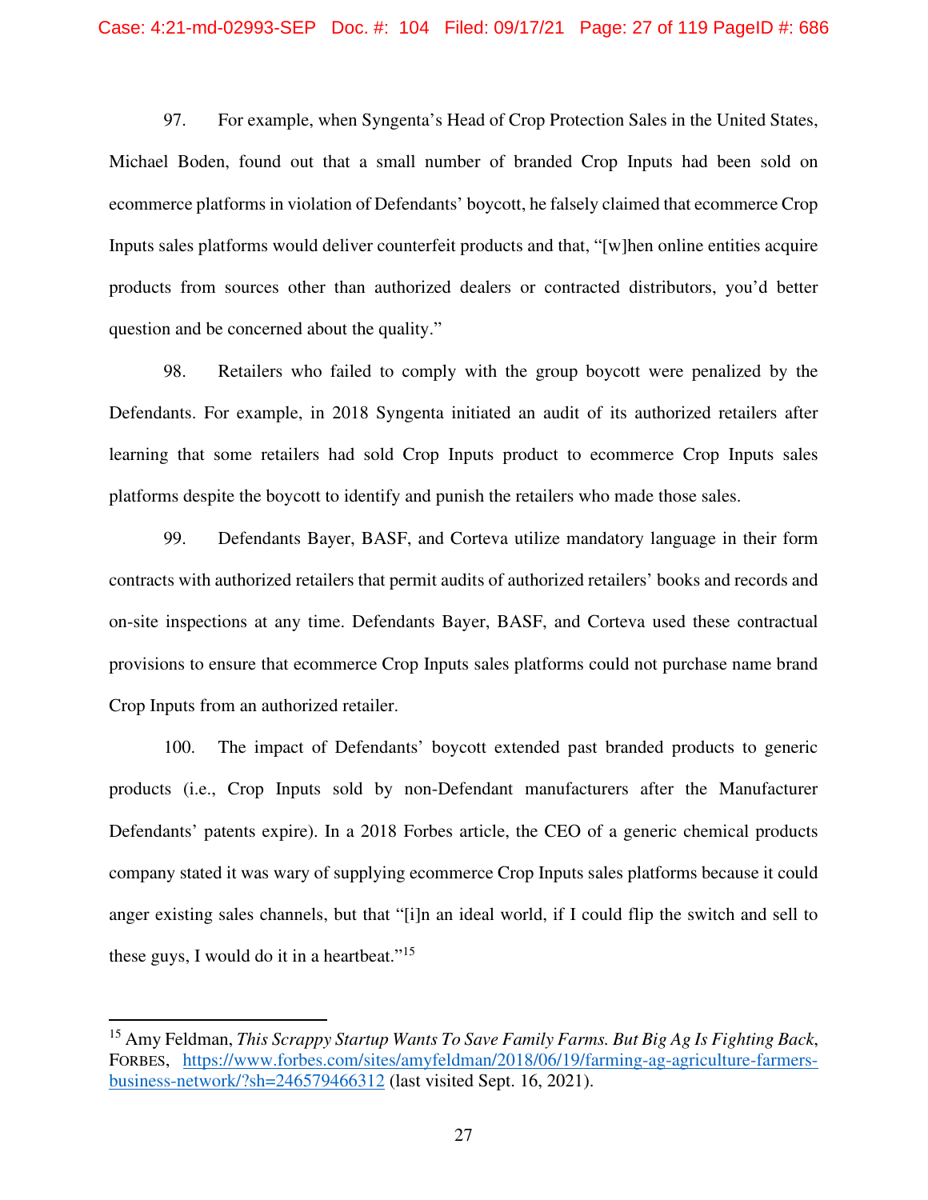97. For example, when Syngenta's Head of Crop Protection Sales in the United States, Michael Boden, found out that a small number of branded Crop Inputs had been sold on ecommerce platforms in violation of Defendants' boycott, he falsely claimed that ecommerce Crop Inputs sales platforms would deliver counterfeit products and that, "[w]hen online entities acquire products from sources other than authorized dealers or contracted distributors, you'd better question and be concerned about the quality."

98. Retailers who failed to comply with the group boycott were penalized by the Defendants. For example, in 2018 Syngenta initiated an audit of its authorized retailers after learning that some retailers had sold Crop Inputs product to ecommerce Crop Inputs sales platforms despite the boycott to identify and punish the retailers who made those sales.

99. Defendants Bayer, BASF, and Corteva utilize mandatory language in their form contracts with authorized retailers that permit audits of authorized retailers' books and records and on-site inspections at any time. Defendants Bayer, BASF, and Corteva used these contractual provisions to ensure that ecommerce Crop Inputs sales platforms could not purchase name brand Crop Inputs from an authorized retailer.

100. The impact of Defendants' boycott extended past branded products to generic products (i.e., Crop Inputs sold by non-Defendant manufacturers after the Manufacturer Defendants' patents expire). In a 2018 Forbes article, the CEO of a generic chemical products company stated it was wary of supplying ecommerce Crop Inputs sales platforms because it could anger existing sales channels, but that "[i]n an ideal world, if I could flip the switch and sell to these guys, I would do it in a heartbeat."[15]

---

[15] Amy Feldman, *This Scrappy Startup Wants To Save Family Farms. But Big Ag Is Fighting Back*, FORBES, https://www.forbes.com/sites/amyfeldman/2018/06/19/farming-ag-agriculture-farmers-business-network/?sh=246579466312 (last visited Sept. 16, 2021).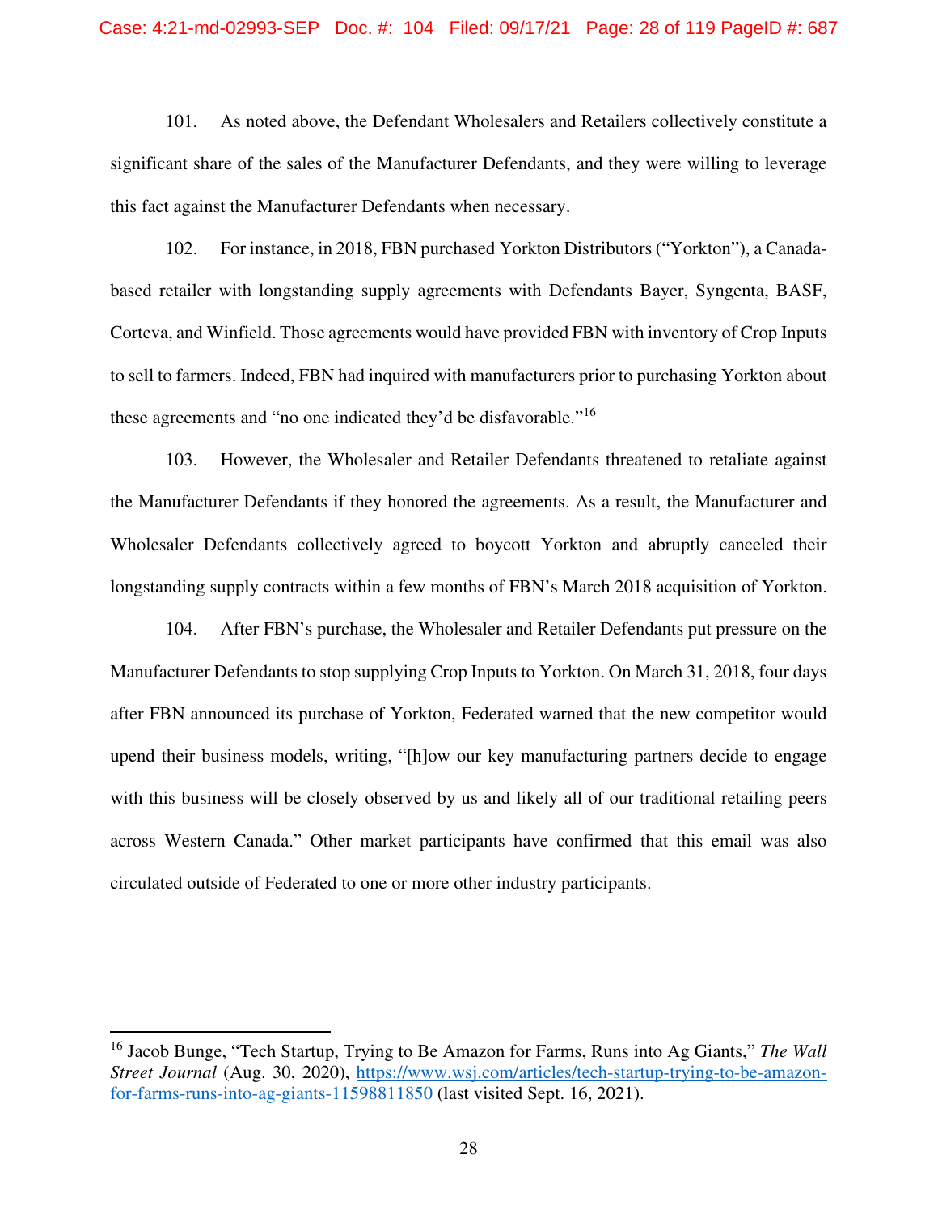101. As noted above, the Defendant Wholesalers and Retailers collectively constitute a significant share of the sales of the Manufacturer Defendants, and they were willing to leverage this fact against the Manufacturer Defendants when necessary.

102. For instance, in 2018, FBN purchased Yorkton Distributors ("Yorkton"), a Canada-based retailer with longstanding supply agreements with Defendants Bayer, Syngenta, BASF, Corteva, and Winfield. Those agreements would have provided FBN with inventory of Crop Inputs to sell to farmers. Indeed, FBN had inquired with manufacturers prior to purchasing Yorkton about these agreements and "no one indicated they'd be disfavorable."[16]

103. However, the Wholesaler and Retailer Defendants threatened to retaliate against the Manufacturer Defendants if they honored the agreements. As a result, the Manufacturer and Wholesaler Defendants collectively agreed to boycott Yorkton and abruptly canceled their longstanding supply contracts within a few months of FBN's March 2018 acquisition of Yorkton.

104. After FBN's purchase, the Wholesaler and Retailer Defendants put pressure on the Manufacturer Defendants to stop supplying Crop Inputs to Yorkton. On March 31, 2018, four days after FBN announced its purchase of Yorkton, Federated warned that the new competitor would upend their business models, writing, "[h]ow our key manufacturing partners decide to engage with this business will be closely observed by us and likely all of our traditional retailing peers across Western Canada." Other market participants have confirmed that this email was also circulated outside of Federated to one or more other industry participants.

---

[16] Jacob Bunge, "Tech Startup, Trying to Be Amazon for Farms, Runs into Ag Giants," *The Wall Street Journal* (Aug. 30, 2020), https://www.wsj.com/articles/tech-startup-trying-to-be-amazon-for-farms-runs-into-ag-giants-11598811850 (last visited Sept. 16, 2021).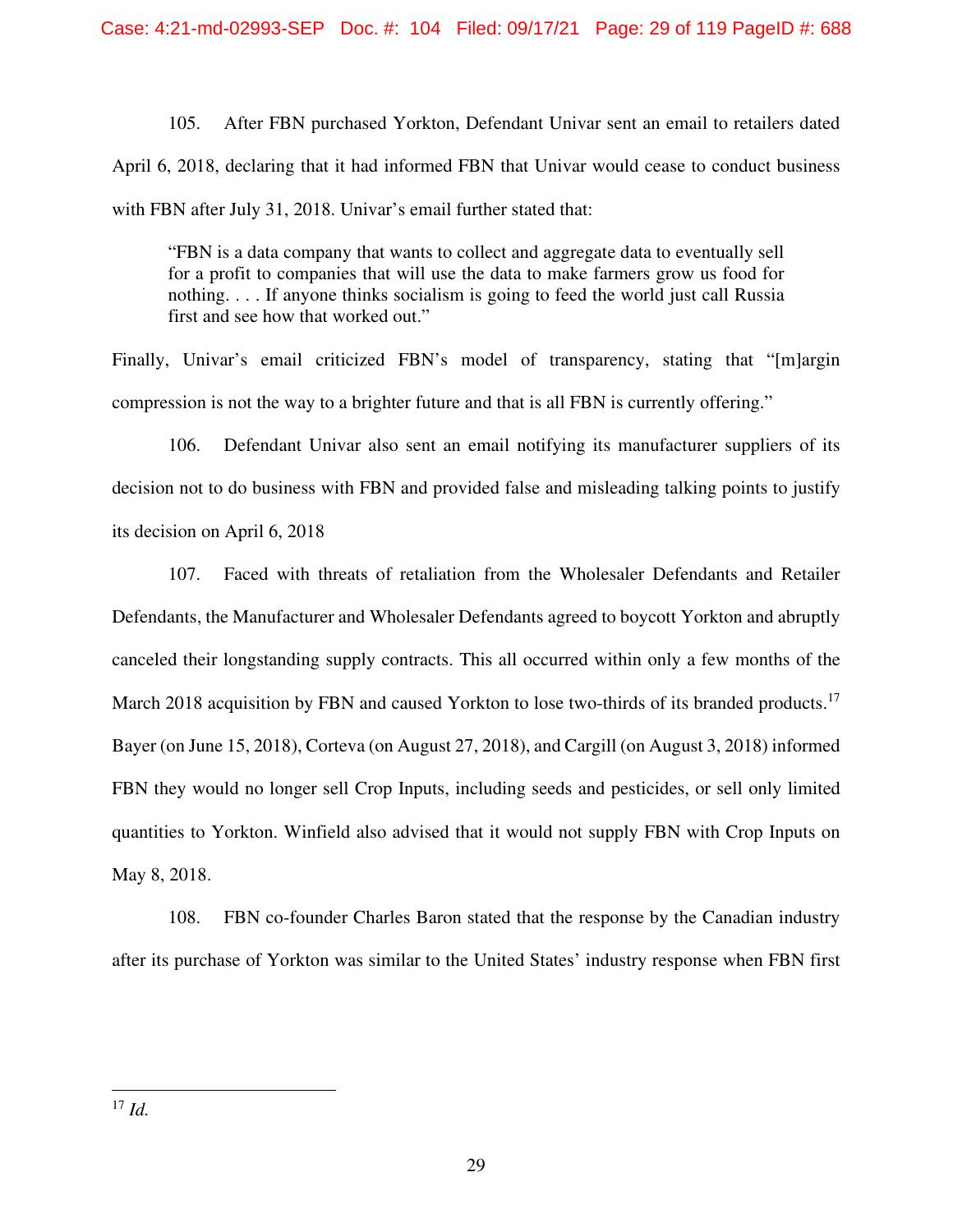105. After FBN purchased Yorkton, Defendant Univar sent an email to retailers dated April 6, 2018, declaring that it had informed FBN that Univar would cease to conduct business with FBN after July 31, 2018. Univar's email further stated that:

> "FBN is a data company that wants to collect and aggregate data to eventually sell for a profit to companies that will use the data to make farmers grow us food for nothing. . . . If anyone thinks socialism is going to feed the world just call Russia first and see how that worked out."

Finally, Univar's email criticized FBN's model of transparency, stating that "[m]argin compression is not the way to a brighter future and that is all FBN is currently offering."

106. Defendant Univar also sent an email notifying its manufacturer suppliers of its decision not to do business with FBN and provided false and misleading talking points to justify its decision on April 6, 2018

107. Faced with threats of retaliation from the Wholesaler Defendants and Retailer Defendants, the Manufacturer and Wholesaler Defendants agreed to boycott Yorkton and abruptly canceled their longstanding supply contracts. This all occurred within only a few months of the March 2018 acquisition by FBN and caused Yorkton to lose two-thirds of its branded products.[17] Bayer (on June 15, 2018), Corteva (on August 27, 2018), and Cargill (on August 3, 2018) informed FBN they would no longer sell Crop Inputs, including seeds and pesticides, or sell only limited quantities to Yorkton. Winfield also advised that it would not supply FBN with Crop Inputs on May 8, 2018.

108. FBN co-founder Charles Baron stated that the response by the Canadian industry after its purchase of Yorkton was similar to the United States' industry response when FBN first

---

[17] *Id.*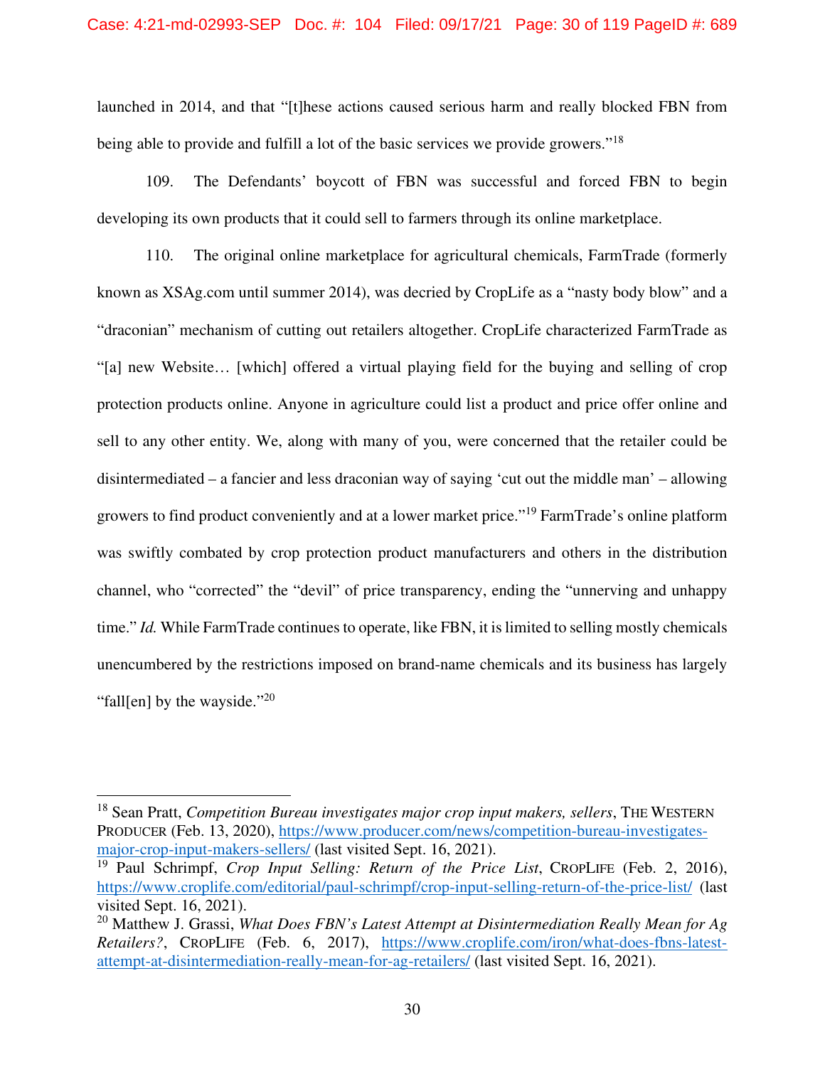launched in 2014, and that "[t]hese actions caused serious harm and really blocked FBN from being able to provide and fulfill a lot of the basic services we provide growers."[18]

109. The Defendants' boycott of FBN was successful and forced FBN to begin developing its own products that it could sell to farmers through its online marketplace.

110. The original online marketplace for agricultural chemicals, FarmTrade (formerly known as XSAg.com until summer 2014), was decried by CropLife as a "nasty body blow" and a "draconian" mechanism of cutting out retailers altogether. CropLife characterized FarmTrade as "[a] new Website… [which] offered a virtual playing field for the buying and selling of crop protection products online. Anyone in agriculture could list a product and price offer online and sell to any other entity. We, along with many of you, were concerned that the retailer could be disintermediated – a fancier and less draconian way of saying 'cut out the middle man' – allowing growers to find product conveniently and at a lower market price."[19] FarmTrade's online platform was swiftly combated by crop protection product manufacturers and others in the distribution channel, who "corrected" the "devil" of price transparency, ending the "unnerving and unhappy time." *Id.* While FarmTrade continues to operate, like FBN, it is limited to selling mostly chemicals unencumbered by the restrictions imposed on brand-name chemicals and its business has largely "fall[en] by the wayside."[20]

---

[18] Sean Pratt, *Competition Bureau investigates major crop input makers, sellers*, THE WESTERN PRODUCER (Feb. 13, 2020), https://www.producer.com/news/competition-bureau-investigates-major-crop-input-makers-sellers/ (last visited Sept. 16, 2021).

[19] Paul Schrimpf, *Crop Input Selling: Return of the Price List*, CROPLIFE (Feb. 2, 2016), https://www.croplife.com/editorial/paul-schrimpf/crop-input-selling-return-of-the-price-list/ (last visited Sept. 16, 2021).

[20] Matthew J. Grassi, *What Does FBN's Latest Attempt at Disintermediation Really Mean for Ag Retailers?*, CROPLIFE (Feb. 6, 2017), https://www.croplife.com/iron/what-does-fbns-latest-attempt-at-disintermediation-really-mean-for-ag-retailers/ (last visited Sept. 16, 2021).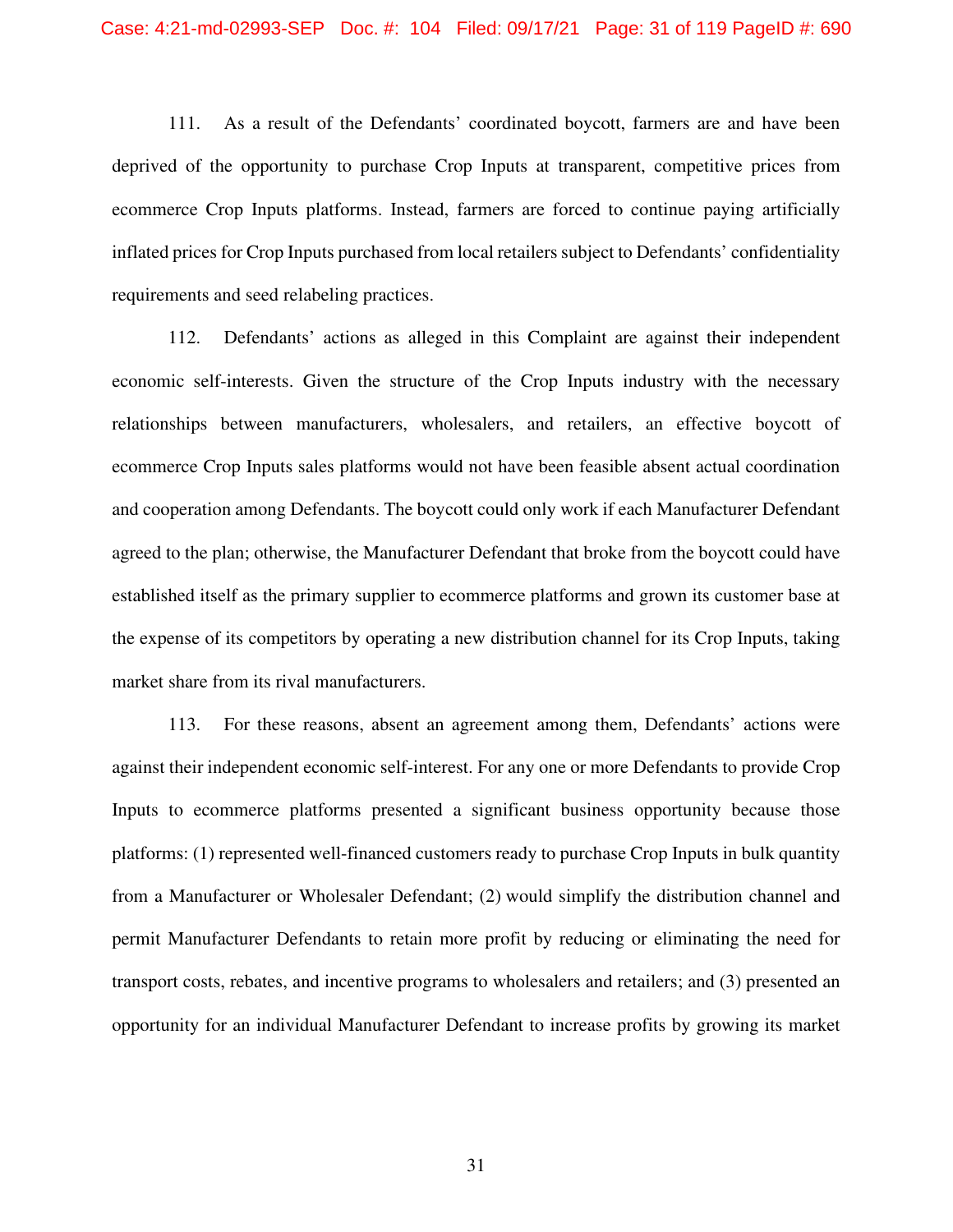111. As a result of the Defendants' coordinated boycott, farmers are and have been deprived of the opportunity to purchase Crop Inputs at transparent, competitive prices from ecommerce Crop Inputs platforms. Instead, farmers are forced to continue paying artificially inflated prices for Crop Inputs purchased from local retailers subject to Defendants' confidentiality requirements and seed relabeling practices.

112. Defendants' actions as alleged in this Complaint are against their independent economic self-interests. Given the structure of the Crop Inputs industry with the necessary relationships between manufacturers, wholesalers, and retailers, an effective boycott of ecommerce Crop Inputs sales platforms would not have been feasible absent actual coordination and cooperation among Defendants. The boycott could only work if each Manufacturer Defendant agreed to the plan; otherwise, the Manufacturer Defendant that broke from the boycott could have established itself as the primary supplier to ecommerce platforms and grown its customer base at the expense of its competitors by operating a new distribution channel for its Crop Inputs, taking market share from its rival manufacturers.

113. For these reasons, absent an agreement among them, Defendants' actions were against their independent economic self-interest. For any one or more Defendants to provide Crop Inputs to ecommerce platforms presented a significant business opportunity because those platforms: (1) represented well-financed customers ready to purchase Crop Inputs in bulk quantity from a Manufacturer or Wholesaler Defendant; (2) would simplify the distribution channel and permit Manufacturer Defendants to retain more profit by reducing or eliminating the need for transport costs, rebates, and incentive programs to wholesalers and retailers; and (3) presented an opportunity for an individual Manufacturer Defendant to increase profits by growing its market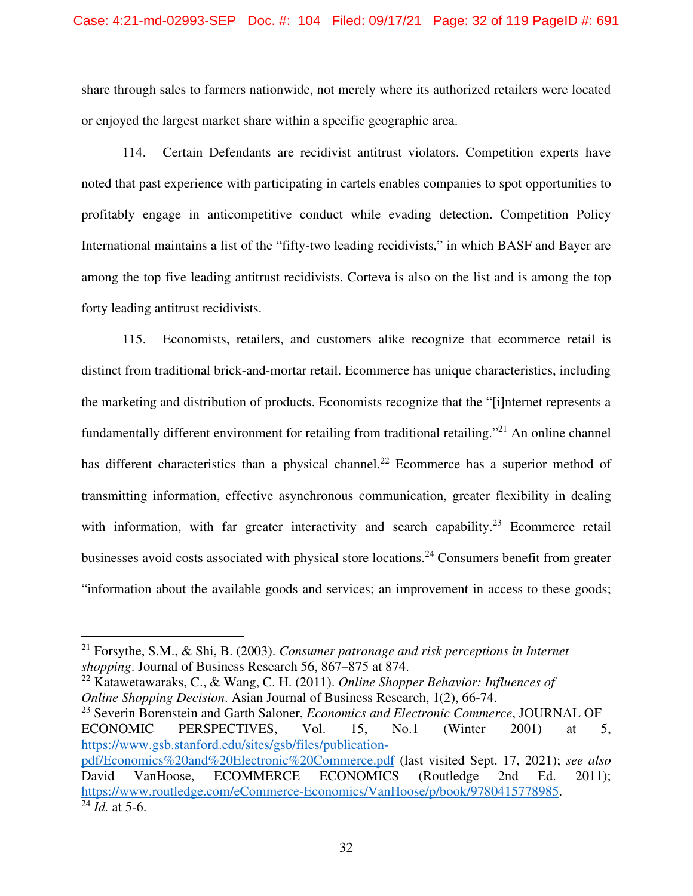share through sales to farmers nationwide, not merely where its authorized retailers were located or enjoyed the largest market share within a specific geographic area.

114. Certain Defendants are recidivist antitrust violators. Competition experts have noted that past experience with participating in cartels enables companies to spot opportunities to profitably engage in anticompetitive conduct while evading detection. Competition Policy International maintains a list of the "fifty-two leading recidivists," in which BASF and Bayer are among the top five leading antitrust recidivists. Corteva is also on the list and is among the top forty leading antitrust recidivists.

115. Economists, retailers, and customers alike recognize that ecommerce retail is distinct from traditional brick-and-mortar retail. Ecommerce has unique characteristics, including the marketing and distribution of products. Economists recognize that the "[i]nternet represents a fundamentally different environment for retailing from traditional retailing."[21] An online channel has different characteristics than a physical channel.[22] Ecommerce has a superior method of transmitting information, effective asynchronous communication, greater flexibility in dealing with information, with far greater interactivity and search capability.[23] Ecommerce retail businesses avoid costs associated with physical store locations.[24] Consumers benefit from greater "information about the available goods and services; an improvement in access to these goods;

---

[21] Forsythe, S.M., & Shi, B. (2003). *Consumer patronage and risk perceptions in Internet shopping*. Journal of Business Research 56, 867–875 at 874.

[22] Katawetawaraks, C., & Wang, C. H. (2011). *Online Shopper Behavior: Influences of Online Shopping Decision*. Asian Journal of Business Research, 1(2), 66-74.

[23] Severin Borenstein and Garth Saloner, *Economics and Electronic Commerce*, JOURNAL OF ECONOMIC PERSPECTIVES, Vol. 15, No.1 (Winter 2001) at 5, https://www.gsb.stanford.edu/sites/gsb/files/publication-pdf/Economics%20and%20Electronic%20Commerce.pdf (last visited Sept. 17, 2021); *see also* David VanHoose, ECOMMERCE ECONOMICS (Routledge 2nd Ed. 2011); https://www.routledge.com/eCommerce-Economics/VanHoose/p/book/9780415778985.

[24] *Id.* at 5-6.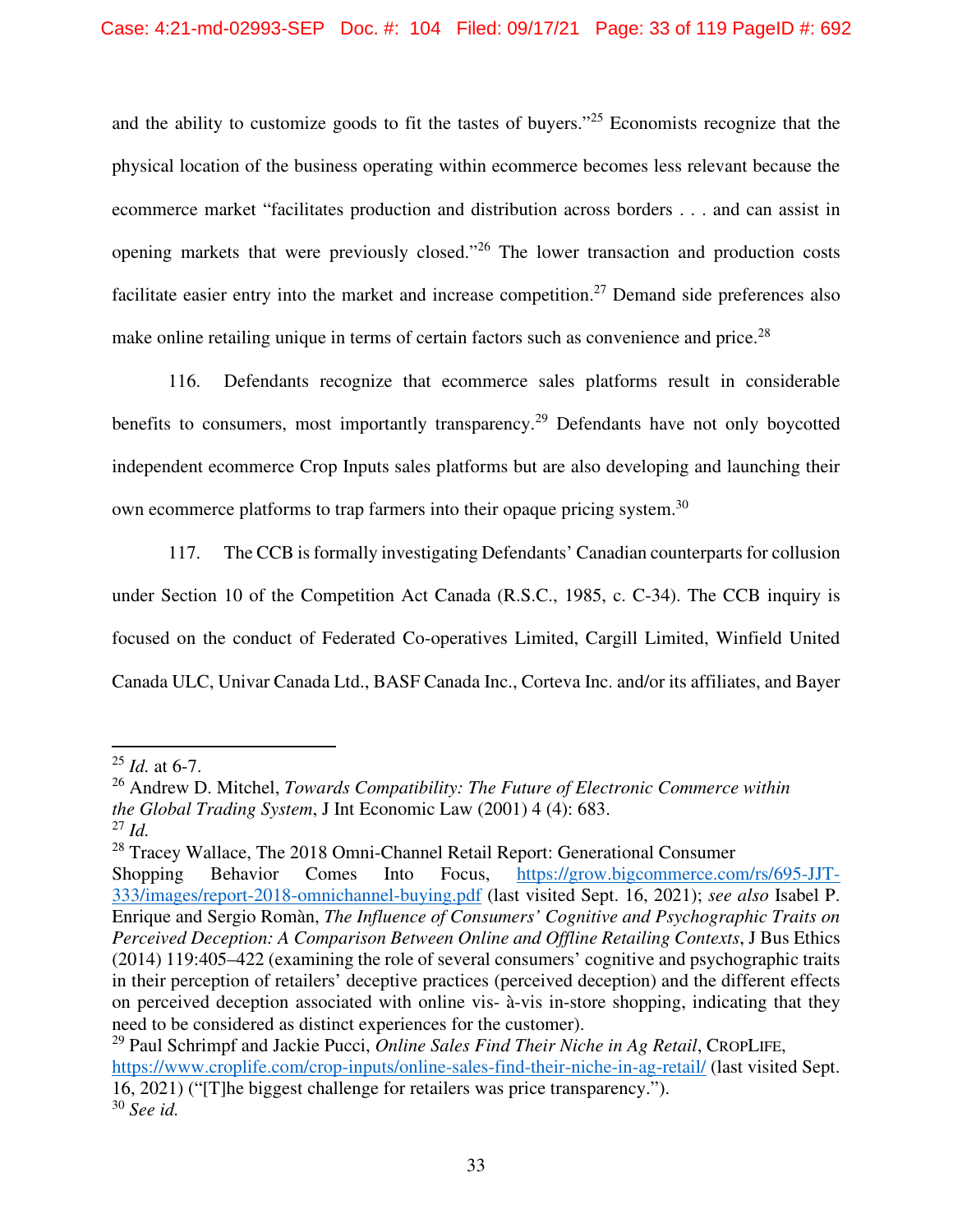and the ability to customize goods to fit the tastes of buyers."[25] Economists recognize that the physical location of the business operating within ecommerce becomes less relevant because the ecommerce market "facilitates production and distribution across borders . . . and can assist in opening markets that were previously closed."[26] The lower transaction and production costs facilitate easier entry into the market and increase competition.[27] Demand side preferences also make online retailing unique in terms of certain factors such as convenience and price.[28]

116. Defendants recognize that ecommerce sales platforms result in considerable benefits to consumers, most importantly transparency.[29] Defendants have not only boycotted independent ecommerce Crop Inputs sales platforms but are also developing and launching their own ecommerce platforms to trap farmers into their opaque pricing system.[30]

117. The CCB is formally investigating Defendants' Canadian counterparts for collusion under Section 10 of the Competition Act Canada (R.S.C., 1985, c. C-34). The CCB inquiry is focused on the conduct of Federated Co-operatives Limited, Cargill Limited, Winfield United Canada ULC, Univar Canada Ltd., BASF Canada Inc., Corteva Inc. and/or its affiliates, and Bayer

---

[25] *Id.* at 6-7.

[26] Andrew D. Mitchel, *Towards Compatibility: The Future of Electronic Commerce within the Global Trading System*, J Int Economic Law (2001) 4 (4): 683.

[27] *Id.*

[28] Tracey Wallace, The 2018 Omni-Channel Retail Report: Generational Consumer Shopping Behavior Comes Into Focus, https://grow.bigcommerce.com/rs/695-JJT-333/images/report-2018-omnichannel-buying.pdf (last visited Sept. 16, 2021); *see also* Isabel P. Enrique and Sergio Romàn, *The Influence of Consumers' Cognitive and Psychographic Traits on Perceived Deception: A Comparison Between Online and Offline Retailing Contexts*, J Bus Ethics (2014) 119:405–422 (examining the role of several consumers' cognitive and psychographic traits in their perception of retailers' deceptive practices (perceived deception) and the different effects on perceived deception associated with online vis- à-vis in-store shopping, indicating that they need to be considered as distinct experiences for the customer).

[29] Paul Schrimpf and Jackie Pucci, *Online Sales Find Their Niche in Ag Retail*, CROPLIFE, https://www.croplife.com/crop-inputs/online-sales-find-their-niche-in-ag-retail/ (last visited Sept. 16, 2021) ("[T]he biggest challenge for retailers was price transparency.").

[30] *See id.*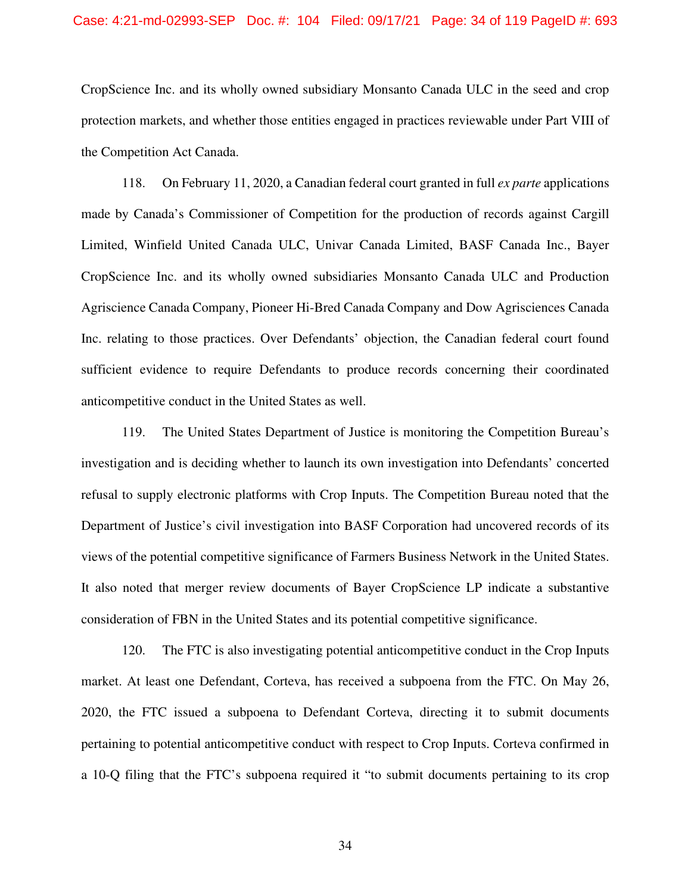CropScience Inc. and its wholly owned subsidiary Monsanto Canada ULC in the seed and crop protection markets, and whether those entities engaged in practices reviewable under Part VIII of the Competition Act Canada.

118. On February 11, 2020, a Canadian federal court granted in full *ex parte* applications made by Canada's Commissioner of Competition for the production of records against Cargill Limited, Winfield United Canada ULC, Univar Canada Limited, BASF Canada Inc., Bayer CropScience Inc. and its wholly owned subsidiaries Monsanto Canada ULC and Production Agriscience Canada Company, Pioneer Hi-Bred Canada Company and Dow Agrisciences Canada Inc. relating to those practices. Over Defendants' objection, the Canadian federal court found sufficient evidence to require Defendants to produce records concerning their coordinated anticompetitive conduct in the United States as well.

119. The United States Department of Justice is monitoring the Competition Bureau's investigation and is deciding whether to launch its own investigation into Defendants' concerted refusal to supply electronic platforms with Crop Inputs. The Competition Bureau noted that the Department of Justice's civil investigation into BASF Corporation had uncovered records of its views of the potential competitive significance of Farmers Business Network in the United States. It also noted that merger review documents of Bayer CropScience LP indicate a substantive consideration of FBN in the United States and its potential competitive significance.

120. The FTC is also investigating potential anticompetitive conduct in the Crop Inputs market. At least one Defendant, Corteva, has received a subpoena from the FTC. On May 26, 2020, the FTC issued a subpoena to Defendant Corteva, directing it to submit documents pertaining to potential anticompetitive conduct with respect to Crop Inputs. Corteva confirmed in a 10-Q filing that the FTC's subpoena required it "to submit documents pertaining to its crop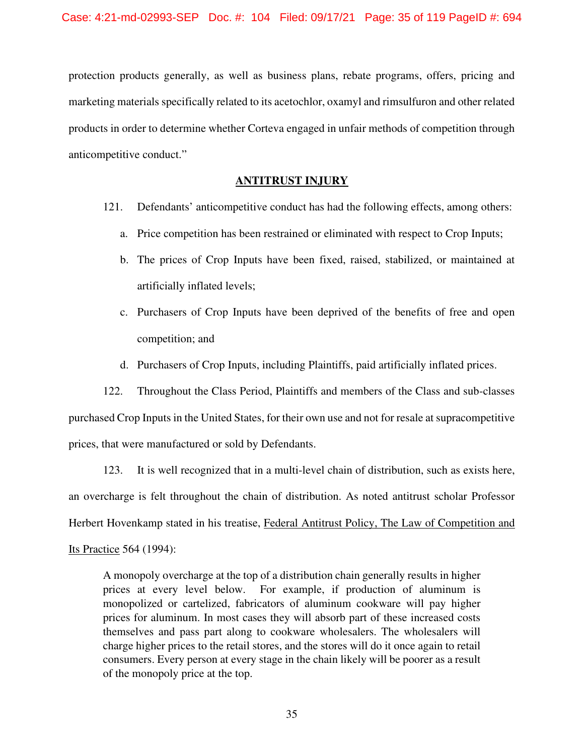protection products generally, as well as business plans, rebate programs, offers, pricing and marketing materials specifically related to its acetochlor, oxamyl and rimsulfuron and other related products in order to determine whether Corteva engaged in unfair methods of competition through anticompetitive conduct."

## ANTITRUST INJURY

121. Defendants' anticompetitive conduct has had the following effects, among others:

a. Price competition has been restrained or eliminated with respect to Crop Inputs;

b. The prices of Crop Inputs have been fixed, raised, stabilized, or maintained at artificially inflated levels;

c. Purchasers of Crop Inputs have been deprived of the benefits of free and open competition; and

d. Purchasers of Crop Inputs, including Plaintiffs, paid artificially inflated prices.

122. Throughout the Class Period, Plaintiffs and members of the Class and sub-classes purchased Crop Inputs in the United States, for their own use and not for resale at supracompetitive prices, that were manufactured or sold by Defendants.

123. It is well recognized that in a multi-level chain of distribution, such as exists here, an overcharge is felt throughout the chain of distribution. As noted antitrust scholar Professor Herbert Hovenkamp stated in his treatise, Federal Antitrust Policy, The Law of Competition and Its Practice 564 (1994):

> A monopoly overcharge at the top of a distribution chain generally results in higher prices at every level below. For example, if production of aluminum is monopolized or cartelized, fabricators of aluminum cookware will pay higher prices for aluminum. In most cases they will absorb part of these increased costs themselves and pass part along to cookware wholesalers. The wholesalers will charge higher prices to the retail stores, and the stores will do it once again to retail consumers. Every person at every stage in the chain likely will be poorer as a result of the monopoly price at the top.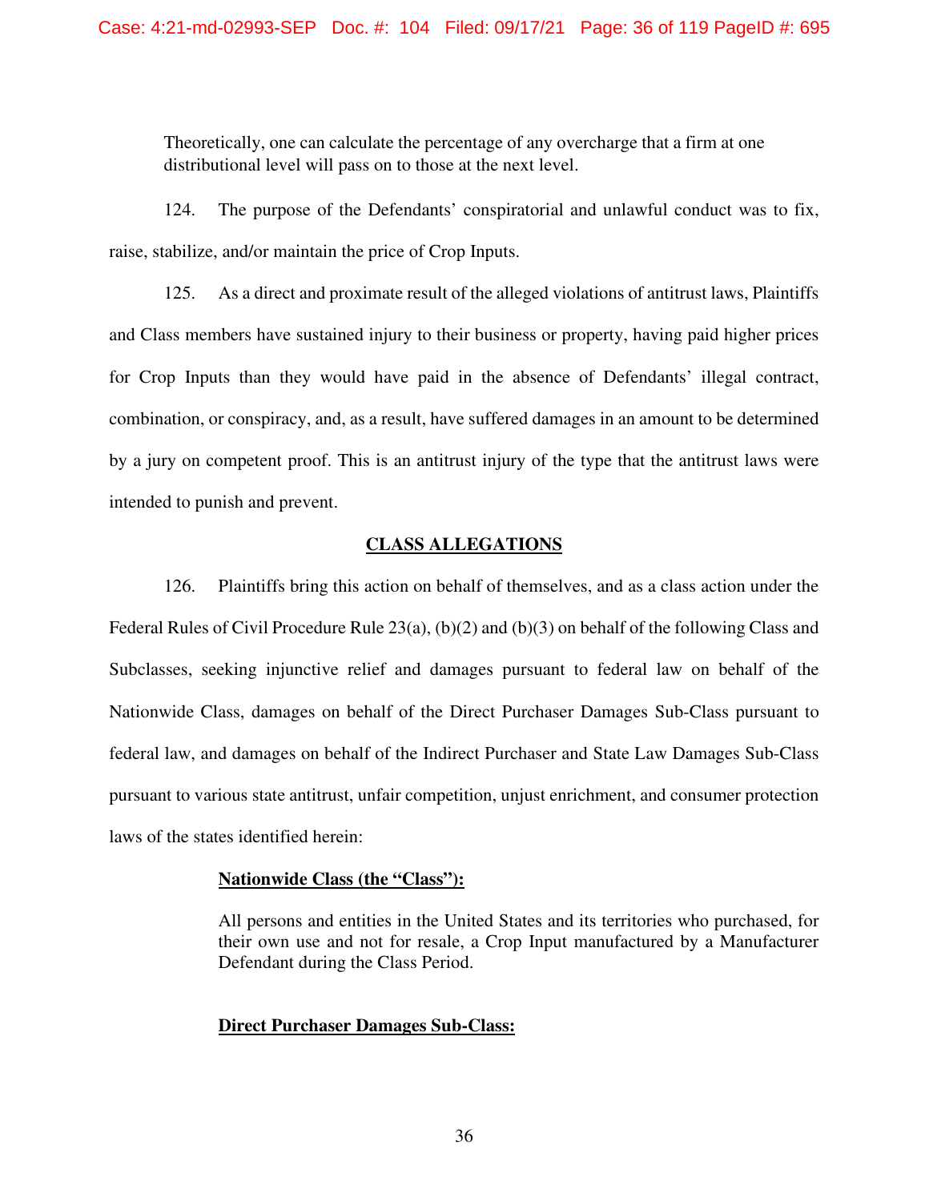> Theoretically, one can calculate the percentage of any overcharge that a firm at one distributional level will pass on to those at the next level.

124. The purpose of the Defendants' conspiratorial and unlawful conduct was to fix, raise, stabilize, and/or maintain the price of Crop Inputs.

125. As a direct and proximate result of the alleged violations of antitrust laws, Plaintiffs and Class members have sustained injury to their business or property, having paid higher prices for Crop Inputs than they would have paid in the absence of Defendants' illegal contract, combination, or conspiracy, and, as a result, have suffered damages in an amount to be determined by a jury on competent proof. This is an antitrust injury of the type that the antitrust laws were intended to punish and prevent.

## CLASS ALLEGATIONS

126. Plaintiffs bring this action on behalf of themselves, and as a class action under the Federal Rules of Civil Procedure Rule 23(a), (b)(2) and (b)(3) on behalf of the following Class and Subclasses, seeking injunctive relief and damages pursuant to federal law on behalf of the Nationwide Class, damages on behalf of the Direct Purchaser Damages Sub-Class pursuant to federal law, and damages on behalf of the Indirect Purchaser and State Law Damages Sub-Class pursuant to various state antitrust, unfair competition, unjust enrichment, and consumer protection laws of the states identified herein:

> **Nationwide Class (the "Class"):**
>
> All persons and entities in the United States and its territories who purchased, for their own use and not for resale, a Crop Input manufactured by a Manufacturer Defendant during the Class Period.
>
> **Direct Purchaser Damages Sub-Class:**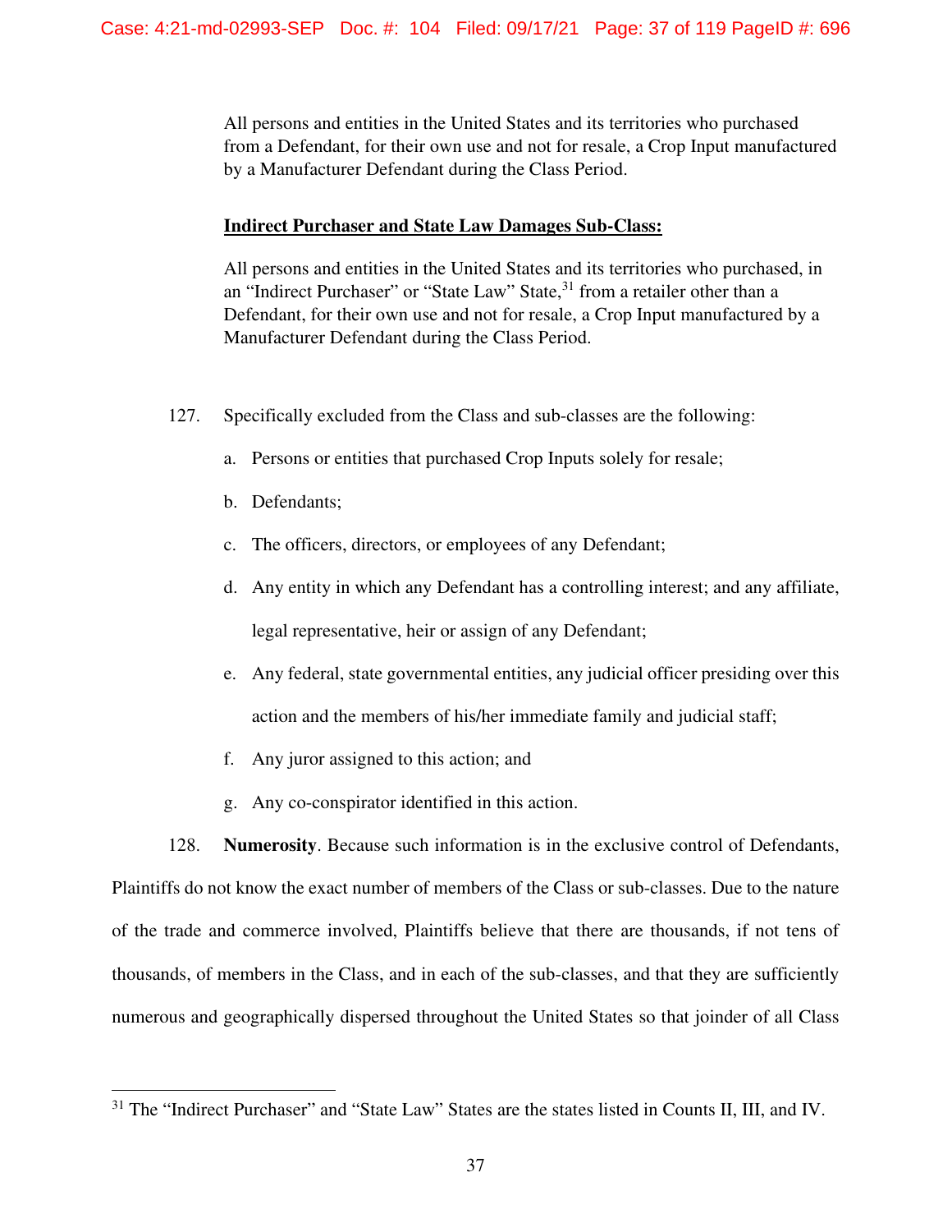All persons and entities in the United States and its territories who purchased from a Defendant, for their own use and not for resale, a Crop Input manufactured by a Manufacturer Defendant during the Class Period.

**Indirect Purchaser and State Law Damages Sub-Class:**

All persons and entities in the United States and its territories who purchased, in an "Indirect Purchaser" or "State Law" State,[31] from a retailer other than a Defendant, for their own use and not for resale, a Crop Input manufactured by a Manufacturer Defendant during the Class Period.

127. Specifically excluded from the Class and sub-classes are the following:

a. Persons or entities that purchased Crop Inputs solely for resale;

b. Defendants;

c. The officers, directors, or employees of any Defendant;

d. Any entity in which any Defendant has a controlling interest; and any affiliate, legal representative, heir or assign of any Defendant;

e. Any federal, state governmental entities, any judicial officer presiding over this action and the members of his/her immediate family and judicial staff;

f. Any juror assigned to this action; and

g. Any co-conspirator identified in this action.

128. **Numerosity**. Because such information is in the exclusive control of Defendants, Plaintiffs do not know the exact number of members of the Class or sub-classes. Due to the nature of the trade and commerce involved, Plaintiffs believe that there are thousands, if not tens of thousands, of members in the Class, and in each of the sub-classes, and that they are sufficiently numerous and geographically dispersed throughout the United States so that joinder of all Class

[31] The "Indirect Purchaser" and "State Law" States are the states listed in Counts II, III, and IV.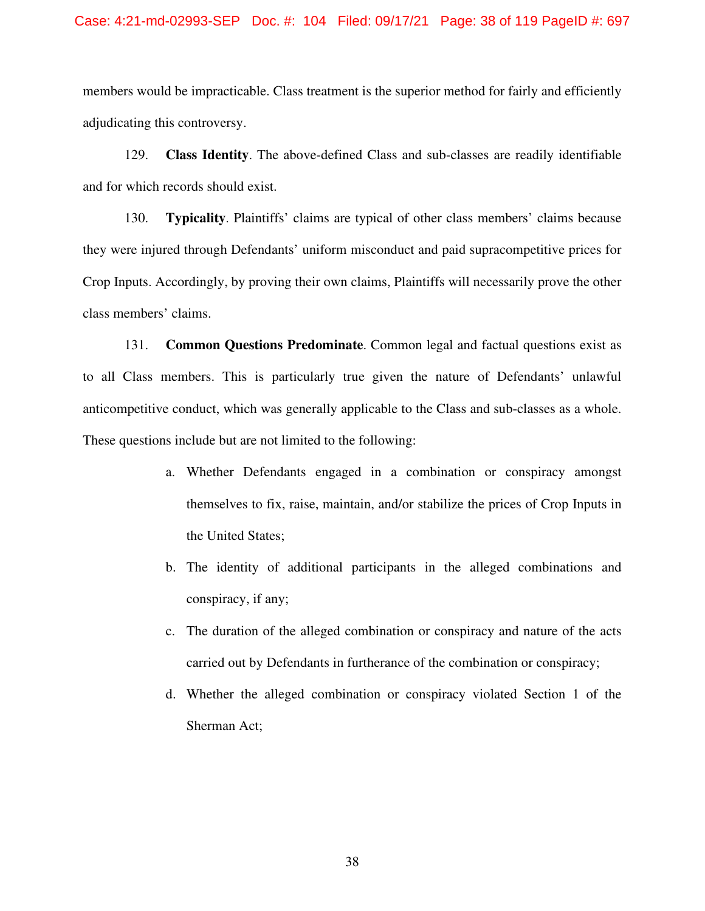members would be impracticable. Class treatment is the superior method for fairly and efficiently adjudicating this controversy.

129. **Class Identity**. The above-defined Class and sub-classes are readily identifiable and for which records should exist.

130. **Typicality**. Plaintiffs' claims are typical of other class members' claims because they were injured through Defendants' uniform misconduct and paid supracompetitive prices for Crop Inputs. Accordingly, by proving their own claims, Plaintiffs will necessarily prove the other class members' claims.

131. **Common Questions Predominate**. Common legal and factual questions exist as to all Class members. This is particularly true given the nature of Defendants' unlawful anticompetitive conduct, which was generally applicable to the Class and sub-classes as a whole. These questions include but are not limited to the following:

a. Whether Defendants engaged in a combination or conspiracy amongst themselves to fix, raise, maintain, and/or stabilize the prices of Crop Inputs in the United States;

b. The identity of additional participants in the alleged combinations and conspiracy, if any;

c. The duration of the alleged combination or conspiracy and nature of the acts carried out by Defendants in furtherance of the combination or conspiracy;

d. Whether the alleged combination or conspiracy violated Section 1 of the Sherman Act;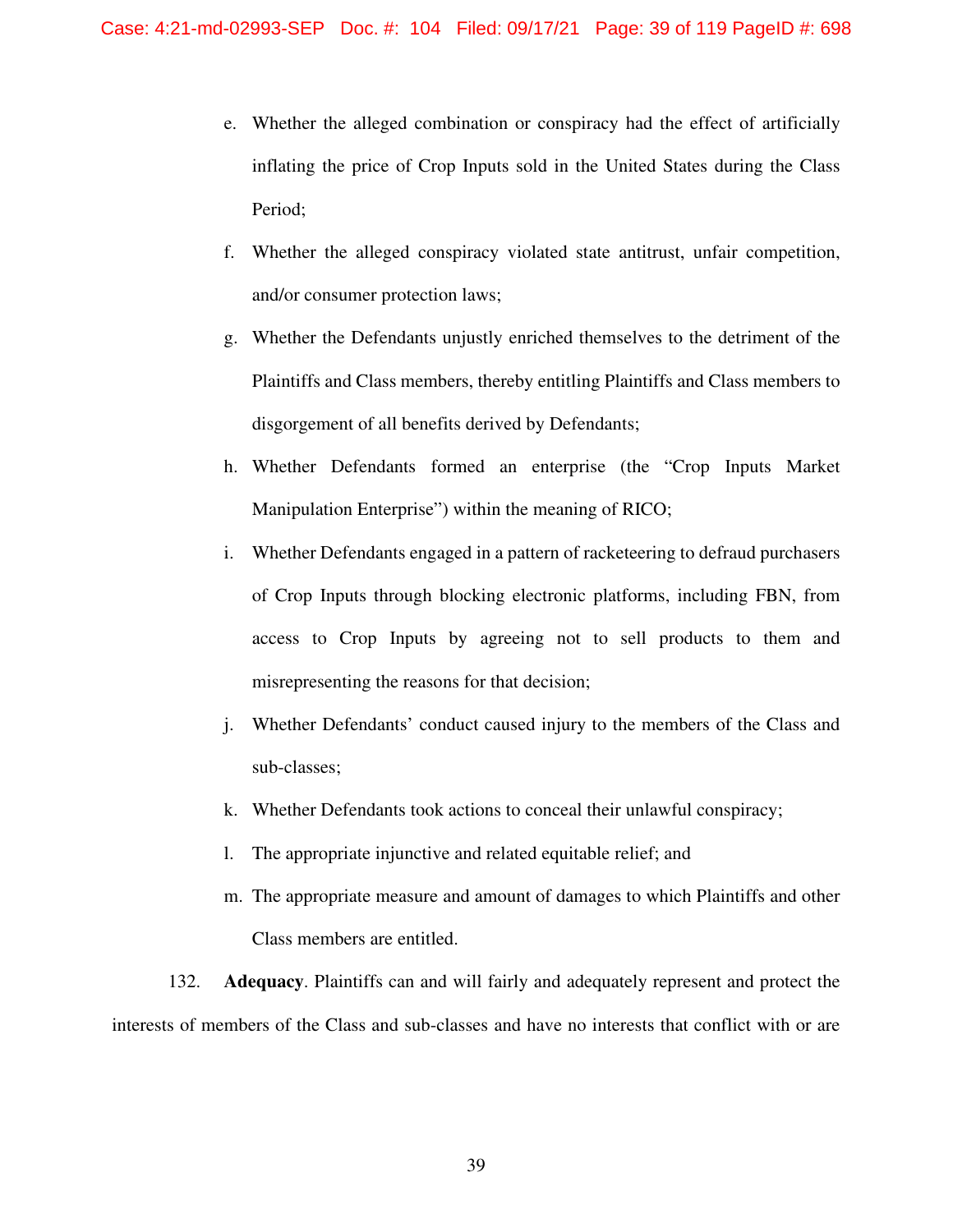e. Whether the alleged combination or conspiracy had the effect of artificially inflating the price of Crop Inputs sold in the United States during the Class Period;

f. Whether the alleged conspiracy violated state antitrust, unfair competition, and/or consumer protection laws;

g. Whether the Defendants unjustly enriched themselves to the detriment of the Plaintiffs and Class members, thereby entitling Plaintiffs and Class members to disgorgement of all benefits derived by Defendants;

h. Whether Defendants formed an enterprise (the "Crop Inputs Market Manipulation Enterprise") within the meaning of RICO;

i. Whether Defendants engaged in a pattern of racketeering to defraud purchasers of Crop Inputs through blocking electronic platforms, including FBN, from access to Crop Inputs by agreeing not to sell products to them and misrepresenting the reasons for that decision;

j. Whether Defendants' conduct caused injury to the members of the Class and sub-classes;

k. Whether Defendants took actions to conceal their unlawful conspiracy;

l. The appropriate injunctive and related equitable relief; and

m. The appropriate measure and amount of damages to which Plaintiffs and other Class members are entitled.

132. **Adequacy**. Plaintiffs can and will fairly and adequately represent and protect the interests of members of the Class and sub-classes and have no interests that conflict with or are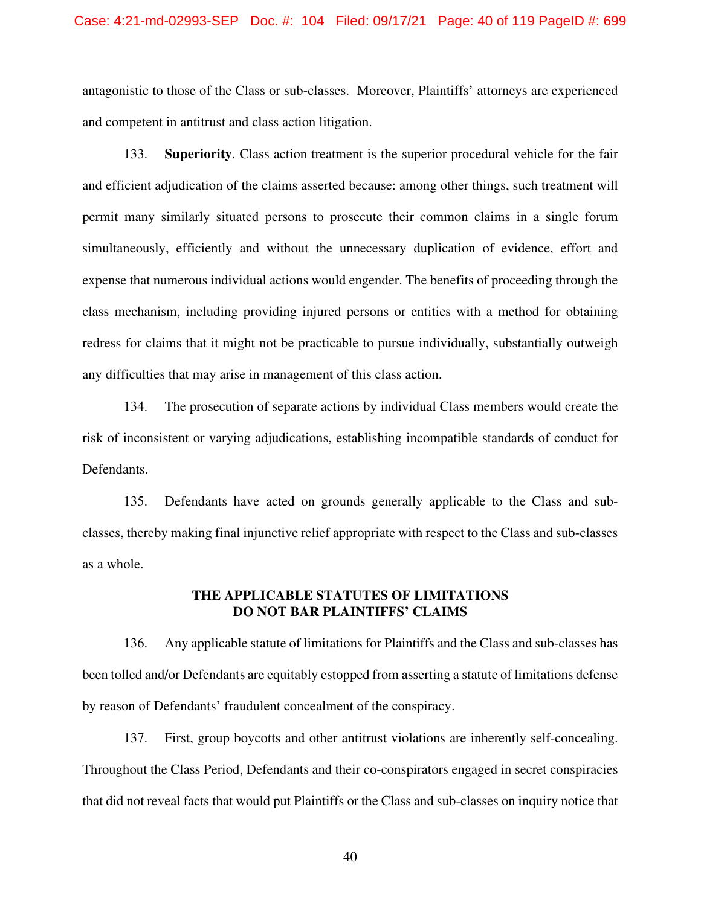antagonistic to those of the Class or sub-classes. Moreover, Plaintiffs' attorneys are experienced and competent in antitrust and class action litigation.

133. **Superiority**. Class action treatment is the superior procedural vehicle for the fair and efficient adjudication of the claims asserted because: among other things, such treatment will permit many similarly situated persons to prosecute their common claims in a single forum simultaneously, efficiently and without the unnecessary duplication of evidence, effort and expense that numerous individual actions would engender. The benefits of proceeding through the class mechanism, including providing injured persons or entities with a method for obtaining redress for claims that it might not be practicable to pursue individually, substantially outweigh any difficulties that may arise in management of this class action.

134. The prosecution of separate actions by individual Class members would create the risk of inconsistent or varying adjudications, establishing incompatible standards of conduct for Defendants.

135. Defendants have acted on grounds generally applicable to the Class and sub-classes, thereby making final injunctive relief appropriate with respect to the Class and sub-classes as a whole.

## THE APPLICABLE STATUTES OF LIMITATIONS DO NOT BAR PLAINTIFFS' CLAIMS

136. Any applicable statute of limitations for Plaintiffs and the Class and sub-classes has been tolled and/or Defendants are equitably estopped from asserting a statute of limitations defense by reason of Defendants' fraudulent concealment of the conspiracy.

137. First, group boycotts and other antitrust violations are inherently self-concealing. Throughout the Class Period, Defendants and their co-conspirators engaged in secret conspiracies that did not reveal facts that would put Plaintiffs or the Class and sub-classes on inquiry notice that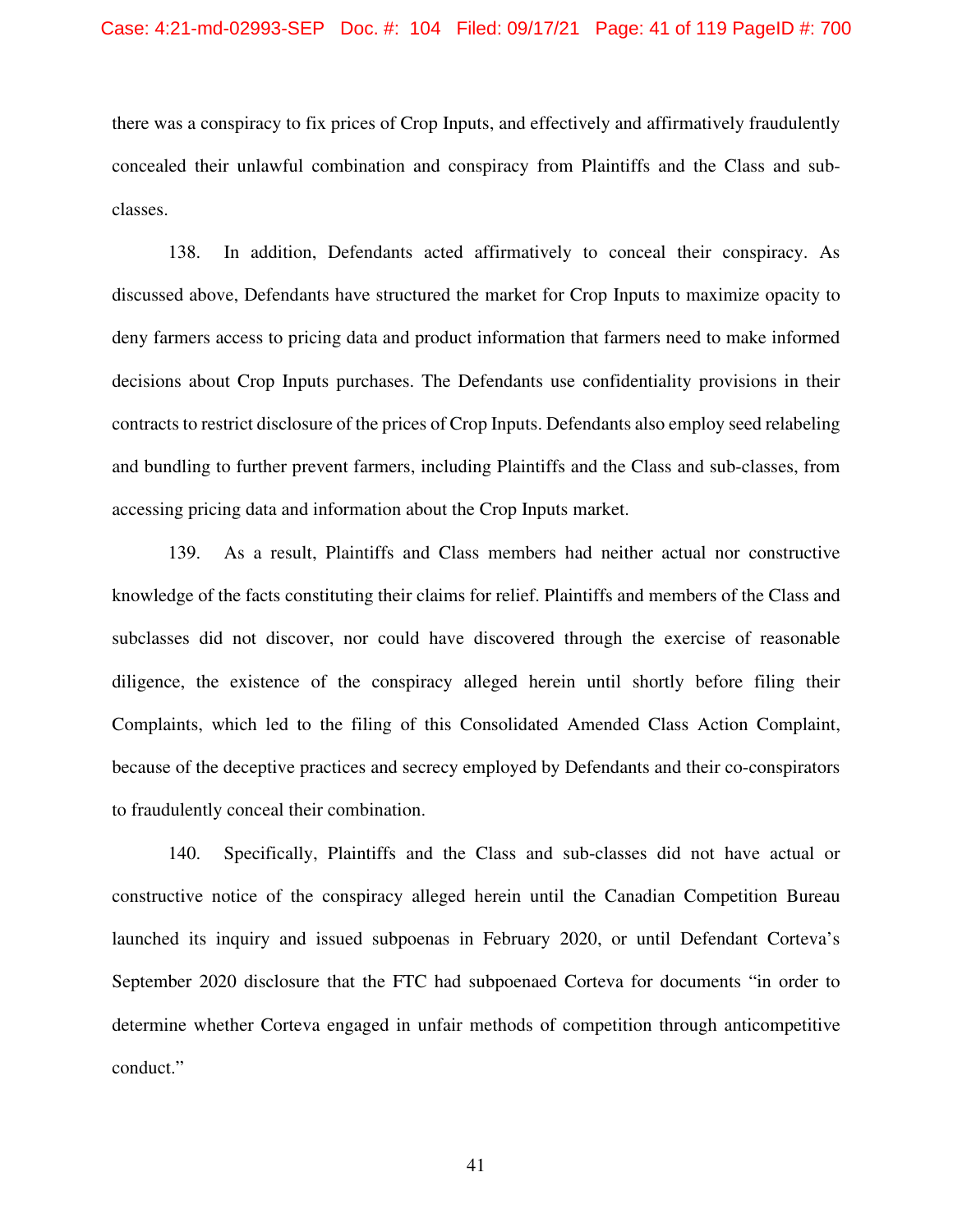there was a conspiracy to fix prices of Crop Inputs, and effectively and affirmatively fraudulently concealed their unlawful combination and conspiracy from Plaintiffs and the Class and sub-classes.

138. In addition, Defendants acted affirmatively to conceal their conspiracy. As discussed above, Defendants have structured the market for Crop Inputs to maximize opacity to deny farmers access to pricing data and product information that farmers need to make informed decisions about Crop Inputs purchases. The Defendants use confidentiality provisions in their contracts to restrict disclosure of the prices of Crop Inputs. Defendants also employ seed relabeling and bundling to further prevent farmers, including Plaintiffs and the Class and sub-classes, from accessing pricing data and information about the Crop Inputs market.

139. As a result, Plaintiffs and Class members had neither actual nor constructive knowledge of the facts constituting their claims for relief. Plaintiffs and members of the Class and subclasses did not discover, nor could have discovered through the exercise of reasonable diligence, the existence of the conspiracy alleged herein until shortly before filing their Complaints, which led to the filing of this Consolidated Amended Class Action Complaint, because of the deceptive practices and secrecy employed by Defendants and their co-conspirators to fraudulently conceal their combination.

140. Specifically, Plaintiffs and the Class and sub-classes did not have actual or constructive notice of the conspiracy alleged herein until the Canadian Competition Bureau launched its inquiry and issued subpoenas in February 2020, or until Defendant Corteva's September 2020 disclosure that the FTC had subpoenaed Corteva for documents "in order to determine whether Corteva engaged in unfair methods of competition through anticompetitive conduct."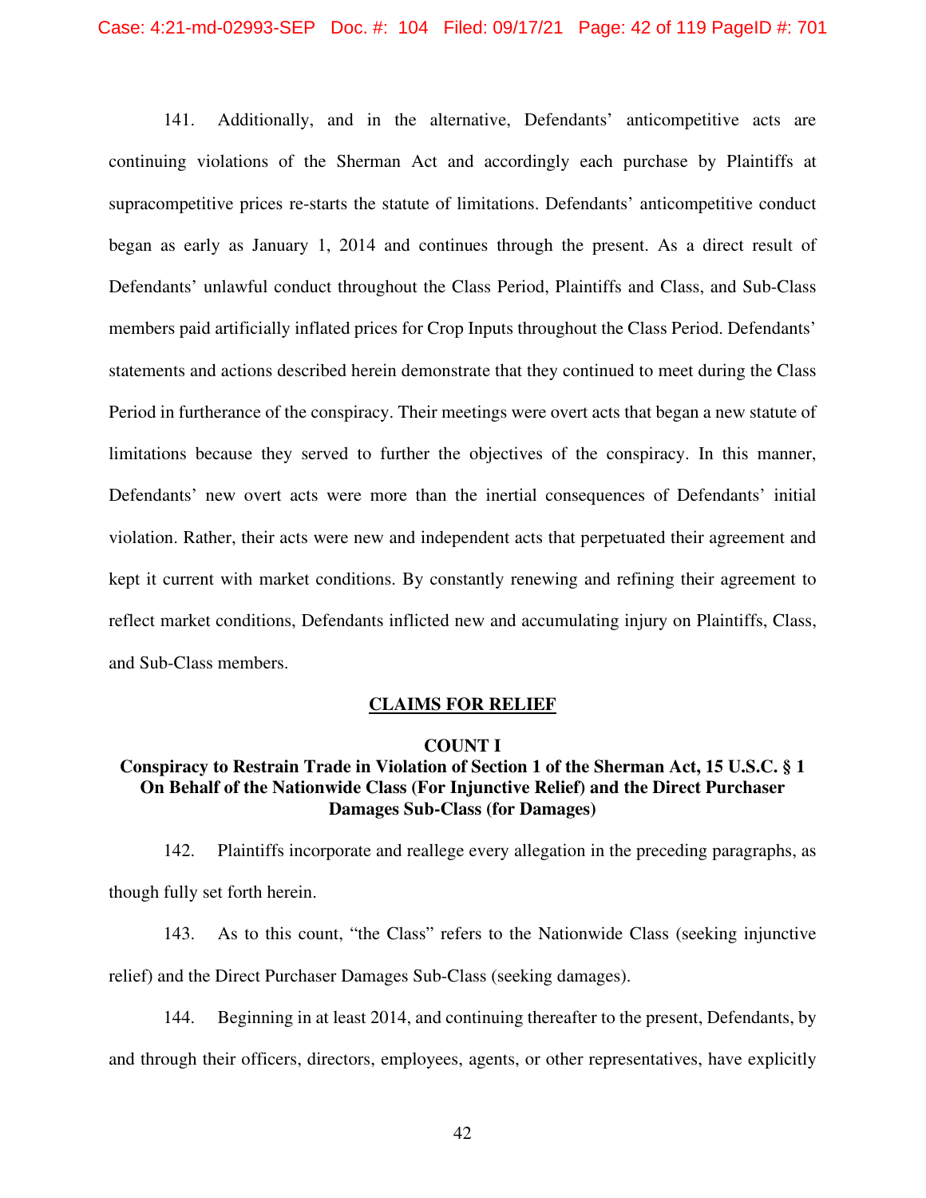141. Additionally, and in the alternative, Defendants' anticompetitive acts are continuing violations of the Sherman Act and accordingly each purchase by Plaintiffs at supracompetitive prices re-starts the statute of limitations. Defendants' anticompetitive conduct began as early as January 1, 2014 and continues through the present. As a direct result of Defendants' unlawful conduct throughout the Class Period, Plaintiffs and Class, and Sub-Class members paid artificially inflated prices for Crop Inputs throughout the Class Period. Defendants' statements and actions described herein demonstrate that they continued to meet during the Class Period in furtherance of the conspiracy. Their meetings were overt acts that began a new statute of limitations because they served to further the objectives of the conspiracy. In this manner, Defendants' new overt acts were more than the inertial consequences of Defendants' initial violation. Rather, their acts were new and independent acts that perpetuated their agreement and kept it current with market conditions. By constantly renewing and refining their agreement to reflect market conditions, Defendants inflicted new and accumulating injury on Plaintiffs, Class, and Sub-Class members.

## CLAIMS FOR RELIEF

### COUNT I

### Conspiracy to Restrain Trade in Violation of Section 1 of the Sherman Act, 15 U.S.C. § 1 On Behalf of the Nationwide Class (For Injunctive Relief) and the Direct Purchaser Damages Sub-Class (for Damages)

142. Plaintiffs incorporate and reallege every allegation in the preceding paragraphs, as though fully set forth herein.

143. As to this count, "the Class" refers to the Nationwide Class (seeking injunctive relief) and the Direct Purchaser Damages Sub-Class (seeking damages).

144. Beginning in at least 2014, and continuing thereafter to the present, Defendants, by and through their officers, directors, employees, agents, or other representatives, have explicitly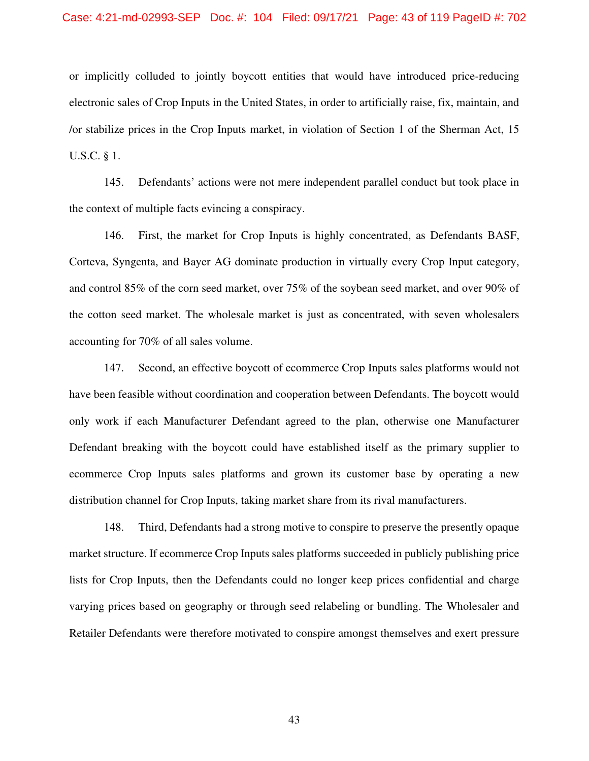or implicitly colluded to jointly boycott entities that would have introduced price-reducing electronic sales of Crop Inputs in the United States, in order to artificially raise, fix, maintain, and /or stabilize prices in the Crop Inputs market, in violation of Section 1 of the Sherman Act, 15 U.S.C. § 1.

145. Defendants' actions were not mere independent parallel conduct but took place in the context of multiple facts evincing a conspiracy.

146. First, the market for Crop Inputs is highly concentrated, as Defendants BASF, Corteva, Syngenta, and Bayer AG dominate production in virtually every Crop Input category, and control 85% of the corn seed market, over 75% of the soybean seed market, and over 90% of the cotton seed market. The wholesale market is just as concentrated, with seven wholesalers accounting for 70% of all sales volume.

147. Second, an effective boycott of ecommerce Crop Inputs sales platforms would not have been feasible without coordination and cooperation between Defendants. The boycott would only work if each Manufacturer Defendant agreed to the plan, otherwise one Manufacturer Defendant breaking with the boycott could have established itself as the primary supplier to ecommerce Crop Inputs sales platforms and grown its customer base by operating a new distribution channel for Crop Inputs, taking market share from its rival manufacturers.

148. Third, Defendants had a strong motive to conspire to preserve the presently opaque market structure. If ecommerce Crop Inputs sales platforms succeeded in publicly publishing price lists for Crop Inputs, then the Defendants could no longer keep prices confidential and charge varying prices based on geography or through seed relabeling or bundling. The Wholesaler and Retailer Defendants were therefore motivated to conspire amongst themselves and exert pressure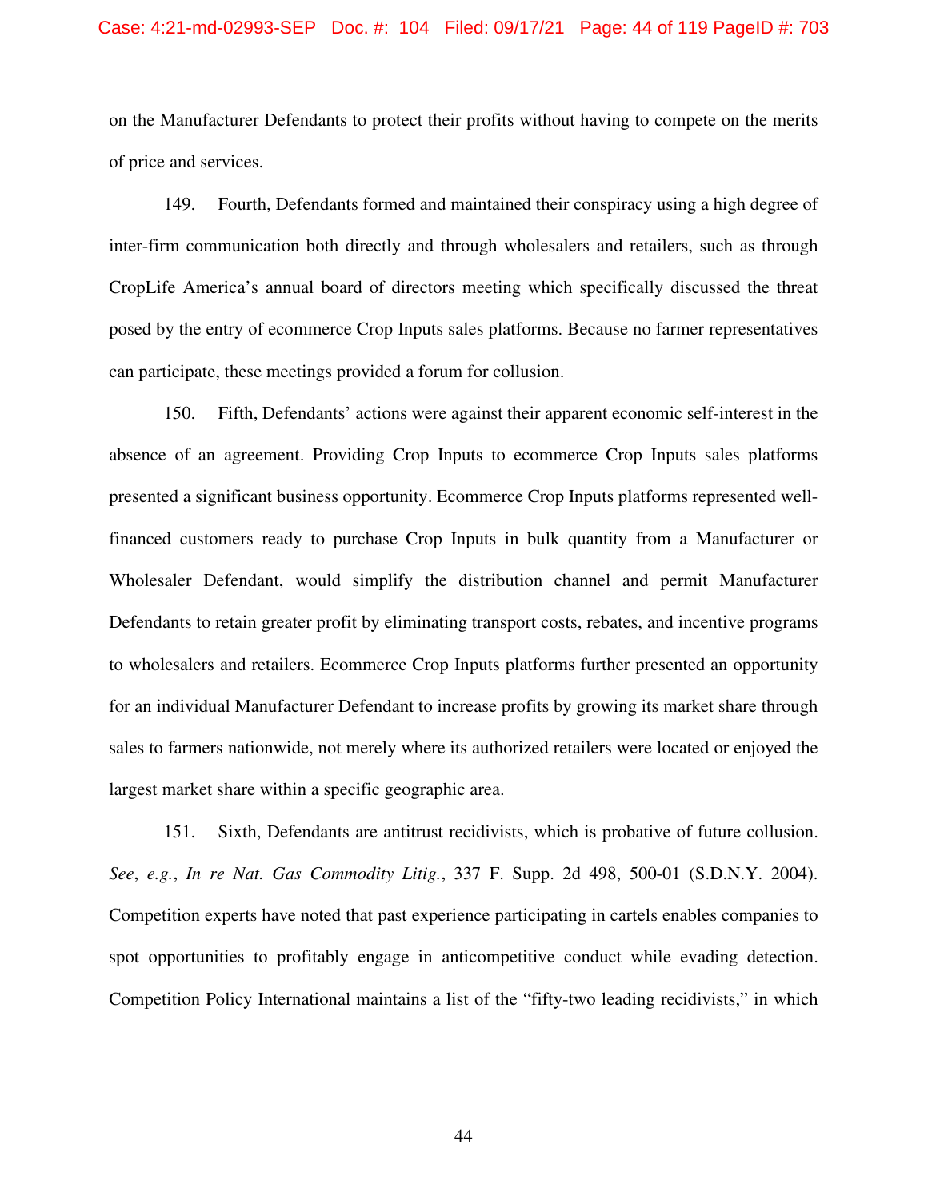on the Manufacturer Defendants to protect their profits without having to compete on the merits of price and services.

149. Fourth, Defendants formed and maintained their conspiracy using a high degree of inter-firm communication both directly and through wholesalers and retailers, such as through CropLife America's annual board of directors meeting which specifically discussed the threat posed by the entry of ecommerce Crop Inputs sales platforms. Because no farmer representatives can participate, these meetings provided a forum for collusion.

150. Fifth, Defendants' actions were against their apparent economic self-interest in the absence of an agreement. Providing Crop Inputs to ecommerce Crop Inputs sales platforms presented a significant business opportunity. Ecommerce Crop Inputs platforms represented well-financed customers ready to purchase Crop Inputs in bulk quantity from a Manufacturer or Wholesaler Defendant, would simplify the distribution channel and permit Manufacturer Defendants to retain greater profit by eliminating transport costs, rebates, and incentive programs to wholesalers and retailers. Ecommerce Crop Inputs platforms further presented an opportunity for an individual Manufacturer Defendant to increase profits by growing its market share through sales to farmers nationwide, not merely where its authorized retailers were located or enjoyed the largest market share within a specific geographic area.

151. Sixth, Defendants are antitrust recidivists, which is probative of future collusion. *See*, *e.g.*, *In re Nat. Gas Commodity Litig.*, 337 F. Supp. 2d 498, 500-01 (S.D.N.Y. 2004). Competition experts have noted that past experience participating in cartels enables companies to spot opportunities to profitably engage in anticompetitive conduct while evading detection. Competition Policy International maintains a list of the "fifty-two leading recidivists," in which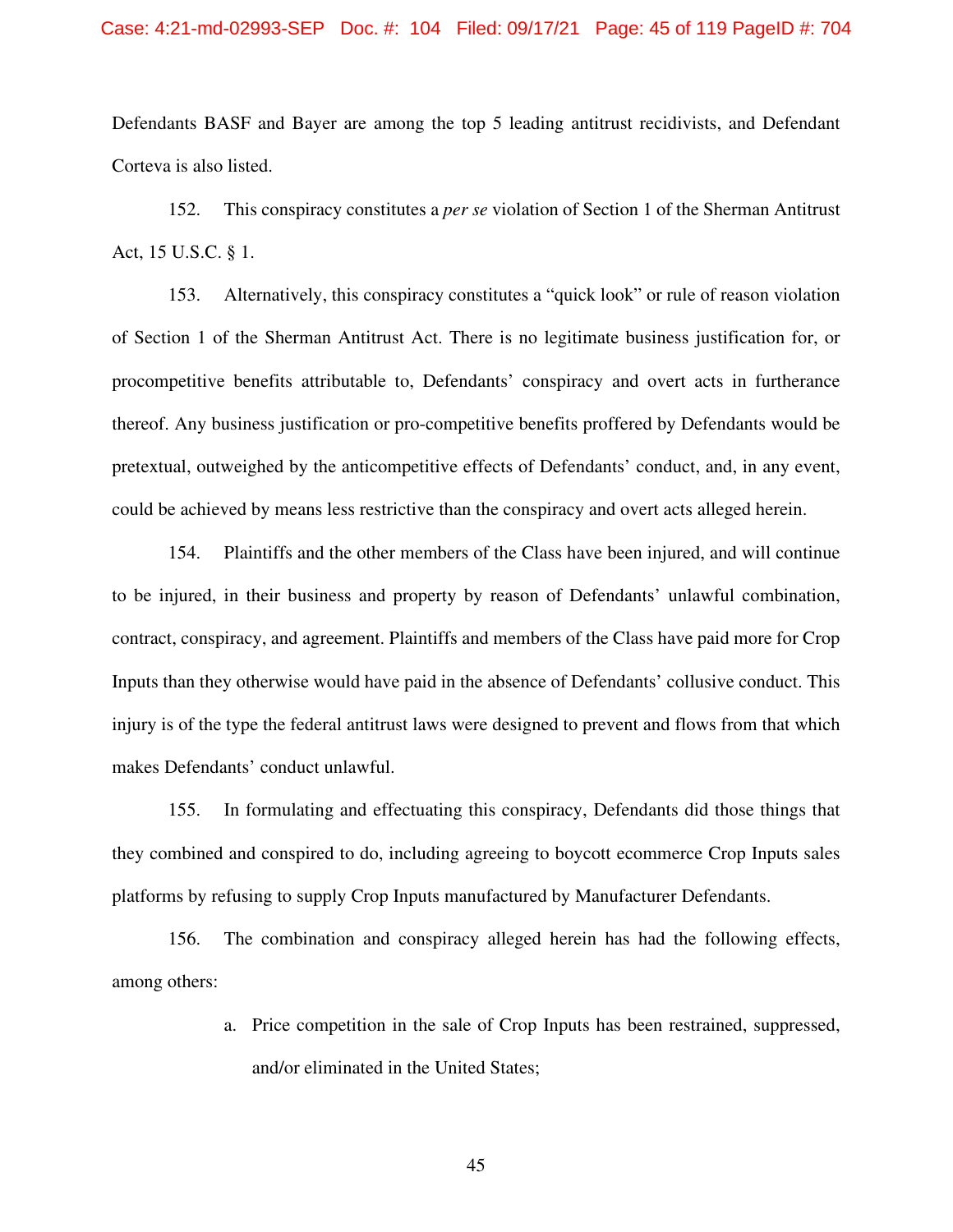Defendants BASF and Bayer are among the top 5 leading antitrust recidivists, and Defendant Corteva is also listed.

152. This conspiracy constitutes a *per se* violation of Section 1 of the Sherman Antitrust Act, 15 U.S.C. § 1.

153. Alternatively, this conspiracy constitutes a "quick look" or rule of reason violation of Section 1 of the Sherman Antitrust Act. There is no legitimate business justification for, or procompetitive benefits attributable to, Defendants' conspiracy and overt acts in furtherance thereof. Any business justification or pro-competitive benefits proffered by Defendants would be pretextual, outweighed by the anticompetitive effects of Defendants' conduct, and, in any event, could be achieved by means less restrictive than the conspiracy and overt acts alleged herein.

154. Plaintiffs and the other members of the Class have been injured, and will continue to be injured, in their business and property by reason of Defendants' unlawful combination, contract, conspiracy, and agreement. Plaintiffs and members of the Class have paid more for Crop Inputs than they otherwise would have paid in the absence of Defendants' collusive conduct. This injury is of the type the federal antitrust laws were designed to prevent and flows from that which makes Defendants' conduct unlawful.

155. In formulating and effectuating this conspiracy, Defendants did those things that they combined and conspired to do, including agreeing to boycott ecommerce Crop Inputs sales platforms by refusing to supply Crop Inputs manufactured by Manufacturer Defendants.

156. The combination and conspiracy alleged herein has had the following effects, among others:

a. Price competition in the sale of Crop Inputs has been restrained, suppressed, and/or eliminated in the United States;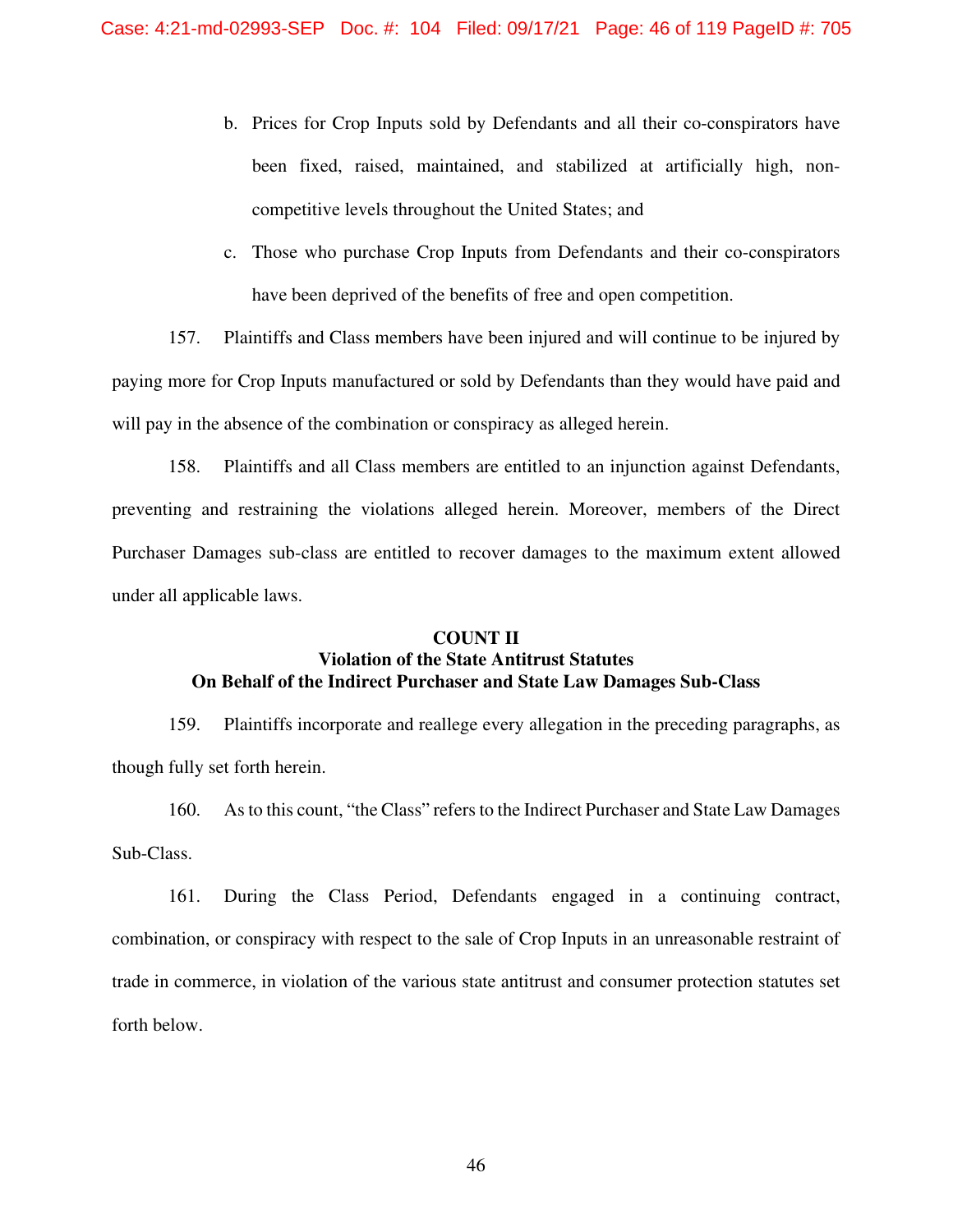b. Prices for Crop Inputs sold by Defendants and all their co-conspirators have been fixed, raised, maintained, and stabilized at artificially high, non-competitive levels throughout the United States; and

c. Those who purchase Crop Inputs from Defendants and their co-conspirators have been deprived of the benefits of free and open competition.

157. Plaintiffs and Class members have been injured and will continue to be injured by paying more for Crop Inputs manufactured or sold by Defendants than they would have paid and will pay in the absence of the combination or conspiracy as alleged herein.

158. Plaintiffs and all Class members are entitled to an injunction against Defendants, preventing and restraining the violations alleged herein. Moreover, members of the Direct Purchaser Damages sub-class are entitled to recover damages to the maximum extent allowed under all applicable laws.

**COUNT II**
**Violation of the State Antitrust Statutes**
**On Behalf of the Indirect Purchaser and State Law Damages Sub-Class**

159. Plaintiffs incorporate and reallege every allegation in the preceding paragraphs, as though fully set forth herein.

160. As to this count, "the Class" refers to the Indirect Purchaser and State Law Damages Sub-Class.

161. During the Class Period, Defendants engaged in a continuing contract, combination, or conspiracy with respect to the sale of Crop Inputs in an unreasonable restraint of trade in commerce, in violation of the various state antitrust and consumer protection statutes set forth below.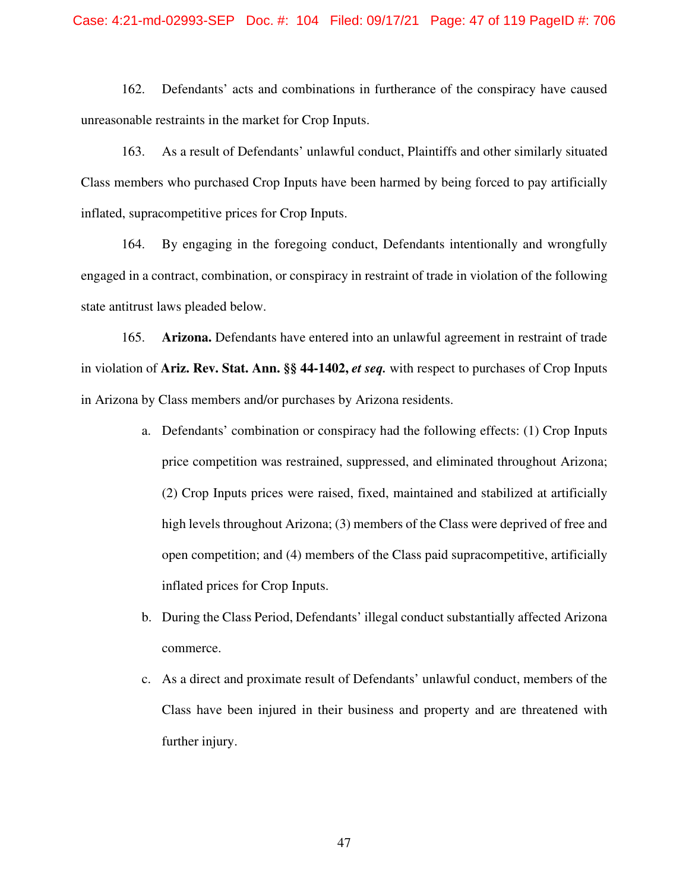162. Defendants' acts and combinations in furtherance of the conspiracy have caused unreasonable restraints in the market for Crop Inputs.

163. As a result of Defendants' unlawful conduct, Plaintiffs and other similarly situated Class members who purchased Crop Inputs have been harmed by being forced to pay artificially inflated, supracompetitive prices for Crop Inputs.

164. By engaging in the foregoing conduct, Defendants intentionally and wrongfully engaged in a contract, combination, or conspiracy in restraint of trade in violation of the following state antitrust laws pleaded below.

165. **Arizona.** Defendants have entered into an unlawful agreement in restraint of trade in violation of **Ariz. Rev. Stat. Ann. §§ 44-1402,** ***et seq.*** with respect to purchases of Crop Inputs in Arizona by Class members and/or purchases by Arizona residents.

a. Defendants' combination or conspiracy had the following effects: (1) Crop Inputs price competition was restrained, suppressed, and eliminated throughout Arizona; (2) Crop Inputs prices were raised, fixed, maintained and stabilized at artificially high levels throughout Arizona; (3) members of the Class were deprived of free and open competition; and (4) members of the Class paid supracompetitive, artificially inflated prices for Crop Inputs.

b. During the Class Period, Defendants' illegal conduct substantially affected Arizona commerce.

c. As a direct and proximate result of Defendants' unlawful conduct, members of the Class have been injured in their business and property and are threatened with further injury.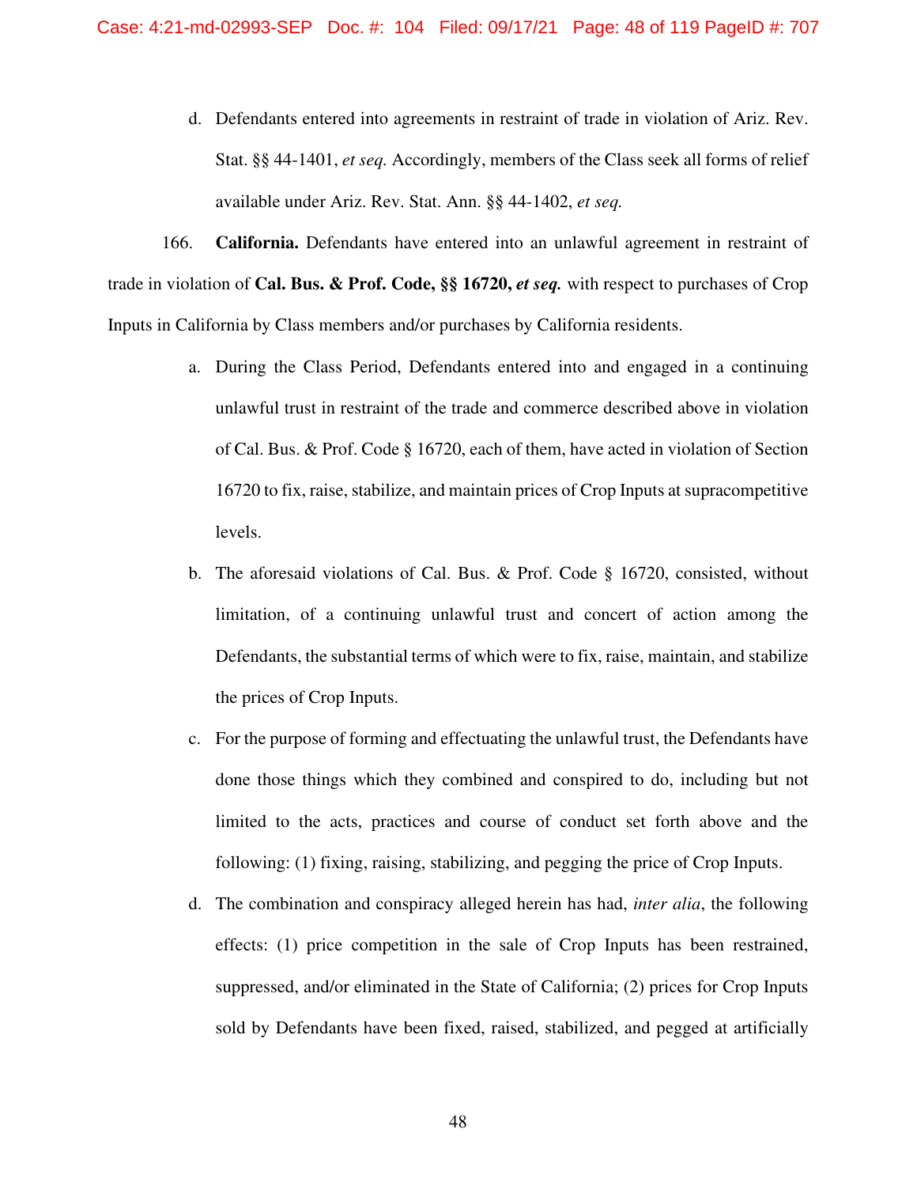d. Defendants entered into agreements in restraint of trade in violation of Ariz. Rev. Stat. §§ 44-1401, *et seq.* Accordingly, members of the Class seek all forms of relief available under Ariz. Rev. Stat. Ann. §§ 44-1402, *et seq.*

166. **California.** Defendants have entered into an unlawful agreement in restraint of trade in violation of **Cal. Bus. & Prof. Code, §§ 16720, *et seq.*** with respect to purchases of Crop Inputs in California by Class members and/or purchases by California residents.

a. During the Class Period, Defendants entered into and engaged in a continuing unlawful trust in restraint of the trade and commerce described above in violation of Cal. Bus. & Prof. Code § 16720, each of them, have acted in violation of Section 16720 to fix, raise, stabilize, and maintain prices of Crop Inputs at supracompetitive levels.

b. The aforesaid violations of Cal. Bus. & Prof. Code § 16720, consisted, without limitation, of a continuing unlawful trust and concert of action among the Defendants, the substantial terms of which were to fix, raise, maintain, and stabilize the prices of Crop Inputs.

c. For the purpose of forming and effectuating the unlawful trust, the Defendants have done those things which they combined and conspired to do, including but not limited to the acts, practices and course of conduct set forth above and the following: (1) fixing, raising, stabilizing, and pegging the price of Crop Inputs.

d. The combination and conspiracy alleged herein has had, *inter alia*, the following effects: (1) price competition in the sale of Crop Inputs has been restrained, suppressed, and/or eliminated in the State of California; (2) prices for Crop Inputs sold by Defendants have been fixed, raised, stabilized, and pegged at artificially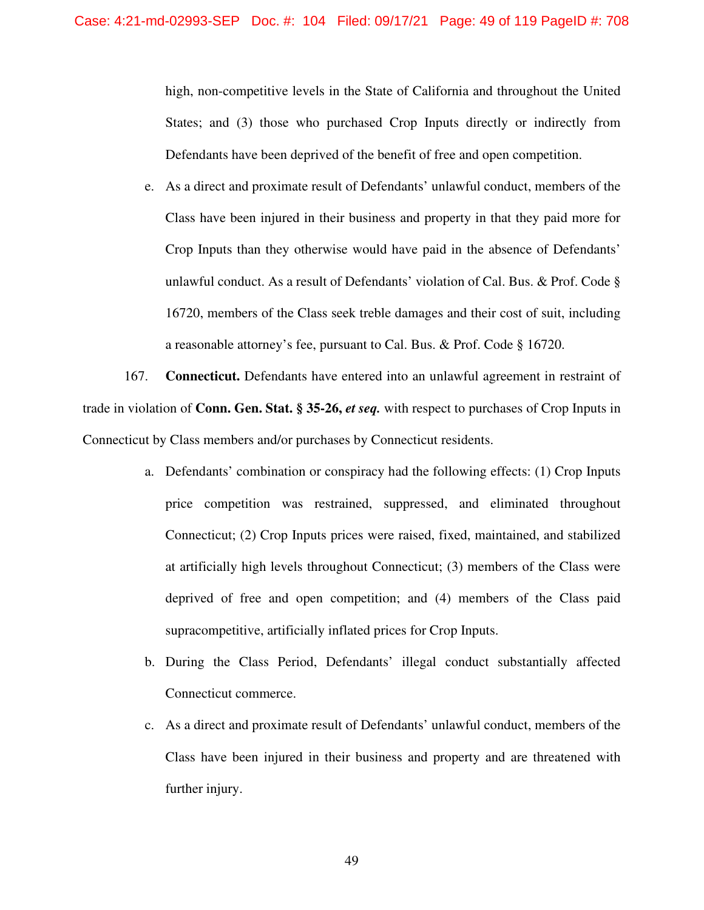high, non-competitive levels in the State of California and throughout the United States; and (3) those who purchased Crop Inputs directly or indirectly from Defendants have been deprived of the benefit of free and open competition.

e. As a direct and proximate result of Defendants' unlawful conduct, members of the Class have been injured in their business and property in that they paid more for Crop Inputs than they otherwise would have paid in the absence of Defendants' unlawful conduct. As a result of Defendants' violation of Cal. Bus. & Prof. Code § 16720, members of the Class seek treble damages and their cost of suit, including a reasonable attorney's fee, pursuant to Cal. Bus. & Prof. Code § 16720.

167. **Connecticut.** Defendants have entered into an unlawful agreement in restraint of trade in violation of **Conn. Gen. Stat. § 35-26, *et seq.*** with respect to purchases of Crop Inputs in Connecticut by Class members and/or purchases by Connecticut residents.

a. Defendants' combination or conspiracy had the following effects: (1) Crop Inputs price competition was restrained, suppressed, and eliminated throughout Connecticut; (2) Crop Inputs prices were raised, fixed, maintained, and stabilized at artificially high levels throughout Connecticut; (3) members of the Class were deprived of free and open competition; and (4) members of the Class paid supracompetitive, artificially inflated prices for Crop Inputs.

b. During the Class Period, Defendants' illegal conduct substantially affected Connecticut commerce.

c. As a direct and proximate result of Defendants' unlawful conduct, members of the Class have been injured in their business and property and are threatened with further injury.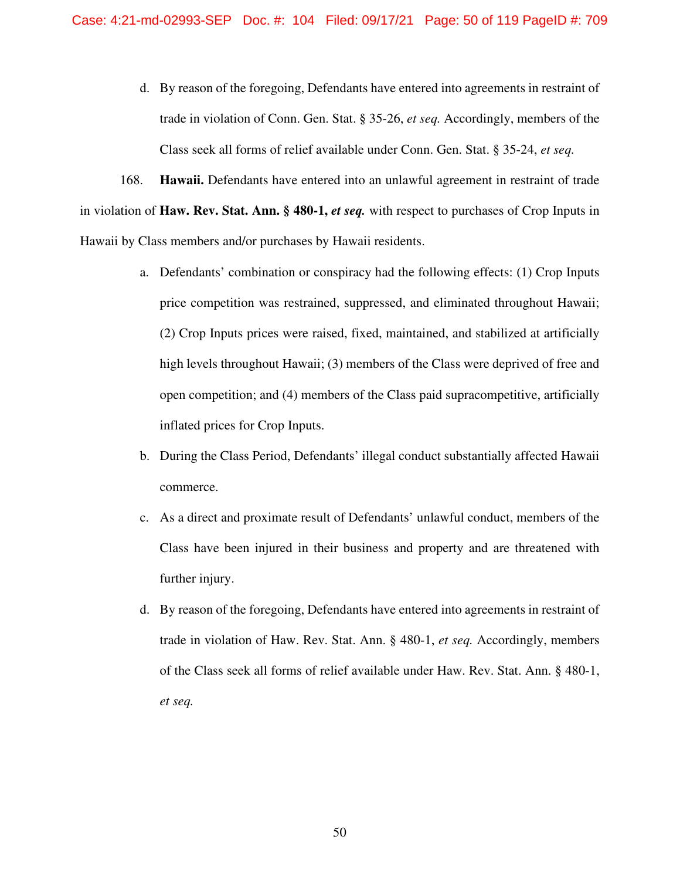d. By reason of the foregoing, Defendants have entered into agreements in restraint of trade in violation of Conn. Gen. Stat. § 35-26, *et seq.* Accordingly, members of the Class seek all forms of relief available under Conn. Gen. Stat. § 35-24, *et seq.*

168. **Hawaii.** Defendants have entered into an unlawful agreement in restraint of trade in violation of **Haw. Rev. Stat. Ann. § 480-1,** ***et seq.*** with respect to purchases of Crop Inputs in Hawaii by Class members and/or purchases by Hawaii residents.

a. Defendants' combination or conspiracy had the following effects: (1) Crop Inputs price competition was restrained, suppressed, and eliminated throughout Hawaii; (2) Crop Inputs prices were raised, fixed, maintained, and stabilized at artificially high levels throughout Hawaii; (3) members of the Class were deprived of free and open competition; and (4) members of the Class paid supracompetitive, artificially inflated prices for Crop Inputs.

b. During the Class Period, Defendants' illegal conduct substantially affected Hawaii commerce.

c. As a direct and proximate result of Defendants' unlawful conduct, members of the Class have been injured in their business and property and are threatened with further injury.

d. By reason of the foregoing, Defendants have entered into agreements in restraint of trade in violation of Haw. Rev. Stat. Ann. § 480-1, *et seq.* Accordingly, members of the Class seek all forms of relief available under Haw. Rev. Stat. Ann. § 480-1, *et seq.*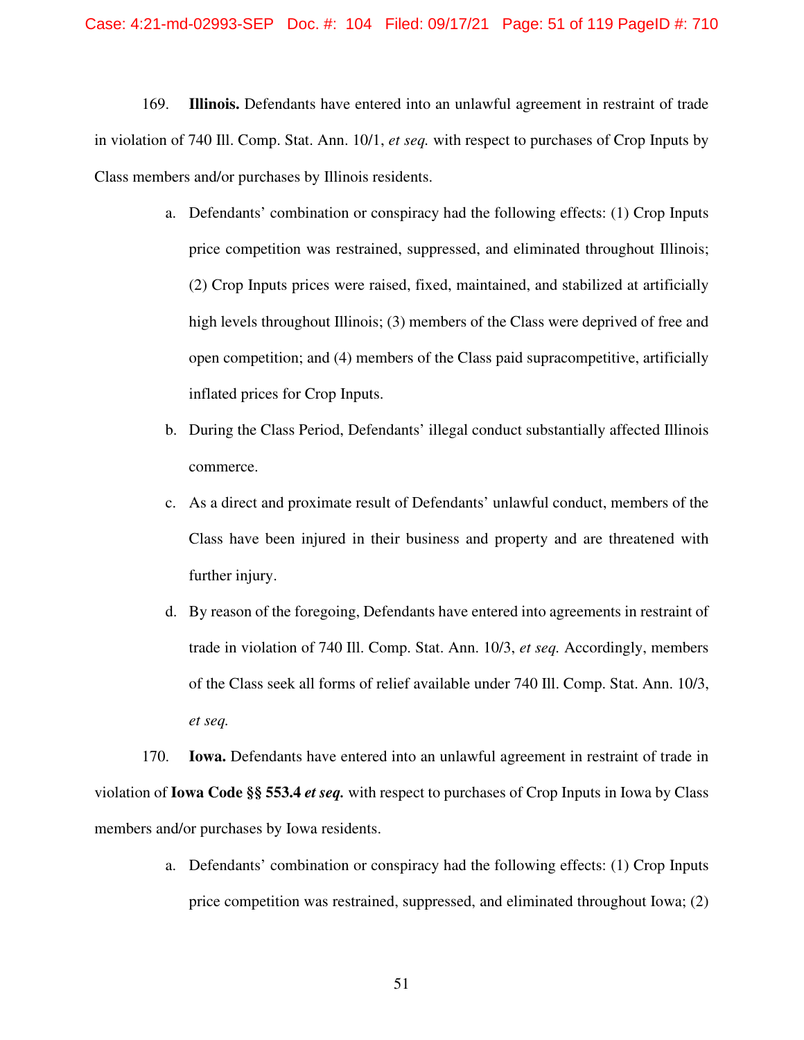169. **Illinois.** Defendants have entered into an unlawful agreement in restraint of trade in violation of 740 Ill. Comp. Stat. Ann. 10/1, *et seq.* with respect to purchases of Crop Inputs by Class members and/or purchases by Illinois residents.

a. Defendants' combination or conspiracy had the following effects: (1) Crop Inputs price competition was restrained, suppressed, and eliminated throughout Illinois; (2) Crop Inputs prices were raised, fixed, maintained, and stabilized at artificially high levels throughout Illinois; (3) members of the Class were deprived of free and open competition; and (4) members of the Class paid supracompetitive, artificially inflated prices for Crop Inputs.

b. During the Class Period, Defendants' illegal conduct substantially affected Illinois commerce.

c. As a direct and proximate result of Defendants' unlawful conduct, members of the Class have been injured in their business and property and are threatened with further injury.

d. By reason of the foregoing, Defendants have entered into agreements in restraint of trade in violation of 740 Ill. Comp. Stat. Ann. 10/3, *et seq.* Accordingly, members of the Class seek all forms of relief available under 740 Ill. Comp. Stat. Ann. 10/3, *et seq.*

170. **Iowa.** Defendants have entered into an unlawful agreement in restraint of trade in violation of **Iowa Code §§ 553.4 *et seq.*** with respect to purchases of Crop Inputs in Iowa by Class members and/or purchases by Iowa residents.

a. Defendants' combination or conspiracy had the following effects: (1) Crop Inputs price competition was restrained, suppressed, and eliminated throughout Iowa; (2)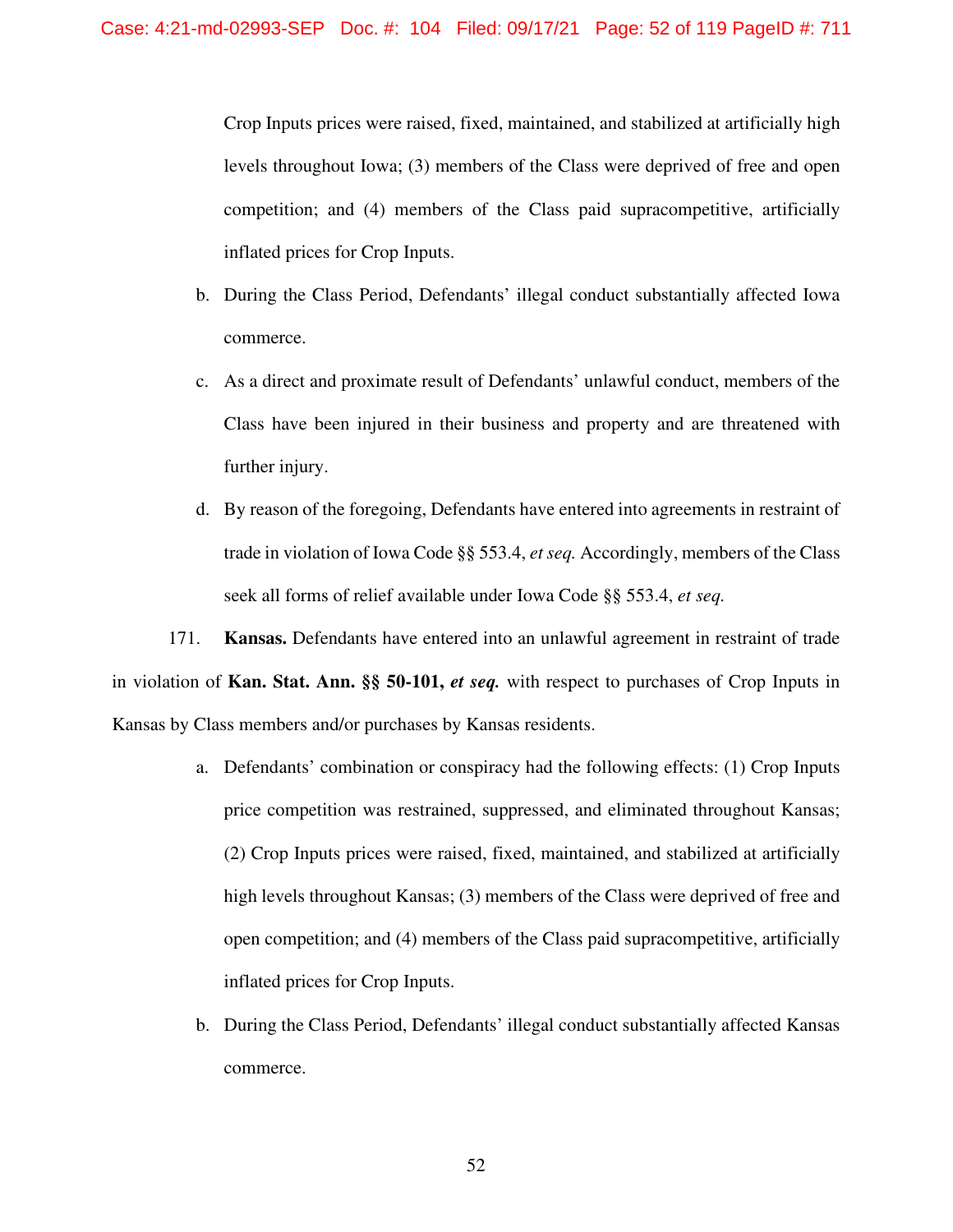Crop Inputs prices were raised, fixed, maintained, and stabilized at artificially high levels throughout Iowa; (3) members of the Class were deprived of free and open competition; and (4) members of the Class paid supracompetitive, artificially inflated prices for Crop Inputs.

b. During the Class Period, Defendants' illegal conduct substantially affected Iowa commerce.

c. As a direct and proximate result of Defendants' unlawful conduct, members of the Class have been injured in their business and property and are threatened with further injury.

d. By reason of the foregoing, Defendants have entered into agreements in restraint of trade in violation of Iowa Code §§ 553.4, *et seq.* Accordingly, members of the Class seek all forms of relief available under Iowa Code §§ 553.4, *et seq.*

171. **Kansas.** Defendants have entered into an unlawful agreement in restraint of trade in violation of **Kan. Stat. Ann. §§ 50-101,** ***et seq.*** with respect to purchases of Crop Inputs in Kansas by Class members and/or purchases by Kansas residents.

a. Defendants' combination or conspiracy had the following effects: (1) Crop Inputs price competition was restrained, suppressed, and eliminated throughout Kansas; (2) Crop Inputs prices were raised, fixed, maintained, and stabilized at artificially high levels throughout Kansas; (3) members of the Class were deprived of free and open competition; and (4) members of the Class paid supracompetitive, artificially inflated prices for Crop Inputs.

b. During the Class Period, Defendants' illegal conduct substantially affected Kansas commerce.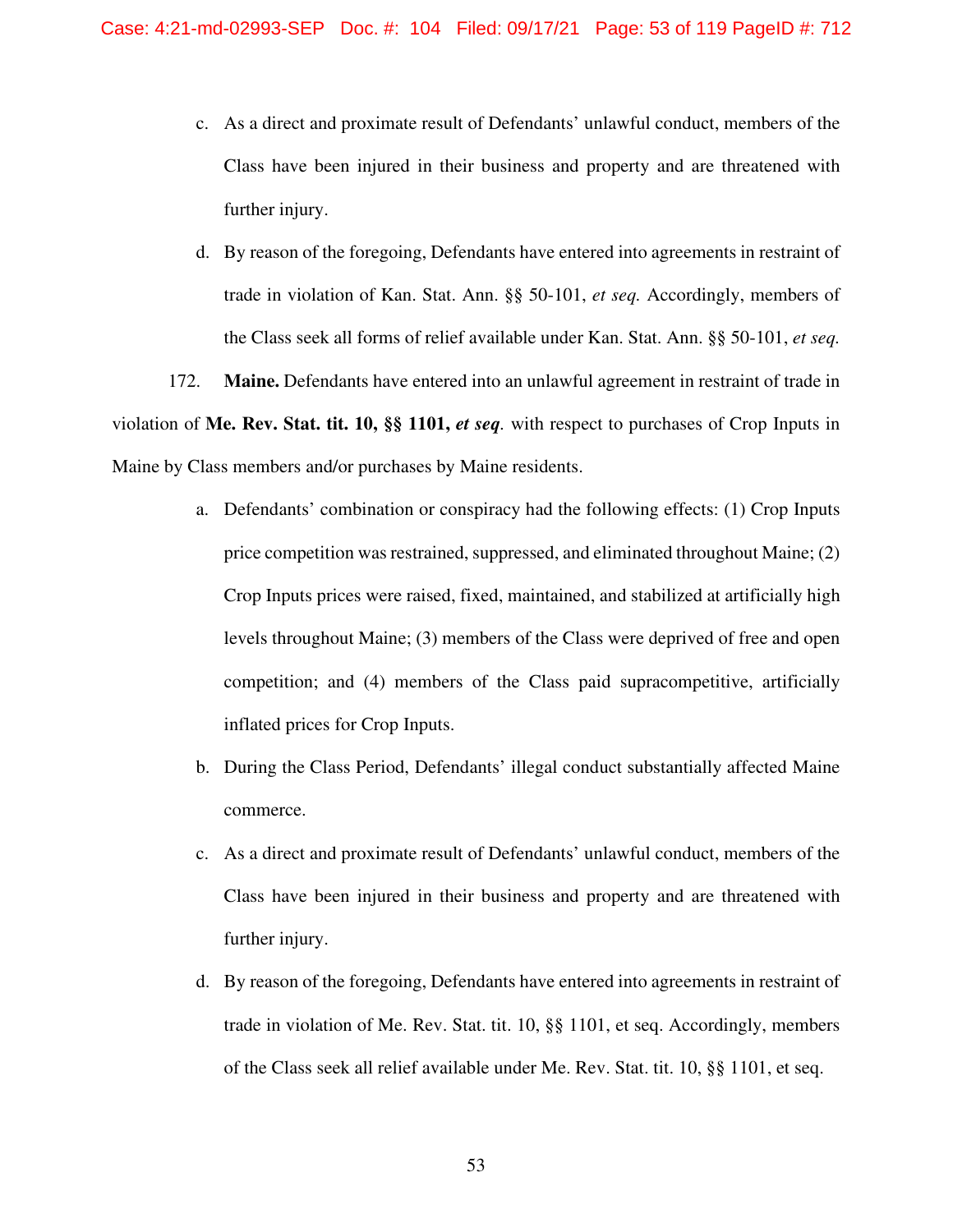c. As a direct and proximate result of Defendants' unlawful conduct, members of the Class have been injured in their business and property and are threatened with further injury.

d. By reason of the foregoing, Defendants have entered into agreements in restraint of trade in violation of Kan. Stat. Ann. §§ 50-101, *et seq.* Accordingly, members of the Class seek all forms of relief available under Kan. Stat. Ann. §§ 50-101, *et seq.*

172. **Maine.** Defendants have entered into an unlawful agreement in restraint of trade in violation of **Me. Rev. Stat. tit. 10, §§ 1101,** ***et seq.*** with respect to purchases of Crop Inputs in Maine by Class members and/or purchases by Maine residents.

a. Defendants' combination or conspiracy had the following effects: (1) Crop Inputs price competition was restrained, suppressed, and eliminated throughout Maine; (2) Crop Inputs prices were raised, fixed, maintained, and stabilized at artificially high levels throughout Maine; (3) members of the Class were deprived of free and open competition; and (4) members of the Class paid supracompetitive, artificially inflated prices for Crop Inputs.

b. During the Class Period, Defendants' illegal conduct substantially affected Maine commerce.

c. As a direct and proximate result of Defendants' unlawful conduct, members of the Class have been injured in their business and property and are threatened with further injury.

d. By reason of the foregoing, Defendants have entered into agreements in restraint of trade in violation of Me. Rev. Stat. tit. 10, §§ 1101, et seq. Accordingly, members of the Class seek all relief available under Me. Rev. Stat. tit. 10, §§ 1101, et seq.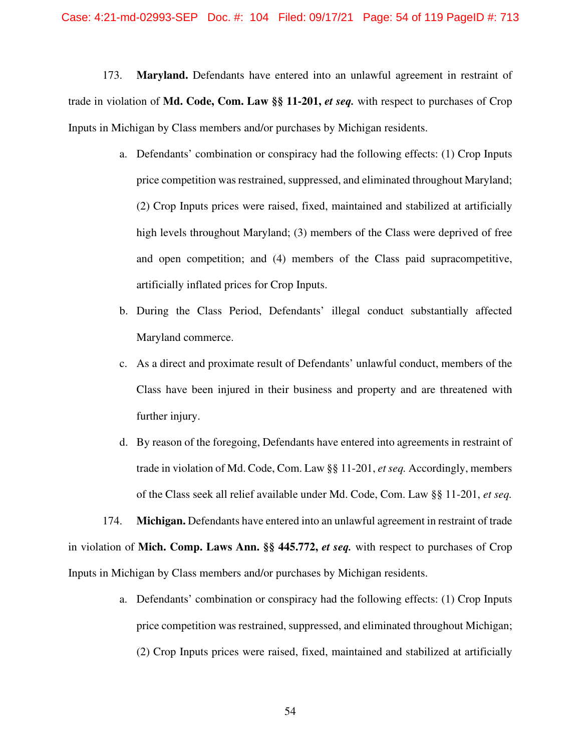173. **Maryland.** Defendants have entered into an unlawful agreement in restraint of trade in violation of **Md. Code, Com. Law §§ 11-201, *et seq.*** with respect to purchases of Crop Inputs in Michigan by Class members and/or purchases by Michigan residents.

a. Defendants' combination or conspiracy had the following effects: (1) Crop Inputs price competition was restrained, suppressed, and eliminated throughout Maryland; (2) Crop Inputs prices were raised, fixed, maintained and stabilized at artificially high levels throughout Maryland; (3) members of the Class were deprived of free and open competition; and (4) members of the Class paid supracompetitive, artificially inflated prices for Crop Inputs.

b. During the Class Period, Defendants' illegal conduct substantially affected Maryland commerce.

c. As a direct and proximate result of Defendants' unlawful conduct, members of the Class have been injured in their business and property and are threatened with further injury.

d. By reason of the foregoing, Defendants have entered into agreements in restraint of trade in violation of Md. Code, Com. Law §§ 11-201, *et seq.* Accordingly, members of the Class seek all relief available under Md. Code, Com. Law §§ 11-201, *et seq.*

174. **Michigan.** Defendants have entered into an unlawful agreement in restraint of trade in violation of **Mich. Comp. Laws Ann. §§ 445.772, *et seq.*** with respect to purchases of Crop Inputs in Michigan by Class members and/or purchases by Michigan residents.

a. Defendants' combination or conspiracy had the following effects: (1) Crop Inputs price competition was restrained, suppressed, and eliminated throughout Michigan; (2) Crop Inputs prices were raised, fixed, maintained and stabilized at artificially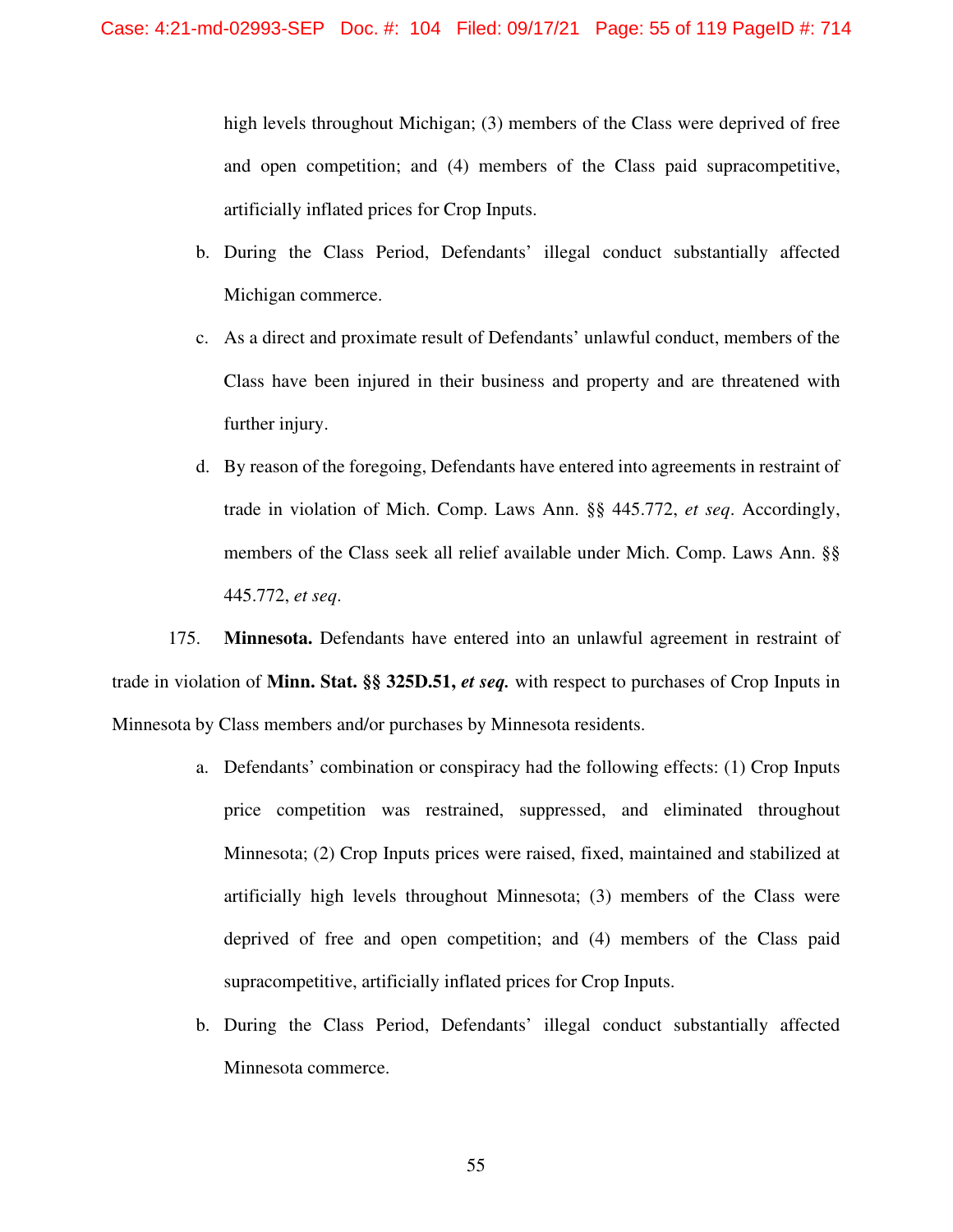high levels throughout Michigan; (3) members of the Class were deprived of free and open competition; and (4) members of the Class paid supracompetitive, artificially inflated prices for Crop Inputs.

b. During the Class Period, Defendants' illegal conduct substantially affected Michigan commerce.

c. As a direct and proximate result of Defendants' unlawful conduct, members of the Class have been injured in their business and property and are threatened with further injury.

d. By reason of the foregoing, Defendants have entered into agreements in restraint of trade in violation of Mich. Comp. Laws Ann. §§ 445.772, *et seq*. Accordingly, members of the Class seek all relief available under Mich. Comp. Laws Ann. §§ 445.772, *et seq*.

175. **Minnesota.** Defendants have entered into an unlawful agreement in restraint of trade in violation of **Minn. Stat. §§ 325D.51, *et seq.*** with respect to purchases of Crop Inputs in Minnesota by Class members and/or purchases by Minnesota residents.

a. Defendants' combination or conspiracy had the following effects: (1) Crop Inputs price competition was restrained, suppressed, and eliminated throughout Minnesota; (2) Crop Inputs prices were raised, fixed, maintained and stabilized at artificially high levels throughout Minnesota; (3) members of the Class were deprived of free and open competition; and (4) members of the Class paid supracompetitive, artificially inflated prices for Crop Inputs.

b. During the Class Period, Defendants' illegal conduct substantially affected Minnesota commerce.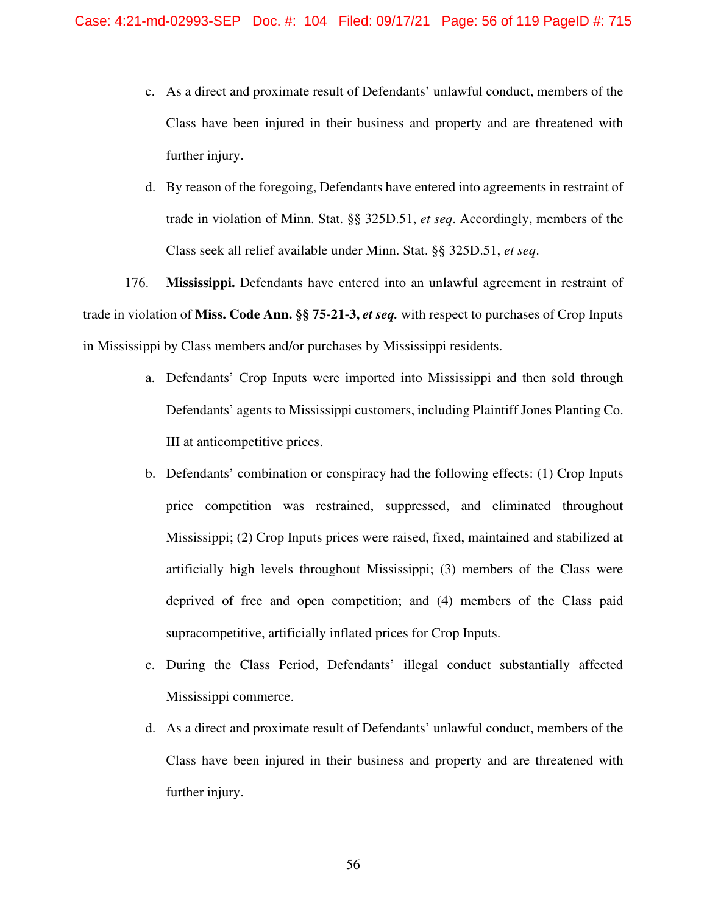c. As a direct and proximate result of Defendants' unlawful conduct, members of the Class have been injured in their business and property and are threatened with further injury.

d. By reason of the foregoing, Defendants have entered into agreements in restraint of trade in violation of Minn. Stat. §§ 325D.51, *et seq*. Accordingly, members of the Class seek all relief available under Minn. Stat. §§ 325D.51, *et seq*.

176. **Mississippi.** Defendants have entered into an unlawful agreement in restraint of trade in violation of **Miss. Code Ann. §§ 75-21-3, *et seq.*** with respect to purchases of Crop Inputs in Mississippi by Class members and/or purchases by Mississippi residents.

a. Defendants' Crop Inputs were imported into Mississippi and then sold through Defendants' agents to Mississippi customers, including Plaintiff Jones Planting Co. III at anticompetitive prices.

b. Defendants' combination or conspiracy had the following effects: (1) Crop Inputs price competition was restrained, suppressed, and eliminated throughout Mississippi; (2) Crop Inputs prices were raised, fixed, maintained and stabilized at artificially high levels throughout Mississippi; (3) members of the Class were deprived of free and open competition; and (4) members of the Class paid supracompetitive, artificially inflated prices for Crop Inputs.

c. During the Class Period, Defendants' illegal conduct substantially affected Mississippi commerce.

d. As a direct and proximate result of Defendants' unlawful conduct, members of the Class have been injured in their business and property and are threatened with further injury.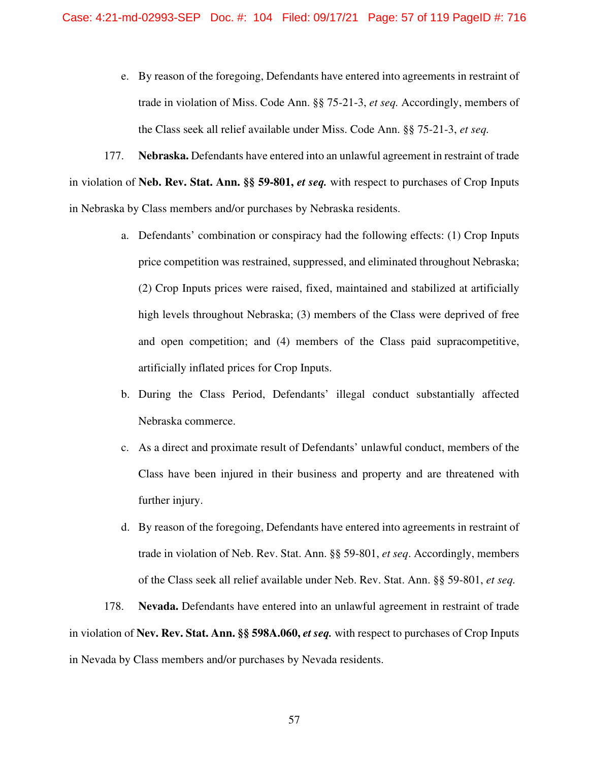e. By reason of the foregoing, Defendants have entered into agreements in restraint of trade in violation of Miss. Code Ann. §§ 75-21-3, *et seq.* Accordingly, members of the Class seek all relief available under Miss. Code Ann. §§ 75-21-3, *et seq.*

177. **Nebraska.** Defendants have entered into an unlawful agreement in restraint of trade in violation of **Neb. Rev. Stat. Ann. §§ 59-801, *et seq.*** with respect to purchases of Crop Inputs in Nebraska by Class members and/or purchases by Nebraska residents.

a. Defendants' combination or conspiracy had the following effects: (1) Crop Inputs price competition was restrained, suppressed, and eliminated throughout Nebraska; (2) Crop Inputs prices were raised, fixed, maintained and stabilized at artificially high levels throughout Nebraska; (3) members of the Class were deprived of free and open competition; and (4) members of the Class paid supracompetitive, artificially inflated prices for Crop Inputs.

b. During the Class Period, Defendants' illegal conduct substantially affected Nebraska commerce.

c. As a direct and proximate result of Defendants' unlawful conduct, members of the Class have been injured in their business and property and are threatened with further injury.

d. By reason of the foregoing, Defendants have entered into agreements in restraint of trade in violation of Neb. Rev. Stat. Ann. §§ 59-801, *et seq*. Accordingly, members of the Class seek all relief available under Neb. Rev. Stat. Ann. §§ 59-801, *et seq.*

178. **Nevada.** Defendants have entered into an unlawful agreement in restraint of trade in violation of **Nev. Rev. Stat. Ann. §§ 598A.060, *et seq.*** with respect to purchases of Crop Inputs in Nevada by Class members and/or purchases by Nevada residents.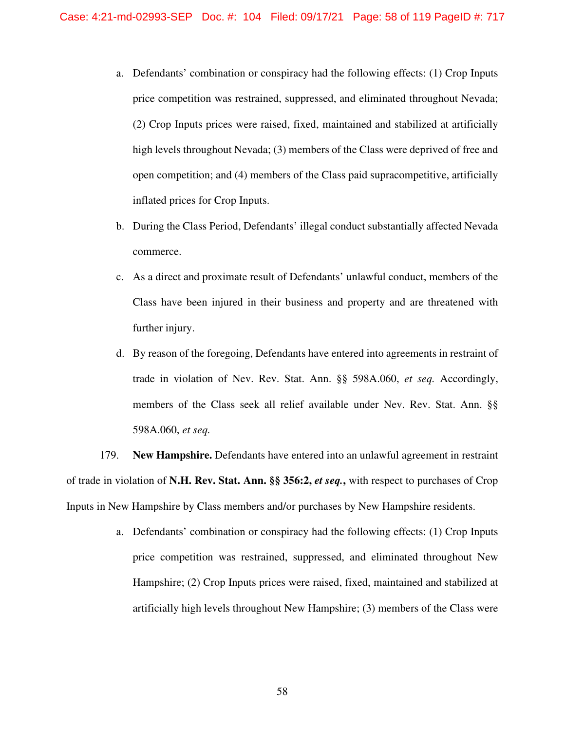a. Defendants' combination or conspiracy had the following effects: (1) Crop Inputs price competition was restrained, suppressed, and eliminated throughout Nevada; (2) Crop Inputs prices were raised, fixed, maintained and stabilized at artificially high levels throughout Nevada; (3) members of the Class were deprived of free and open competition; and (4) members of the Class paid supracompetitive, artificially inflated prices for Crop Inputs.

b. During the Class Period, Defendants' illegal conduct substantially affected Nevada commerce.

c. As a direct and proximate result of Defendants' unlawful conduct, members of the Class have been injured in their business and property and are threatened with further injury.

d. By reason of the foregoing, Defendants have entered into agreements in restraint of trade in violation of Nev. Rev. Stat. Ann. §§ 598A.060, *et seq.* Accordingly, members of the Class seek all relief available under Nev. Rev. Stat. Ann. §§ 598A.060, *et seq.*

179. **New Hampshire.** Defendants have entered into an unlawful agreement in restraint of trade in violation of **N.H. Rev. Stat. Ann. §§ 356:2, *et seq.*,** with respect to purchases of Crop Inputs in New Hampshire by Class members and/or purchases by New Hampshire residents.

a. Defendants' combination or conspiracy had the following effects: (1) Crop Inputs price competition was restrained, suppressed, and eliminated throughout New Hampshire; (2) Crop Inputs prices were raised, fixed, maintained and stabilized at artificially high levels throughout New Hampshire; (3) members of the Class were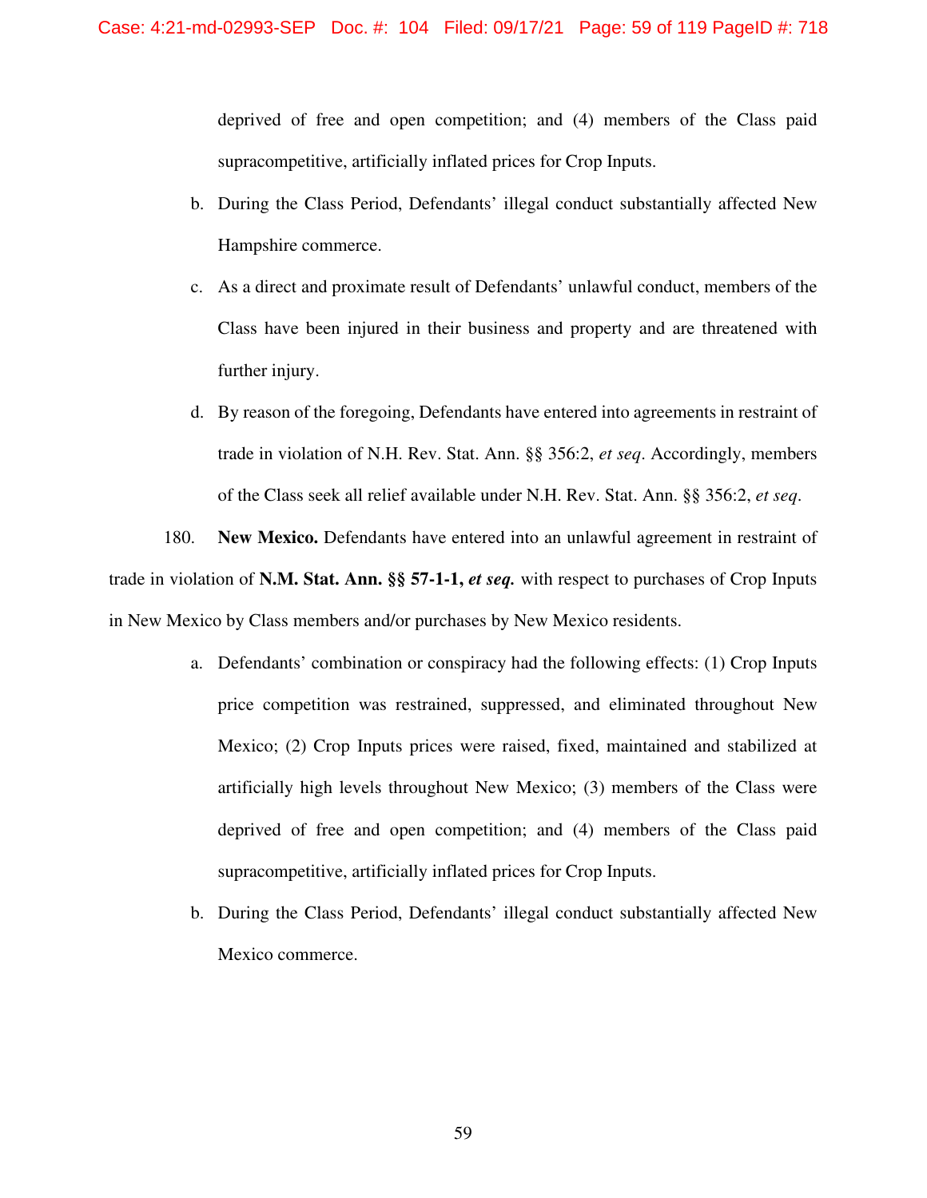deprived of free and open competition; and (4) members of the Class paid supracompetitive, artificially inflated prices for Crop Inputs.

b. During the Class Period, Defendants' illegal conduct substantially affected New Hampshire commerce.

c. As a direct and proximate result of Defendants' unlawful conduct, members of the Class have been injured in their business and property and are threatened with further injury.

d. By reason of the foregoing, Defendants have entered into agreements in restraint of trade in violation of N.H. Rev. Stat. Ann. §§ 356:2, *et seq*. Accordingly, members of the Class seek all relief available under N.H. Rev. Stat. Ann. §§ 356:2, *et seq*.

180. **New Mexico.** Defendants have entered into an unlawful agreement in restraint of trade in violation of **N.M. Stat. Ann. §§ 57-1-1, *et seq.*** with respect to purchases of Crop Inputs in New Mexico by Class members and/or purchases by New Mexico residents.

a. Defendants' combination or conspiracy had the following effects: (1) Crop Inputs price competition was restrained, suppressed, and eliminated throughout New Mexico; (2) Crop Inputs prices were raised, fixed, maintained and stabilized at artificially high levels throughout New Mexico; (3) members of the Class were deprived of free and open competition; and (4) members of the Class paid supracompetitive, artificially inflated prices for Crop Inputs.

b. During the Class Period, Defendants' illegal conduct substantially affected New Mexico commerce.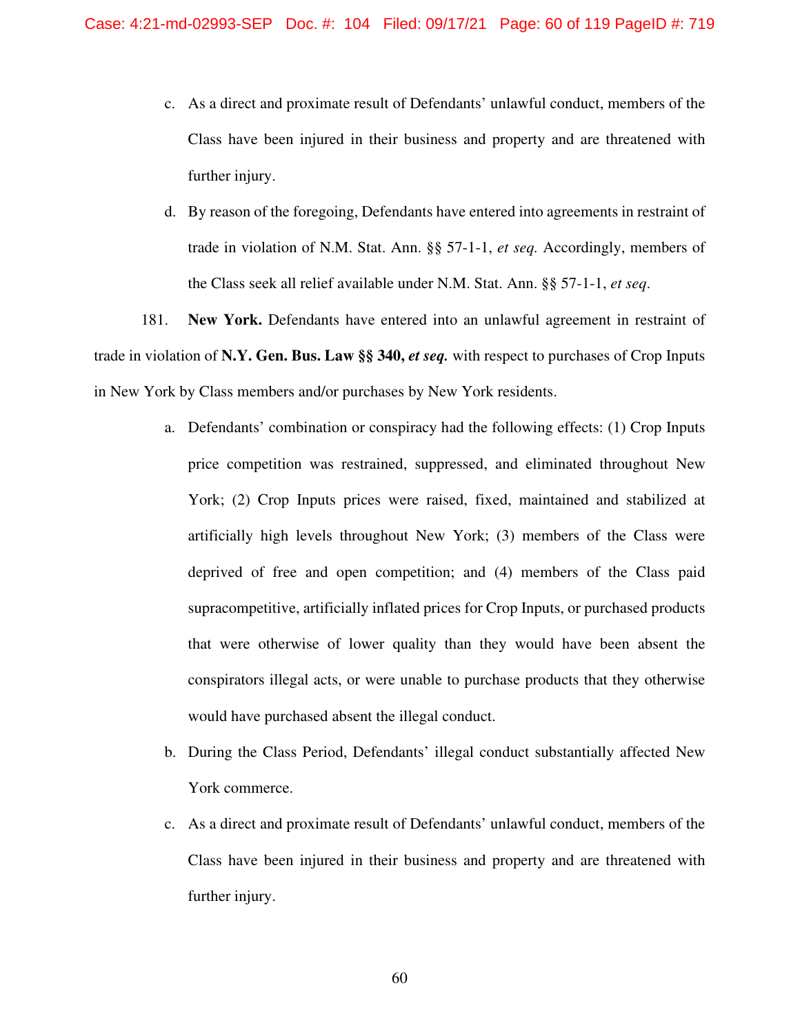c. As a direct and proximate result of Defendants' unlawful conduct, members of the Class have been injured in their business and property and are threatened with further injury.

d. By reason of the foregoing, Defendants have entered into agreements in restraint of trade in violation of N.M. Stat. Ann. §§ 57-1-1, *et seq.* Accordingly, members of the Class seek all relief available under N.M. Stat. Ann. §§ 57-1-1, *et seq.*

181. **New York.** Defendants have entered into an unlawful agreement in restraint of trade in violation of **N.Y. Gen. Bus. Law §§ 340,** ***et seq.*** with respect to purchases of Crop Inputs in New York by Class members and/or purchases by New York residents.

a. Defendants' combination or conspiracy had the following effects: (1) Crop Inputs price competition was restrained, suppressed, and eliminated throughout New York; (2) Crop Inputs prices were raised, fixed, maintained and stabilized at artificially high levels throughout New York; (3) members of the Class were deprived of free and open competition; and (4) members of the Class paid supracompetitive, artificially inflated prices for Crop Inputs, or purchased products that were otherwise of lower quality than they would have been absent the conspirators illegal acts, or were unable to purchase products that they otherwise would have purchased absent the illegal conduct.

b. During the Class Period, Defendants' illegal conduct substantially affected New York commerce.

c. As a direct and proximate result of Defendants' unlawful conduct, members of the Class have been injured in their business and property and are threatened with further injury.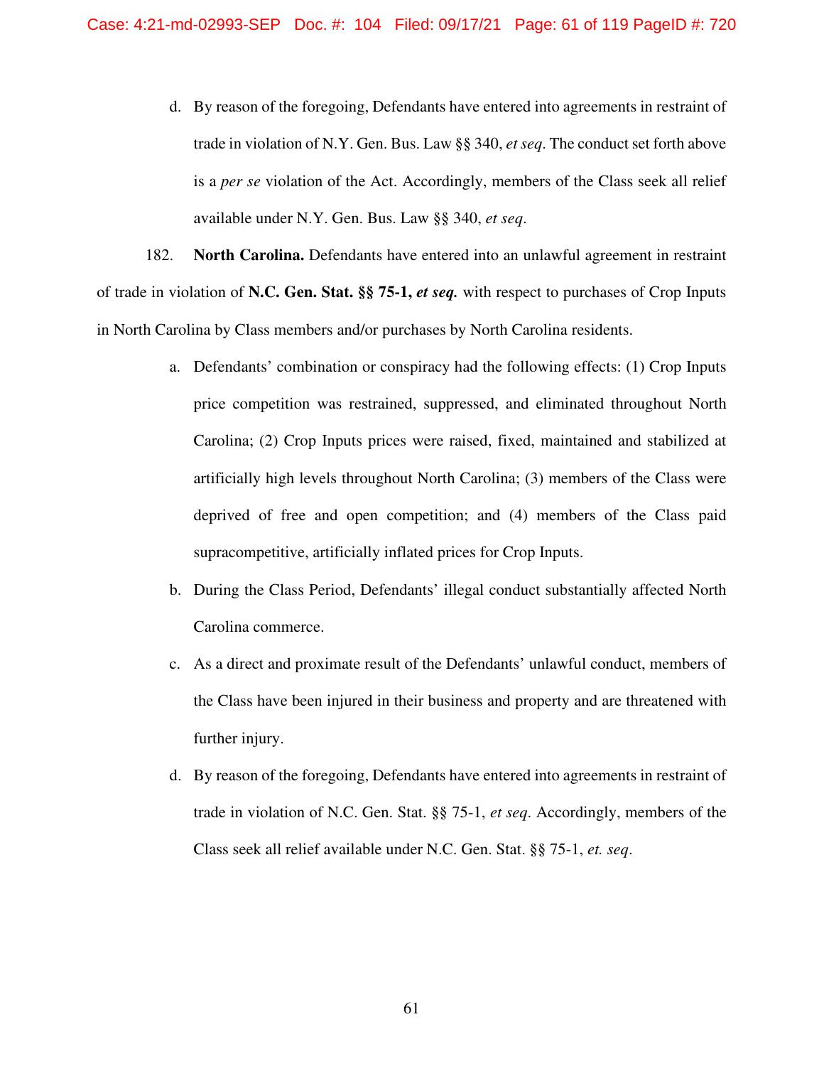d. By reason of the foregoing, Defendants have entered into agreements in restraint of trade in violation of N.Y. Gen. Bus. Law §§ 340, *et seq*. The conduct set forth above is a *per se* violation of the Act. Accordingly, members of the Class seek all relief available under N.Y. Gen. Bus. Law §§ 340, *et seq*.

182. **North Carolina.** Defendants have entered into an unlawful agreement in restraint of trade in violation of **N.C. Gen. Stat. §§ 75-1, *et seq.*** with respect to purchases of Crop Inputs in North Carolina by Class members and/or purchases by North Carolina residents.

a. Defendants' combination or conspiracy had the following effects: (1) Crop Inputs price competition was restrained, suppressed, and eliminated throughout North Carolina; (2) Crop Inputs prices were raised, fixed, maintained and stabilized at artificially high levels throughout North Carolina; (3) members of the Class were deprived of free and open competition; and (4) members of the Class paid supracompetitive, artificially inflated prices for Crop Inputs.

b. During the Class Period, Defendants' illegal conduct substantially affected North Carolina commerce.

c. As a direct and proximate result of the Defendants' unlawful conduct, members of the Class have been injured in their business and property and are threatened with further injury.

d. By reason of the foregoing, Defendants have entered into agreements in restraint of trade in violation of N.C. Gen. Stat. §§ 75-1, *et seq*. Accordingly, members of the Class seek all relief available under N.C. Gen. Stat. §§ 75-1, *et. seq*.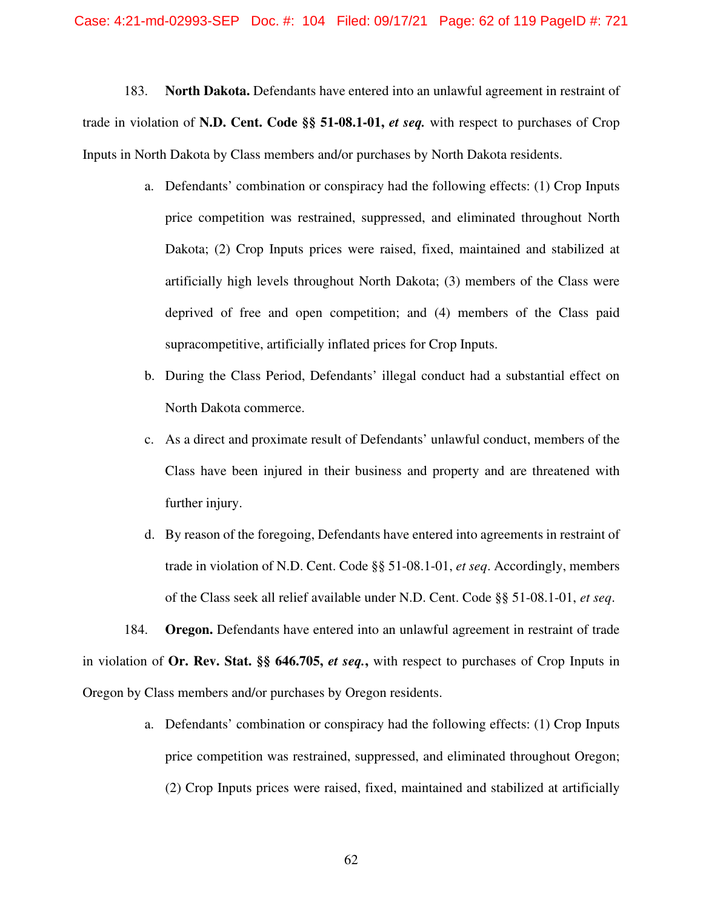183. **North Dakota.** Defendants have entered into an unlawful agreement in restraint of trade in violation of **N.D. Cent. Code §§ 51-08.1-01,** ***et seq.*** with respect to purchases of Crop Inputs in North Dakota by Class members and/or purchases by North Dakota residents.

a. Defendants' combination or conspiracy had the following effects: (1) Crop Inputs price competition was restrained, suppressed, and eliminated throughout North Dakota; (2) Crop Inputs prices were raised, fixed, maintained and stabilized at artificially high levels throughout North Dakota; (3) members of the Class were deprived of free and open competition; and (4) members of the Class paid supracompetitive, artificially inflated prices for Crop Inputs.

b. During the Class Period, Defendants' illegal conduct had a substantial effect on North Dakota commerce.

c. As a direct and proximate result of Defendants' unlawful conduct, members of the Class have been injured in their business and property and are threatened with further injury.

d. By reason of the foregoing, Defendants have entered into agreements in restraint of trade in violation of N.D. Cent. Code §§ 51-08.1-01, *et seq*. Accordingly, members of the Class seek all relief available under N.D. Cent. Code §§ 51-08.1-01, *et seq*.

184. **Oregon.** Defendants have entered into an unlawful agreement in restraint of trade in violation of **Or. Rev. Stat. §§ 646.705,** ***et seq.*****,** with respect to purchases of Crop Inputs in Oregon by Class members and/or purchases by Oregon residents.

a. Defendants' combination or conspiracy had the following effects: (1) Crop Inputs price competition was restrained, suppressed, and eliminated throughout Oregon; (2) Crop Inputs prices were raised, fixed, maintained and stabilized at artificially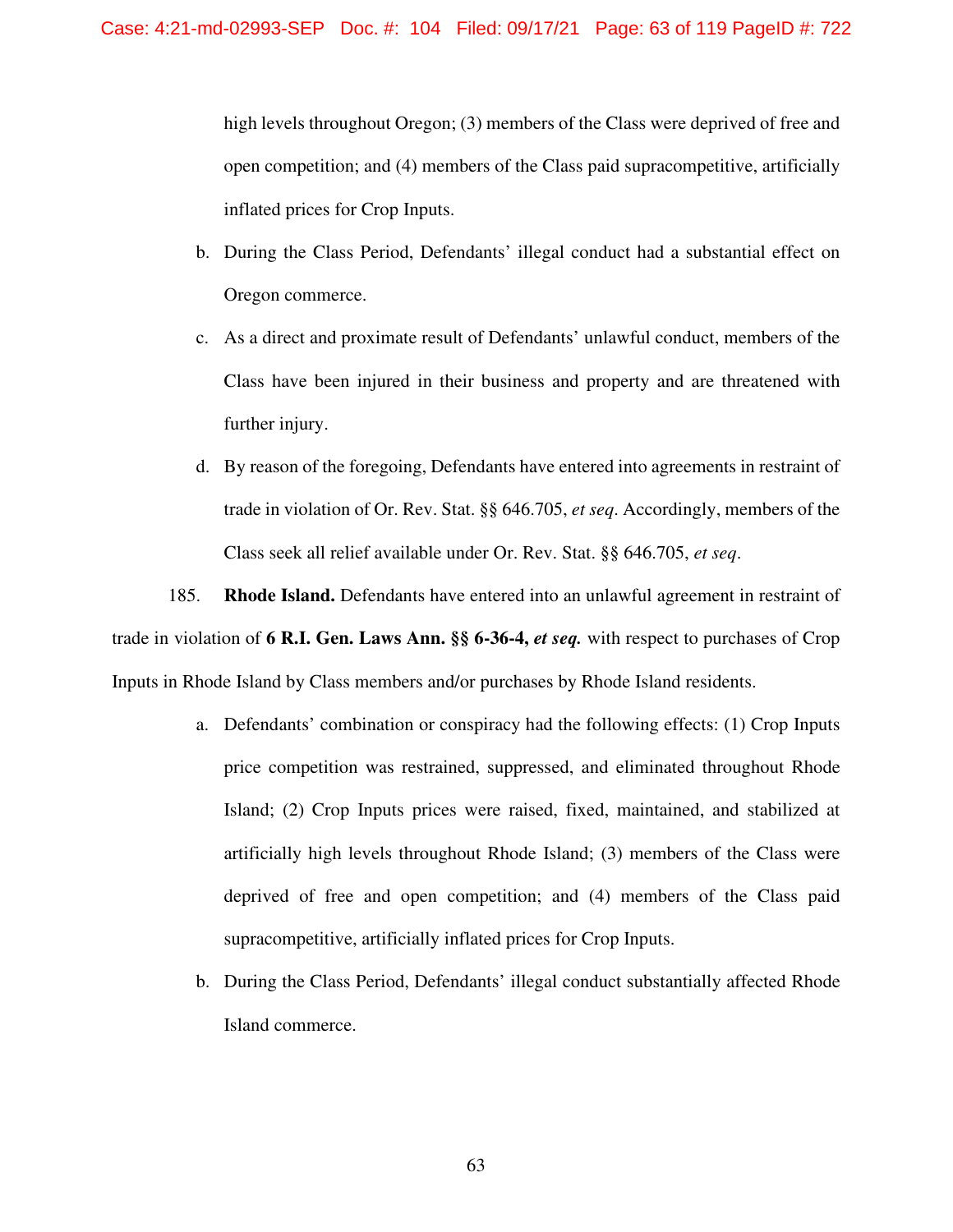high levels throughout Oregon; (3) members of the Class were deprived of free and open competition; and (4) members of the Class paid supracompetitive, artificially inflated prices for Crop Inputs.

b. During the Class Period, Defendants' illegal conduct had a substantial effect on Oregon commerce.

c. As a direct and proximate result of Defendants' unlawful conduct, members of the Class have been injured in their business and property and are threatened with further injury.

d. By reason of the foregoing, Defendants have entered into agreements in restraint of trade in violation of Or. Rev. Stat. §§ 646.705, *et seq*. Accordingly, members of the Class seek all relief available under Or. Rev. Stat. §§ 646.705, *et seq*.

185. **Rhode Island.** Defendants have entered into an unlawful agreement in restraint of trade in violation of **6 R.I. Gen. Laws Ann. §§ 6-36-4, *et seq.*** with respect to purchases of Crop Inputs in Rhode Island by Class members and/or purchases by Rhode Island residents.

a. Defendants' combination or conspiracy had the following effects: (1) Crop Inputs price competition was restrained, suppressed, and eliminated throughout Rhode Island; (2) Crop Inputs prices were raised, fixed, maintained, and stabilized at artificially high levels throughout Rhode Island; (3) members of the Class were deprived of free and open competition; and (4) members of the Class paid supracompetitive, artificially inflated prices for Crop Inputs.

b. During the Class Period, Defendants' illegal conduct substantially affected Rhode Island commerce.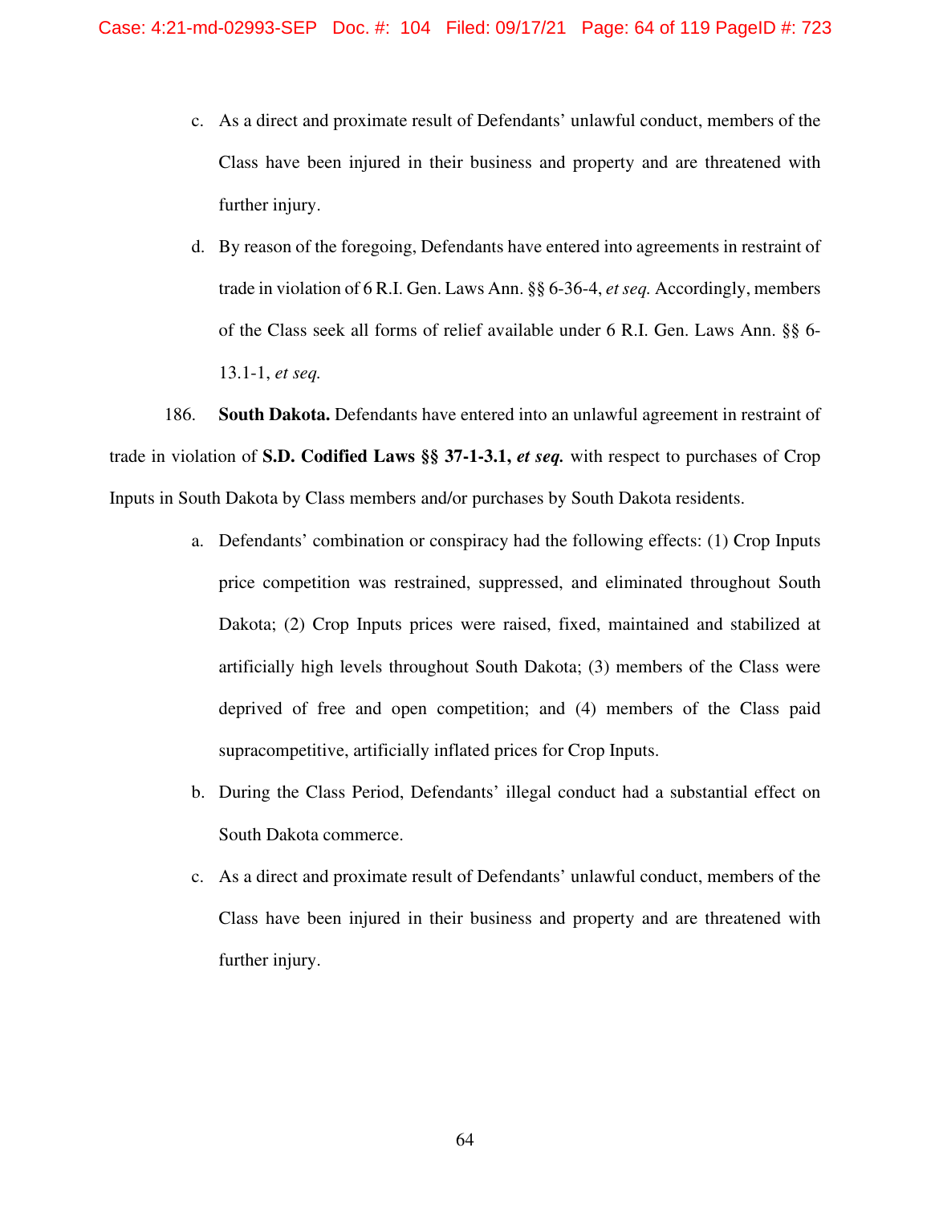c. As a direct and proximate result of Defendants' unlawful conduct, members of the Class have been injured in their business and property and are threatened with further injury.

d. By reason of the foregoing, Defendants have entered into agreements in restraint of trade in violation of 6 R.I. Gen. Laws Ann. §§ 6-36-4, *et seq.* Accordingly, members of the Class seek all forms of relief available under 6 R.I. Gen. Laws Ann. §§ 6-13.1-1, *et seq.*

186. **South Dakota.** Defendants have entered into an unlawful agreement in restraint of trade in violation of **S.D. Codified Laws §§ 37-1-3.1, *et seq.*** with respect to purchases of Crop Inputs in South Dakota by Class members and/or purchases by South Dakota residents.

a. Defendants' combination or conspiracy had the following effects: (1) Crop Inputs price competition was restrained, suppressed, and eliminated throughout South Dakota; (2) Crop Inputs prices were raised, fixed, maintained and stabilized at artificially high levels throughout South Dakota; (3) members of the Class were deprived of free and open competition; and (4) members of the Class paid supracompetitive, artificially inflated prices for Crop Inputs.

b. During the Class Period, Defendants' illegal conduct had a substantial effect on South Dakota commerce.

c. As a direct and proximate result of Defendants' unlawful conduct, members of the Class have been injured in their business and property and are threatened with further injury.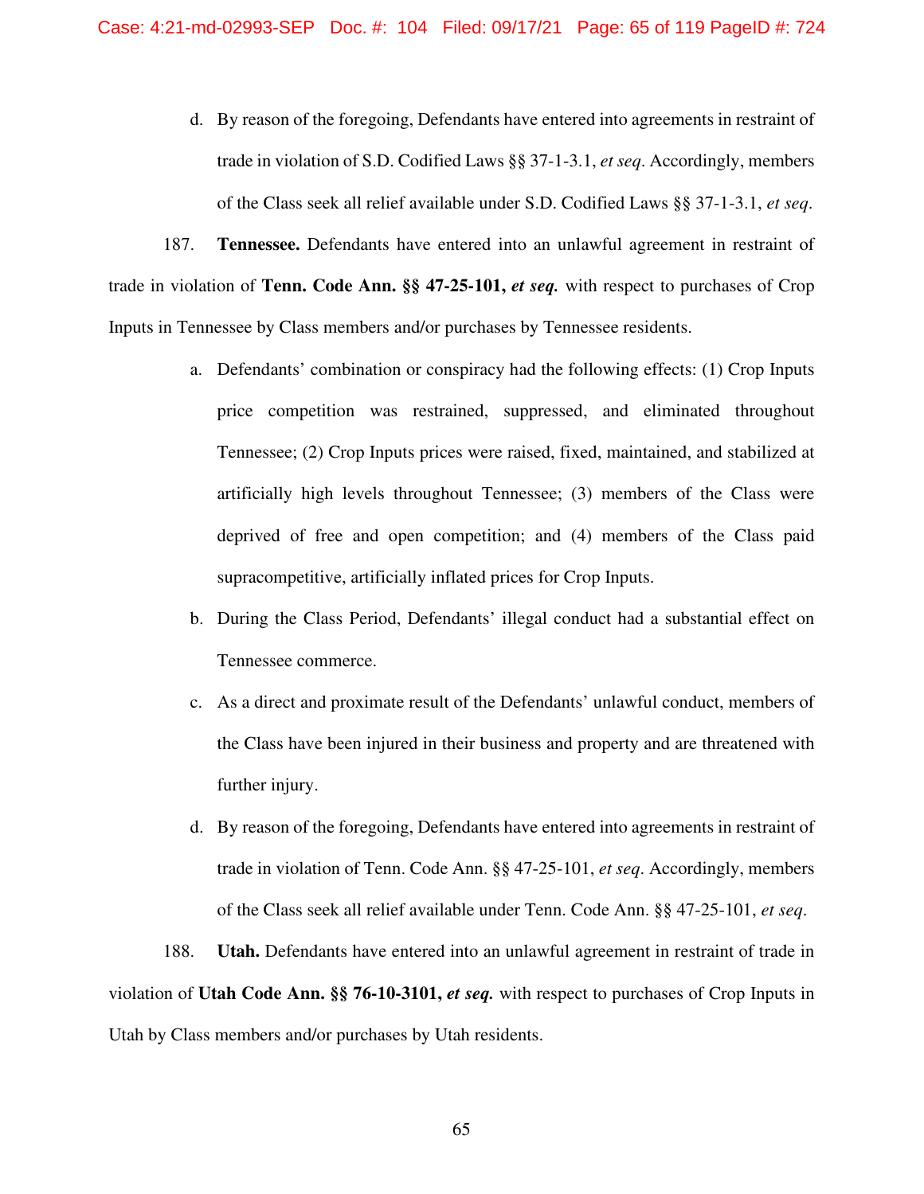d. By reason of the foregoing, Defendants have entered into agreements in restraint of trade in violation of S.D. Codified Laws §§ 37-1-3.1, *et seq*. Accordingly, members of the Class seek all relief available under S.D. Codified Laws §§ 37-1-3.1, *et seq*.

187. **Tennessee.** Defendants have entered into an unlawful agreement in restraint of trade in violation of **Tenn. Code Ann. §§ 47-25-101, *et seq.*** with respect to purchases of Crop Inputs in Tennessee by Class members and/or purchases by Tennessee residents.

a. Defendants' combination or conspiracy had the following effects: (1) Crop Inputs price competition was restrained, suppressed, and eliminated throughout Tennessee; (2) Crop Inputs prices were raised, fixed, maintained, and stabilized at artificially high levels throughout Tennessee; (3) members of the Class were deprived of free and open competition; and (4) members of the Class paid supracompetitive, artificially inflated prices for Crop Inputs.

b. During the Class Period, Defendants' illegal conduct had a substantial effect on Tennessee commerce.

c. As a direct and proximate result of the Defendants' unlawful conduct, members of the Class have been injured in their business and property and are threatened with further injury.

d. By reason of the foregoing, Defendants have entered into agreements in restraint of trade in violation of Tenn. Code Ann. §§ 47-25-101, *et seq*. Accordingly, members of the Class seek all relief available under Tenn. Code Ann. §§ 47-25-101, *et seq*.

188. **Utah.** Defendants have entered into an unlawful agreement in restraint of trade in violation of **Utah Code Ann. §§ 76-10-3101, *et seq.*** with respect to purchases of Crop Inputs in Utah by Class members and/or purchases by Utah residents.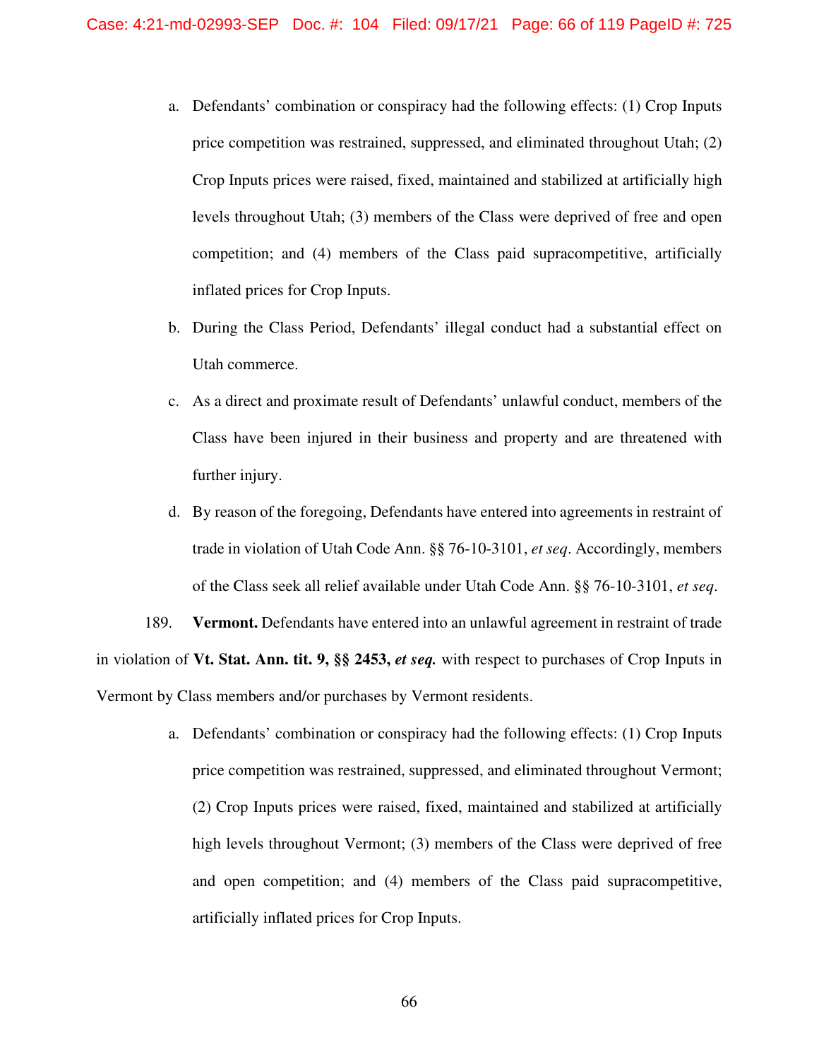a. Defendants' combination or conspiracy had the following effects: (1) Crop Inputs price competition was restrained, suppressed, and eliminated throughout Utah; (2) Crop Inputs prices were raised, fixed, maintained and stabilized at artificially high levels throughout Utah; (3) members of the Class were deprived of free and open competition; and (4) members of the Class paid supracompetitive, artificially inflated prices for Crop Inputs.

b. During the Class Period, Defendants' illegal conduct had a substantial effect on Utah commerce.

c. As a direct and proximate result of Defendants' unlawful conduct, members of the Class have been injured in their business and property and are threatened with further injury.

d. By reason of the foregoing, Defendants have entered into agreements in restraint of trade in violation of Utah Code Ann. §§ 76-10-3101, *et seq*. Accordingly, members of the Class seek all relief available under Utah Code Ann. §§ 76-10-3101, *et seq*.

189. **Vermont.** Defendants have entered into an unlawful agreement in restraint of trade in violation of **Vt. Stat. Ann. tit. 9, §§ 2453, *et seq.*** with respect to purchases of Crop Inputs in Vermont by Class members and/or purchases by Vermont residents.

a. Defendants' combination or conspiracy had the following effects: (1) Crop Inputs price competition was restrained, suppressed, and eliminated throughout Vermont; (2) Crop Inputs prices were raised, fixed, maintained and stabilized at artificially high levels throughout Vermont; (3) members of the Class were deprived of free and open competition; and (4) members of the Class paid supracompetitive, artificially inflated prices for Crop Inputs.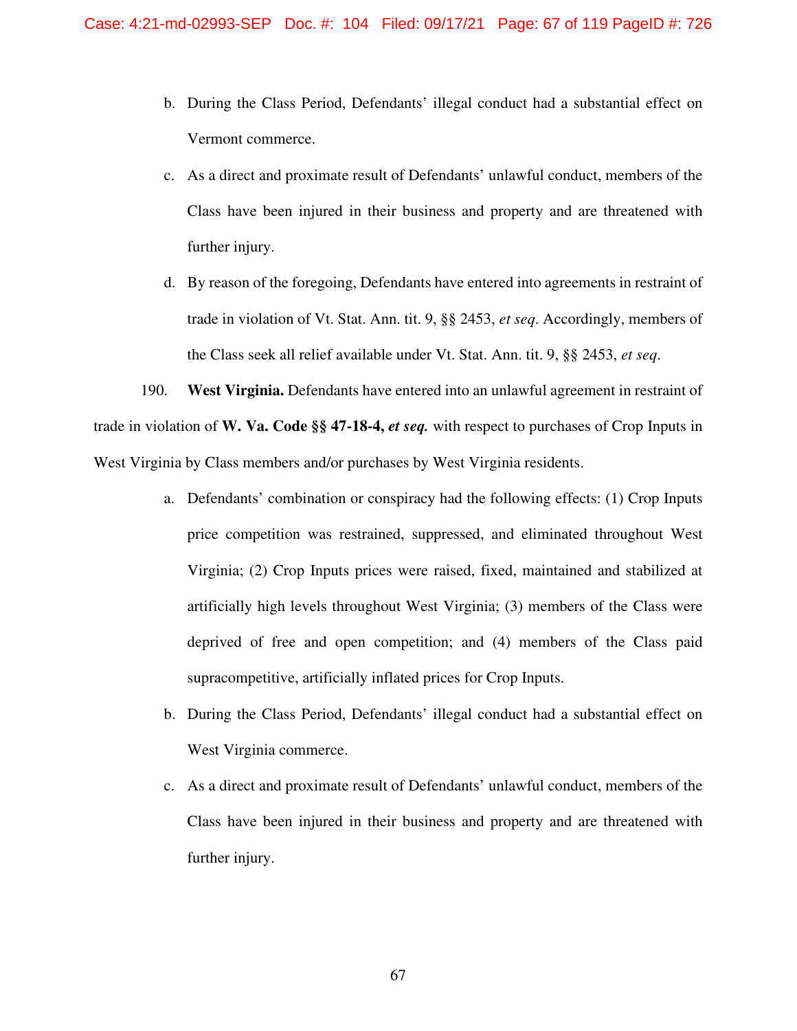b. During the Class Period, Defendants' illegal conduct had a substantial effect on Vermont commerce.

c. As a direct and proximate result of Defendants' unlawful conduct, members of the Class have been injured in their business and property and are threatened with further injury.

d. By reason of the foregoing, Defendants have entered into agreements in restraint of trade in violation of Vt. Stat. Ann. tit. 9, §§ 2453, *et seq*. Accordingly, members of the Class seek all relief available under Vt. Stat. Ann. tit. 9, §§ 2453, *et seq*.

190. **West Virginia.** Defendants have entered into an unlawful agreement in restraint of trade in violation of **W. Va. Code §§ 47-18-4, *et seq.*** with respect to purchases of Crop Inputs in West Virginia by Class members and/or purchases by West Virginia residents.

a. Defendants' combination or conspiracy had the following effects: (1) Crop Inputs price competition was restrained, suppressed, and eliminated throughout West Virginia; (2) Crop Inputs prices were raised, fixed, maintained and stabilized at artificially high levels throughout West Virginia; (3) members of the Class were deprived of free and open competition; and (4) members of the Class paid supracompetitive, artificially inflated prices for Crop Inputs.

b. During the Class Period, Defendants' illegal conduct had a substantial effect on West Virginia commerce.

c. As a direct and proximate result of Defendants' unlawful conduct, members of the Class have been injured in their business and property and are threatened with further injury.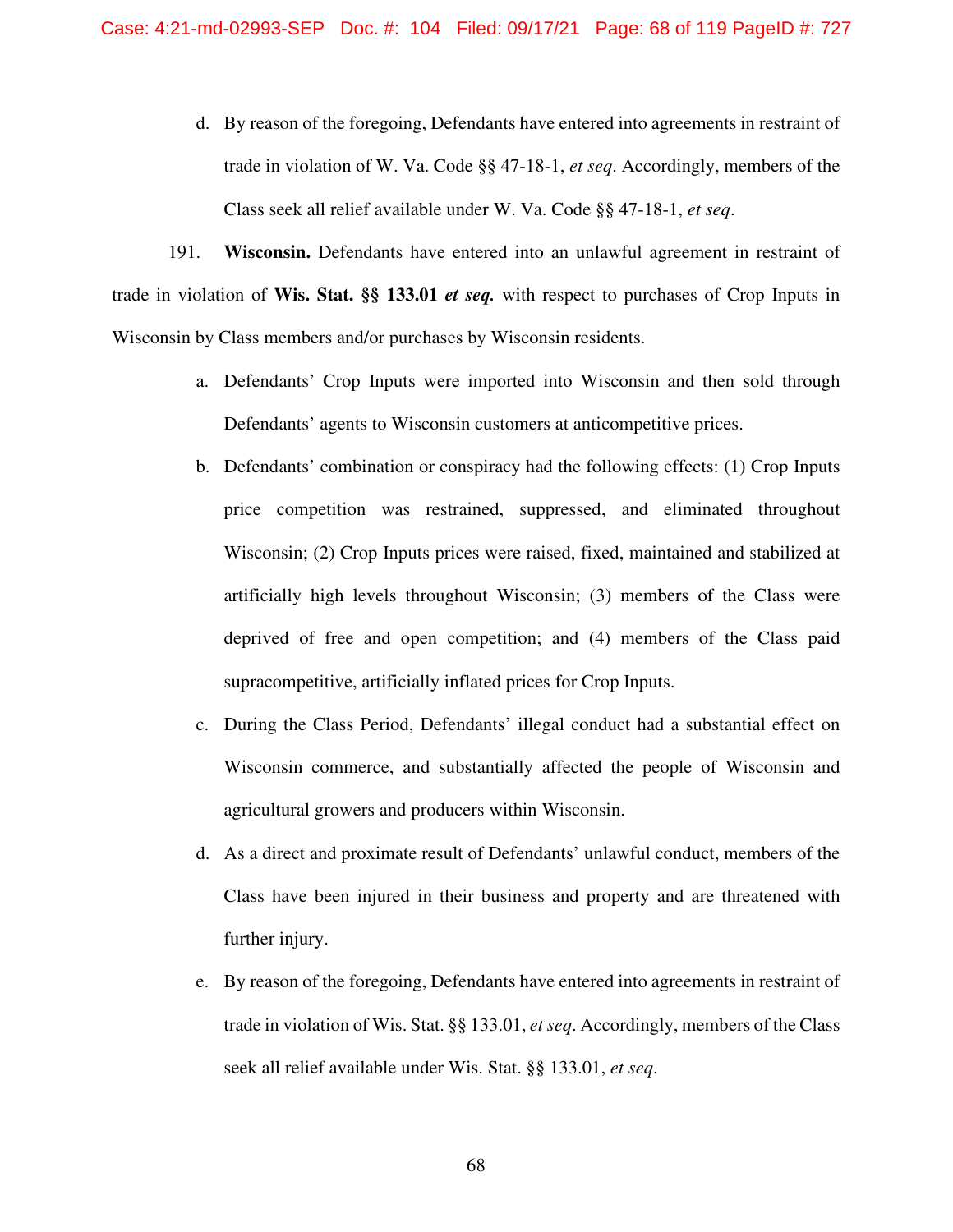d. By reason of the foregoing, Defendants have entered into agreements in restraint of trade in violation of W. Va. Code §§ 47-18-1, *et seq*. Accordingly, members of the Class seek all relief available under W. Va. Code §§ 47-18-1, *et seq*.

191. **Wisconsin.** Defendants have entered into an unlawful agreement in restraint of trade in violation of **Wis. Stat. §§ 133.01 *et seq.*** with respect to purchases of Crop Inputs in Wisconsin by Class members and/or purchases by Wisconsin residents.

a. Defendants' Crop Inputs were imported into Wisconsin and then sold through Defendants' agents to Wisconsin customers at anticompetitive prices.

b. Defendants' combination or conspiracy had the following effects: (1) Crop Inputs price competition was restrained, suppressed, and eliminated throughout Wisconsin; (2) Crop Inputs prices were raised, fixed, maintained and stabilized at artificially high levels throughout Wisconsin; (3) members of the Class were deprived of free and open competition; and (4) members of the Class paid supracompetitive, artificially inflated prices for Crop Inputs.

c. During the Class Period, Defendants' illegal conduct had a substantial effect on Wisconsin commerce, and substantially affected the people of Wisconsin and agricultural growers and producers within Wisconsin.

d. As a direct and proximate result of Defendants' unlawful conduct, members of the Class have been injured in their business and property and are threatened with further injury.

e. By reason of the foregoing, Defendants have entered into agreements in restraint of trade in violation of Wis. Stat. §§ 133.01, *et seq*. Accordingly, members of the Class seek all relief available under Wis. Stat. §§ 133.01, *et seq*.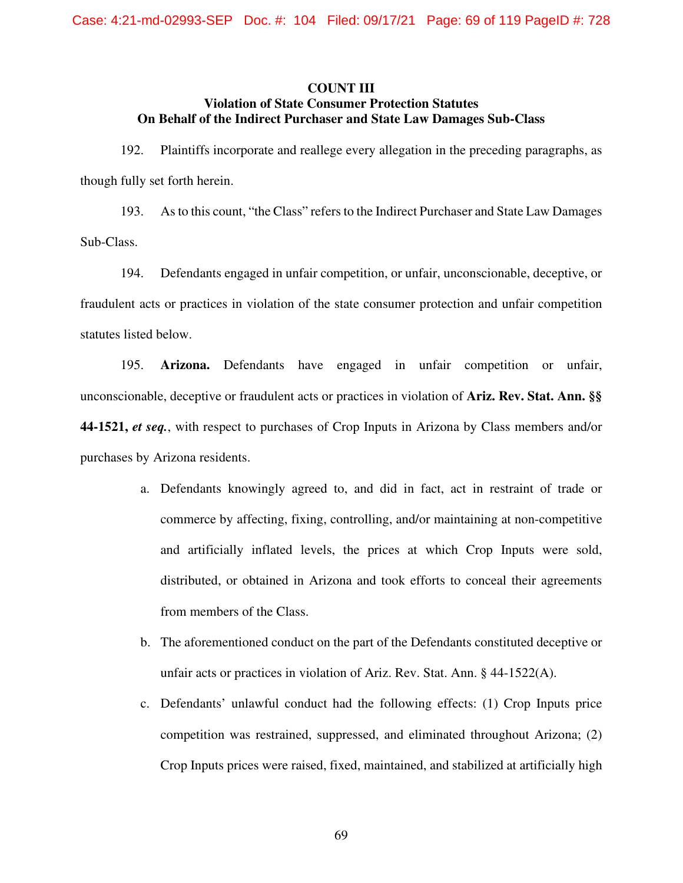## COUNT III
## Violation of State Consumer Protection Statutes
## On Behalf of the Indirect Purchaser and State Law Damages Sub-Class

192. Plaintiffs incorporate and reallege every allegation in the preceding paragraphs, as though fully set forth herein.

193. As to this count, "the Class" refers to the Indirect Purchaser and State Law Damages Sub-Class.

194. Defendants engaged in unfair competition, or unfair, unconscionable, deceptive, or fraudulent acts or practices in violation of the state consumer protection and unfair competition statutes listed below.

195. **Arizona.** Defendants have engaged in unfair competition or unfair, unconscionable, deceptive or fraudulent acts or practices in violation of **Ariz. Rev. Stat. Ann. §§ 44-1521, *et seq.***, with respect to purchases of Crop Inputs in Arizona by Class members and/or purchases by Arizona residents.

a. Defendants knowingly agreed to, and did in fact, act in restraint of trade or commerce by affecting, fixing, controlling, and/or maintaining at non-competitive and artificially inflated levels, the prices at which Crop Inputs were sold, distributed, or obtained in Arizona and took efforts to conceal their agreements from members of the Class.

b. The aforementioned conduct on the part of the Defendants constituted deceptive or unfair acts or practices in violation of Ariz. Rev. Stat. Ann. § 44-1522(A).

c. Defendants' unlawful conduct had the following effects: (1) Crop Inputs price competition was restrained, suppressed, and eliminated throughout Arizona; (2) Crop Inputs prices were raised, fixed, maintained, and stabilized at artificially high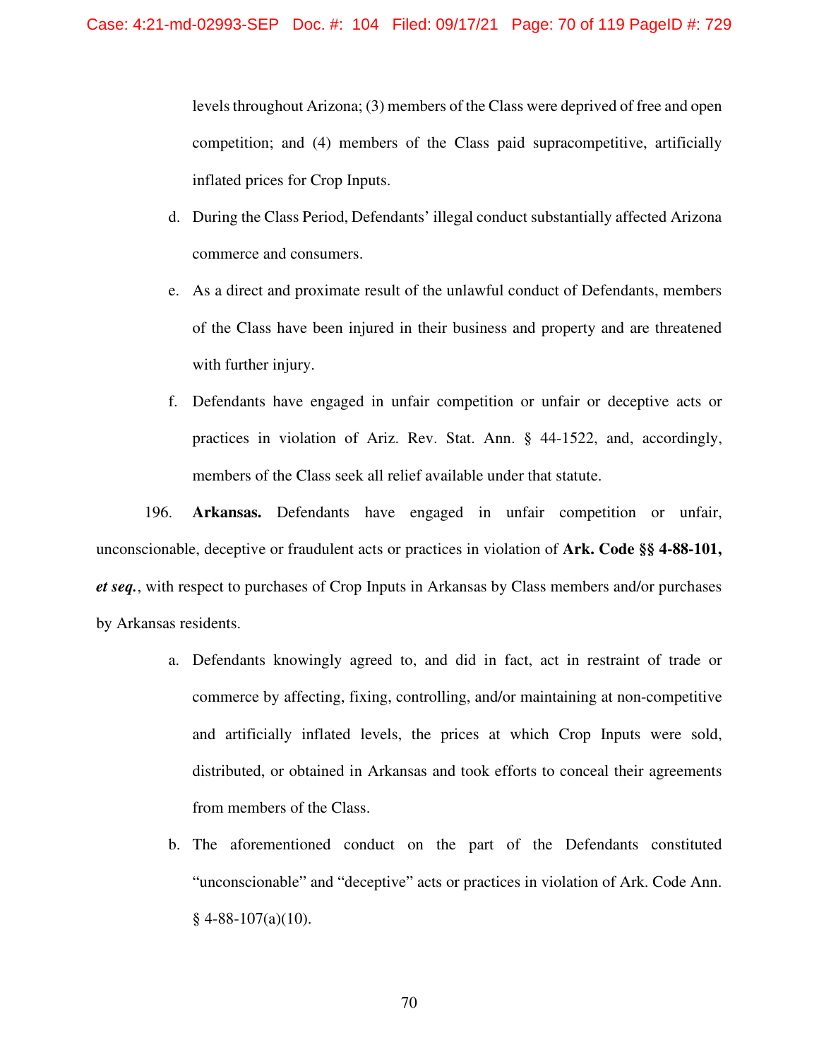levels throughout Arizona; (3) members of the Class were deprived of free and open competition; and (4) members of the Class paid supracompetitive, artificially inflated prices for Crop Inputs.

d. During the Class Period, Defendants' illegal conduct substantially affected Arizona commerce and consumers.

e. As a direct and proximate result of the unlawful conduct of Defendants, members of the Class have been injured in their business and property and are threatened with further injury.

f. Defendants have engaged in unfair competition or unfair or deceptive acts or practices in violation of Ariz. Rev. Stat. Ann. § 44-1522, and, accordingly, members of the Class seek all relief available under that statute.

196. **Arkansas.** Defendants have engaged in unfair competition or unfair, unconscionable, deceptive or fraudulent acts or practices in violation of **Ark. Code §§ 4-88-101, *et seq.***, with respect to purchases of Crop Inputs in Arkansas by Class members and/or purchases by Arkansas residents.

a. Defendants knowingly agreed to, and did in fact, act in restraint of trade or commerce by affecting, fixing, controlling, and/or maintaining at non-competitive and artificially inflated levels, the prices at which Crop Inputs were sold, distributed, or obtained in Arkansas and took efforts to conceal their agreements from members of the Class.

b. The aforementioned conduct on the part of the Defendants constituted "unconscionable" and "deceptive" acts or practices in violation of Ark. Code Ann. § 4-88-107(a)(10).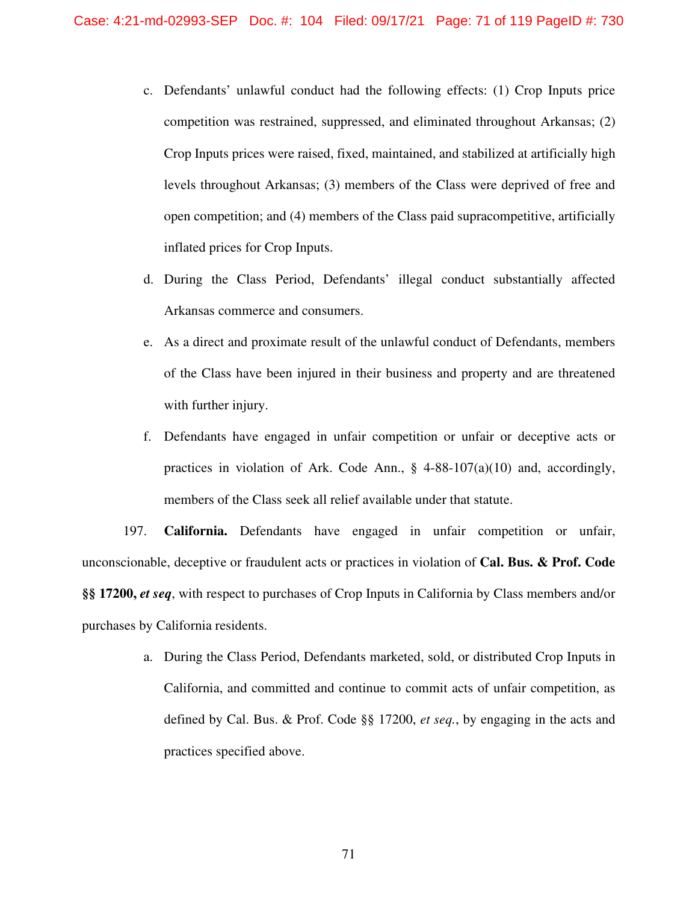c. Defendants' unlawful conduct had the following effects: (1) Crop Inputs price competition was restrained, suppressed, and eliminated throughout Arkansas; (2) Crop Inputs prices were raised, fixed, maintained, and stabilized at artificially high levels throughout Arkansas; (3) members of the Class were deprived of free and open competition; and (4) members of the Class paid supracompetitive, artificially inflated prices for Crop Inputs.

d. During the Class Period, Defendants' illegal conduct substantially affected Arkansas commerce and consumers.

e. As a direct and proximate result of the unlawful conduct of Defendants, members of the Class have been injured in their business and property and are threatened with further injury.

f. Defendants have engaged in unfair competition or unfair or deceptive acts or practices in violation of Ark. Code Ann., § 4-88-107(a)(10) and, accordingly, members of the Class seek all relief available under that statute.

197. **California.** Defendants have engaged in unfair competition or unfair, unconscionable, deceptive or fraudulent acts or practices in violation of **Cal. Bus. & Prof. Code §§ 17200,** ***et seq***, with respect to purchases of Crop Inputs in California by Class members and/or purchases by California residents.

a. During the Class Period, Defendants marketed, sold, or distributed Crop Inputs in California, and committed and continue to commit acts of unfair competition, as defined by Cal. Bus. & Prof. Code §§ 17200, *et seq.*, by engaging in the acts and practices specified above.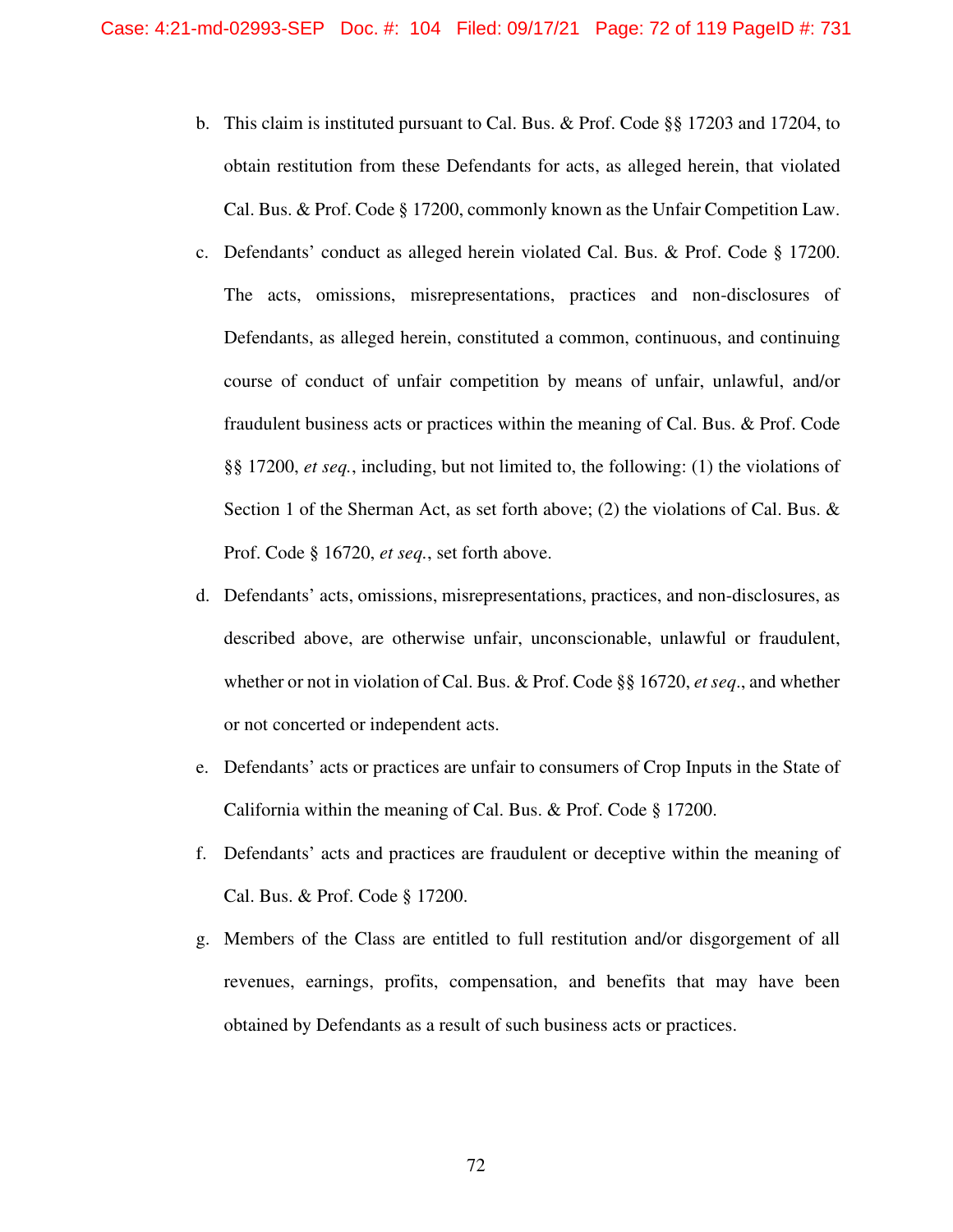b. This claim is instituted pursuant to Cal. Bus. & Prof. Code §§ 17203 and 17204, to obtain restitution from these Defendants for acts, as alleged herein, that violated Cal. Bus. & Prof. Code § 17200, commonly known as the Unfair Competition Law.

c. Defendants' conduct as alleged herein violated Cal. Bus. & Prof. Code § 17200. The acts, omissions, misrepresentations, practices and non-disclosures of Defendants, as alleged herein, constituted a common, continuous, and continuing course of conduct of unfair competition by means of unfair, unlawful, and/or fraudulent business acts or practices within the meaning of Cal. Bus. & Prof. Code §§ 17200, *et seq.*, including, but not limited to, the following: (1) the violations of Section 1 of the Sherman Act, as set forth above; (2) the violations of Cal. Bus. & Prof. Code § 16720, *et seq.*, set forth above.

d. Defendants' acts, omissions, misrepresentations, practices, and non-disclosures, as described above, are otherwise unfair, unconscionable, unlawful or fraudulent, whether or not in violation of Cal. Bus. & Prof. Code §§ 16720, *et seq.*, and whether or not concerted or independent acts.

e. Defendants' acts or practices are unfair to consumers of Crop Inputs in the State of California within the meaning of Cal. Bus. & Prof. Code § 17200.

f. Defendants' acts and practices are fraudulent or deceptive within the meaning of Cal. Bus. & Prof. Code § 17200.

g. Members of the Class are entitled to full restitution and/or disgorgement of all revenues, earnings, profits, compensation, and benefits that may have been obtained by Defendants as a result of such business acts or practices.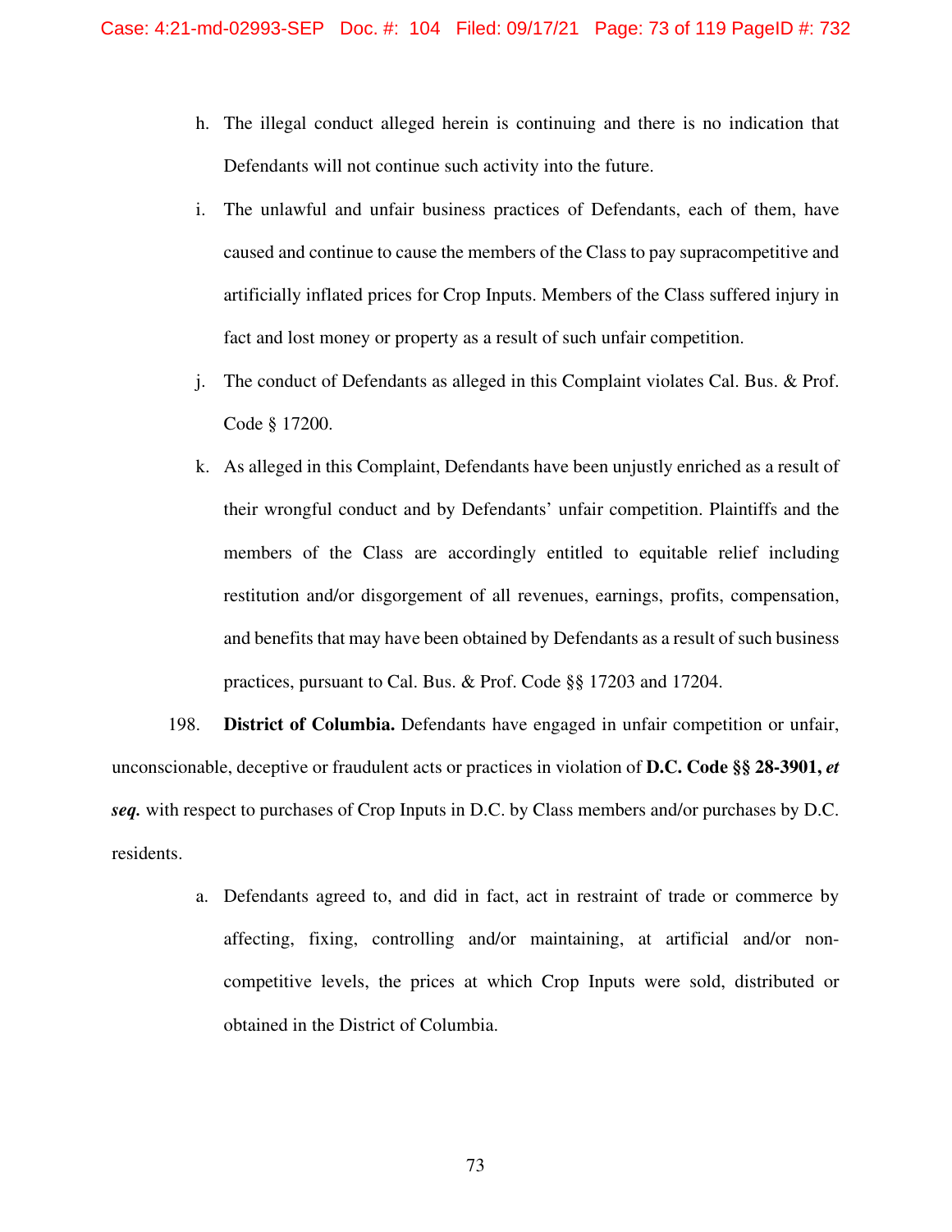h. The illegal conduct alleged herein is continuing and there is no indication that Defendants will not continue such activity into the future.

i. The unlawful and unfair business practices of Defendants, each of them, have caused and continue to cause the members of the Class to pay supracompetitive and artificially inflated prices for Crop Inputs. Members of the Class suffered injury in fact and lost money or property as a result of such unfair competition.

j. The conduct of Defendants as alleged in this Complaint violates Cal. Bus. & Prof. Code § 17200.

k. As alleged in this Complaint, Defendants have been unjustly enriched as a result of their wrongful conduct and by Defendants' unfair competition. Plaintiffs and the members of the Class are accordingly entitled to equitable relief including restitution and/or disgorgement of all revenues, earnings, profits, compensation, and benefits that may have been obtained by Defendants as a result of such business practices, pursuant to Cal. Bus. & Prof. Code §§ 17203 and 17204.

198. **District of Columbia.** Defendants have engaged in unfair competition or unfair, unconscionable, deceptive or fraudulent acts or practices in violation of **D.C. Code §§ 28-3901, *et seq.*** with respect to purchases of Crop Inputs in D.C. by Class members and/or purchases by D.C. residents.

a. Defendants agreed to, and did in fact, act in restraint of trade or commerce by affecting, fixing, controlling and/or maintaining, at artificial and/or non-competitive levels, the prices at which Crop Inputs were sold, distributed or obtained in the District of Columbia.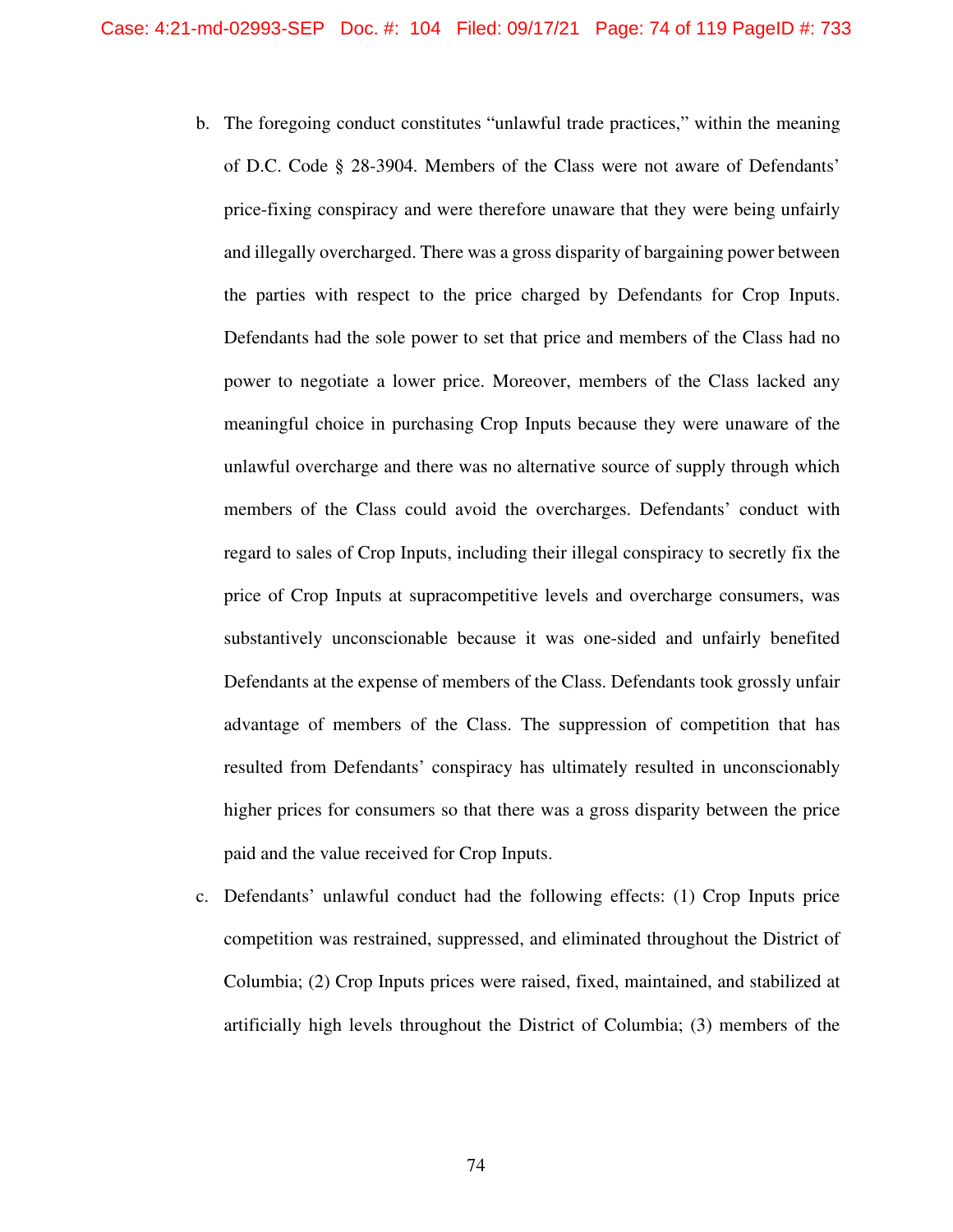b. The foregoing conduct constitutes "unlawful trade practices," within the meaning of D.C. Code § 28-3904. Members of the Class were not aware of Defendants' price-fixing conspiracy and were therefore unaware that they were being unfairly and illegally overcharged. There was a gross disparity of bargaining power between the parties with respect to the price charged by Defendants for Crop Inputs. Defendants had the sole power to set that price and members of the Class had no power to negotiate a lower price. Moreover, members of the Class lacked any meaningful choice in purchasing Crop Inputs because they were unaware of the unlawful overcharge and there was no alternative source of supply through which members of the Class could avoid the overcharges. Defendants' conduct with regard to sales of Crop Inputs, including their illegal conspiracy to secretly fix the price of Crop Inputs at supracompetitive levels and overcharge consumers, was substantively unconscionable because it was one-sided and unfairly benefited Defendants at the expense of members of the Class. Defendants took grossly unfair advantage of members of the Class. The suppression of competition that has resulted from Defendants' conspiracy has ultimately resulted in unconscionably higher prices for consumers so that there was a gross disparity between the price paid and the value received for Crop Inputs.

c. Defendants' unlawful conduct had the following effects: (1) Crop Inputs price competition was restrained, suppressed, and eliminated throughout the District of Columbia; (2) Crop Inputs prices were raised, fixed, maintained, and stabilized at artificially high levels throughout the District of Columbia; (3) members of the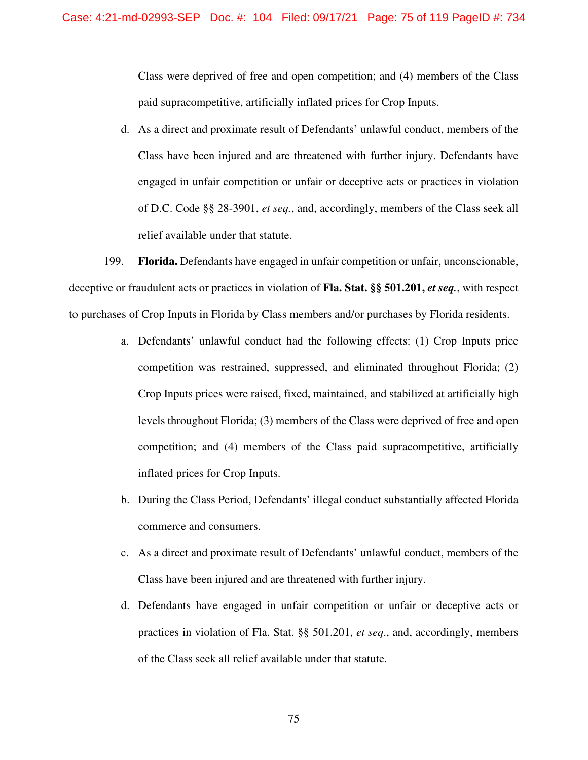Class were deprived of free and open competition; and (4) members of the Class paid supracompetitive, artificially inflated prices for Crop Inputs.

d. As a direct and proximate result of Defendants' unlawful conduct, members of the Class have been injured and are threatened with further injury. Defendants have engaged in unfair competition or unfair or deceptive acts or practices in violation of D.C. Code §§ 28-3901, *et seq.*, and, accordingly, members of the Class seek all relief available under that statute.

199. **Florida.** Defendants have engaged in unfair competition or unfair, unconscionable, deceptive or fraudulent acts or practices in violation of **Fla. Stat. §§ 501.201, *et seq.***, with respect to purchases of Crop Inputs in Florida by Class members and/or purchases by Florida residents.

a. Defendants' unlawful conduct had the following effects: (1) Crop Inputs price competition was restrained, suppressed, and eliminated throughout Florida; (2) Crop Inputs prices were raised, fixed, maintained, and stabilized at artificially high levels throughout Florida; (3) members of the Class were deprived of free and open competition; and (4) members of the Class paid supracompetitive, artificially inflated prices for Crop Inputs.

b. During the Class Period, Defendants' illegal conduct substantially affected Florida commerce and consumers.

c. As a direct and proximate result of Defendants' unlawful conduct, members of the Class have been injured and are threatened with further injury.

d. Defendants have engaged in unfair competition or unfair or deceptive acts or practices in violation of Fla. Stat. §§ 501.201, *et seq*., and, accordingly, members of the Class seek all relief available under that statute.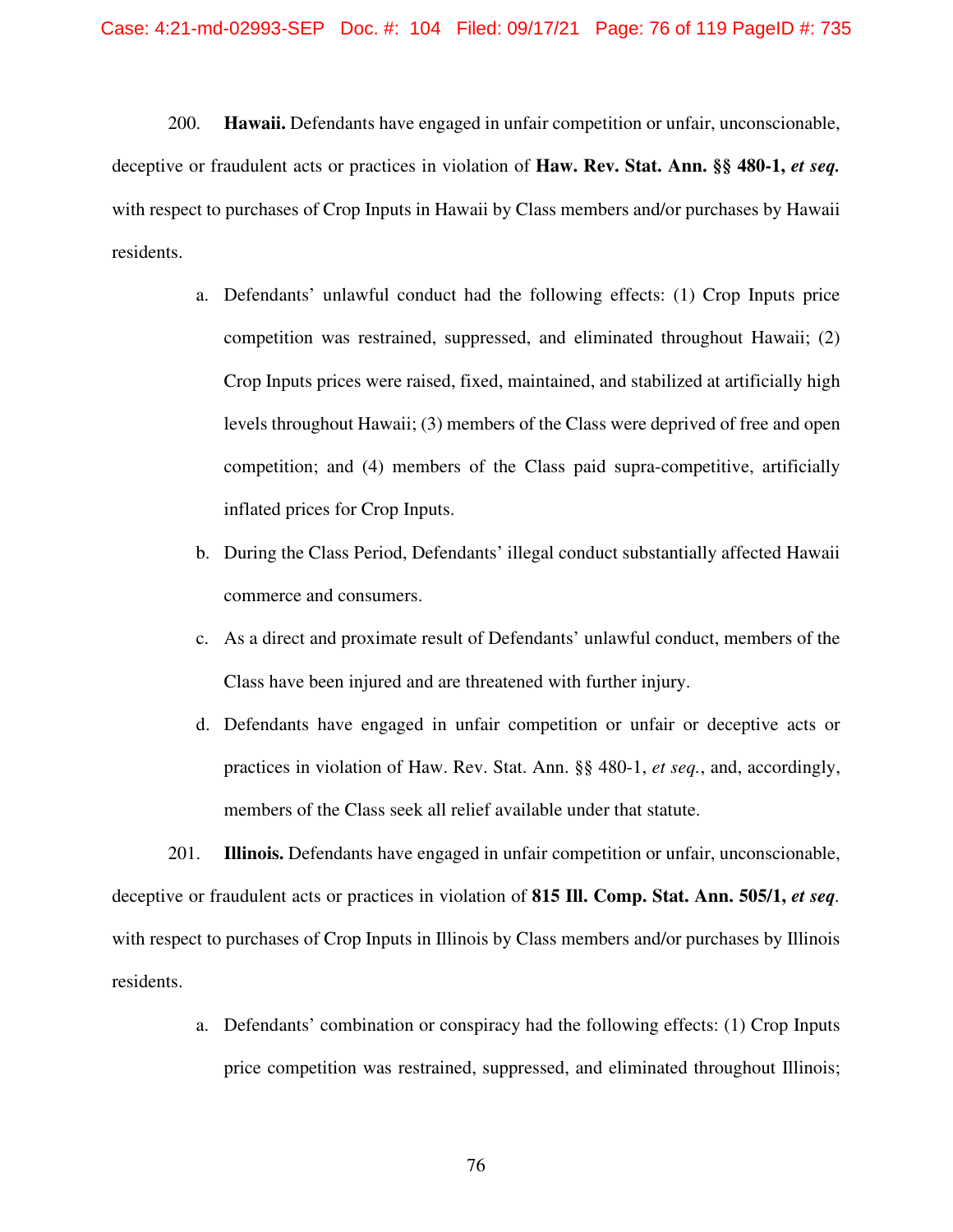200. **Hawaii.** Defendants have engaged in unfair competition or unfair, unconscionable, deceptive or fraudulent acts or practices in violation of **Haw. Rev. Stat. Ann. §§ 480-1,** ***et seq.*** with respect to purchases of Crop Inputs in Hawaii by Class members and/or purchases by Hawaii residents.

a. Defendants' unlawful conduct had the following effects: (1) Crop Inputs price competition was restrained, suppressed, and eliminated throughout Hawaii; (2) Crop Inputs prices were raised, fixed, maintained, and stabilized at artificially high levels throughout Hawaii; (3) members of the Class were deprived of free and open competition; and (4) members of the Class paid supra-competitive, artificially inflated prices for Crop Inputs.

b. During the Class Period, Defendants' illegal conduct substantially affected Hawaii commerce and consumers.

c. As a direct and proximate result of Defendants' unlawful conduct, members of the Class have been injured and are threatened with further injury.

d. Defendants have engaged in unfair competition or unfair or deceptive acts or practices in violation of Haw. Rev. Stat. Ann. §§ 480-1, *et seq.*, and, accordingly, members of the Class seek all relief available under that statute.

201. **Illinois.** Defendants have engaged in unfair competition or unfair, unconscionable, deceptive or fraudulent acts or practices in violation of **815 Ill. Comp. Stat. Ann. 505/1,** ***et seq***. with respect to purchases of Crop Inputs in Illinois by Class members and/or purchases by Illinois residents.

a. Defendants' combination or conspiracy had the following effects: (1) Crop Inputs price competition was restrained, suppressed, and eliminated throughout Illinois;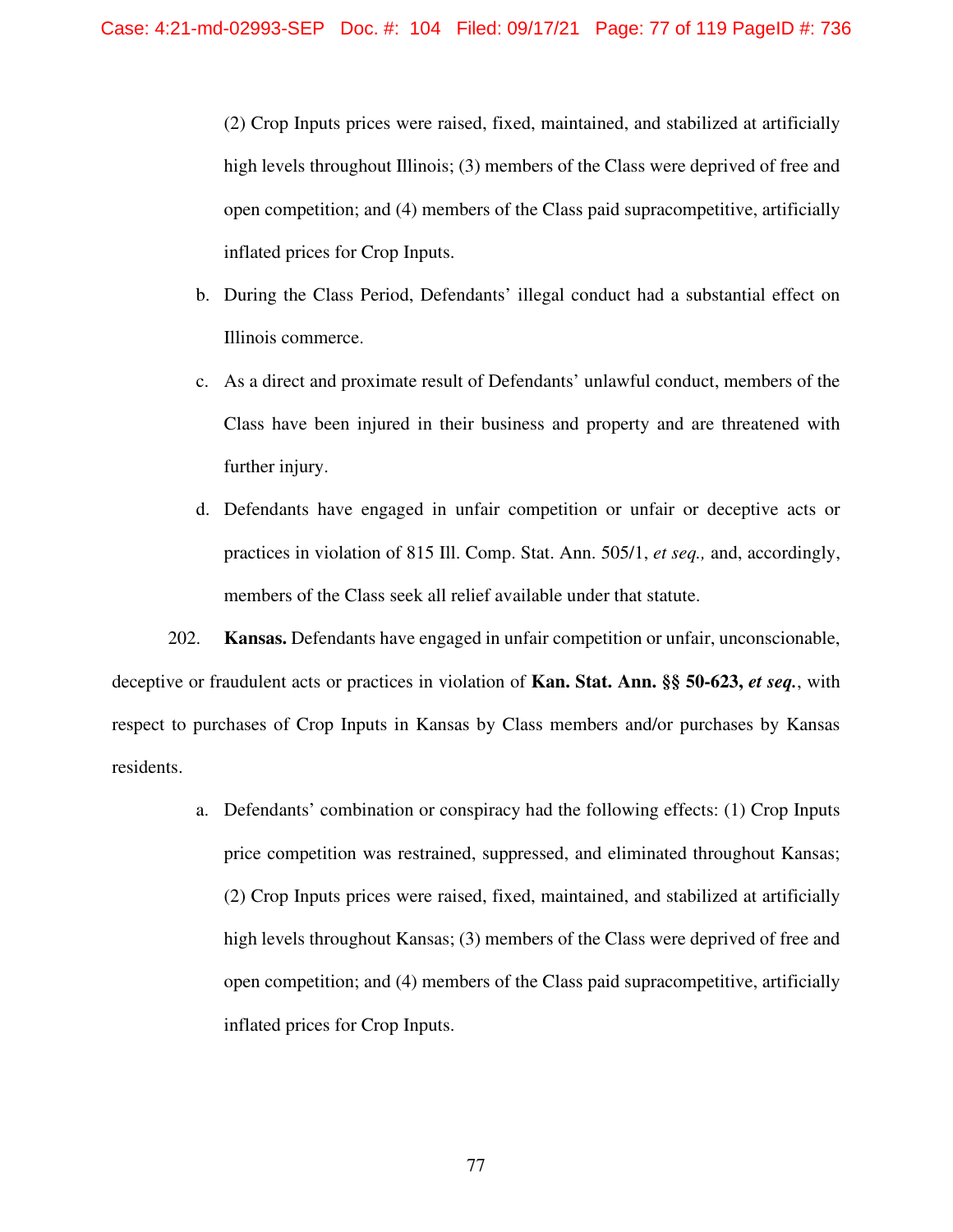(2) Crop Inputs prices were raised, fixed, maintained, and stabilized at artificially high levels throughout Illinois; (3) members of the Class were deprived of free and open competition; and (4) members of the Class paid supracompetitive, artificially inflated prices for Crop Inputs.

b. During the Class Period, Defendants' illegal conduct had a substantial effect on Illinois commerce.

c. As a direct and proximate result of Defendants' unlawful conduct, members of the Class have been injured in their business and property and are threatened with further injury.

d. Defendants have engaged in unfair competition or unfair or deceptive acts or practices in violation of 815 Ill. Comp. Stat. Ann. 505/1, *et seq.,* and, accordingly, members of the Class seek all relief available under that statute.

202. **Kansas.** Defendants have engaged in unfair competition or unfair, unconscionable, deceptive or fraudulent acts or practices in violation of **Kan. Stat. Ann. §§ 50-623, *et seq.***, with respect to purchases of Crop Inputs in Kansas by Class members and/or purchases by Kansas residents.

a. Defendants' combination or conspiracy had the following effects: (1) Crop Inputs price competition was restrained, suppressed, and eliminated throughout Kansas; (2) Crop Inputs prices were raised, fixed, maintained, and stabilized at artificially high levels throughout Kansas; (3) members of the Class were deprived of free and open competition; and (4) members of the Class paid supracompetitive, artificially inflated prices for Crop Inputs.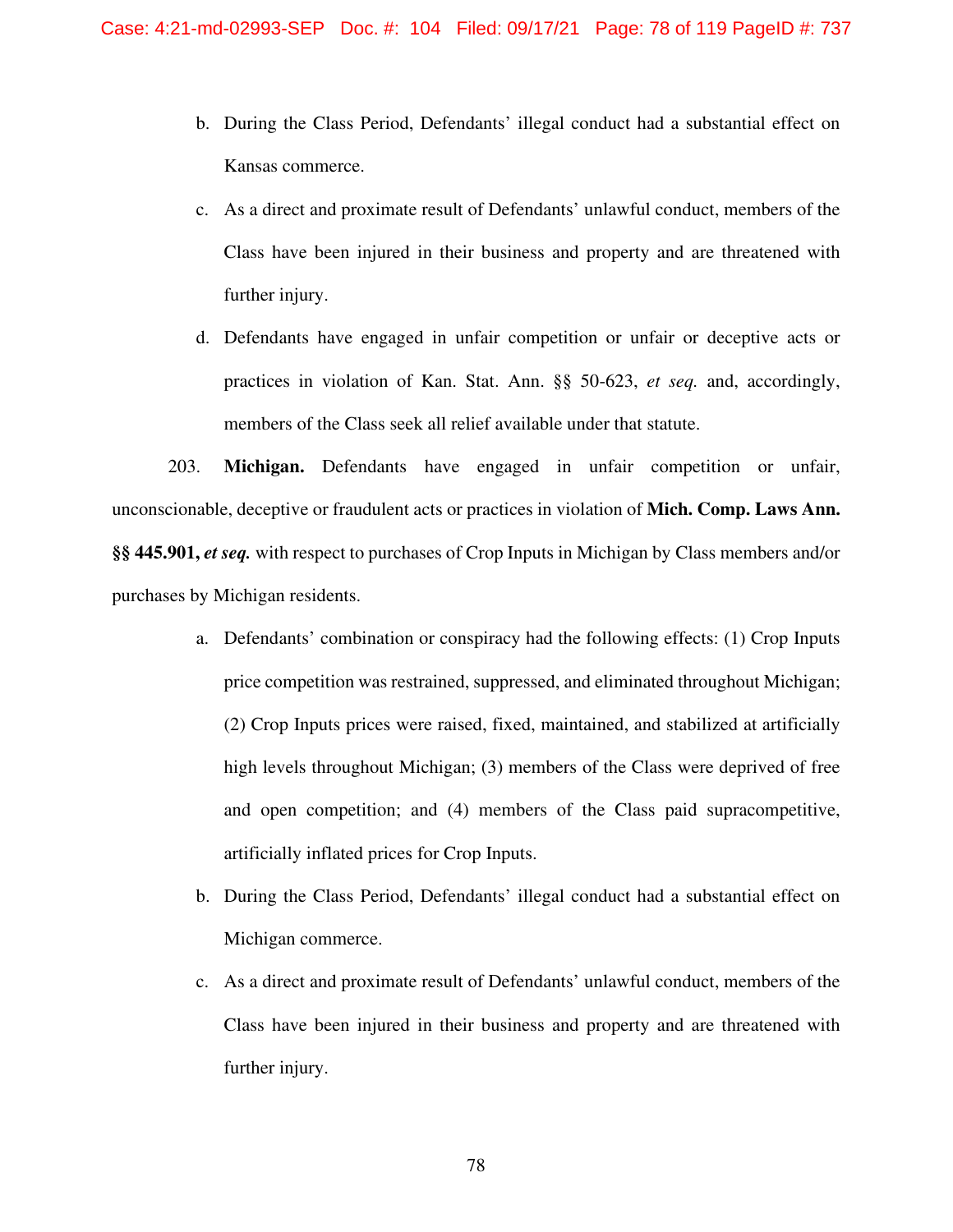b. During the Class Period, Defendants' illegal conduct had a substantial effect on Kansas commerce.

c. As a direct and proximate result of Defendants' unlawful conduct, members of the Class have been injured in their business and property and are threatened with further injury.

d. Defendants have engaged in unfair competition or unfair or deceptive acts or practices in violation of Kan. Stat. Ann. §§ 50-623, *et seq.* and, accordingly, members of the Class seek all relief available under that statute.

203. **Michigan.** Defendants have engaged in unfair competition or unfair, unconscionable, deceptive or fraudulent acts or practices in violation of **Mich. Comp. Laws Ann. §§ 445.901,** ***et seq.*** with respect to purchases of Crop Inputs in Michigan by Class members and/or purchases by Michigan residents.

a. Defendants' combination or conspiracy had the following effects: (1) Crop Inputs price competition was restrained, suppressed, and eliminated throughout Michigan; (2) Crop Inputs prices were raised, fixed, maintained, and stabilized at artificially high levels throughout Michigan; (3) members of the Class were deprived of free and open competition; and (4) members of the Class paid supracompetitive, artificially inflated prices for Crop Inputs.

b. During the Class Period, Defendants' illegal conduct had a substantial effect on Michigan commerce.

c. As a direct and proximate result of Defendants' unlawful conduct, members of the Class have been injured in their business and property and are threatened with further injury.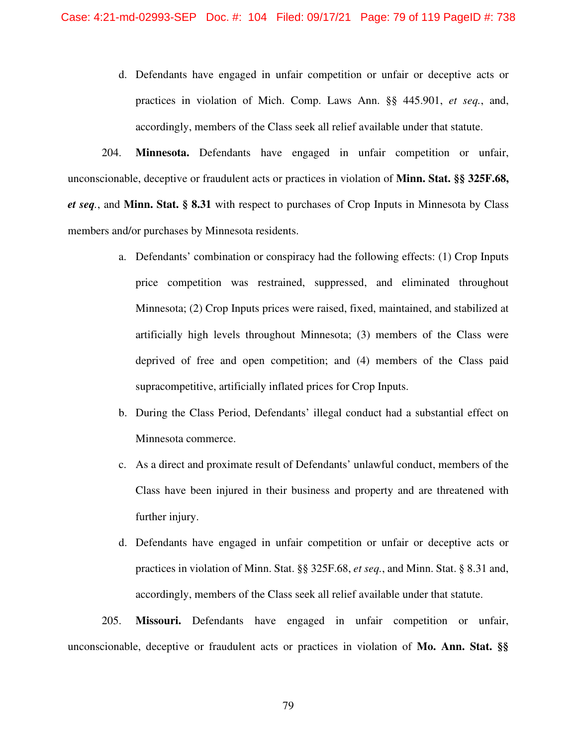d. Defendants have engaged in unfair competition or unfair or deceptive acts or practices in violation of Mich. Comp. Laws Ann. §§ 445.901, *et seq.*, and, accordingly, members of the Class seek all relief available under that statute.

204. **Minnesota.** Defendants have engaged in unfair competition or unfair, unconscionable, deceptive or fraudulent acts or practices in violation of **Minn. Stat. §§ 325F.68,** ***et seq*****.**, and **Minn. Stat. § 8.31** with respect to purchases of Crop Inputs in Minnesota by Class members and/or purchases by Minnesota residents.

a. Defendants' combination or conspiracy had the following effects: (1) Crop Inputs price competition was restrained, suppressed, and eliminated throughout Minnesota; (2) Crop Inputs prices were raised, fixed, maintained, and stabilized at artificially high levels throughout Minnesota; (3) members of the Class were deprived of free and open competition; and (4) members of the Class paid supracompetitive, artificially inflated prices for Crop Inputs.

b. During the Class Period, Defendants' illegal conduct had a substantial effect on Minnesota commerce.

c. As a direct and proximate result of Defendants' unlawful conduct, members of the Class have been injured in their business and property and are threatened with further injury.

d. Defendants have engaged in unfair competition or unfair or deceptive acts or practices in violation of Minn. Stat. §§ 325F.68, *et seq.*, and Minn. Stat. § 8.31 and, accordingly, members of the Class seek all relief available under that statute.

205. **Missouri.** Defendants have engaged in unfair competition or unfair, unconscionable, deceptive or fraudulent acts or practices in violation of **Mo. Ann. Stat. §§**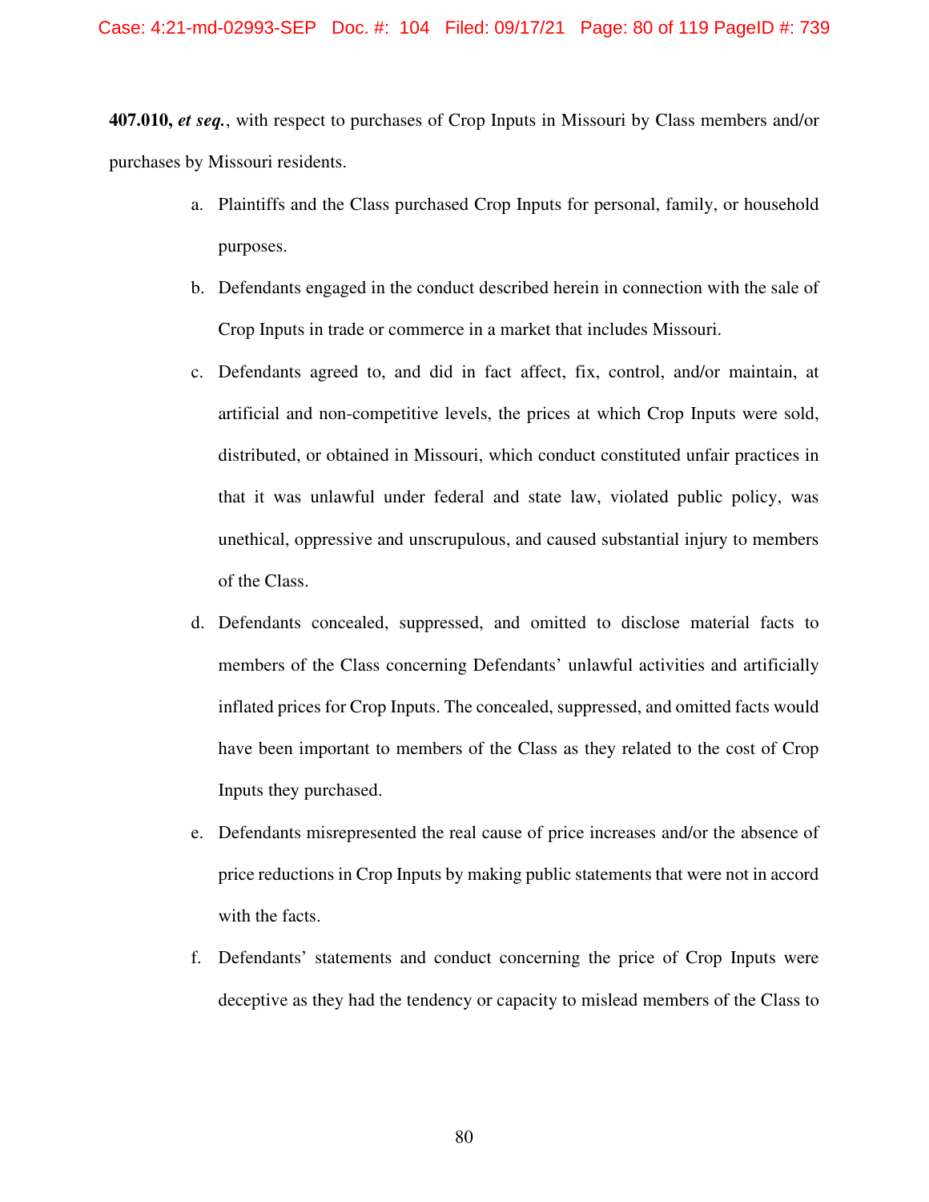**407.010,** ***et seq.***, with respect to purchases of Crop Inputs in Missouri by Class members and/or purchases by Missouri residents.

a. Plaintiffs and the Class purchased Crop Inputs for personal, family, or household purposes.

b. Defendants engaged in the conduct described herein in connection with the sale of Crop Inputs in trade or commerce in a market that includes Missouri.

c. Defendants agreed to, and did in fact affect, fix, control, and/or maintain, at artificial and non-competitive levels, the prices at which Crop Inputs were sold, distributed, or obtained in Missouri, which conduct constituted unfair practices in that it was unlawful under federal and state law, violated public policy, was unethical, oppressive and unscrupulous, and caused substantial injury to members of the Class.

d. Defendants concealed, suppressed, and omitted to disclose material facts to members of the Class concerning Defendants' unlawful activities and artificially inflated prices for Crop Inputs. The concealed, suppressed, and omitted facts would have been important to members of the Class as they related to the cost of Crop Inputs they purchased.

e. Defendants misrepresented the real cause of price increases and/or the absence of price reductions in Crop Inputs by making public statements that were not in accord with the facts.

f. Defendants' statements and conduct concerning the price of Crop Inputs were deceptive as they had the tendency or capacity to mislead members of the Class to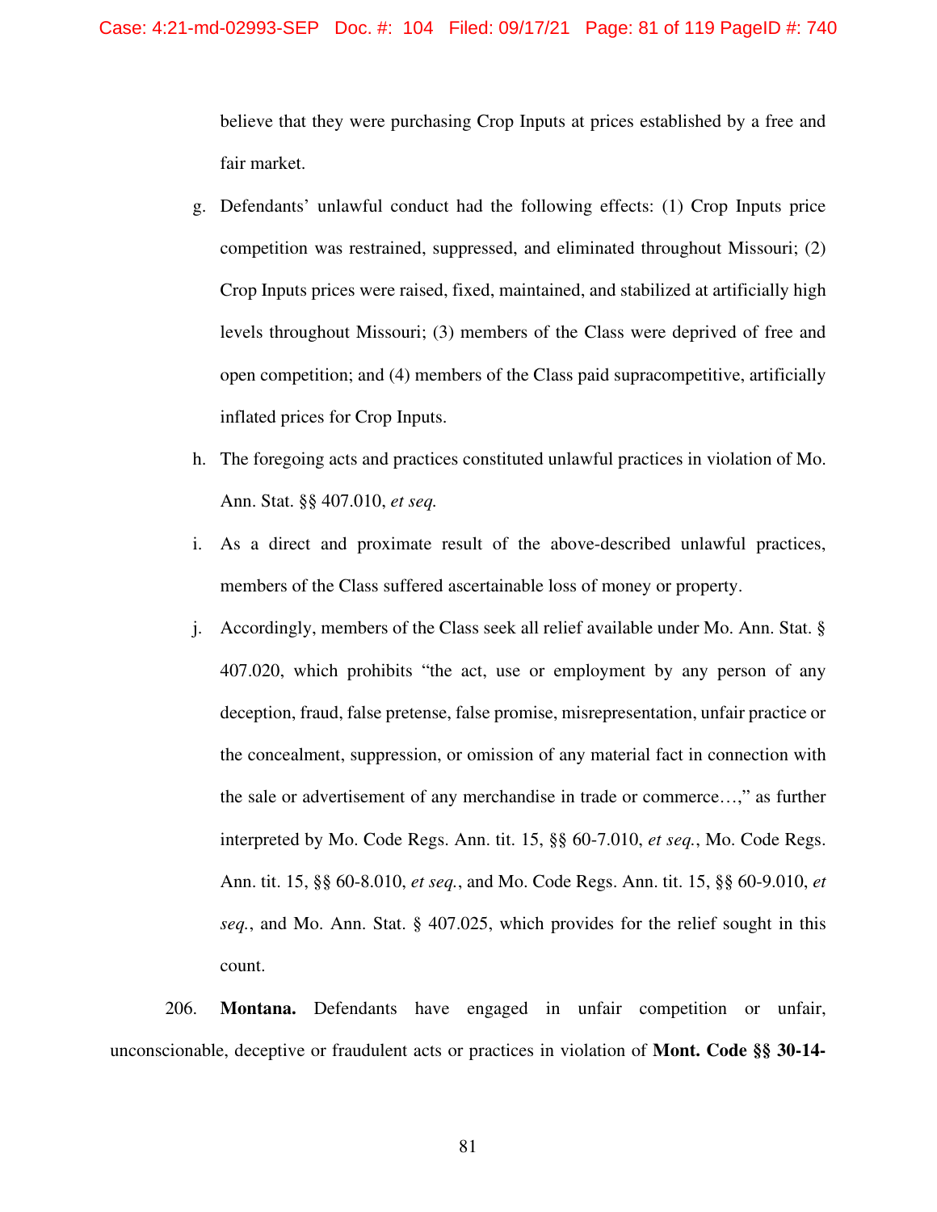believe that they were purchasing Crop Inputs at prices established by a free and fair market.

g. Defendants' unlawful conduct had the following effects: (1) Crop Inputs price competition was restrained, suppressed, and eliminated throughout Missouri; (2) Crop Inputs prices were raised, fixed, maintained, and stabilized at artificially high levels throughout Missouri; (3) members of the Class were deprived of free and open competition; and (4) members of the Class paid supracompetitive, artificially inflated prices for Crop Inputs.

h. The foregoing acts and practices constituted unlawful practices in violation of Mo. Ann. Stat. §§ 407.010, *et seq.*

i. As a direct and proximate result of the above-described unlawful practices, members of the Class suffered ascertainable loss of money or property.

j. Accordingly, members of the Class seek all relief available under Mo. Ann. Stat. § 407.020, which prohibits "the act, use or employment by any person of any deception, fraud, false pretense, false promise, misrepresentation, unfair practice or the concealment, suppression, or omission of any material fact in connection with the sale or advertisement of any merchandise in trade or commerce…," as further interpreted by Mo. Code Regs. Ann. tit. 15, §§ 60-7.010, *et seq.*, Mo. Code Regs. Ann. tit. 15, §§ 60-8.010, *et seq.*, and Mo. Code Regs. Ann. tit. 15, §§ 60-9.010, *et seq.*, and Mo. Ann. Stat. § 407.025, which provides for the relief sought in this count.

206. **Montana.** Defendants have engaged in unfair competition or unfair, unconscionable, deceptive or fraudulent acts or practices in violation of **Mont. Code §§ 30-14-**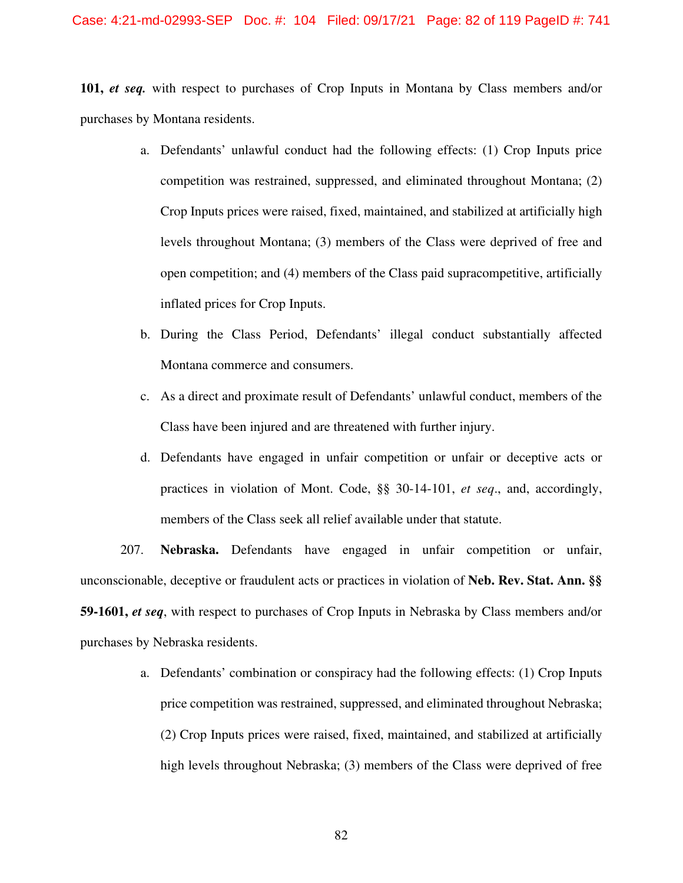**101,** ***et seq.*** with respect to purchases of Crop Inputs in Montana by Class members and/or purchases by Montana residents.

a. Defendants' unlawful conduct had the following effects: (1) Crop Inputs price competition was restrained, suppressed, and eliminated throughout Montana; (2) Crop Inputs prices were raised, fixed, maintained, and stabilized at artificially high levels throughout Montana; (3) members of the Class were deprived of free and open competition; and (4) members of the Class paid supracompetitive, artificially inflated prices for Crop Inputs.

b. During the Class Period, Defendants' illegal conduct substantially affected Montana commerce and consumers.

c. As a direct and proximate result of Defendants' unlawful conduct, members of the Class have been injured and are threatened with further injury.

d. Defendants have engaged in unfair competition or unfair or deceptive acts or practices in violation of Mont. Code, §§ 30-14-101, *et seq*., and, accordingly, members of the Class seek all relief available under that statute.

207. **Nebraska.** Defendants have engaged in unfair competition or unfair, unconscionable, deceptive or fraudulent acts or practices in violation of **Neb. Rev. Stat. Ann. §§ 59-1601,** ***et seq***, with respect to purchases of Crop Inputs in Nebraska by Class members and/or purchases by Nebraska residents.

a. Defendants' combination or conspiracy had the following effects: (1) Crop Inputs price competition was restrained, suppressed, and eliminated throughout Nebraska; (2) Crop Inputs prices were raised, fixed, maintained, and stabilized at artificially high levels throughout Nebraska; (3) members of the Class were deprived of free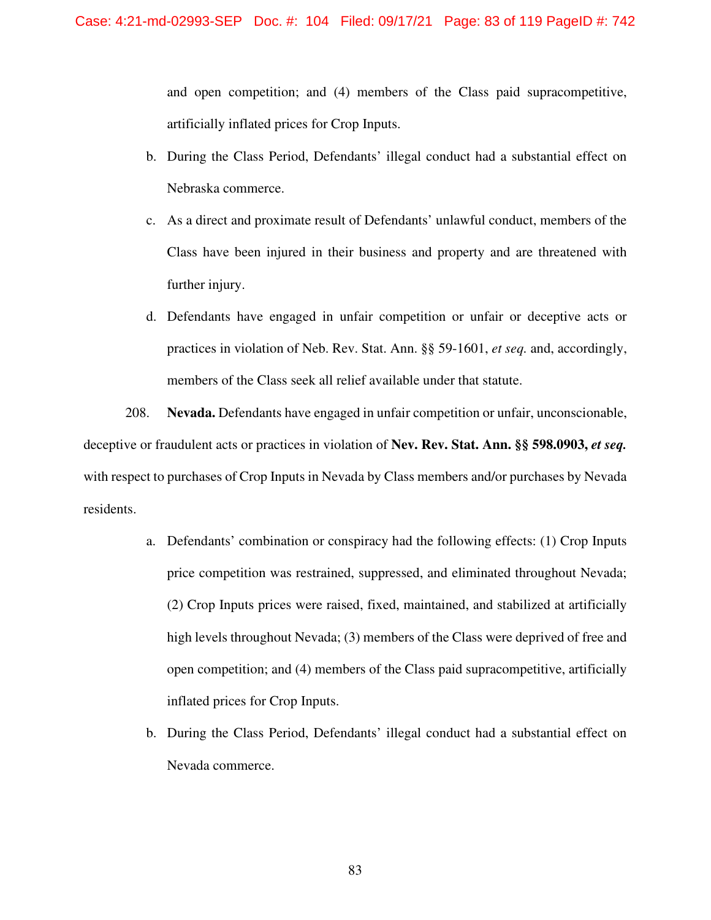and open competition; and (4) members of the Class paid supracompetitive, artificially inflated prices for Crop Inputs.

b. During the Class Period, Defendants' illegal conduct had a substantial effect on Nebraska commerce.

c. As a direct and proximate result of Defendants' unlawful conduct, members of the Class have been injured in their business and property and are threatened with further injury.

d. Defendants have engaged in unfair competition or unfair or deceptive acts or practices in violation of Neb. Rev. Stat. Ann. §§ 59-1601, *et seq.* and, accordingly, members of the Class seek all relief available under that statute.

208. **Nevada.** Defendants have engaged in unfair competition or unfair, unconscionable, deceptive or fraudulent acts or practices in violation of **Nev. Rev. Stat. Ann. §§ 598.0903,** ***et seq.*** with respect to purchases of Crop Inputs in Nevada by Class members and/or purchases by Nevada residents.

a. Defendants' combination or conspiracy had the following effects: (1) Crop Inputs price competition was restrained, suppressed, and eliminated throughout Nevada; (2) Crop Inputs prices were raised, fixed, maintained, and stabilized at artificially high levels throughout Nevada; (3) members of the Class were deprived of free and open competition; and (4) members of the Class paid supracompetitive, artificially inflated prices for Crop Inputs.

b. During the Class Period, Defendants' illegal conduct had a substantial effect on Nevada commerce.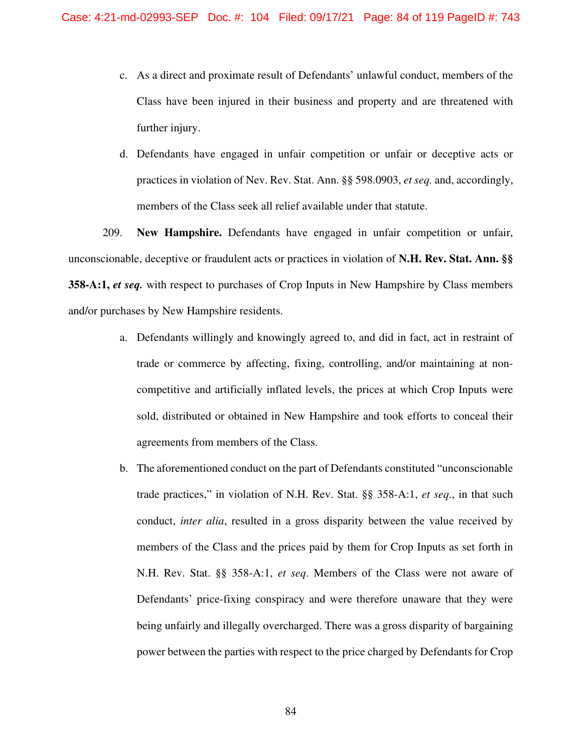c. As a direct and proximate result of Defendants' unlawful conduct, members of the Class have been injured in their business and property and are threatened with further injury.

d. Defendants have engaged in unfair competition or unfair or deceptive acts or practices in violation of Nev. Rev. Stat. Ann. §§ 598.0903, *et seq.* and, accordingly, members of the Class seek all relief available under that statute.

209. **New Hampshire.** Defendants have engaged in unfair competition or unfair, unconscionable, deceptive or fraudulent acts or practices in violation of **N.H. Rev. Stat. Ann. §§ 358-A:1, *et seq.*** with respect to purchases of Crop Inputs in New Hampshire by Class members and/or purchases by New Hampshire residents.

a. Defendants willingly and knowingly agreed to, and did in fact, act in restraint of trade or commerce by affecting, fixing, controlling, and/or maintaining at non-competitive and artificially inflated levels, the prices at which Crop Inputs were sold, distributed or obtained in New Hampshire and took efforts to conceal their agreements from members of the Class.

b. The aforementioned conduct on the part of Defendants constituted "unconscionable trade practices," in violation of N.H. Rev. Stat. §§ 358-A:1, *et seq*., in that such conduct, *inter alia*, resulted in a gross disparity between the value received by members of the Class and the prices paid by them for Crop Inputs as set forth in N.H. Rev. Stat. §§ 358-A:1, *et seq*. Members of the Class were not aware of Defendants' price-fixing conspiracy and were therefore unaware that they were being unfairly and illegally overcharged. There was a gross disparity of bargaining power between the parties with respect to the price charged by Defendants for Crop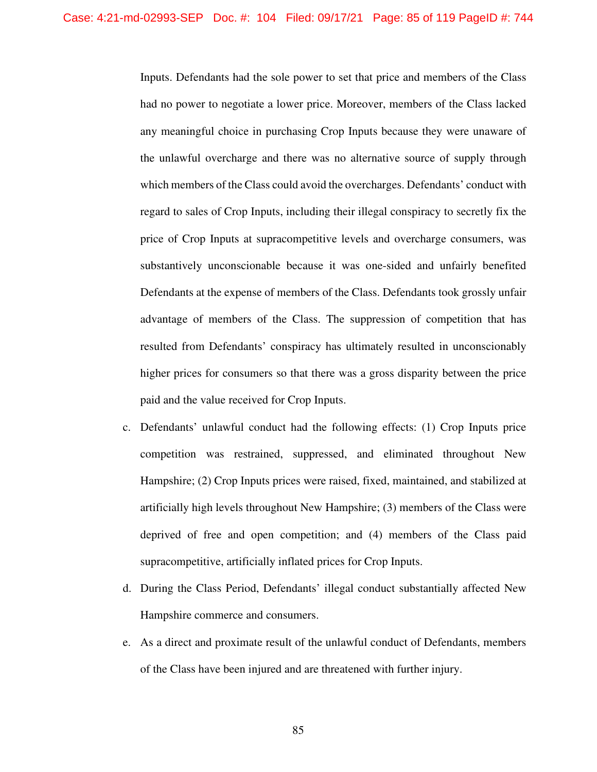Inputs. Defendants had the sole power to set that price and members of the Class had no power to negotiate a lower price. Moreover, members of the Class lacked any meaningful choice in purchasing Crop Inputs because they were unaware of the unlawful overcharge and there was no alternative source of supply through which members of the Class could avoid the overcharges. Defendants' conduct with regard to sales of Crop Inputs, including their illegal conspiracy to secretly fix the price of Crop Inputs at supracompetitive levels and overcharge consumers, was substantively unconscionable because it was one-sided and unfairly benefited Defendants at the expense of members of the Class. Defendants took grossly unfair advantage of members of the Class. The suppression of competition that has resulted from Defendants' conspiracy has ultimately resulted in unconscionably higher prices for consumers so that there was a gross disparity between the price paid and the value received for Crop Inputs.

c. Defendants' unlawful conduct had the following effects: (1) Crop Inputs price competition was restrained, suppressed, and eliminated throughout New Hampshire; (2) Crop Inputs prices were raised, fixed, maintained, and stabilized at artificially high levels throughout New Hampshire; (3) members of the Class were deprived of free and open competition; and (4) members of the Class paid supracompetitive, artificially inflated prices for Crop Inputs.

d. During the Class Period, Defendants' illegal conduct substantially affected New Hampshire commerce and consumers.

e. As a direct and proximate result of the unlawful conduct of Defendants, members of the Class have been injured and are threatened with further injury.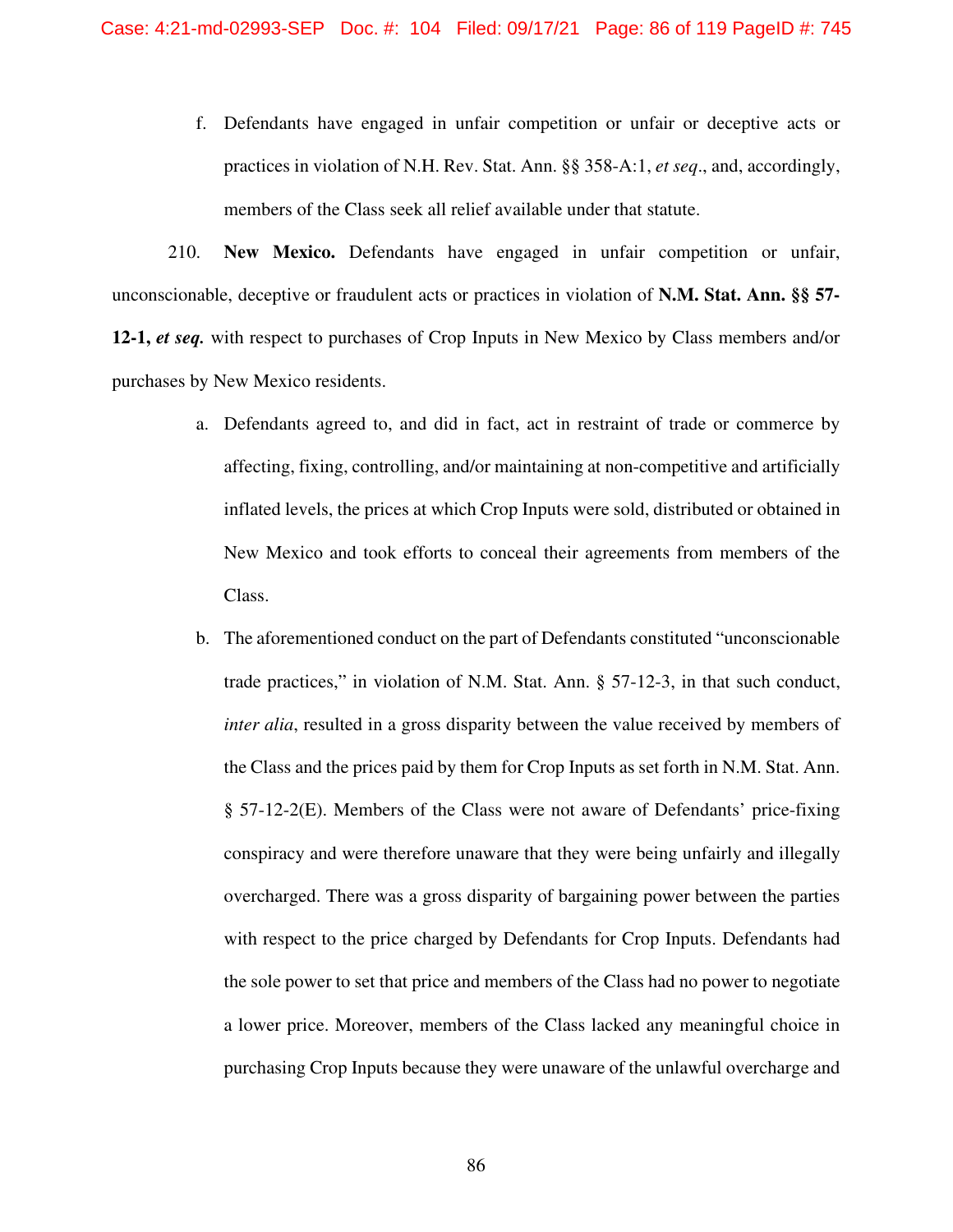f. Defendants have engaged in unfair competition or unfair or deceptive acts or practices in violation of N.H. Rev. Stat. Ann. §§ 358-A:1, *et seq*., and, accordingly, members of the Class seek all relief available under that statute.

210. **New Mexico.** Defendants have engaged in unfair competition or unfair, unconscionable, deceptive or fraudulent acts or practices in violation of **N.M. Stat. Ann. §§ 57-12-1, *et seq.*** with respect to purchases of Crop Inputs in New Mexico by Class members and/or purchases by New Mexico residents.

a. Defendants agreed to, and did in fact, act in restraint of trade or commerce by affecting, fixing, controlling, and/or maintaining at non-competitive and artificially inflated levels, the prices at which Crop Inputs were sold, distributed or obtained in New Mexico and took efforts to conceal their agreements from members of the Class.

b. The aforementioned conduct on the part of Defendants constituted "unconscionable trade practices," in violation of N.M. Stat. Ann. § 57-12-3, in that such conduct, *inter alia*, resulted in a gross disparity between the value received by members of the Class and the prices paid by them for Crop Inputs as set forth in N.M. Stat. Ann. § 57-12-2(E). Members of the Class were not aware of Defendants' price-fixing conspiracy and were therefore unaware that they were being unfairly and illegally overcharged. There was a gross disparity of bargaining power between the parties with respect to the price charged by Defendants for Crop Inputs. Defendants had the sole power to set that price and members of the Class had no power to negotiate a lower price. Moreover, members of the Class lacked any meaningful choice in purchasing Crop Inputs because they were unaware of the unlawful overcharge and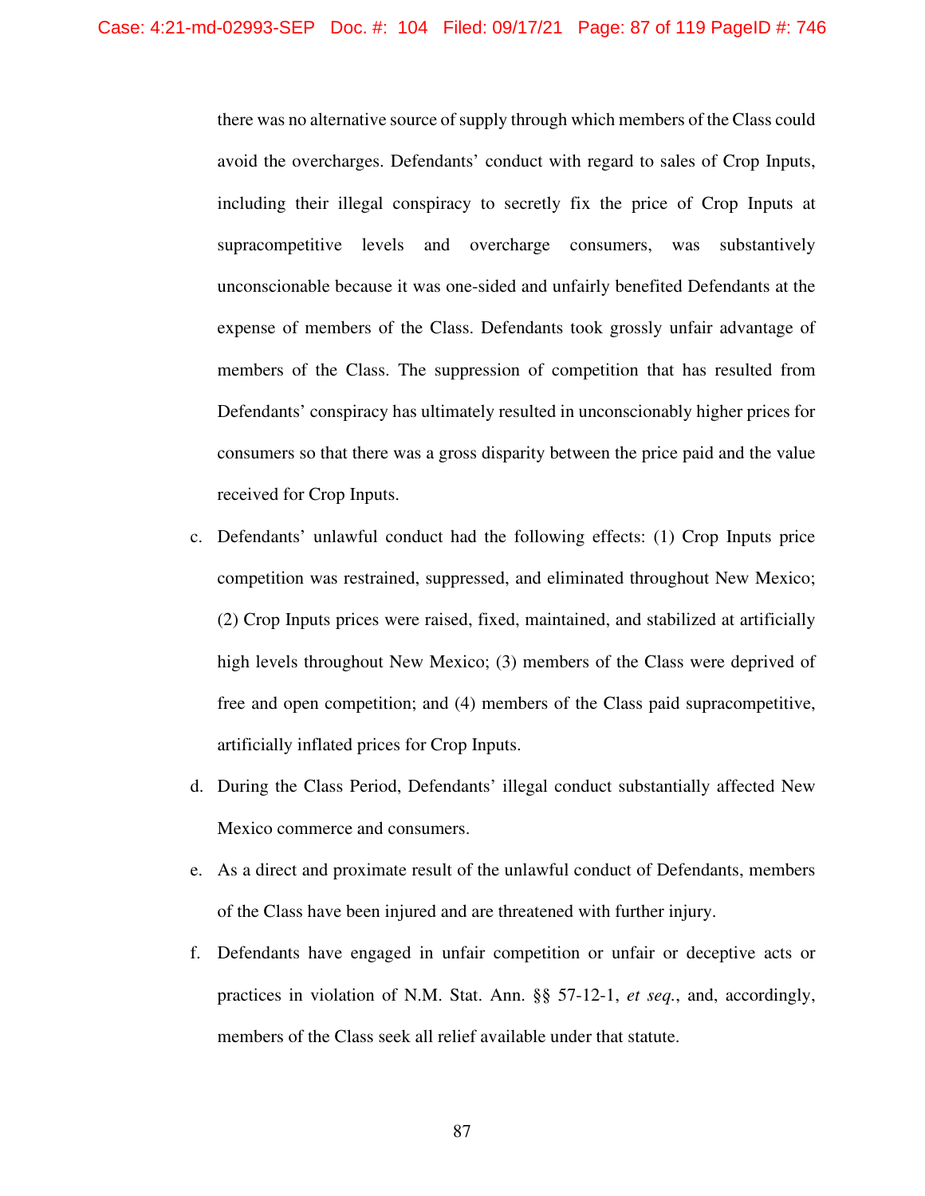there was no alternative source of supply through which members of the Class could avoid the overcharges. Defendants' conduct with regard to sales of Crop Inputs, including their illegal conspiracy to secretly fix the price of Crop Inputs at supracompetitive levels and overcharge consumers, was substantively unconscionable because it was one-sided and unfairly benefited Defendants at the expense of members of the Class. Defendants took grossly unfair advantage of members of the Class. The suppression of competition that has resulted from Defendants' conspiracy has ultimately resulted in unconscionably higher prices for consumers so that there was a gross disparity between the price paid and the value received for Crop Inputs.

c. Defendants' unlawful conduct had the following effects: (1) Crop Inputs price competition was restrained, suppressed, and eliminated throughout New Mexico; (2) Crop Inputs prices were raised, fixed, maintained, and stabilized at artificially high levels throughout New Mexico; (3) members of the Class were deprived of free and open competition; and (4) members of the Class paid supracompetitive, artificially inflated prices for Crop Inputs.

d. During the Class Period, Defendants' illegal conduct substantially affected New Mexico commerce and consumers.

e. As a direct and proximate result of the unlawful conduct of Defendants, members of the Class have been injured and are threatened with further injury.

f. Defendants have engaged in unfair competition or unfair or deceptive acts or practices in violation of N.M. Stat. Ann. §§ 57-12-1, *et seq.*, and, accordingly, members of the Class seek all relief available under that statute.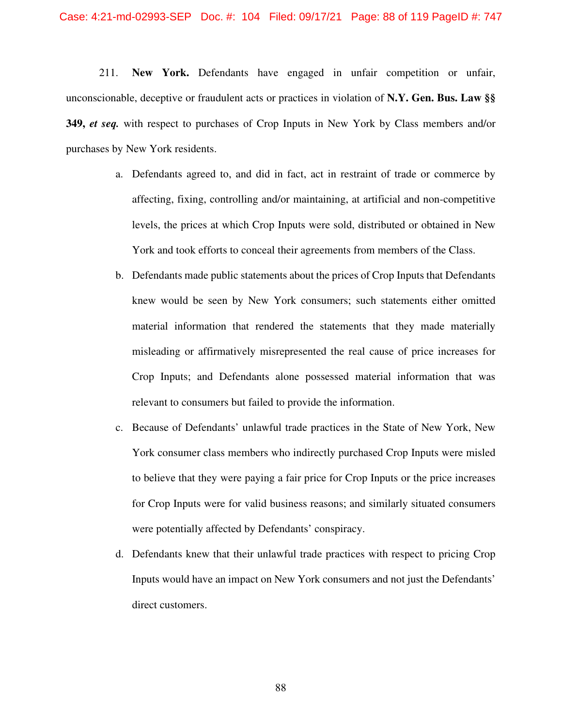211. **New York.** Defendants have engaged in unfair competition or unfair, unconscionable, deceptive or fraudulent acts or practices in violation of **N.Y. Gen. Bus. Law §§ 349,** ***et seq.*** with respect to purchases of Crop Inputs in New York by Class members and/or purchases by New York residents.

a. Defendants agreed to, and did in fact, act in restraint of trade or commerce by affecting, fixing, controlling and/or maintaining, at artificial and non-competitive levels, the prices at which Crop Inputs were sold, distributed or obtained in New York and took efforts to conceal their agreements from members of the Class.

b. Defendants made public statements about the prices of Crop Inputs that Defendants knew would be seen by New York consumers; such statements either omitted material information that rendered the statements that they made materially misleading or affirmatively misrepresented the real cause of price increases for Crop Inputs; and Defendants alone possessed material information that was relevant to consumers but failed to provide the information.

c. Because of Defendants' unlawful trade practices in the State of New York, New York consumer class members who indirectly purchased Crop Inputs were misled to believe that they were paying a fair price for Crop Inputs or the price increases for Crop Inputs were for valid business reasons; and similarly situated consumers were potentially affected by Defendants' conspiracy.

d. Defendants knew that their unlawful trade practices with respect to pricing Crop Inputs would have an impact on New York consumers and not just the Defendants' direct customers.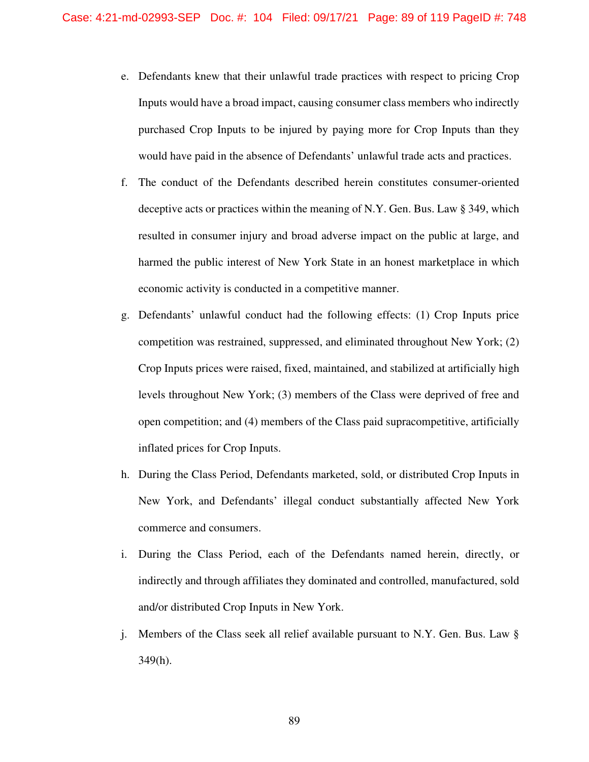e. Defendants knew that their unlawful trade practices with respect to pricing Crop Inputs would have a broad impact, causing consumer class members who indirectly purchased Crop Inputs to be injured by paying more for Crop Inputs than they would have paid in the absence of Defendants' unlawful trade acts and practices.

f. The conduct of the Defendants described herein constitutes consumer-oriented deceptive acts or practices within the meaning of N.Y. Gen. Bus. Law § 349, which resulted in consumer injury and broad adverse impact on the public at large, and harmed the public interest of New York State in an honest marketplace in which economic activity is conducted in a competitive manner.

g. Defendants' unlawful conduct had the following effects: (1) Crop Inputs price competition was restrained, suppressed, and eliminated throughout New York; (2) Crop Inputs prices were raised, fixed, maintained, and stabilized at artificially high levels throughout New York; (3) members of the Class were deprived of free and open competition; and (4) members of the Class paid supracompetitive, artificially inflated prices for Crop Inputs.

h. During the Class Period, Defendants marketed, sold, or distributed Crop Inputs in New York, and Defendants' illegal conduct substantially affected New York commerce and consumers.

i. During the Class Period, each of the Defendants named herein, directly, or indirectly and through affiliates they dominated and controlled, manufactured, sold and/or distributed Crop Inputs in New York.

j. Members of the Class seek all relief available pursuant to N.Y. Gen. Bus. Law § 349(h).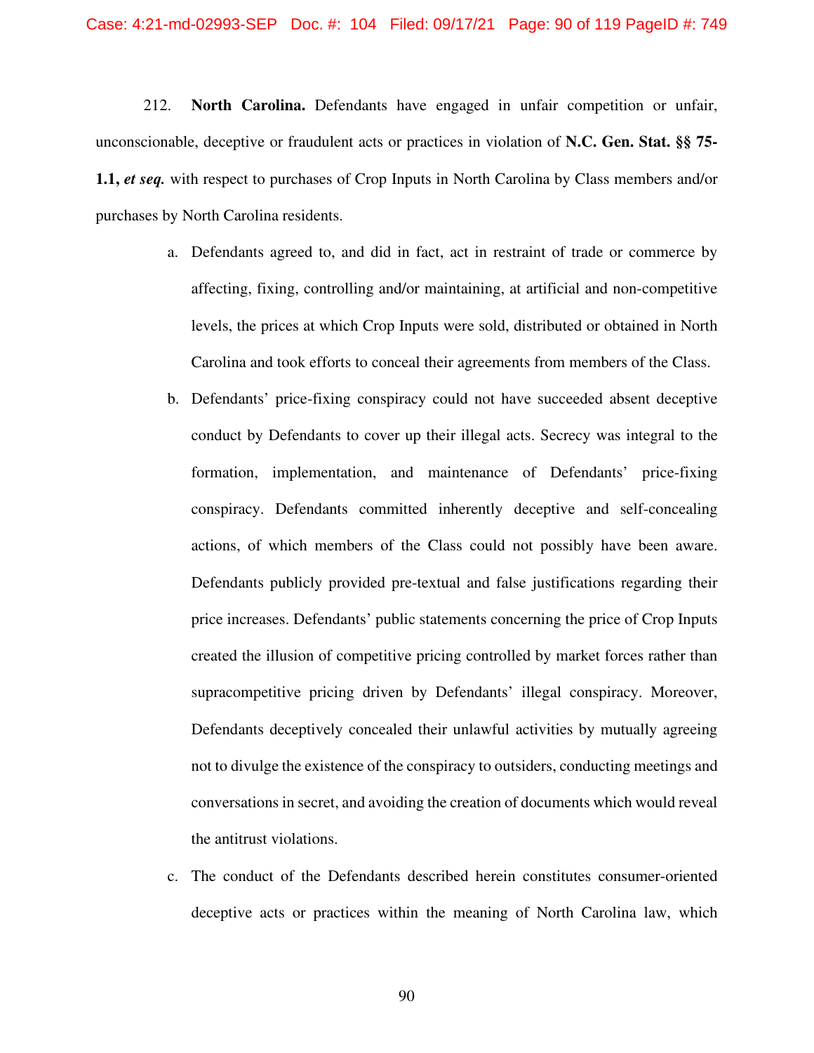212. **North Carolina.** Defendants have engaged in unfair competition or unfair, unconscionable, deceptive or fraudulent acts or practices in violation of **N.C. Gen. Stat. §§ 75-1.1,** ***et seq.*** with respect to purchases of Crop Inputs in North Carolina by Class members and/or purchases by North Carolina residents.

a. Defendants agreed to, and did in fact, act in restraint of trade or commerce by affecting, fixing, controlling and/or maintaining, at artificial and non-competitive levels, the prices at which Crop Inputs were sold, distributed or obtained in North Carolina and took efforts to conceal their agreements from members of the Class.

b. Defendants' price-fixing conspiracy could not have succeeded absent deceptive conduct by Defendants to cover up their illegal acts. Secrecy was integral to the formation, implementation, and maintenance of Defendants' price-fixing conspiracy. Defendants committed inherently deceptive and self-concealing actions, of which members of the Class could not possibly have been aware. Defendants publicly provided pre-textual and false justifications regarding their price increases. Defendants' public statements concerning the price of Crop Inputs created the illusion of competitive pricing controlled by market forces rather than supracompetitive pricing driven by Defendants' illegal conspiracy. Moreover, Defendants deceptively concealed their unlawful activities by mutually agreeing not to divulge the existence of the conspiracy to outsiders, conducting meetings and conversations in secret, and avoiding the creation of documents which would reveal the antitrust violations.

c. The conduct of the Defendants described herein constitutes consumer-oriented deceptive acts or practices within the meaning of North Carolina law, which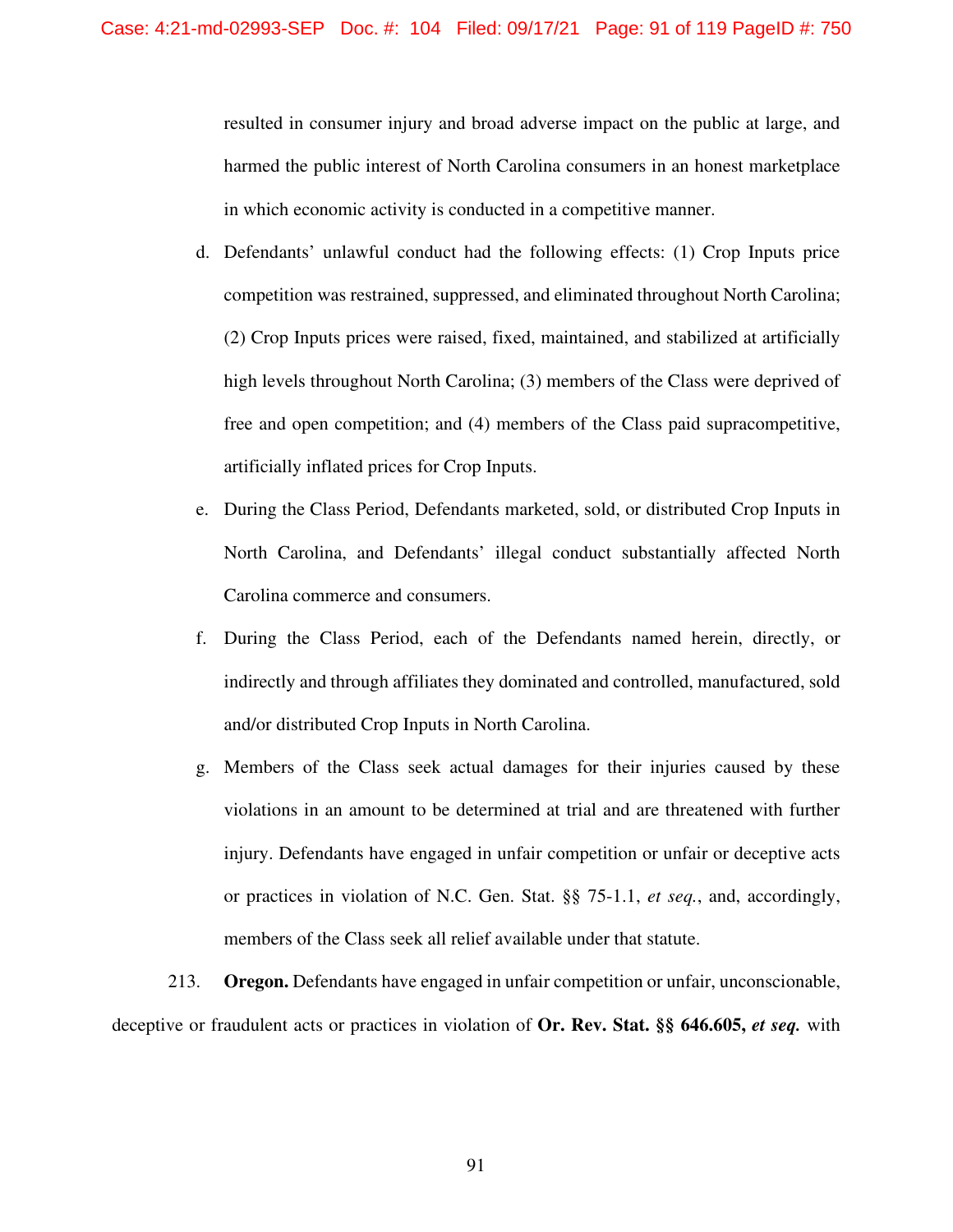resulted in consumer injury and broad adverse impact on the public at large, and harmed the public interest of North Carolina consumers in an honest marketplace in which economic activity is conducted in a competitive manner.

d. Defendants' unlawful conduct had the following effects: (1) Crop Inputs price competition was restrained, suppressed, and eliminated throughout North Carolina; (2) Crop Inputs prices were raised, fixed, maintained, and stabilized at artificially high levels throughout North Carolina; (3) members of the Class were deprived of free and open competition; and (4) members of the Class paid supracompetitive, artificially inflated prices for Crop Inputs.

e. During the Class Period, Defendants marketed, sold, or distributed Crop Inputs in North Carolina, and Defendants' illegal conduct substantially affected North Carolina commerce and consumers.

f. During the Class Period, each of the Defendants named herein, directly, or indirectly and through affiliates they dominated and controlled, manufactured, sold and/or distributed Crop Inputs in North Carolina.

g. Members of the Class seek actual damages for their injuries caused by these violations in an amount to be determined at trial and are threatened with further injury. Defendants have engaged in unfair competition or unfair or deceptive acts or practices in violation of N.C. Gen. Stat. §§ 75-1.1, *et seq.*, and, accordingly, members of the Class seek all relief available under that statute.

213. **Oregon.** Defendants have engaged in unfair competition or unfair, unconscionable, deceptive or fraudulent acts or practices in violation of **Or. Rev. Stat. §§ 646.605, *et seq.*** with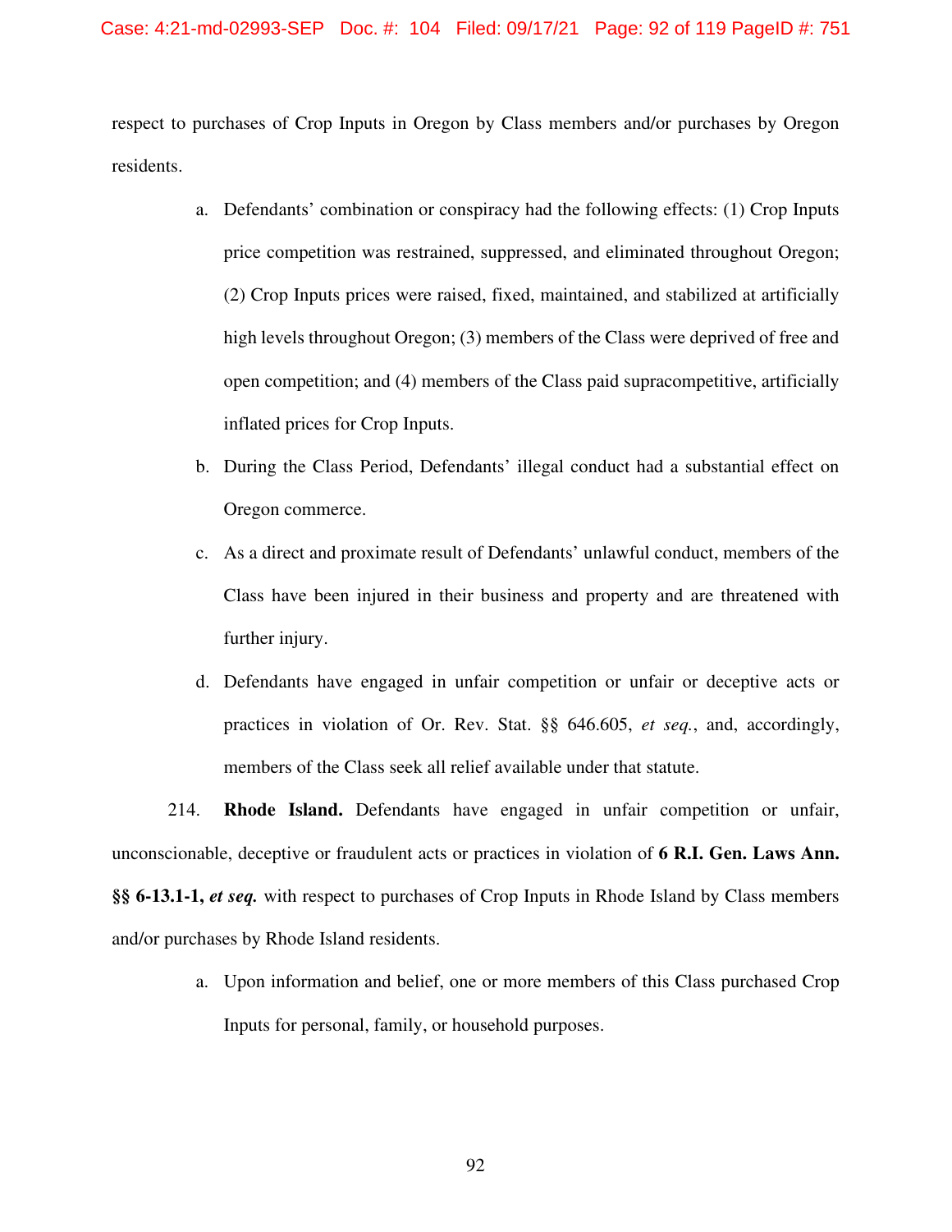respect to purchases of Crop Inputs in Oregon by Class members and/or purchases by Oregon residents.

a. Defendants' combination or conspiracy had the following effects: (1) Crop Inputs price competition was restrained, suppressed, and eliminated throughout Oregon; (2) Crop Inputs prices were raised, fixed, maintained, and stabilized at artificially high levels throughout Oregon; (3) members of the Class were deprived of free and open competition; and (4) members of the Class paid supracompetitive, artificially inflated prices for Crop Inputs.

b. During the Class Period, Defendants' illegal conduct had a substantial effect on Oregon commerce.

c. As a direct and proximate result of Defendants' unlawful conduct, members of the Class have been injured in their business and property and are threatened with further injury.

d. Defendants have engaged in unfair competition or unfair or deceptive acts or practices in violation of Or. Rev. Stat. §§ 646.605, *et seq.*, and, accordingly, members of the Class seek all relief available under that statute.

214. **Rhode Island.** Defendants have engaged in unfair competition or unfair, unconscionable, deceptive or fraudulent acts or practices in violation of **6 R.I. Gen. Laws Ann. §§ 6-13.1-1, *et seq.*** with respect to purchases of Crop Inputs in Rhode Island by Class members and/or purchases by Rhode Island residents.

a. Upon information and belief, one or more members of this Class purchased Crop Inputs for personal, family, or household purposes.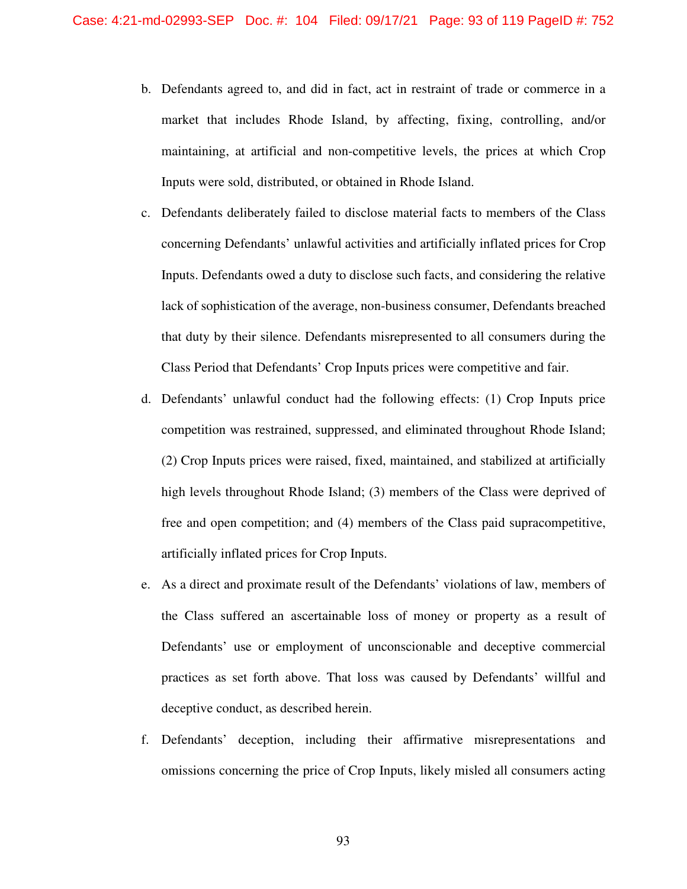b. Defendants agreed to, and did in fact, act in restraint of trade or commerce in a market that includes Rhode Island, by affecting, fixing, controlling, and/or maintaining, at artificial and non-competitive levels, the prices at which Crop Inputs were sold, distributed, or obtained in Rhode Island.

c. Defendants deliberately failed to disclose material facts to members of the Class concerning Defendants' unlawful activities and artificially inflated prices for Crop Inputs. Defendants owed a duty to disclose such facts, and considering the relative lack of sophistication of the average, non-business consumer, Defendants breached that duty by their silence. Defendants misrepresented to all consumers during the Class Period that Defendants' Crop Inputs prices were competitive and fair.

d. Defendants' unlawful conduct had the following effects: (1) Crop Inputs price competition was restrained, suppressed, and eliminated throughout Rhode Island; (2) Crop Inputs prices were raised, fixed, maintained, and stabilized at artificially high levels throughout Rhode Island; (3) members of the Class were deprived of free and open competition; and (4) members of the Class paid supracompetitive, artificially inflated prices for Crop Inputs.

e. As a direct and proximate result of the Defendants' violations of law, members of the Class suffered an ascertainable loss of money or property as a result of Defendants' use or employment of unconscionable and deceptive commercial practices as set forth above. That loss was caused by Defendants' willful and deceptive conduct, as described herein.

f. Defendants' deception, including their affirmative misrepresentations and omissions concerning the price of Crop Inputs, likely misled all consumers acting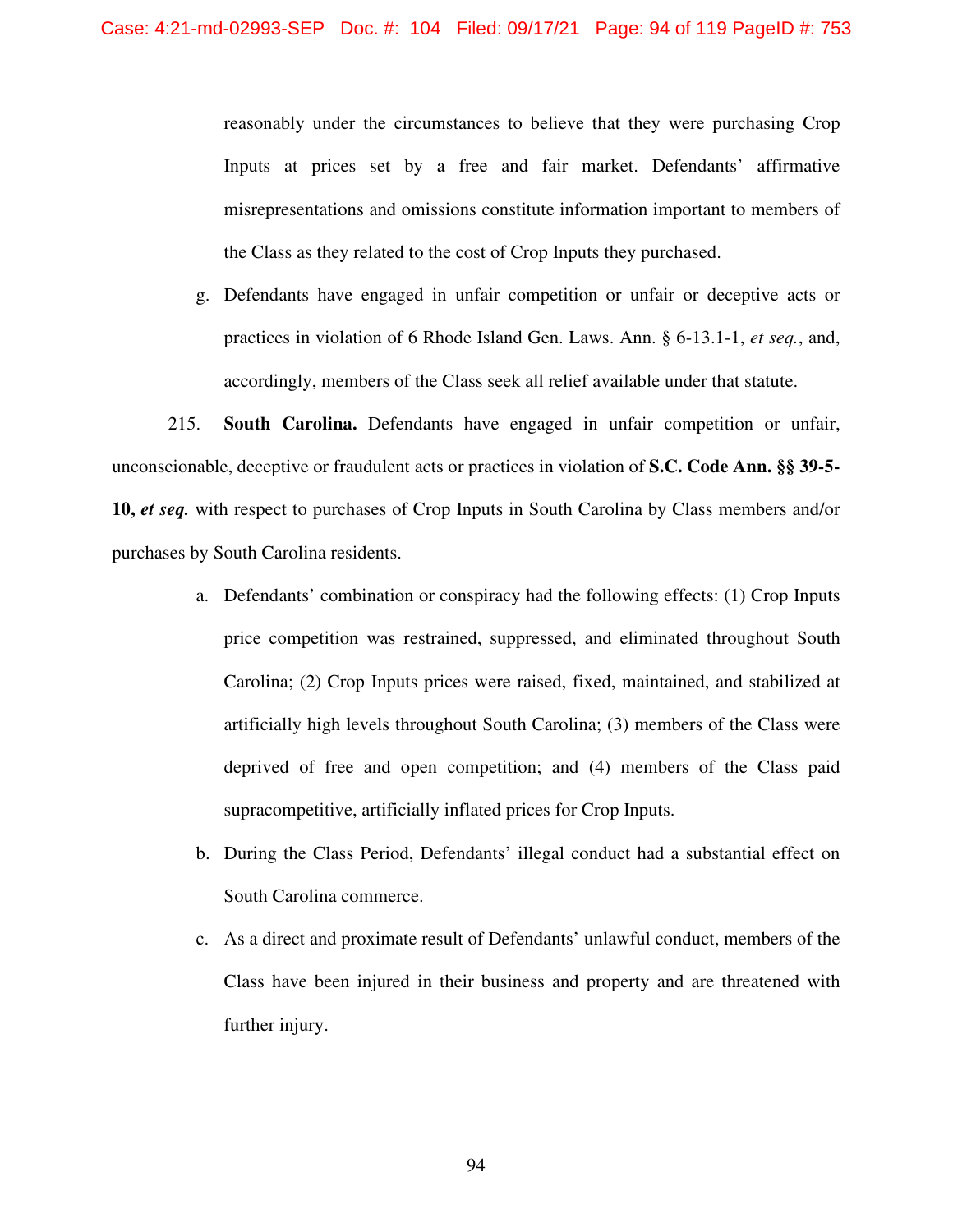reasonably under the circumstances to believe that they were purchasing Crop Inputs at prices set by a free and fair market. Defendants' affirmative misrepresentations and omissions constitute information important to members of the Class as they related to the cost of Crop Inputs they purchased.

g. Defendants have engaged in unfair competition or unfair or deceptive acts or practices in violation of 6 Rhode Island Gen. Laws. Ann. § 6-13.1-1, *et seq.*, and, accordingly, members of the Class seek all relief available under that statute.

215. **South Carolina.** Defendants have engaged in unfair competition or unfair, unconscionable, deceptive or fraudulent acts or practices in violation of **S.C. Code Ann. §§ 39-5-10, *et seq.*** with respect to purchases of Crop Inputs in South Carolina by Class members and/or purchases by South Carolina residents.

a. Defendants' combination or conspiracy had the following effects: (1) Crop Inputs price competition was restrained, suppressed, and eliminated throughout South Carolina; (2) Crop Inputs prices were raised, fixed, maintained, and stabilized at artificially high levels throughout South Carolina; (3) members of the Class were deprived of free and open competition; and (4) members of the Class paid supracompetitive, artificially inflated prices for Crop Inputs.

b. During the Class Period, Defendants' illegal conduct had a substantial effect on South Carolina commerce.

c. As a direct and proximate result of Defendants' unlawful conduct, members of the Class have been injured in their business and property and are threatened with further injury.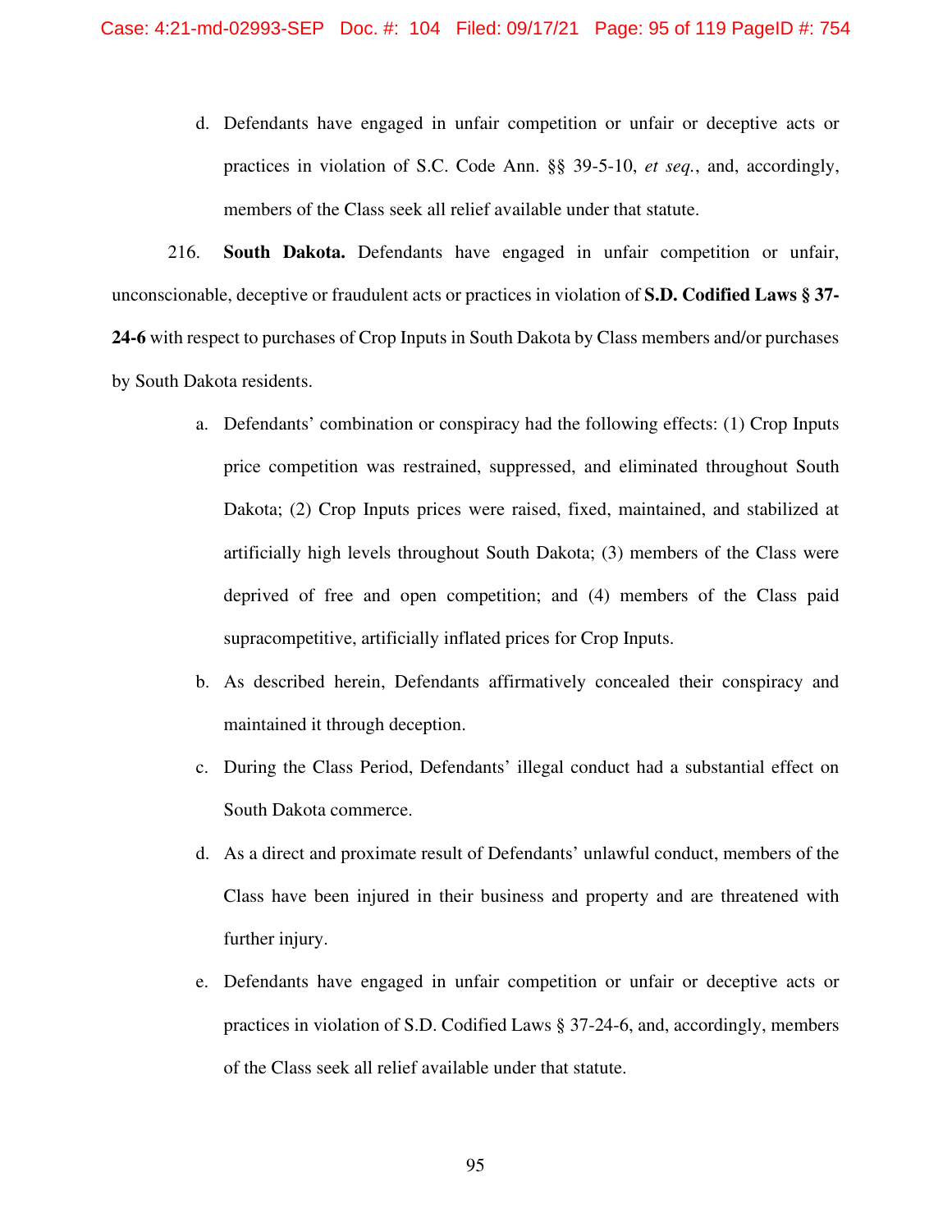d. Defendants have engaged in unfair competition or unfair or deceptive acts or practices in violation of S.C. Code Ann. §§ 39-5-10, *et seq.*, and, accordingly, members of the Class seek all relief available under that statute.

216. **South Dakota.** Defendants have engaged in unfair competition or unfair, unconscionable, deceptive or fraudulent acts or practices in violation of **S.D. Codified Laws § 37-24-6** with respect to purchases of Crop Inputs in South Dakota by Class members and/or purchases by South Dakota residents.

a. Defendants' combination or conspiracy had the following effects: (1) Crop Inputs price competition was restrained, suppressed, and eliminated throughout South Dakota; (2) Crop Inputs prices were raised, fixed, maintained, and stabilized at artificially high levels throughout South Dakota; (3) members of the Class were deprived of free and open competition; and (4) members of the Class paid supracompetitive, artificially inflated prices for Crop Inputs.

b. As described herein, Defendants affirmatively concealed their conspiracy and maintained it through deception.

c. During the Class Period, Defendants' illegal conduct had a substantial effect on South Dakota commerce.

d. As a direct and proximate result of Defendants' unlawful conduct, members of the Class have been injured in their business and property and are threatened with further injury.

e. Defendants have engaged in unfair competition or unfair or deceptive acts or practices in violation of S.D. Codified Laws § 37-24-6, and, accordingly, members of the Class seek all relief available under that statute.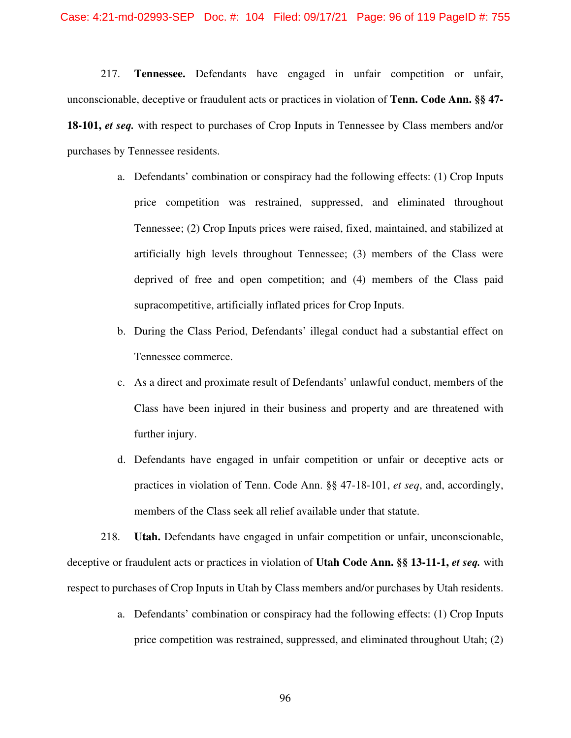217. **Tennessee.** Defendants have engaged in unfair competition or unfair, unconscionable, deceptive or fraudulent acts or practices in violation of **Tenn. Code Ann. §§ 47-18-101, *et seq.*** with respect to purchases of Crop Inputs in Tennessee by Class members and/or purchases by Tennessee residents.

a. Defendants' combination or conspiracy had the following effects: (1) Crop Inputs price competition was restrained, suppressed, and eliminated throughout Tennessee; (2) Crop Inputs prices were raised, fixed, maintained, and stabilized at artificially high levels throughout Tennessee; (3) members of the Class were deprived of free and open competition; and (4) members of the Class paid supracompetitive, artificially inflated prices for Crop Inputs.

b. During the Class Period, Defendants' illegal conduct had a substantial effect on Tennessee commerce.

c. As a direct and proximate result of Defendants' unlawful conduct, members of the Class have been injured in their business and property and are threatened with further injury.

d. Defendants have engaged in unfair competition or unfair or deceptive acts or practices in violation of Tenn. Code Ann. §§ 47-18-101, *et seq*, and, accordingly, members of the Class seek all relief available under that statute.

218. **Utah.** Defendants have engaged in unfair competition or unfair, unconscionable, deceptive or fraudulent acts or practices in violation of **Utah Code Ann. §§ 13-11-1, *et seq.*** with respect to purchases of Crop Inputs in Utah by Class members and/or purchases by Utah residents.

a. Defendants' combination or conspiracy had the following effects: (1) Crop Inputs price competition was restrained, suppressed, and eliminated throughout Utah; (2)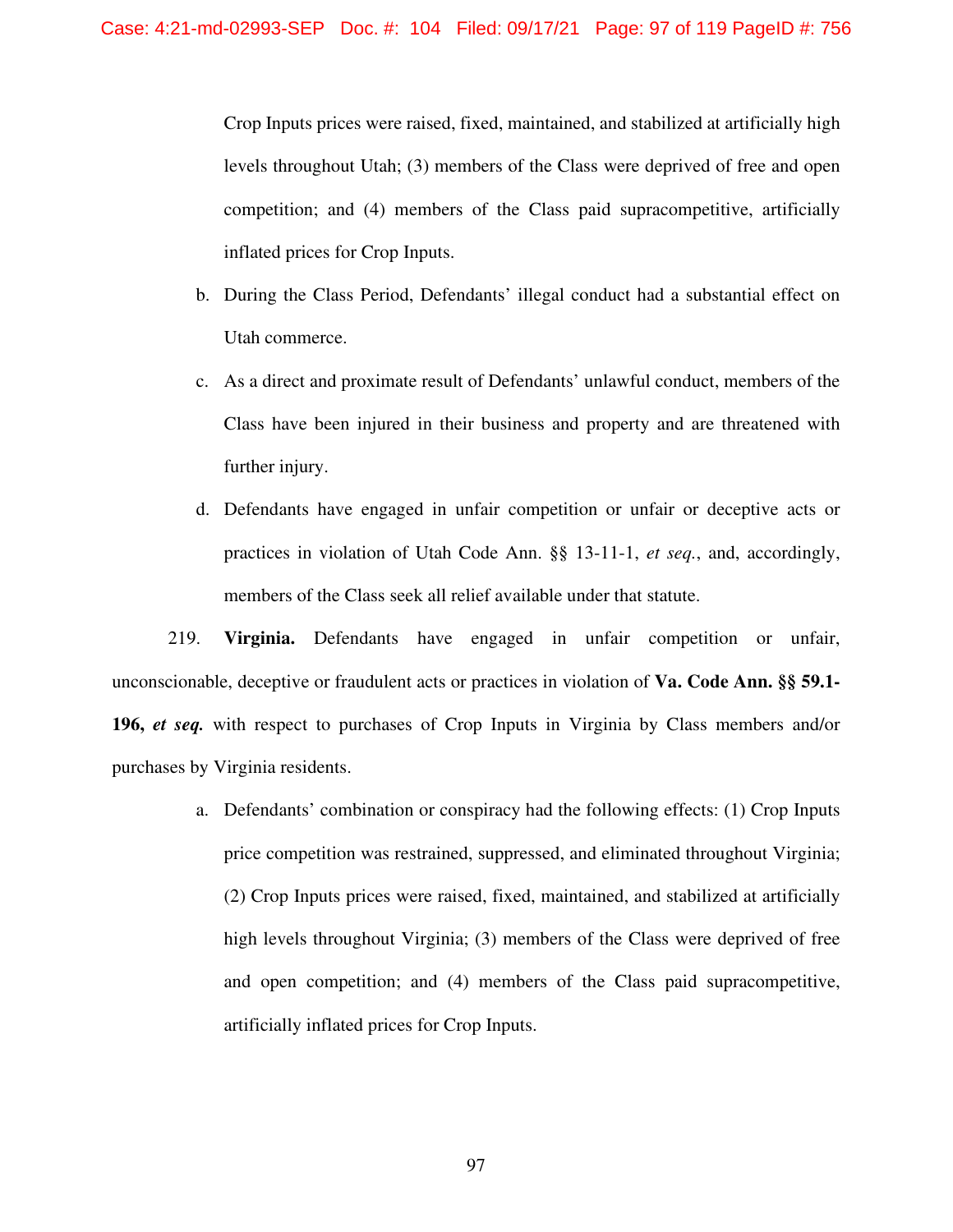Crop Inputs prices were raised, fixed, maintained, and stabilized at artificially high levels throughout Utah; (3) members of the Class were deprived of free and open competition; and (4) members of the Class paid supracompetitive, artificially inflated prices for Crop Inputs.

b. During the Class Period, Defendants' illegal conduct had a substantial effect on Utah commerce.

c. As a direct and proximate result of Defendants' unlawful conduct, members of the Class have been injured in their business and property and are threatened with further injury.

d. Defendants have engaged in unfair competition or unfair or deceptive acts or practices in violation of Utah Code Ann. §§ 13-11-1, *et seq.*, and, accordingly, members of the Class seek all relief available under that statute.

219. **Virginia.** Defendants have engaged in unfair competition or unfair, unconscionable, deceptive or fraudulent acts or practices in violation of **Va. Code Ann. §§ 59.1-196, *et seq.*** with respect to purchases of Crop Inputs in Virginia by Class members and/or purchases by Virginia residents.

a. Defendants' combination or conspiracy had the following effects: (1) Crop Inputs price competition was restrained, suppressed, and eliminated throughout Virginia; (2) Crop Inputs prices were raised, fixed, maintained, and stabilized at artificially high levels throughout Virginia; (3) members of the Class were deprived of free and open competition; and (4) members of the Class paid supracompetitive, artificially inflated prices for Crop Inputs.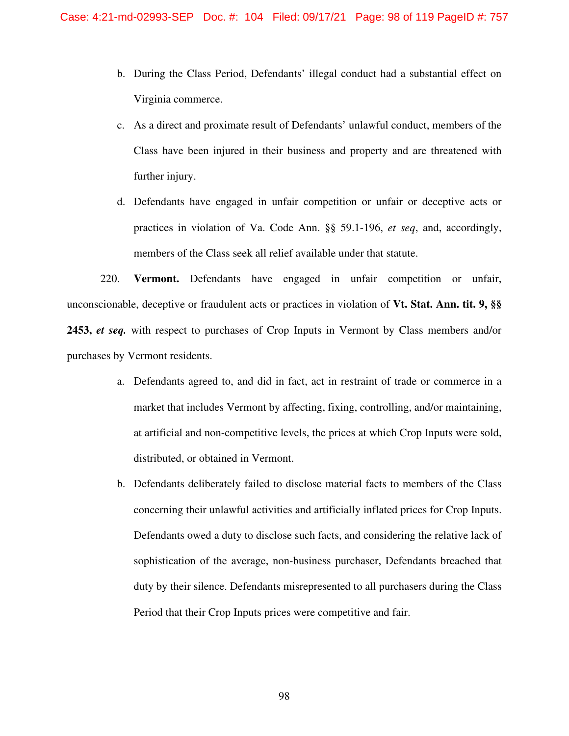b. During the Class Period, Defendants' illegal conduct had a substantial effect on Virginia commerce.

c. As a direct and proximate result of Defendants' unlawful conduct, members of the Class have been injured in their business and property and are threatened with further injury.

d. Defendants have engaged in unfair competition or unfair or deceptive acts or practices in violation of Va. Code Ann. §§ 59.1-196, *et seq*, and, accordingly, members of the Class seek all relief available under that statute.

220. **Vermont.** Defendants have engaged in unfair competition or unfair, unconscionable, deceptive or fraudulent acts or practices in violation of **Vt. Stat. Ann. tit. 9, §§ 2453, *et seq.*** with respect to purchases of Crop Inputs in Vermont by Class members and/or purchases by Vermont residents.

a. Defendants agreed to, and did in fact, act in restraint of trade or commerce in a market that includes Vermont by affecting, fixing, controlling, and/or maintaining, at artificial and non-competitive levels, the prices at which Crop Inputs were sold, distributed, or obtained in Vermont.

b. Defendants deliberately failed to disclose material facts to members of the Class concerning their unlawful activities and artificially inflated prices for Crop Inputs. Defendants owed a duty to disclose such facts, and considering the relative lack of sophistication of the average, non-business purchaser, Defendants breached that duty by their silence. Defendants misrepresented to all purchasers during the Class Period that their Crop Inputs prices were competitive and fair.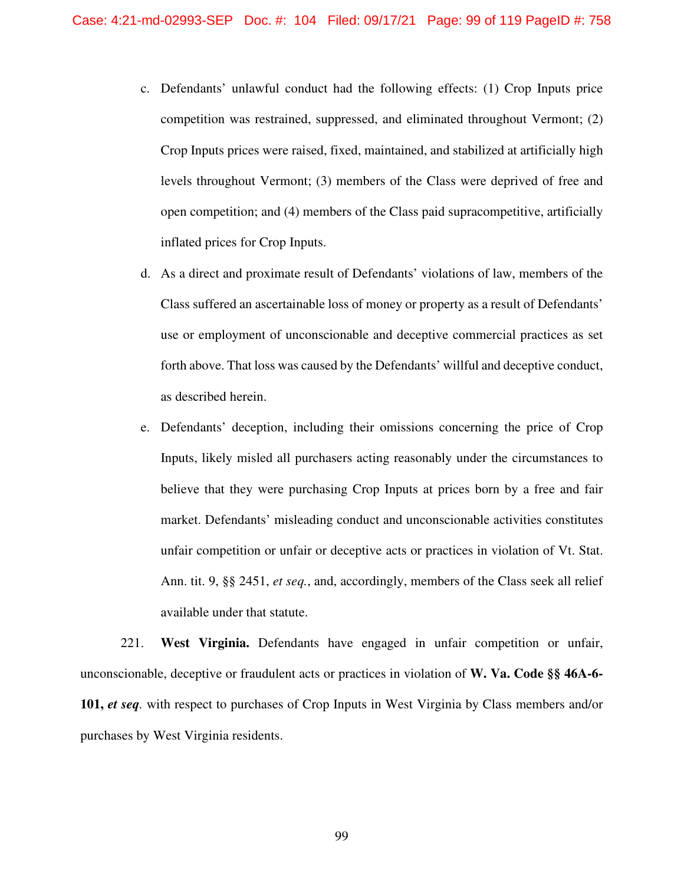c. Defendants' unlawful conduct had the following effects: (1) Crop Inputs price competition was restrained, suppressed, and eliminated throughout Vermont; (2) Crop Inputs prices were raised, fixed, maintained, and stabilized at artificially high levels throughout Vermont; (3) members of the Class were deprived of free and open competition; and (4) members of the Class paid supracompetitive, artificially inflated prices for Crop Inputs.

d. As a direct and proximate result of Defendants' violations of law, members of the Class suffered an ascertainable loss of money or property as a result of Defendants' use or employment of unconscionable and deceptive commercial practices as set forth above. That loss was caused by the Defendants' willful and deceptive conduct, as described herein.

e. Defendants' deception, including their omissions concerning the price of Crop Inputs, likely misled all purchasers acting reasonably under the circumstances to believe that they were purchasing Crop Inputs at prices born by a free and fair market. Defendants' misleading conduct and unconscionable activities constitutes unfair competition or unfair or deceptive acts or practices in violation of Vt. Stat. Ann. tit. 9, §§ 2451, *et seq.*, and, accordingly, members of the Class seek all relief available under that statute.

221. **West Virginia.** Defendants have engaged in unfair competition or unfair, unconscionable, deceptive or fraudulent acts or practices in violation of **W. Va. Code §§ 46A-6-101,** ***et seq.*** with respect to purchases of Crop Inputs in West Virginia by Class members and/or purchases by West Virginia residents.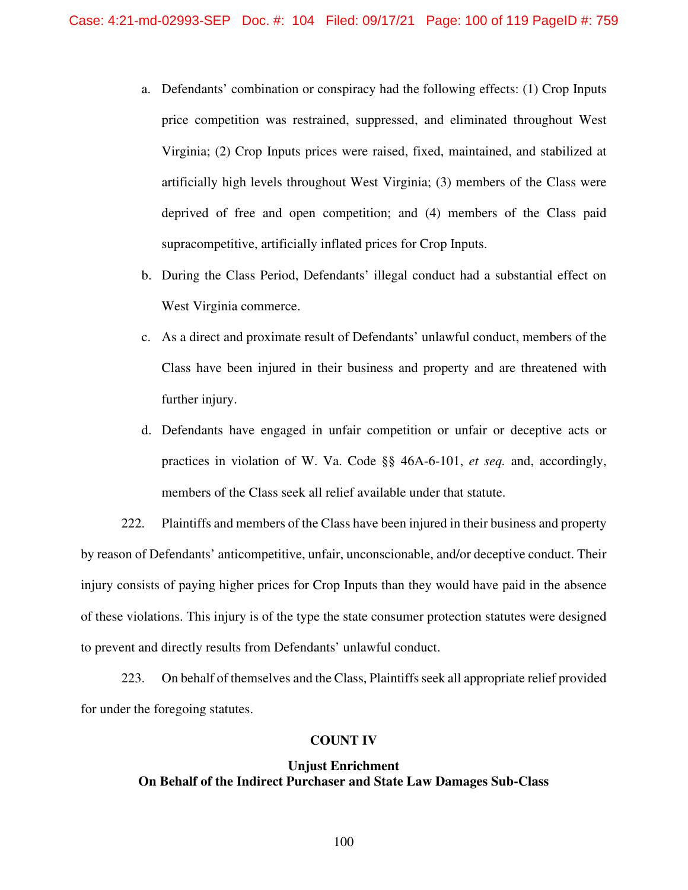a. Defendants' combination or conspiracy had the following effects: (1) Crop Inputs price competition was restrained, suppressed, and eliminated throughout West Virginia; (2) Crop Inputs prices were raised, fixed, maintained, and stabilized at artificially high levels throughout West Virginia; (3) members of the Class were deprived of free and open competition; and (4) members of the Class paid supracompetitive, artificially inflated prices for Crop Inputs.

b. During the Class Period, Defendants' illegal conduct had a substantial effect on West Virginia commerce.

c. As a direct and proximate result of Defendants' unlawful conduct, members of the Class have been injured in their business and property and are threatened with further injury.

d. Defendants have engaged in unfair competition or unfair or deceptive acts or practices in violation of W. Va. Code §§ 46A-6-101, *et seq.* and, accordingly, members of the Class seek all relief available under that statute.

222. Plaintiffs and members of the Class have been injured in their business and property by reason of Defendants' anticompetitive, unfair, unconscionable, and/or deceptive conduct. Their injury consists of paying higher prices for Crop Inputs than they would have paid in the absence of these violations. This injury is of the type the state consumer protection statutes were designed to prevent and directly results from Defendants' unlawful conduct.

223. On behalf of themselves and the Class, Plaintiffs seek all appropriate relief provided for under the foregoing statutes.

## COUNT IV

### Unjust Enrichment
### On Behalf of the Indirect Purchaser and State Law Damages Sub-Class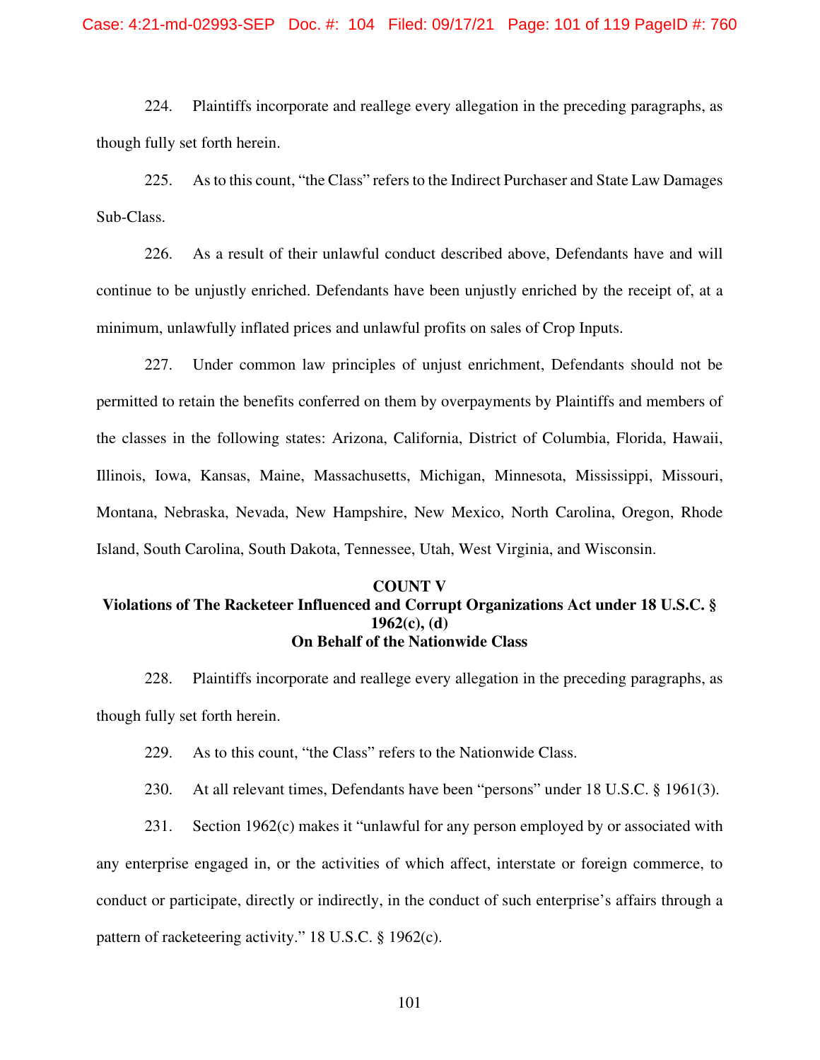224. Plaintiffs incorporate and reallege every allegation in the preceding paragraphs, as though fully set forth herein.

225. As to this count, "the Class" refers to the Indirect Purchaser and State Law Damages Sub-Class.

226. As a result of their unlawful conduct described above, Defendants have and will continue to be unjustly enriched. Defendants have been unjustly enriched by the receipt of, at a minimum, unlawfully inflated prices and unlawful profits on sales of Crop Inputs.

227. Under common law principles of unjust enrichment, Defendants should not be permitted to retain the benefits conferred on them by overpayments by Plaintiffs and members of the classes in the following states: Arizona, California, District of Columbia, Florida, Hawaii, Illinois, Iowa, Kansas, Maine, Massachusetts, Michigan, Minnesota, Mississippi, Missouri, Montana, Nebraska, Nevada, New Hampshire, New Mexico, North Carolina, Oregon, Rhode Island, South Carolina, South Dakota, Tennessee, Utah, West Virginia, and Wisconsin.

## COUNT V
## Violations of The Racketeer Influenced and Corrupt Organizations Act under 18 U.S.C. § 1962(c), (d)
## On Behalf of the Nationwide Class

228. Plaintiffs incorporate and reallege every allegation in the preceding paragraphs, as though fully set forth herein.

229. As to this count, "the Class" refers to the Nationwide Class.

230. At all relevant times, Defendants have been "persons" under 18 U.S.C. § 1961(3).

231. Section 1962(c) makes it "unlawful for any person employed by or associated with any enterprise engaged in, or the activities of which affect, interstate or foreign commerce, to conduct or participate, directly or indirectly, in the conduct of such enterprise's affairs through a pattern of racketeering activity." 18 U.S.C. § 1962(c).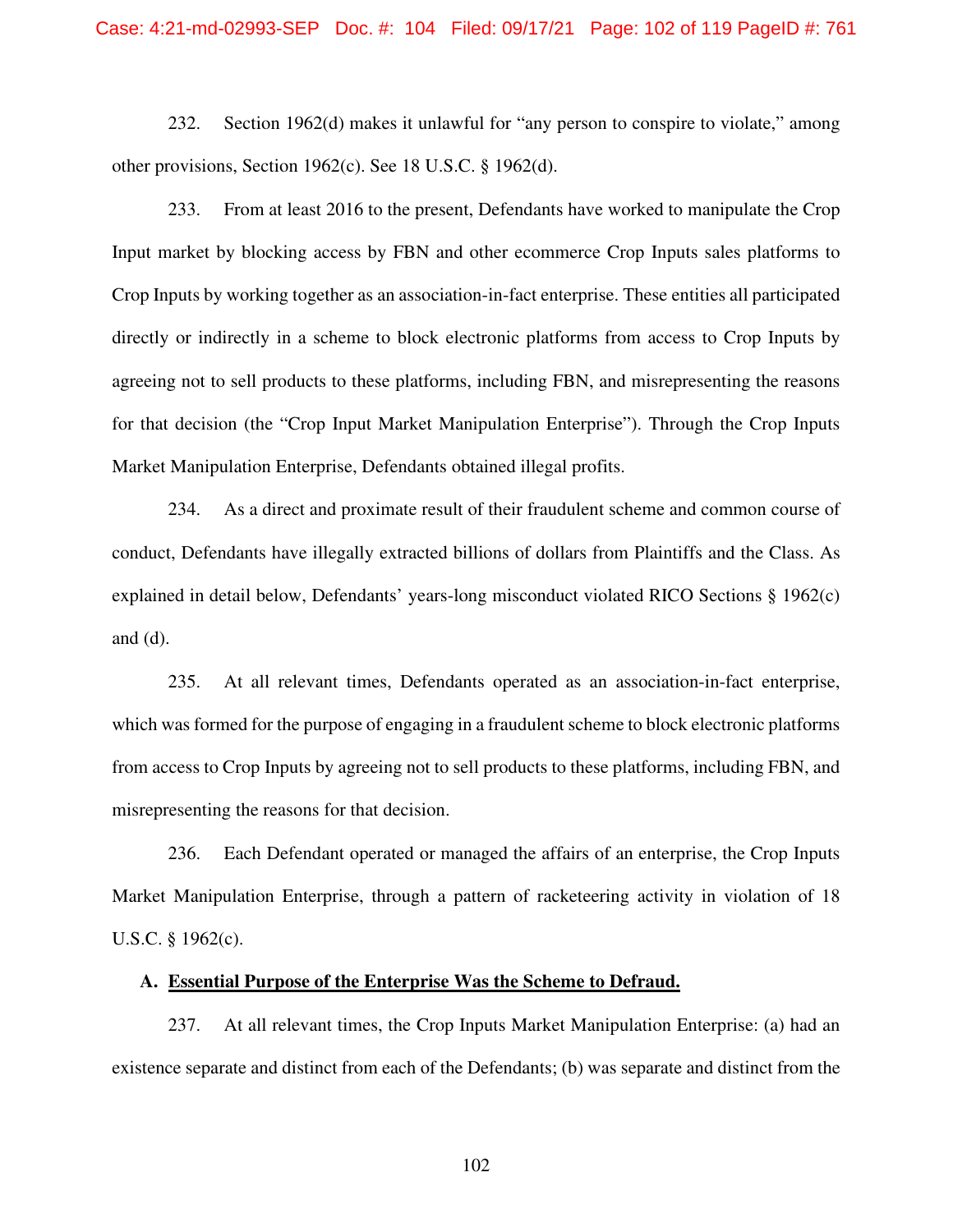232. Section 1962(d) makes it unlawful for "any person to conspire to violate," among other provisions, Section 1962(c). See 18 U.S.C. § 1962(d).

233. From at least 2016 to the present, Defendants have worked to manipulate the Crop Input market by blocking access by FBN and other ecommerce Crop Inputs sales platforms to Crop Inputs by working together as an association-in-fact enterprise. These entities all participated directly or indirectly in a scheme to block electronic platforms from access to Crop Inputs by agreeing not to sell products to these platforms, including FBN, and misrepresenting the reasons for that decision (the "Crop Input Market Manipulation Enterprise"). Through the Crop Inputs Market Manipulation Enterprise, Defendants obtained illegal profits.

234. As a direct and proximate result of their fraudulent scheme and common course of conduct, Defendants have illegally extracted billions of dollars from Plaintiffs and the Class. As explained in detail below, Defendants' years-long misconduct violated RICO Sections § 1962(c) and (d).

235. At all relevant times, Defendants operated as an association-in-fact enterprise, which was formed for the purpose of engaging in a fraudulent scheme to block electronic platforms from access to Crop Inputs by agreeing not to sell products to these platforms, including FBN, and misrepresenting the reasons for that decision.

236. Each Defendant operated or managed the affairs of an enterprise, the Crop Inputs Market Manipulation Enterprise, through a pattern of racketeering activity in violation of 18 U.S.C. § 1962(c).

### A. Essential Purpose of the Enterprise Was the Scheme to Defraud.

237. At all relevant times, the Crop Inputs Market Manipulation Enterprise: (a) had an existence separate and distinct from each of the Defendants; (b) was separate and distinct from the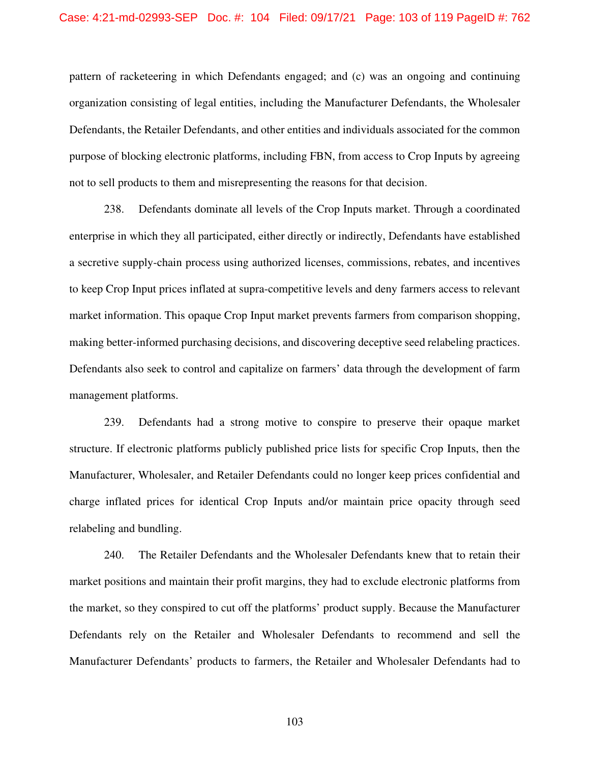pattern of racketeering in which Defendants engaged; and (c) was an ongoing and continuing organization consisting of legal entities, including the Manufacturer Defendants, the Wholesaler Defendants, the Retailer Defendants, and other entities and individuals associated for the common purpose of blocking electronic platforms, including FBN, from access to Crop Inputs by agreeing not to sell products to them and misrepresenting the reasons for that decision.

238. Defendants dominate all levels of the Crop Inputs market. Through a coordinated enterprise in which they all participated, either directly or indirectly, Defendants have established a secretive supply-chain process using authorized licenses, commissions, rebates, and incentives to keep Crop Input prices inflated at supra-competitive levels and deny farmers access to relevant market information. This opaque Crop Input market prevents farmers from comparison shopping, making better-informed purchasing decisions, and discovering deceptive seed relabeling practices. Defendants also seek to control and capitalize on farmers' data through the development of farm management platforms.

239. Defendants had a strong motive to conspire to preserve their opaque market structure. If electronic platforms publicly published price lists for specific Crop Inputs, then the Manufacturer, Wholesaler, and Retailer Defendants could no longer keep prices confidential and charge inflated prices for identical Crop Inputs and/or maintain price opacity through seed relabeling and bundling.

240. The Retailer Defendants and the Wholesaler Defendants knew that to retain their market positions and maintain their profit margins, they had to exclude electronic platforms from the market, so they conspired to cut off the platforms' product supply. Because the Manufacturer Defendants rely on the Retailer and Wholesaler Defendants to recommend and sell the Manufacturer Defendants' products to farmers, the Retailer and Wholesaler Defendants had to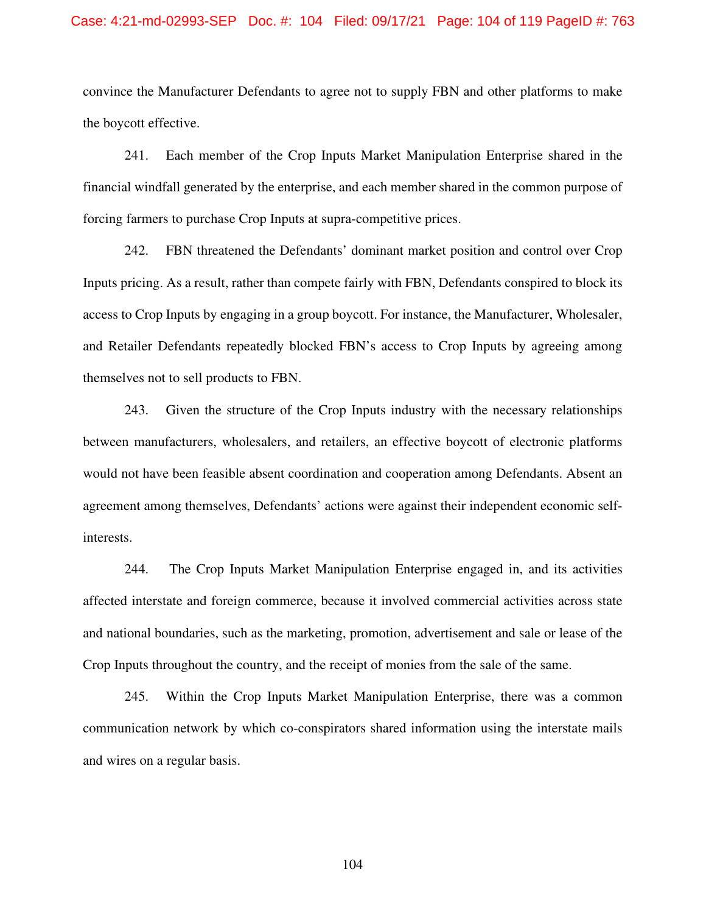convince the Manufacturer Defendants to agree not to supply FBN and other platforms to make the boycott effective.

241. Each member of the Crop Inputs Market Manipulation Enterprise shared in the financial windfall generated by the enterprise, and each member shared in the common purpose of forcing farmers to purchase Crop Inputs at supra-competitive prices.

242. FBN threatened the Defendants' dominant market position and control over Crop Inputs pricing. As a result, rather than compete fairly with FBN, Defendants conspired to block its access to Crop Inputs by engaging in a group boycott. For instance, the Manufacturer, Wholesaler, and Retailer Defendants repeatedly blocked FBN's access to Crop Inputs by agreeing among themselves not to sell products to FBN.

243. Given the structure of the Crop Inputs industry with the necessary relationships between manufacturers, wholesalers, and retailers, an effective boycott of electronic platforms would not have been feasible absent coordination and cooperation among Defendants. Absent an agreement among themselves, Defendants' actions were against their independent economic self-interests.

244. The Crop Inputs Market Manipulation Enterprise engaged in, and its activities affected interstate and foreign commerce, because it involved commercial activities across state and national boundaries, such as the marketing, promotion, advertisement and sale or lease of the Crop Inputs throughout the country, and the receipt of monies from the sale of the same.

245. Within the Crop Inputs Market Manipulation Enterprise, there was a common communication network by which co-conspirators shared information using the interstate mails and wires on a regular basis.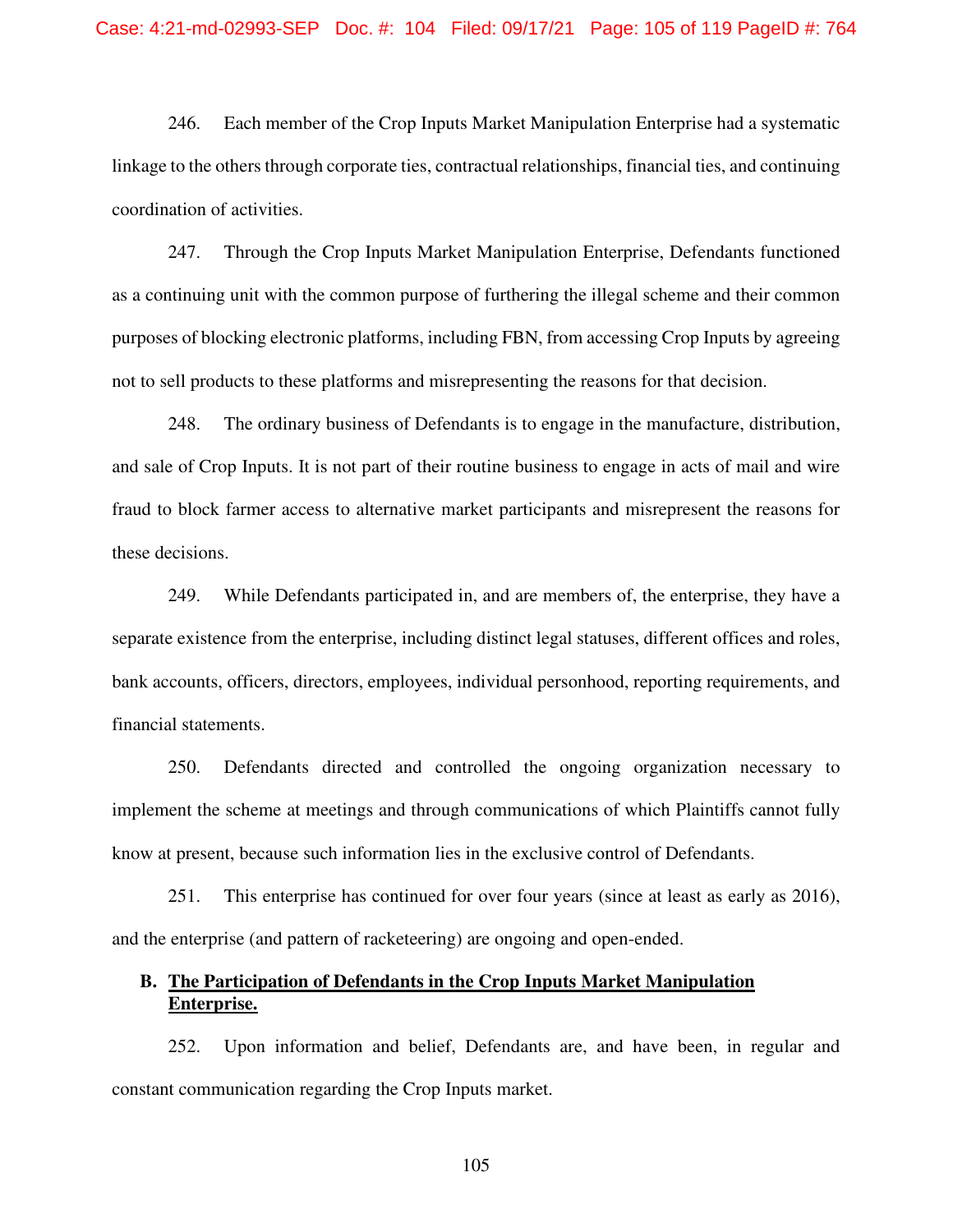246. Each member of the Crop Inputs Market Manipulation Enterprise had a systematic linkage to the others through corporate ties, contractual relationships, financial ties, and continuing coordination of activities.

247. Through the Crop Inputs Market Manipulation Enterprise, Defendants functioned as a continuing unit with the common purpose of furthering the illegal scheme and their common purposes of blocking electronic platforms, including FBN, from accessing Crop Inputs by agreeing not to sell products to these platforms and misrepresenting the reasons for that decision.

248. The ordinary business of Defendants is to engage in the manufacture, distribution, and sale of Crop Inputs. It is not part of their routine business to engage in acts of mail and wire fraud to block farmer access to alternative market participants and misrepresent the reasons for these decisions.

249. While Defendants participated in, and are members of, the enterprise, they have a separate existence from the enterprise, including distinct legal statuses, different offices and roles, bank accounts, officers, directors, employees, individual personhood, reporting requirements, and financial statements.

250. Defendants directed and controlled the ongoing organization necessary to implement the scheme at meetings and through communications of which Plaintiffs cannot fully know at present, because such information lies in the exclusive control of Defendants.

251. This enterprise has continued for over four years (since at least as early as 2016), and the enterprise (and pattern of racketeering) are ongoing and open-ended.

### B. <u>The Participation of Defendants in the Crop Inputs Market Manipulation Enterprise.</u>

252. Upon information and belief, Defendants are, and have been, in regular and constant communication regarding the Crop Inputs market.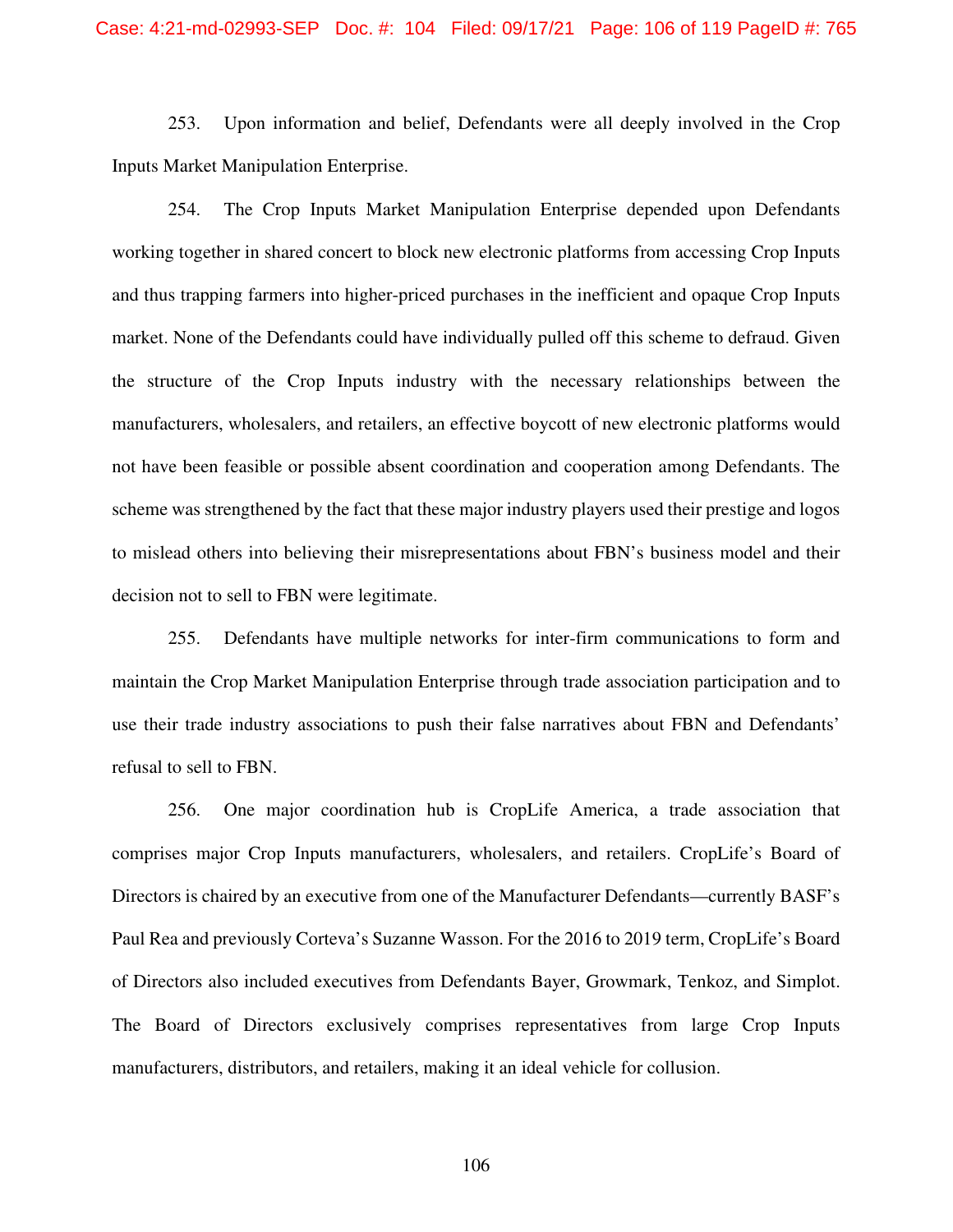253. Upon information and belief, Defendants were all deeply involved in the Crop Inputs Market Manipulation Enterprise.

254. The Crop Inputs Market Manipulation Enterprise depended upon Defendants working together in shared concert to block new electronic platforms from accessing Crop Inputs and thus trapping farmers into higher-priced purchases in the inefficient and opaque Crop Inputs market. None of the Defendants could have individually pulled off this scheme to defraud. Given the structure of the Crop Inputs industry with the necessary relationships between the manufacturers, wholesalers, and retailers, an effective boycott of new electronic platforms would not have been feasible or possible absent coordination and cooperation among Defendants. The scheme was strengthened by the fact that these major industry players used their prestige and logos to mislead others into believing their misrepresentations about FBN's business model and their decision not to sell to FBN were legitimate.

255. Defendants have multiple networks for inter-firm communications to form and maintain the Crop Market Manipulation Enterprise through trade association participation and to use their trade industry associations to push their false narratives about FBN and Defendants' refusal to sell to FBN.

256. One major coordination hub is CropLife America, a trade association that comprises major Crop Inputs manufacturers, wholesalers, and retailers. CropLife's Board of Directors is chaired by an executive from one of the Manufacturer Defendants—currently BASF's Paul Rea and previously Corteva's Suzanne Wasson. For the 2016 to 2019 term, CropLife's Board of Directors also included executives from Defendants Bayer, Growmark, Tenkoz, and Simplot. The Board of Directors exclusively comprises representatives from large Crop Inputs manufacturers, distributors, and retailers, making it an ideal vehicle for collusion.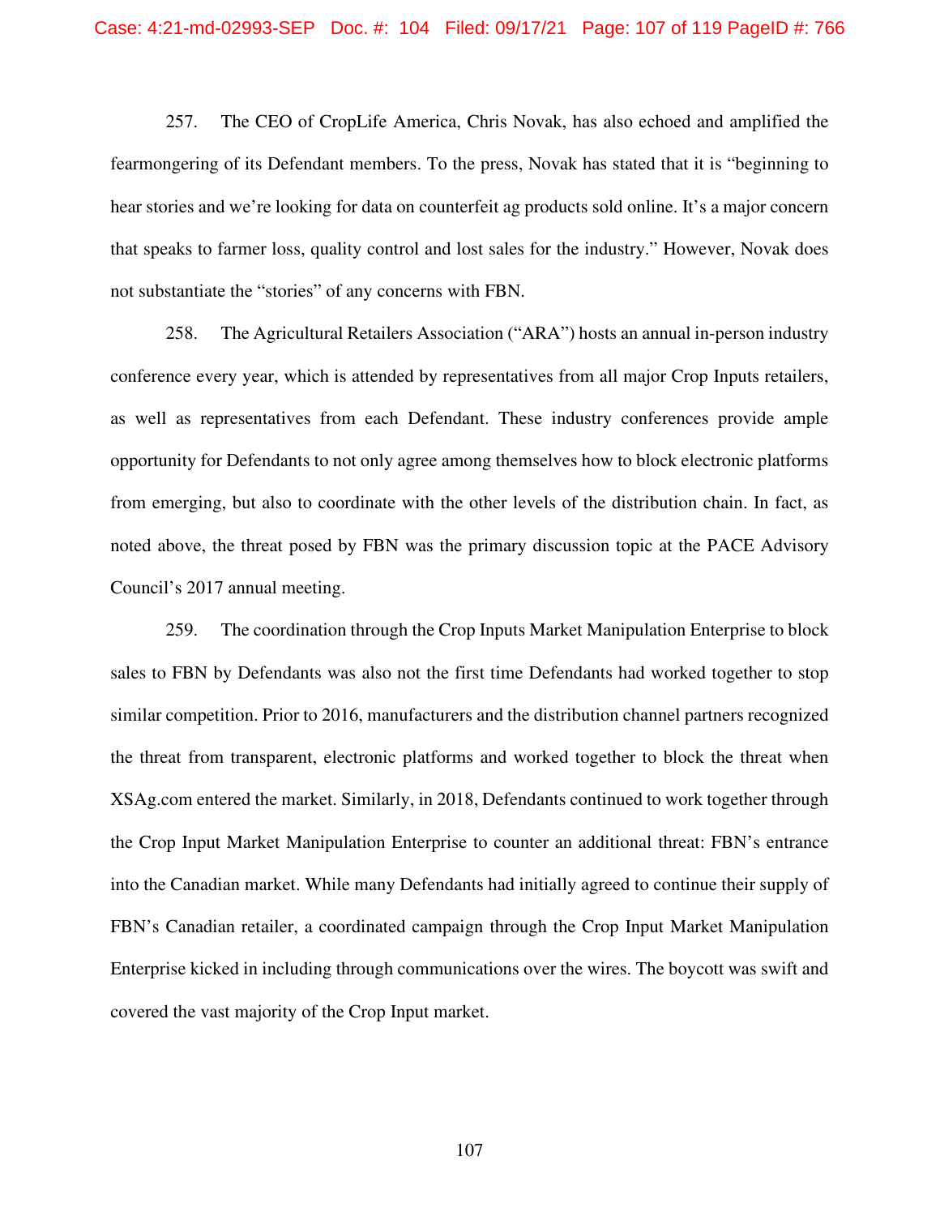257. The CEO of CropLife America, Chris Novak, has also echoed and amplified the fearmongering of its Defendant members. To the press, Novak has stated that it is "beginning to hear stories and we're looking for data on counterfeit ag products sold online. It's a major concern that speaks to farmer loss, quality control and lost sales for the industry." However, Novak does not substantiate the "stories" of any concerns with FBN.

258. The Agricultural Retailers Association ("ARA") hosts an annual in-person industry conference every year, which is attended by representatives from all major Crop Inputs retailers, as well as representatives from each Defendant. These industry conferences provide ample opportunity for Defendants to not only agree among themselves how to block electronic platforms from emerging, but also to coordinate with the other levels of the distribution chain. In fact, as noted above, the threat posed by FBN was the primary discussion topic at the PACE Advisory Council's 2017 annual meeting.

259. The coordination through the Crop Inputs Market Manipulation Enterprise to block sales to FBN by Defendants was also not the first time Defendants had worked together to stop similar competition. Prior to 2016, manufacturers and the distribution channel partners recognized the threat from transparent, electronic platforms and worked together to block the threat when XSAg.com entered the market. Similarly, in 2018, Defendants continued to work together through the Crop Input Market Manipulation Enterprise to counter an additional threat: FBN's entrance into the Canadian market. While many Defendants had initially agreed to continue their supply of FBN's Canadian retailer, a coordinated campaign through the Crop Input Market Manipulation Enterprise kicked in including through communications over the wires. The boycott was swift and covered the vast majority of the Crop Input market.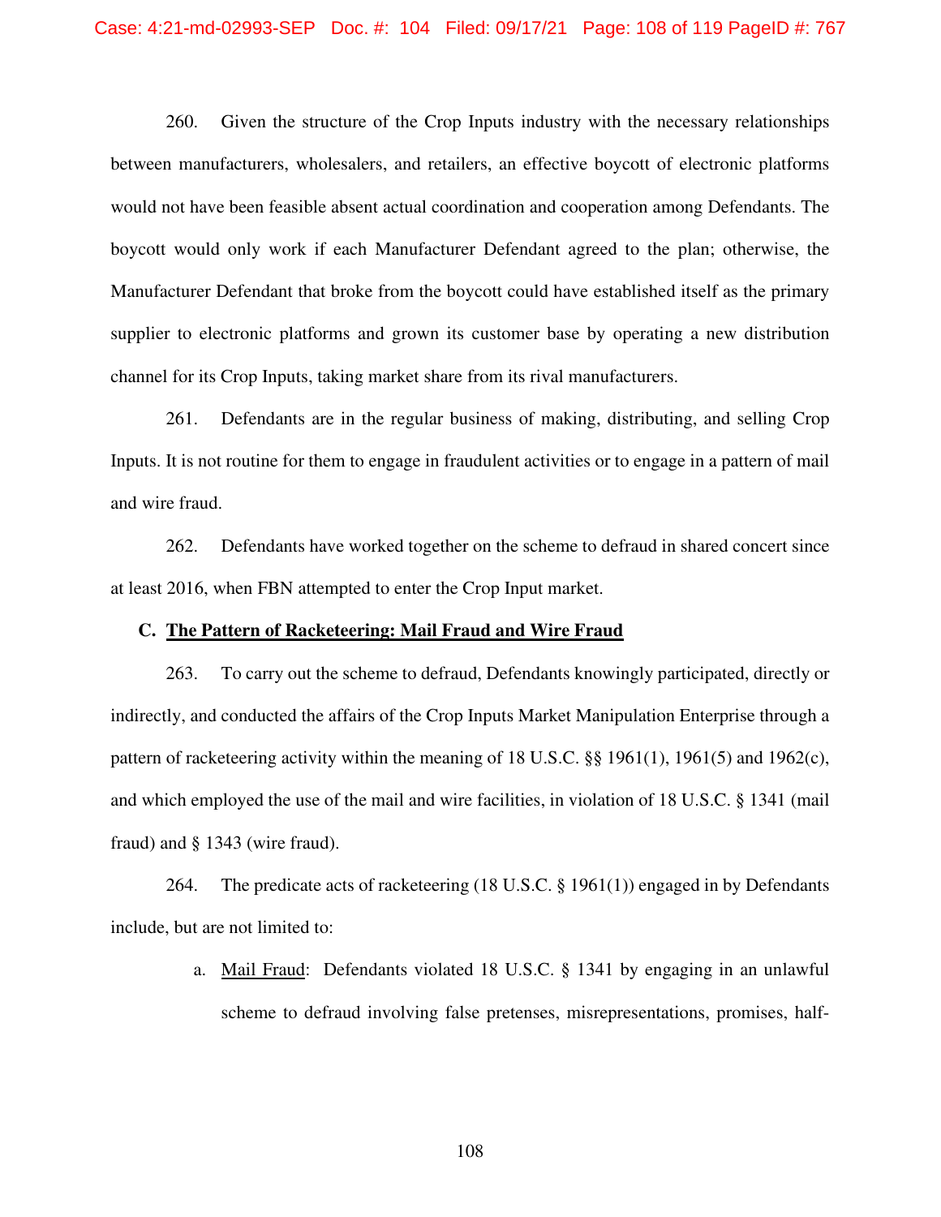260. Given the structure of the Crop Inputs industry with the necessary relationships between manufacturers, wholesalers, and retailers, an effective boycott of electronic platforms would not have been feasible absent actual coordination and cooperation among Defendants. The boycott would only work if each Manufacturer Defendant agreed to the plan; otherwise, the Manufacturer Defendant that broke from the boycott could have established itself as the primary supplier to electronic platforms and grown its customer base by operating a new distribution channel for its Crop Inputs, taking market share from its rival manufacturers.

261. Defendants are in the regular business of making, distributing, and selling Crop Inputs. It is not routine for them to engage in fraudulent activities or to engage in a pattern of mail and wire fraud.

262. Defendants have worked together on the scheme to defraud in shared concert since at least 2016, when FBN attempted to enter the Crop Input market.

**C. <u>The Pattern of Racketeering: Mail Fraud and Wire Fraud</u>**

263. To carry out the scheme to defraud, Defendants knowingly participated, directly or indirectly, and conducted the affairs of the Crop Inputs Market Manipulation Enterprise through a pattern of racketeering activity within the meaning of 18 U.S.C. §§ 1961(1), 1961(5) and 1962(c), and which employed the use of the mail and wire facilities, in violation of 18 U.S.C. § 1341 (mail fraud) and § 1343 (wire fraud).

264. The predicate acts of racketeering (18 U.S.C. § 1961(1)) engaged in by Defendants include, but are not limited to:

a. <u>Mail Fraud</u>: Defendants violated 18 U.S.C. § 1341 by engaging in an unlawful scheme to defraud involving false pretenses, misrepresentations, promises, half-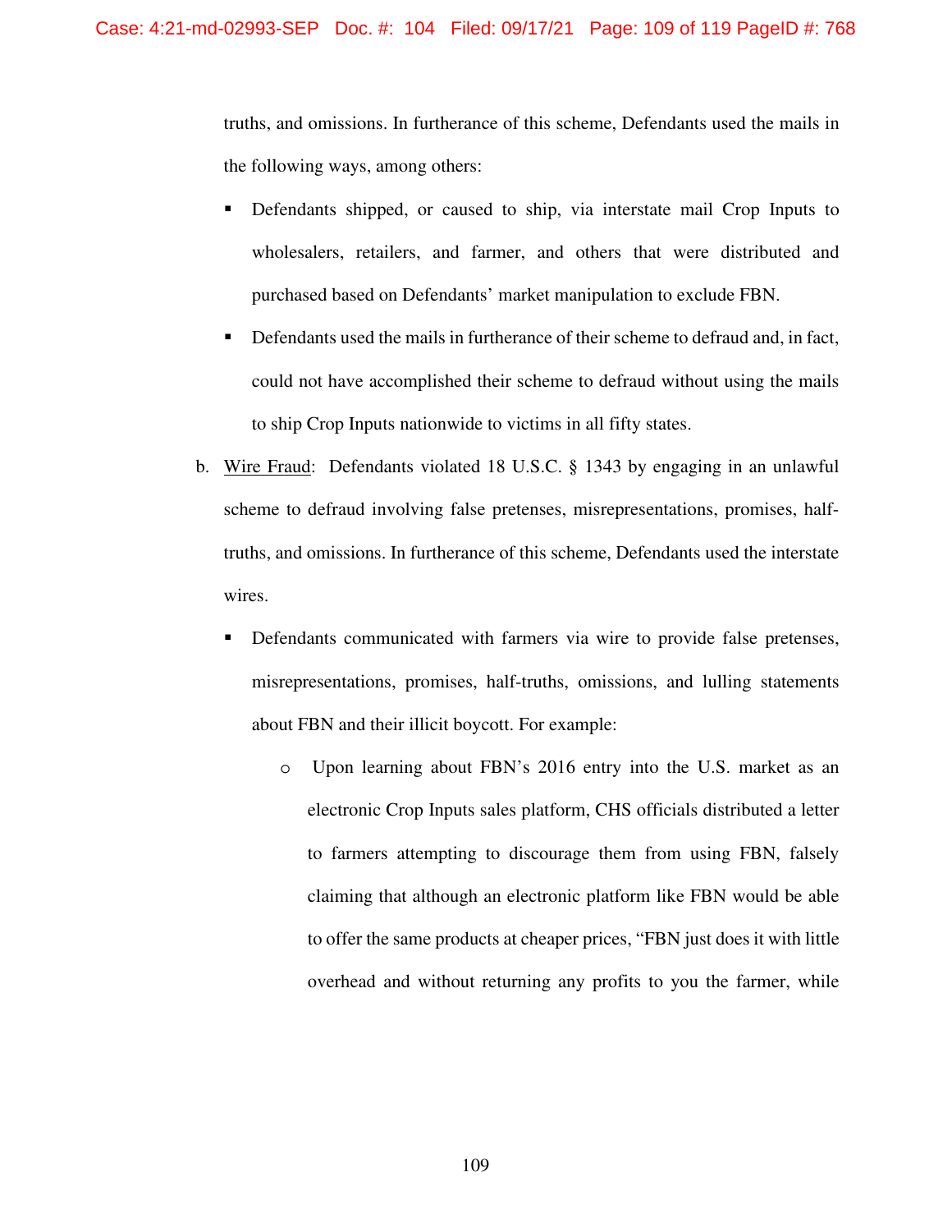truths, and omissions. In furtherance of this scheme, Defendants used the mails in the following ways, among others:

- Defendants shipped, or caused to ship, via interstate mail Crop Inputs to wholesalers, retailers, and farmer, and others that were distributed and purchased based on Defendants' market manipulation to exclude FBN.
- Defendants used the mails in furtherance of their scheme to defraud and, in fact, could not have accomplished their scheme to defraud without using the mails to ship Crop Inputs nationwide to victims in all fifty states.

b. Wire Fraud: Defendants violated 18 U.S.C. § 1343 by engaging in an unlawful scheme to defraud involving false pretenses, misrepresentations, promises, half-truths, and omissions. In furtherance of this scheme, Defendants used the interstate wires.

- Defendants communicated with farmers via wire to provide false pretenses, misrepresentations, promises, half-truths, omissions, and lulling statements about FBN and their illicit boycott. For example:
  - Upon learning about FBN's 2016 entry into the U.S. market as an electronic Crop Inputs sales platform, CHS officials distributed a letter to farmers attempting to discourage them from using FBN, falsely claiming that although an electronic platform like FBN would be able to offer the same products at cheaper prices, "FBN just does it with little overhead and without returning any profits to you the farmer, while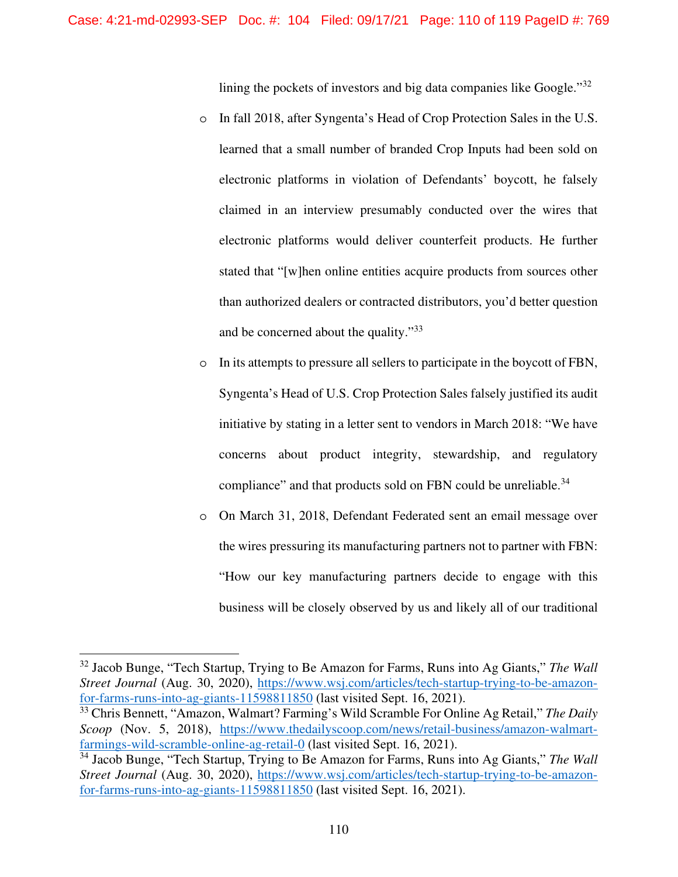lining the pockets of investors and big data companies like Google."[32]

- In fall 2018, after Syngenta's Head of Crop Protection Sales in the U.S. learned that a small number of branded Crop Inputs had been sold on electronic platforms in violation of Defendants' boycott, he falsely claimed in an interview presumably conducted over the wires that electronic platforms would deliver counterfeit products. He further stated that "[w]hen online entities acquire products from sources other than authorized dealers or contracted distributors, you'd better question and be concerned about the quality."[33]
- In its attempts to pressure all sellers to participate in the boycott of FBN, Syngenta's Head of U.S. Crop Protection Sales falsely justified its audit initiative by stating in a letter sent to vendors in March 2018: "We have concerns about product integrity, stewardship, and regulatory compliance" and that products sold on FBN could be unreliable.[34]
- On March 31, 2018, Defendant Federated sent an email message over the wires pressuring its manufacturing partners not to partner with FBN: "How our key manufacturing partners decide to engage with this business will be closely observed by us and likely all of our traditional

---

[32] Jacob Bunge, "Tech Startup, Trying to Be Amazon for Farms, Runs into Ag Giants," *The Wall Street Journal* (Aug. 30, 2020), https://www.wsj.com/articles/tech-startup-trying-to-be-amazon-for-farms-runs-into-ag-giants-11598811850 (last visited Sept. 16, 2021).

[33] Chris Bennett, "Amazon, Walmart? Farming's Wild Scramble For Online Ag Retail," *The Daily Scoop* (Nov. 5, 2018), https://www.thedailyscoop.com/news/retail-business/amazon-walmart-farmings-wild-scramble-online-ag-retail-0 (last visited Sept. 16, 2021).

[34] Jacob Bunge, "Tech Startup, Trying to Be Amazon for Farms, Runs into Ag Giants," *The Wall Street Journal* (Aug. 30, 2020), https://www.wsj.com/articles/tech-startup-trying-to-be-amazon-for-farms-runs-into-ag-giants-11598811850 (last visited Sept. 16, 2021).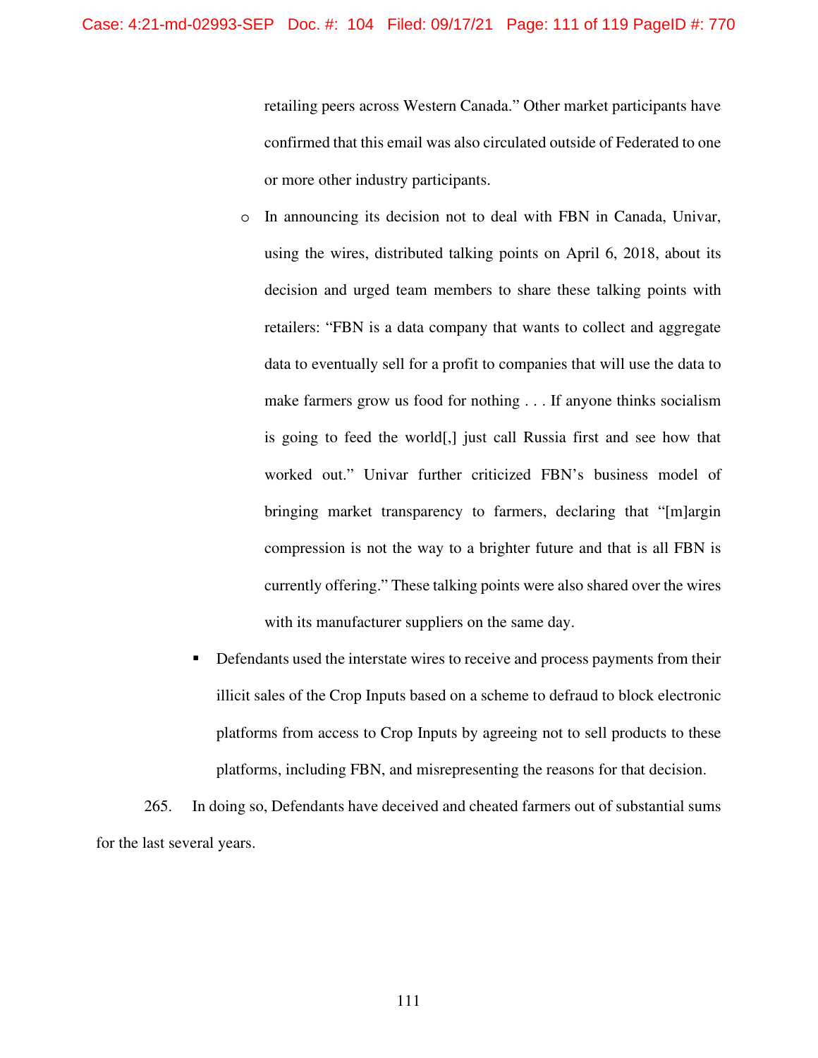retailing peers across Western Canada." Other market participants have confirmed that this email was also circulated outside of Federated to one or more other industry participants.

    - In announcing its decision not to deal with FBN in Canada, Univar, using the wires, distributed talking points on April 6, 2018, about its decision and urged team members to share these talking points with retailers: "FBN is a data company that wants to collect and aggregate data to eventually sell for a profit to companies that will use the data to make farmers grow us food for nothing . . . If anyone thinks socialism is going to feed the world[,] just call Russia first and see how that worked out." Univar further criticized FBN's business model of bringing market transparency to farmers, declaring that "[m]argin compression is not the way to a brighter future and that is all FBN is currently offering." These talking points were also shared over the wires with its manufacturer suppliers on the same day.

- Defendants used the interstate wires to receive and process payments from their illicit sales of the Crop Inputs based on a scheme to defraud to block electronic platforms from access to Crop Inputs by agreeing not to sell products to these platforms, including FBN, and misrepresenting the reasons for that decision.

265. In doing so, Defendants have deceived and cheated farmers out of substantial sums for the last several years.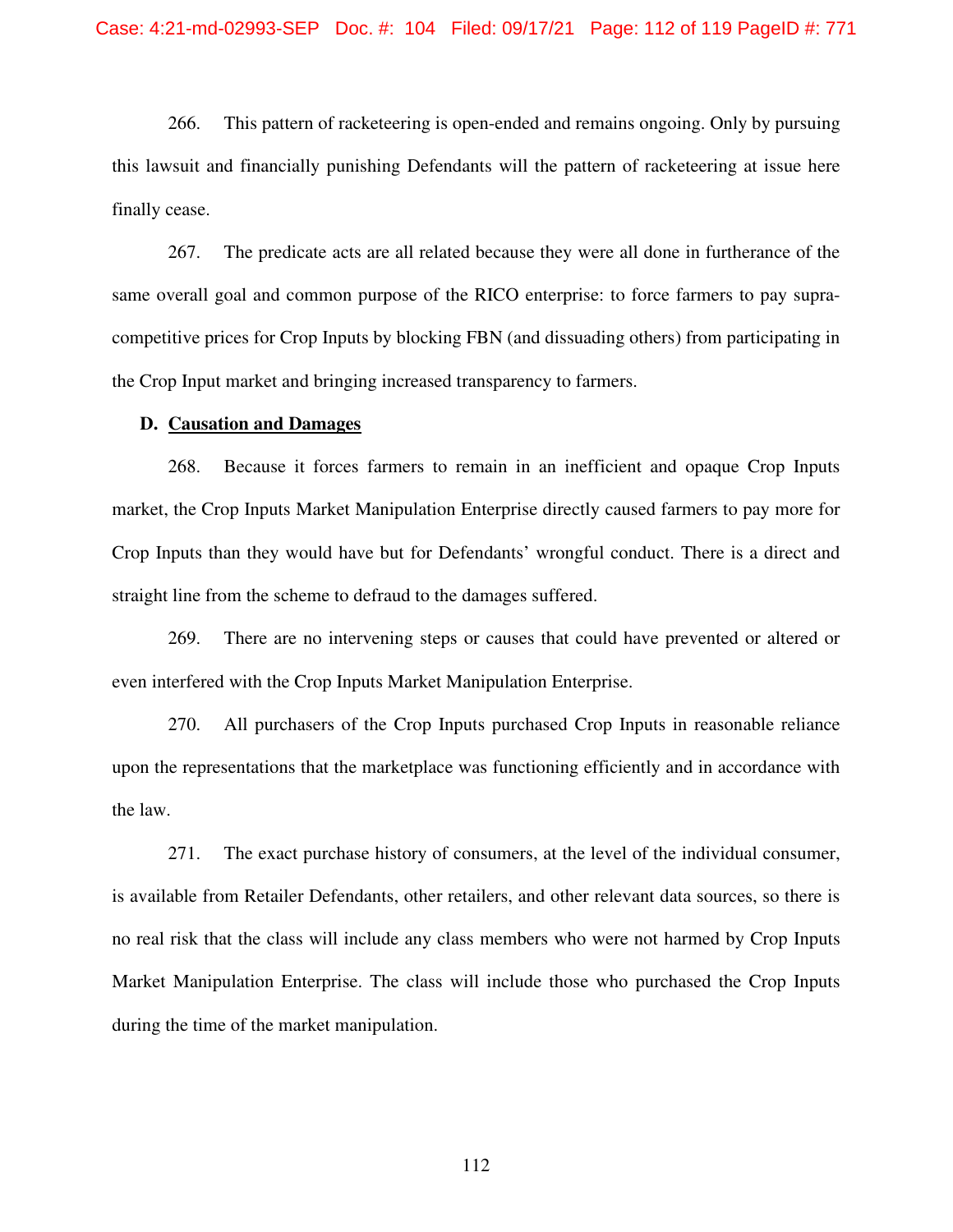266. This pattern of racketeering is open-ended and remains ongoing. Only by pursuing this lawsuit and financially punishing Defendants will the pattern of racketeering at issue here finally cease.

267. The predicate acts are all related because they were all done in furtherance of the same overall goal and common purpose of the RICO enterprise: to force farmers to pay supra-competitive prices for Crop Inputs by blocking FBN (and dissuading others) from participating in the Crop Input market and bringing increased transparency to farmers.

### D. <u>Causation and Damages</u>

268. Because it forces farmers to remain in an inefficient and opaque Crop Inputs market, the Crop Inputs Market Manipulation Enterprise directly caused farmers to pay more for Crop Inputs than they would have but for Defendants' wrongful conduct. There is a direct and straight line from the scheme to defraud to the damages suffered.

269. There are no intervening steps or causes that could have prevented or altered or even interfered with the Crop Inputs Market Manipulation Enterprise.

270. All purchasers of the Crop Inputs purchased Crop Inputs in reasonable reliance upon the representations that the marketplace was functioning efficiently and in accordance with the law.

271. The exact purchase history of consumers, at the level of the individual consumer, is available from Retailer Defendants, other retailers, and other relevant data sources, so there is no real risk that the class will include any class members who were not harmed by Crop Inputs Market Manipulation Enterprise. The class will include those who purchased the Crop Inputs during the time of the market manipulation.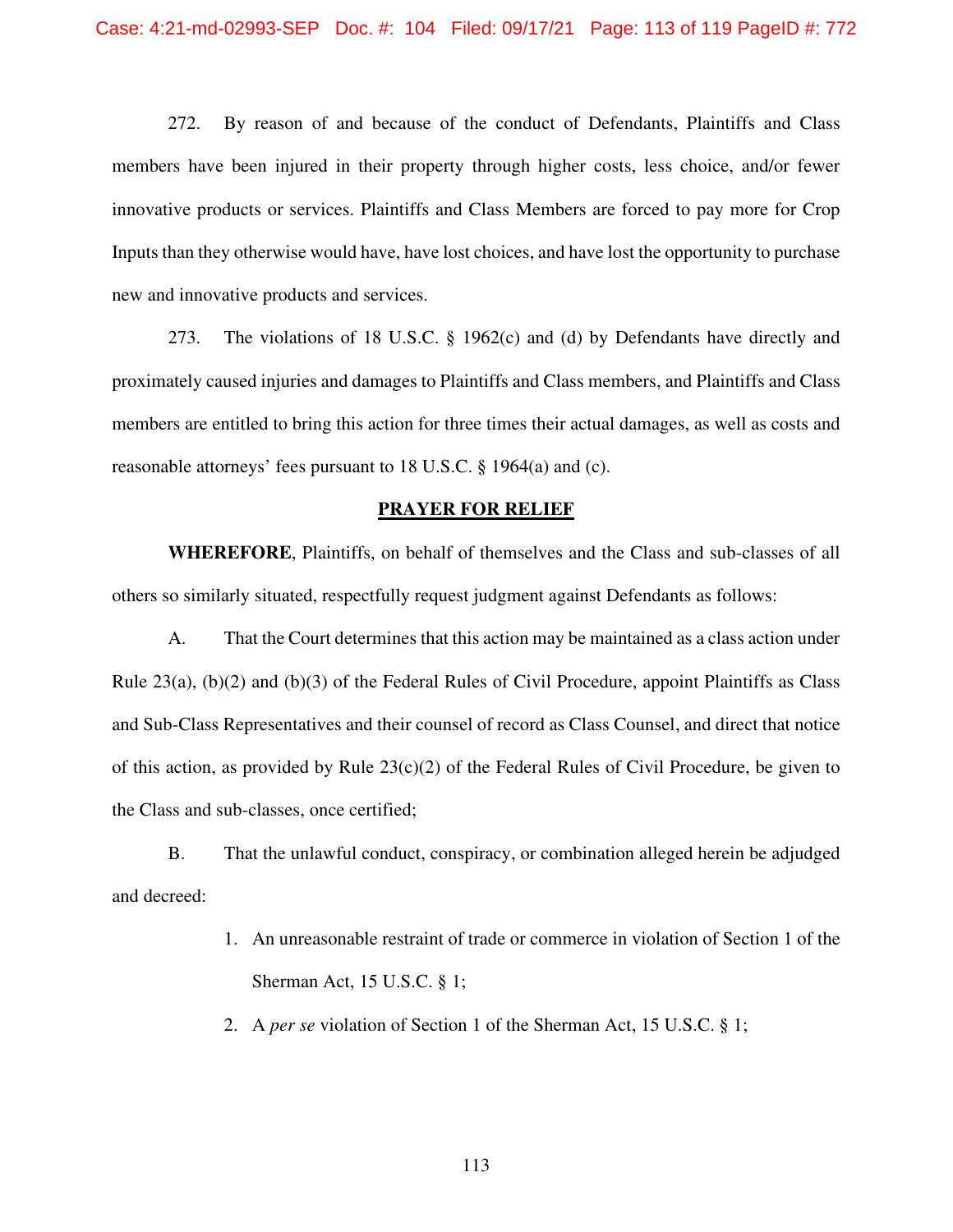272. By reason of and because of the conduct of Defendants, Plaintiffs and Class members have been injured in their property through higher costs, less choice, and/or fewer innovative products or services. Plaintiffs and Class Members are forced to pay more for Crop Inputs than they otherwise would have, have lost choices, and have lost the opportunity to purchase new and innovative products and services.

273. The violations of 18 U.S.C. § 1962(c) and (d) by Defendants have directly and proximately caused injuries and damages to Plaintiffs and Class members, and Plaintiffs and Class members are entitled to bring this action for three times their actual damages, as well as costs and reasonable attorneys' fees pursuant to 18 U.S.C. § 1964(a) and (c).

## PRAYER FOR RELIEF

**WHEREFORE**, Plaintiffs, on behalf of themselves and the Class and sub-classes of all others so similarly situated, respectfully request judgment against Defendants as follows:

A. That the Court determines that this action may be maintained as a class action under Rule 23(a), (b)(2) and (b)(3) of the Federal Rules of Civil Procedure, appoint Plaintiffs as Class and Sub-Class Representatives and their counsel of record as Class Counsel, and direct that notice of this action, as provided by Rule 23(c)(2) of the Federal Rules of Civil Procedure, be given to the Class and sub-classes, once certified;

B. That the unlawful conduct, conspiracy, or combination alleged herein be adjudged and decreed:

1. An unreasonable restraint of trade or commerce in violation of Section 1 of the Sherman Act, 15 U.S.C. § 1;
2. A *per se* violation of Section 1 of the Sherman Act, 15 U.S.C. § 1;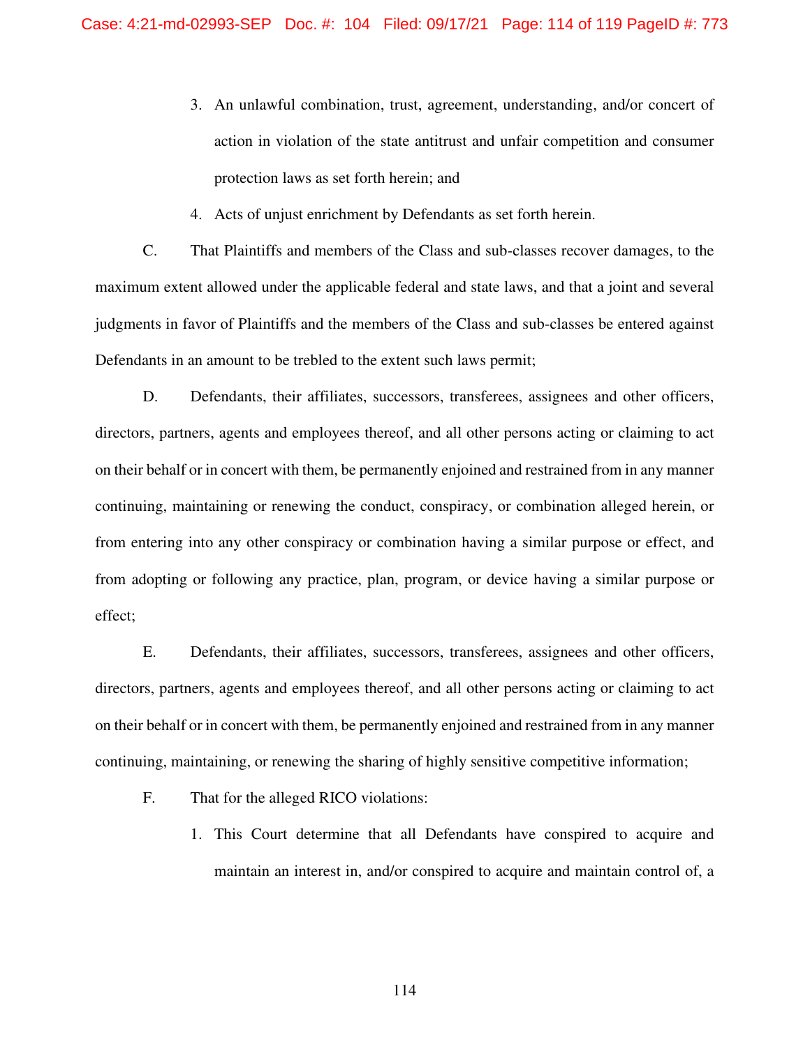3. An unlawful combination, trust, agreement, understanding, and/or concert of action in violation of the state antitrust and unfair competition and consumer protection laws as set forth herein; and

4. Acts of unjust enrichment by Defendants as set forth herein.

C. That Plaintiffs and members of the Class and sub-classes recover damages, to the maximum extent allowed under the applicable federal and state laws, and that a joint and several judgments in favor of Plaintiffs and the members of the Class and sub-classes be entered against Defendants in an amount to be trebled to the extent such laws permit;

D. Defendants, their affiliates, successors, transferees, assignees and other officers, directors, partners, agents and employees thereof, and all other persons acting or claiming to act on their behalf or in concert with them, be permanently enjoined and restrained from in any manner continuing, maintaining or renewing the conduct, conspiracy, or combination alleged herein, or from entering into any other conspiracy or combination having a similar purpose or effect, and from adopting or following any practice, plan, program, or device having a similar purpose or effect;

E. Defendants, their affiliates, successors, transferees, assignees and other officers, directors, partners, agents and employees thereof, and all other persons acting or claiming to act on their behalf or in concert with them, be permanently enjoined and restrained from in any manner continuing, maintaining, or renewing the sharing of highly sensitive competitive information;

F. That for the alleged RICO violations:

1. This Court determine that all Defendants have conspired to acquire and maintain an interest in, and/or conspired to acquire and maintain control of, a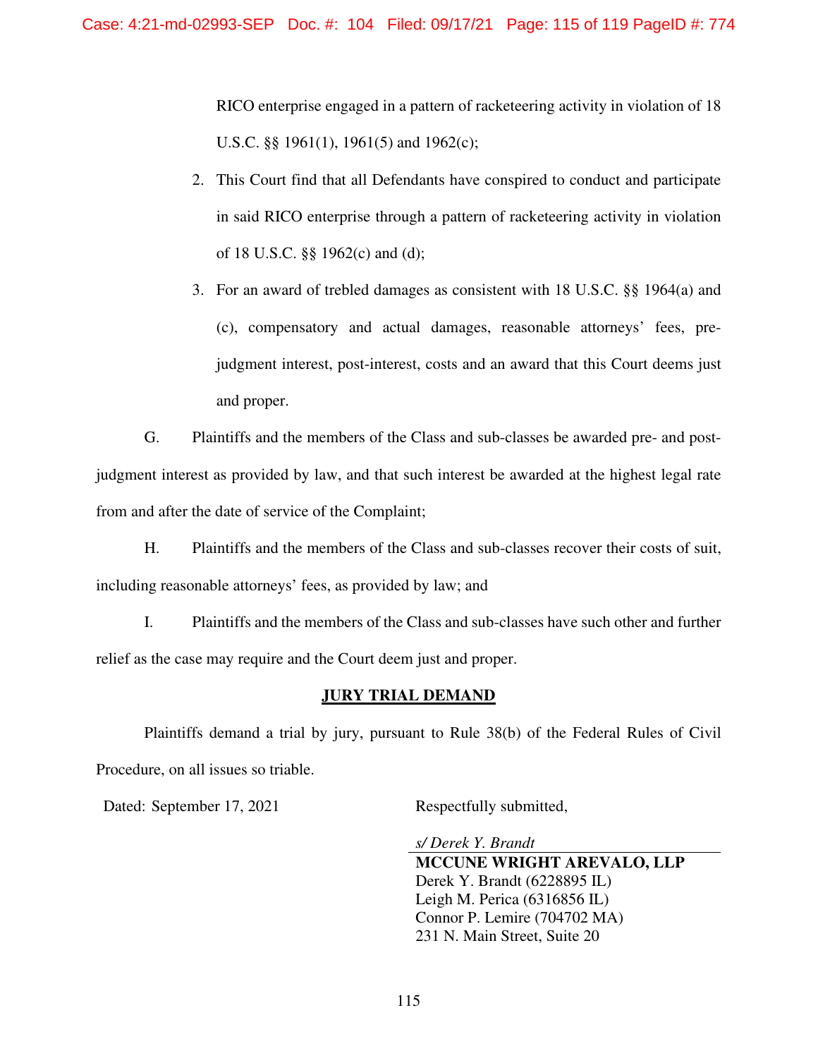RICO enterprise engaged in a pattern of racketeering activity in violation of 18 U.S.C. §§ 1961(1), 1961(5) and 1962(c);

2. This Court find that all Defendants have conspired to conduct and participate in said RICO enterprise through a pattern of racketeering activity in violation of 18 U.S.C. §§ 1962(c) and (d);

3. For an award of trebled damages as consistent with 18 U.S.C. §§ 1964(a) and (c), compensatory and actual damages, reasonable attorneys' fees, pre-judgment interest, post-interest, costs and an award that this Court deems just and proper.

G. Plaintiffs and the members of the Class and sub-classes be awarded pre- and post-judgment interest as provided by law, and that such interest be awarded at the highest legal rate from and after the date of service of the Complaint;

H. Plaintiffs and the members of the Class and sub-classes recover their costs of suit, including reasonable attorneys' fees, as provided by law; and

I. Plaintiffs and the members of the Class and sub-classes have such other and further relief as the case may require and the Court deem just and proper.

**JURY TRIAL DEMAND**

Plaintiffs demand a trial by jury, pursuant to Rule 38(b) of the Federal Rules of Civil Procedure, on all issues so triable.

Dated: September 17, 2021

Respectfully submitted,

*s/ Derek Y. Brandt*
**MCCUNE WRIGHT AREVALO, LLP**
Derek Y. Brandt (6228895 IL)
Leigh M. Perica (6316856 IL)
Connor P. Lemire (704702 MA)
231 N. Main Street, Suite 20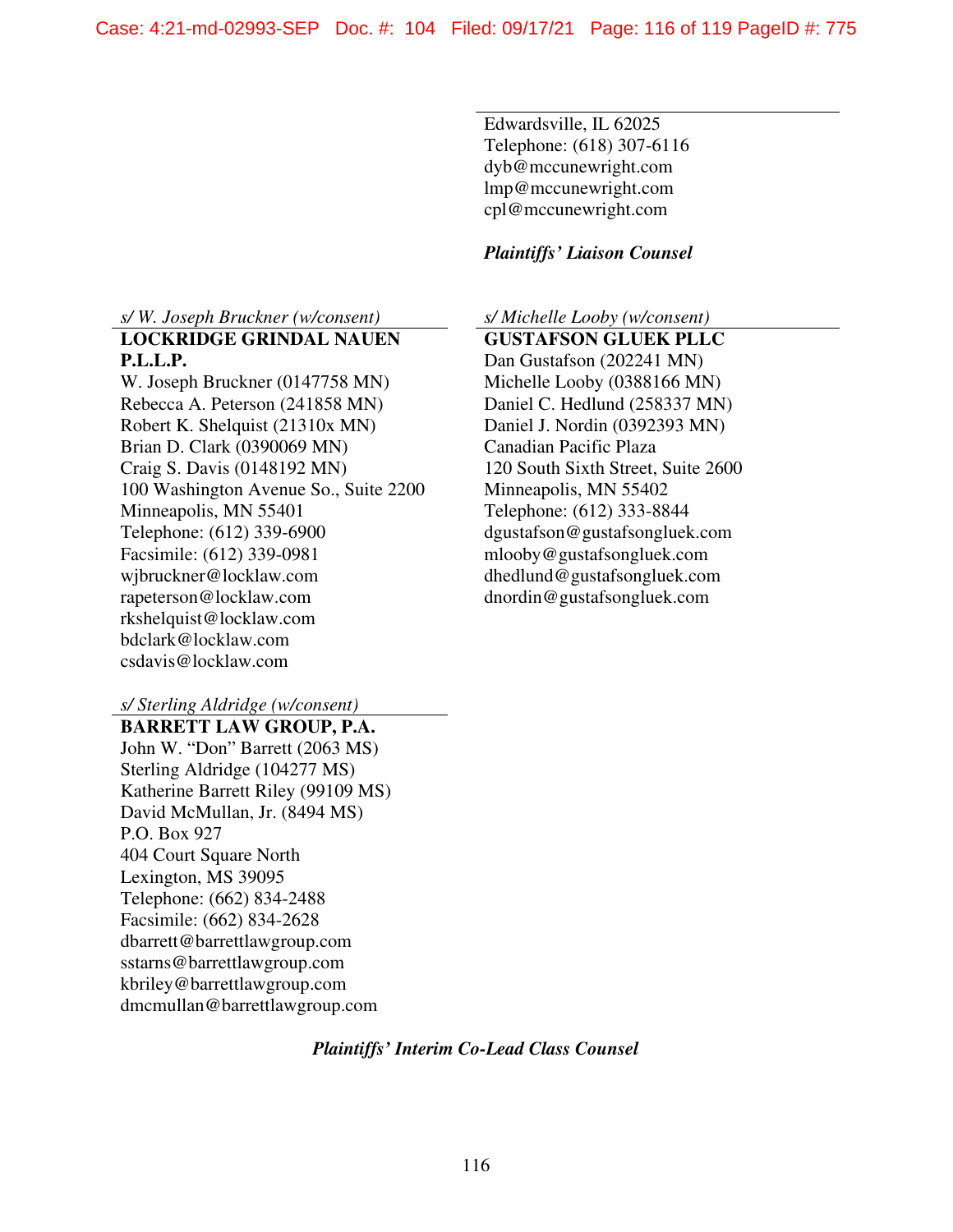Edwardsville, IL 62025
Telephone: (618) 307-6116
dyb@mccunewright.com
lmp@mccunewright.com
cpl@mccunewright.com

***Plaintiffs' Liaison Counsel***

*s/ W. Joseph Bruckner (w/consent)*
**LOCKRIDGE GRINDAL NAUEN P.L.L.P.**
W. Joseph Bruckner (0147758 MN)
Rebecca A. Peterson (241858 MN)
Robert K. Shelquist (21310x MN)
Brian D. Clark (0390069 MN)
Craig S. Davis (0148192 MN)
100 Washington Avenue So., Suite 2200
Minneapolis, MN 55401
Telephone: (612) 339-6900
Facsimile: (612) 339-0981
wjbruckner@locklaw.com
rapeterson@locklaw.com
rkshelquist@locklaw.com
bdclark@locklaw.com
csdavis@locklaw.com

*s/ Michelle Looby (w/consent)*
**GUSTAFSON GLUEK PLLC**
Dan Gustafson (202241 MN)
Michelle Looby (0388166 MN)
Daniel C. Hedlund (258337 MN)
Daniel J. Nordin (0392393 MN)
Canadian Pacific Plaza
120 South Sixth Street, Suite 2600
Minneapolis, MN 55402
Telephone: (612) 333-8844
dgustafson@gustafsongluek.com
mlooby@gustafsongluek.com
dhedlund@gustafsongluek.com
dnordin@gustafsongluek.com

*s/ Sterling Aldridge (w/consent)*
**BARRETT LAW GROUP, P.A.**
John W. "Don" Barrett (2063 MS)
Sterling Aldridge (104277 MS)
Katherine Barrett Riley (99109 MS)
David McMullan, Jr. (8494 MS)
P.O. Box 927
404 Court Square North
Lexington, MS 39095
Telephone: (662) 834-2488
Facsimile: (662) 834-2628
dbarrett@barrettlawgroup.com
sstarns@barrettlawgroup.com
kbriley@barrettlawgroup.com
dmcmullan@barrettlawgroup.com

***Plaintiffs' Interim Co-Lead Class Counsel***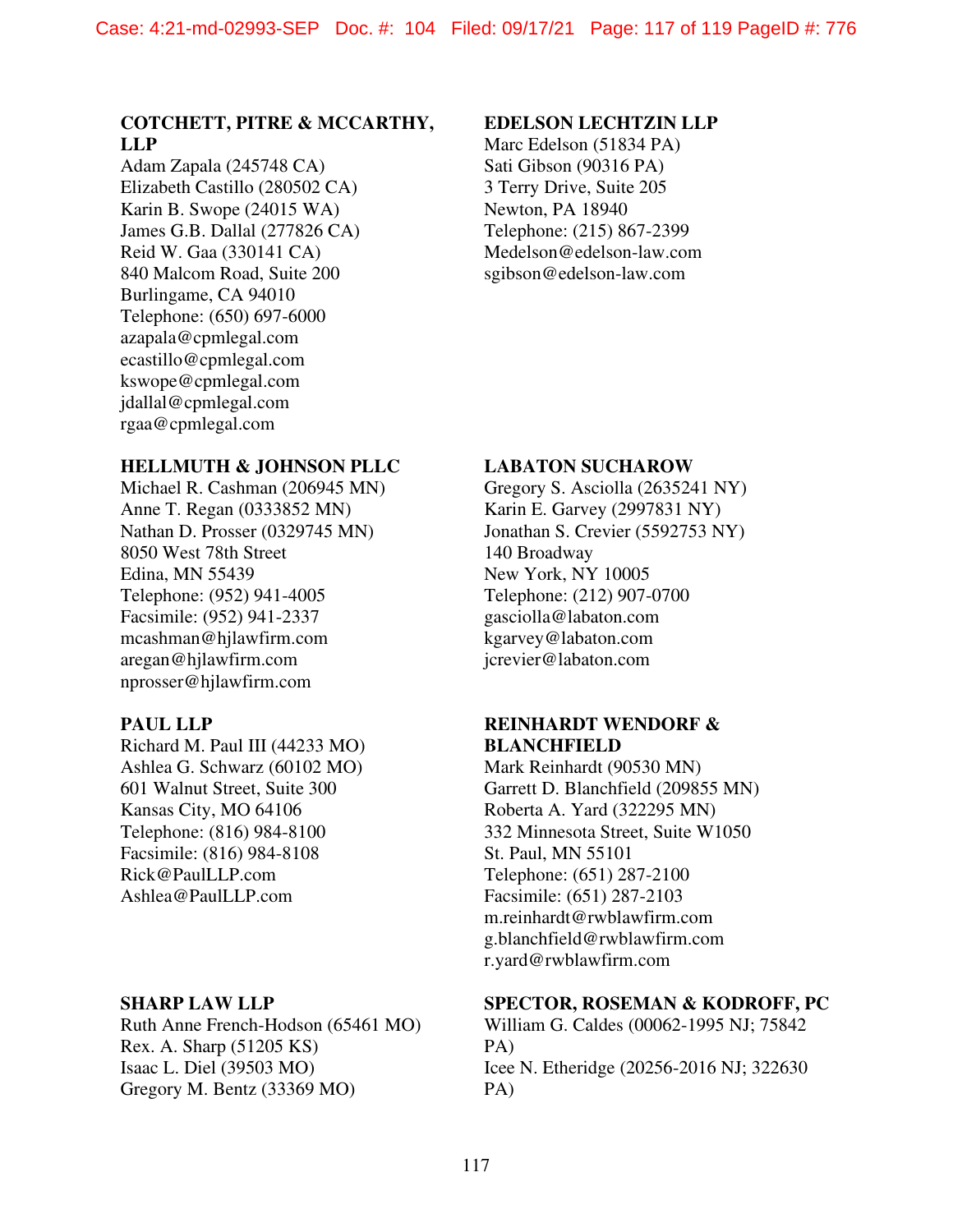**COTCHETT, PITRE & MCCARTHY, LLP**
Adam Zapala (245748 CA)
Elizabeth Castillo (280502 CA)
Karin B. Swope (24015 WA)
James G.B. Dallal (277826 CA)
Reid W. Gaa (330141 CA)
840 Malcom Road, Suite 200
Burlingame, CA 94010
Telephone: (650) 697-6000
azapala@cpmlegal.com
ecastillo@cpmlegal.com
kswope@cpmlegal.com
jdallal@cpmlegal.com
rgaa@cpmlegal.com

**EDELSON LECHTZIN LLP**
Marc Edelson (51834 PA)
Sati Gibson (90316 PA)
3 Terry Drive, Suite 205
Newton, PA 18940
Telephone: (215) 867-2399
Medelson@edelson-law.com
sgibson@edelson-law.com

**HELLMUTH & JOHNSON PLLC**
Michael R. Cashman (206945 MN)
Anne T. Regan (0333852 MN)
Nathan D. Prosser (0329745 MN)
8050 West 78th Street
Edina, MN 55439
Telephone: (952) 941-4005
Facsimile: (952) 941-2337
mcashman@hjlawfirm.com
aregan@hjlawfirm.com
nprosser@hjlawfirm.com

**LABATON SUCHAROW**
Gregory S. Asciolla (2635241 NY)
Karin E. Garvey (2997831 NY)
Jonathan S. Crevier (5592753 NY)
140 Broadway
New York, NY 10005
Telephone: (212) 907-0700
gasciolla@labaton.com
kgarvey@labaton.com
jcrevier@labaton.com

**PAUL LLP**
Richard M. Paul III (44233 MO)
Ashlea G. Schwarz (60102 MO)
601 Walnut Street, Suite 300
Kansas City, MO 64106
Telephone: (816) 984-8100
Facsimile: (816) 984-8108
Rick@PaulLLP.com
Ashlea@PaulLLP.com

**REINHARDT WENDORF & BLANCHFIELD**
Mark Reinhardt (90530 MN)
Garrett D. Blanchfield (209855 MN)
Roberta A. Yard (322295 MN)
332 Minnesota Street, Suite W1050
St. Paul, MN 55101
Telephone: (651) 287-2100
Facsimile: (651) 287-2103
m.reinhardt@rwblawfirm.com
g.blanchfield@rwblawfirm.com
r.yard@rwblawfirm.com

**SHARP LAW LLP**
Ruth Anne French-Hodson (65461 MO)
Rex. A. Sharp (51205 KS)
Isaac L. Diel (39503 MO)
Gregory M. Bentz (33369 MO)

**SPECTOR, ROSEMAN & KODROFF, PC**
William G. Caldes (00062-1995 NJ; 75842 PA)
Icee N. Etheridge (20256-2016 NJ; 322630 PA)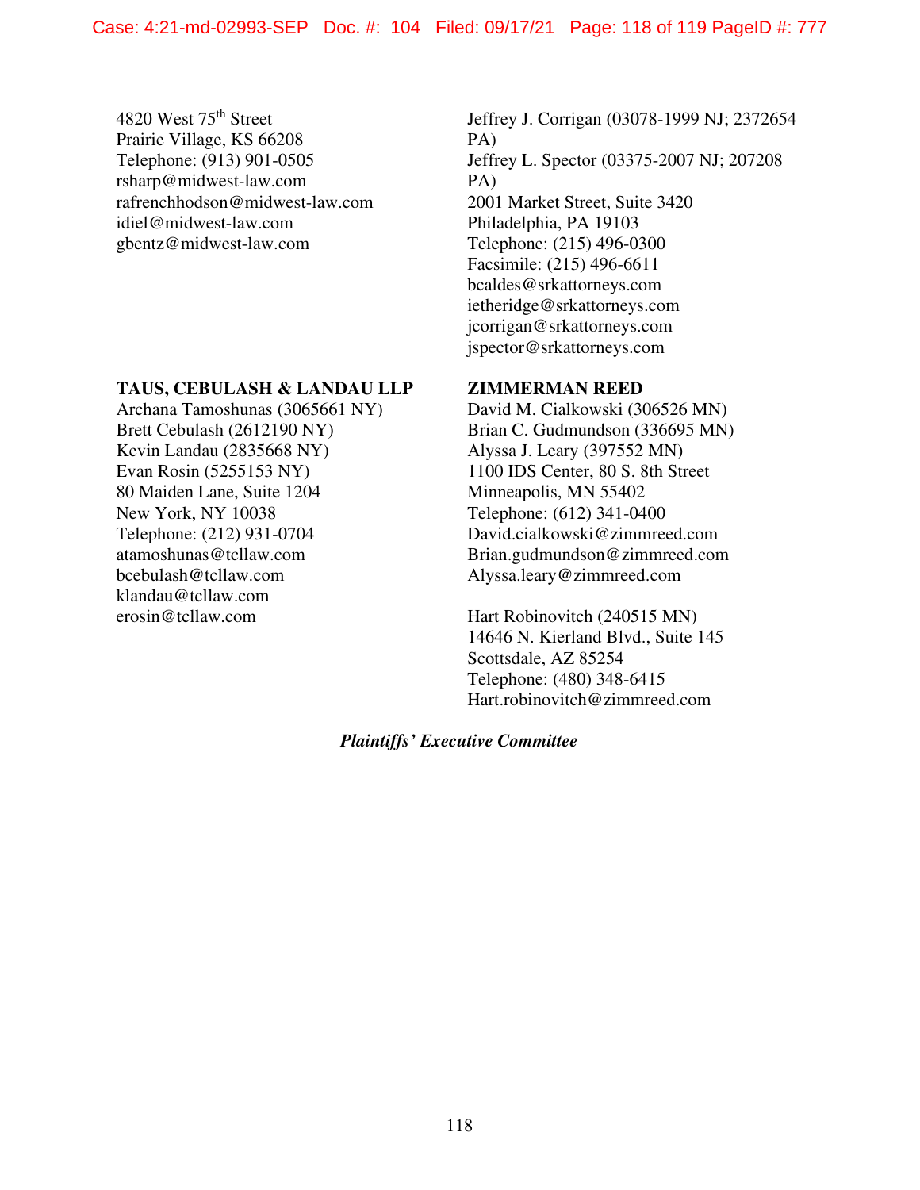4820 West 75th Street
Prairie Village, KS 66208
Telephone: (913) 901-0505
rsharp@midwest-law.com
rafrenchhodson@midwest-law.com
idiel@midwest-law.com
gbentz@midwest-law.com

Jeffrey J. Corrigan (03078-1999 NJ; 2372654 PA)
Jeffrey L. Spector (03375-2007 NJ; 207208 PA)
2001 Market Street, Suite 3420
Philadelphia, PA 19103
Telephone: (215) 496-0300
Facsimile: (215) 496-6611
bcaldes@srkattorneys.com
ietheridge@srkattorneys.com
jcorrigan@srkattorneys.com
jspector@srkattorneys.com

**TAUS, CEBULASH & LANDAU LLP**
Archana Tamoshunas (3065661 NY)
Brett Cebulash (2612190 NY)
Kevin Landau (2835668 NY)
Evan Rosin (5255153 NY)
80 Maiden Lane, Suite 1204
New York, NY 10038
Telephone: (212) 931-0704
atamoshunas@tcllaw.com
bcebulash@tcllaw.com
klandau@tcllaw.com
erosin@tcllaw.com

**ZIMMERMAN REED**
David M. Cialkowski (306526 MN)
Brian C. Gudmundson (336695 MN)
Alyssa J. Leary (397552 MN)
1100 IDS Center, 80 S. 8th Street
Minneapolis, MN 55402
Telephone: (612) 341-0400
David.cialkowski@zimmreed.com
Brian.gudmundson@zimmreed.com
Alyssa.leary@zimmreed.com

Hart Robinovitch (240515 MN)
14646 N. Kierland Blvd., Suite 145
Scottsdale, AZ 85254
Telephone: (480) 348-6415
Hart.robinovitch@zimmreed.com

***Plaintiffs' Executive Committee***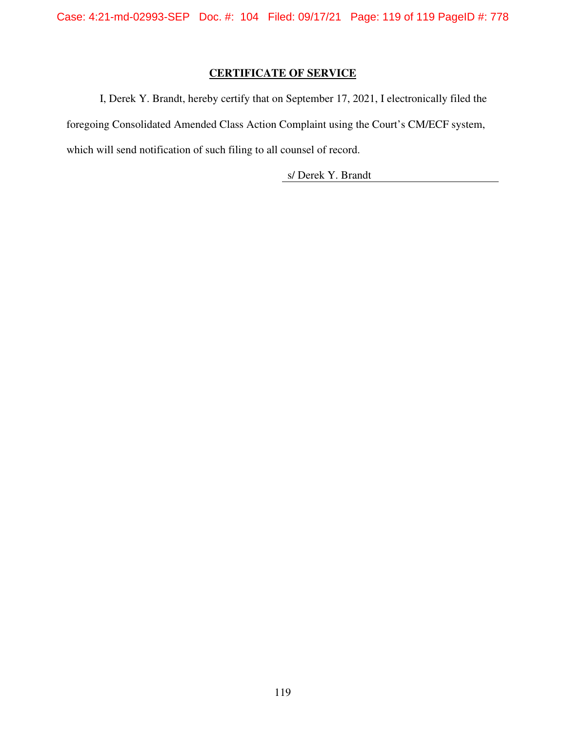**CERTIFICATE OF SERVICE**

I, Derek Y. Brandt, hereby certify that on September 17, 2021, I electronically filed the foregoing Consolidated Amended Class Action Complaint using the Court's CM/ECF system, which will send notification of such filing to all counsel of record.

s/ Derek Y. Brandt